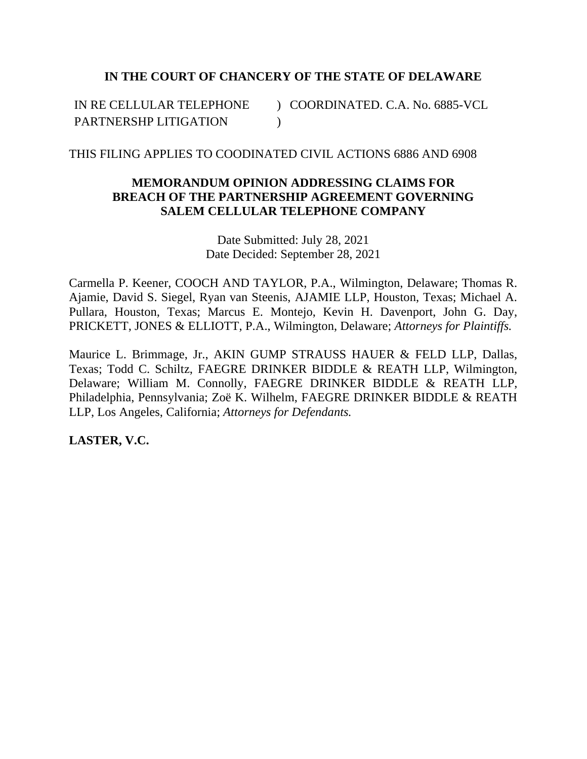**IN THE COURT OF CHANCERY OF THE STATE OF DELAWARE**

IN RE CELLULAR TELEPHONE PARTNERSHP LITIGATION ) COORDINATED. C.A. No. 6885-VCL

THIS FILING APPLIES TO COODINATED CIVIL ACTIONS 6886 AND 6908

**MEMORANDUM OPINION ADDRESSING CLAIMS FOR BREACH OF THE PARTNERSHIP AGREEMENT GOVERNING SALEM CELLULAR TELEPHONE COMPANY**

Date Submitted: July 28, 2021
Date Decided: September 28, 2021

Carmella P. Keener, COOCH AND TAYLOR, P.A., Wilmington, Delaware; Thomas R. Ajamie, David S. Siegel, Ryan van Steenis, AJAMIE LLP, Houston, Texas; Michael A. Pullara, Houston, Texas; Marcus E. Montejo, Kevin H. Davenport, John G. Day, PRICKETT, JONES & ELLIOTT, P.A., Wilmington, Delaware; *Attorneys for Plaintiffs.*

Maurice L. Brimmage, Jr., AKIN GUMP STRAUSS HAUER & FELD LLP, Dallas, Texas; Todd C. Schiltz, FAEGRE DRINKER BIDDLE & REATH LLP, Wilmington, Delaware; William M. Connolly, FAEGRE DRINKER BIDDLE & REATH LLP, Philadelphia, Pennsylvania; Zoë K. Wilhelm, FAEGRE DRINKER BIDDLE & REATH LLP, Los Angeles, California; *Attorneys for Defendants.*

**LASTER, V.C.**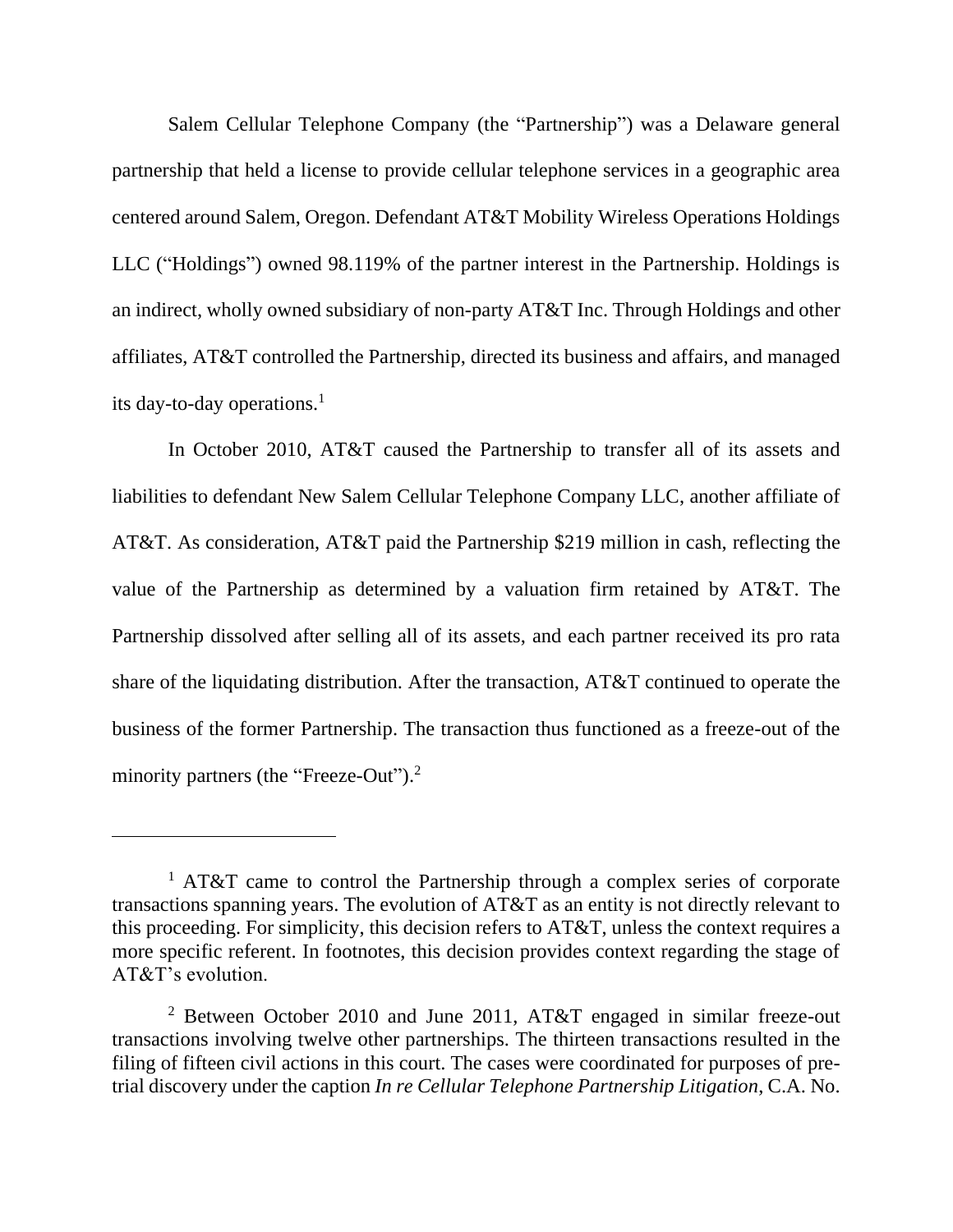Salem Cellular Telephone Company (the "Partnership") was a Delaware general partnership that held a license to provide cellular telephone services in a geographic area centered around Salem, Oregon. Defendant AT&T Mobility Wireless Operations Holdings LLC ("Holdings") owned 98.119% of the partner interest in the Partnership. Holdings is an indirect, wholly owned subsidiary of non-party AT&T Inc. Through Holdings and other affiliates, AT&T controlled the Partnership, directed its business and affairs, and managed its day-to-day operations.[1]

In October 2010, AT&T caused the Partnership to transfer all of its assets and liabilities to defendant New Salem Cellular Telephone Company LLC, another affiliate of AT&T. As consideration, AT&T paid the Partnership $219 million in cash, reflecting the value of the Partnership as determined by a valuation firm retained by AT&T. The Partnership dissolved after selling all of its assets, and each partner received its pro rata share of the liquidating distribution. After the transaction, AT&T continued to operate the business of the former Partnership. The transaction thus functioned as a freeze-out of the minority partners (the "Freeze-Out").[2]

---

[1] AT&T came to control the Partnership through a complex series of corporate transactions spanning years. The evolution of AT&T as an entity is not directly relevant to this proceeding. For simplicity, this decision refers to AT&T, unless the context requires a more specific referent. In footnotes, this decision provides context regarding the stage of AT&T's evolution.

[2] Between October 2010 and June 2011, AT&T engaged in similar freeze-out transactions involving twelve other partnerships. The thirteen transactions resulted in the filing of fifteen civil actions in this court. The cases were coordinated for purposes of pre-trial discovery under the caption *In re Cellular Telephone Partnership Litigation*, C.A. No.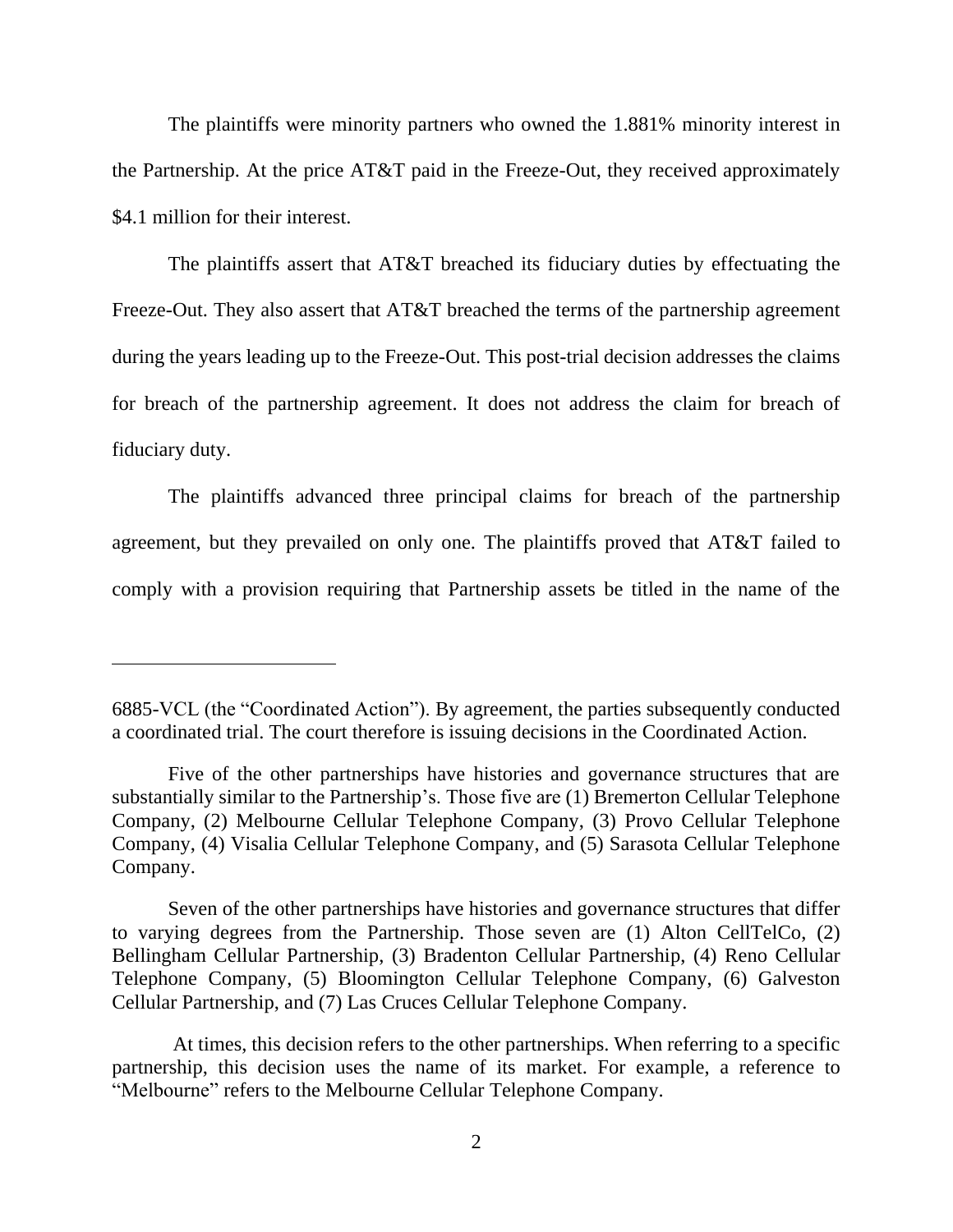The plaintiffs were minority partners who owned the 1.881% minority interest in the Partnership. At the price AT&T paid in the Freeze-Out, they received approximately $4.1 million for their interest.

The plaintiffs assert that AT&T breached its fiduciary duties by effectuating the Freeze-Out. They also assert that AT&T breached the terms of the partnership agreement during the years leading up to the Freeze-Out. This post-trial decision addresses the claims for breach of the partnership agreement. It does not address the claim for breach of fiduciary duty.

The plaintiffs advanced three principal claims for breach of the partnership agreement, but they prevailed on only one. The plaintiffs proved that AT&T failed to comply with a provision requiring that Partnership assets be titled in the name of the

---

6885-VCL (the "Coordinated Action"). By agreement, the parties subsequently conducted a coordinated trial. The court therefore is issuing decisions in the Coordinated Action.

Five of the other partnerships have histories and governance structures that are substantially similar to the Partnership's. Those five are (1) Bremerton Cellular Telephone Company, (2) Melbourne Cellular Telephone Company, (3) Provo Cellular Telephone Company, (4) Visalia Cellular Telephone Company, and (5) Sarasota Cellular Telephone Company.

Seven of the other partnerships have histories and governance structures that differ to varying degrees from the Partnership. Those seven are (1) Alton CellTelCo, (2) Bellingham Cellular Partnership, (3) Bradenton Cellular Partnership, (4) Reno Cellular Telephone Company, (5) Bloomington Cellular Telephone Company, (6) Galveston Cellular Partnership, and (7) Las Cruces Cellular Telephone Company.

At times, this decision refers to the other partnerships. When referring to a specific partnership, this decision uses the name of its market. For example, a reference to "Melbourne" refers to the Melbourne Cellular Telephone Company.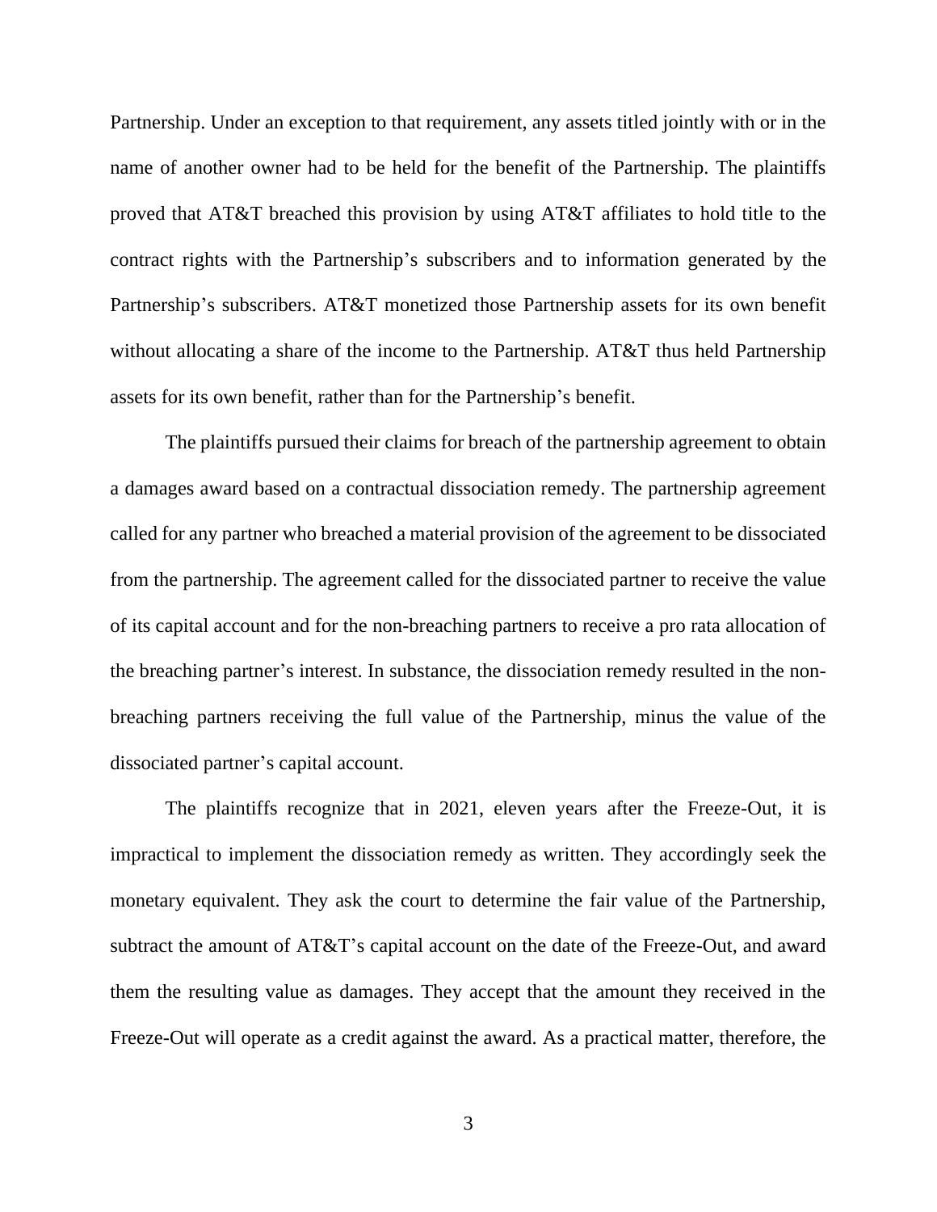Partnership. Under an exception to that requirement, any assets titled jointly with or in the name of another owner had to be held for the benefit of the Partnership. The plaintiffs proved that AT&T breached this provision by using AT&T affiliates to hold title to the contract rights with the Partnership's subscribers and to information generated by the Partnership's subscribers. AT&T monetized those Partnership assets for its own benefit without allocating a share of the income to the Partnership. AT&T thus held Partnership assets for its own benefit, rather than for the Partnership's benefit.

The plaintiffs pursued their claims for breach of the partnership agreement to obtain a damages award based on a contractual dissociation remedy. The partnership agreement called for any partner who breached a material provision of the agreement to be dissociated from the partnership. The agreement called for the dissociated partner to receive the value of its capital account and for the non-breaching partners to receive a pro rata allocation of the breaching partner's interest. In substance, the dissociation remedy resulted in the non-breaching partners receiving the full value of the Partnership, minus the value of the dissociated partner's capital account.

The plaintiffs recognize that in 2021, eleven years after the Freeze-Out, it is impractical to implement the dissociation remedy as written. They accordingly seek the monetary equivalent. They ask the court to determine the fair value of the Partnership, subtract the amount of AT&T's capital account on the date of the Freeze-Out, and award them the resulting value as damages. They accept that the amount they received in the Freeze-Out will operate as a credit against the award. As a practical matter, therefore, the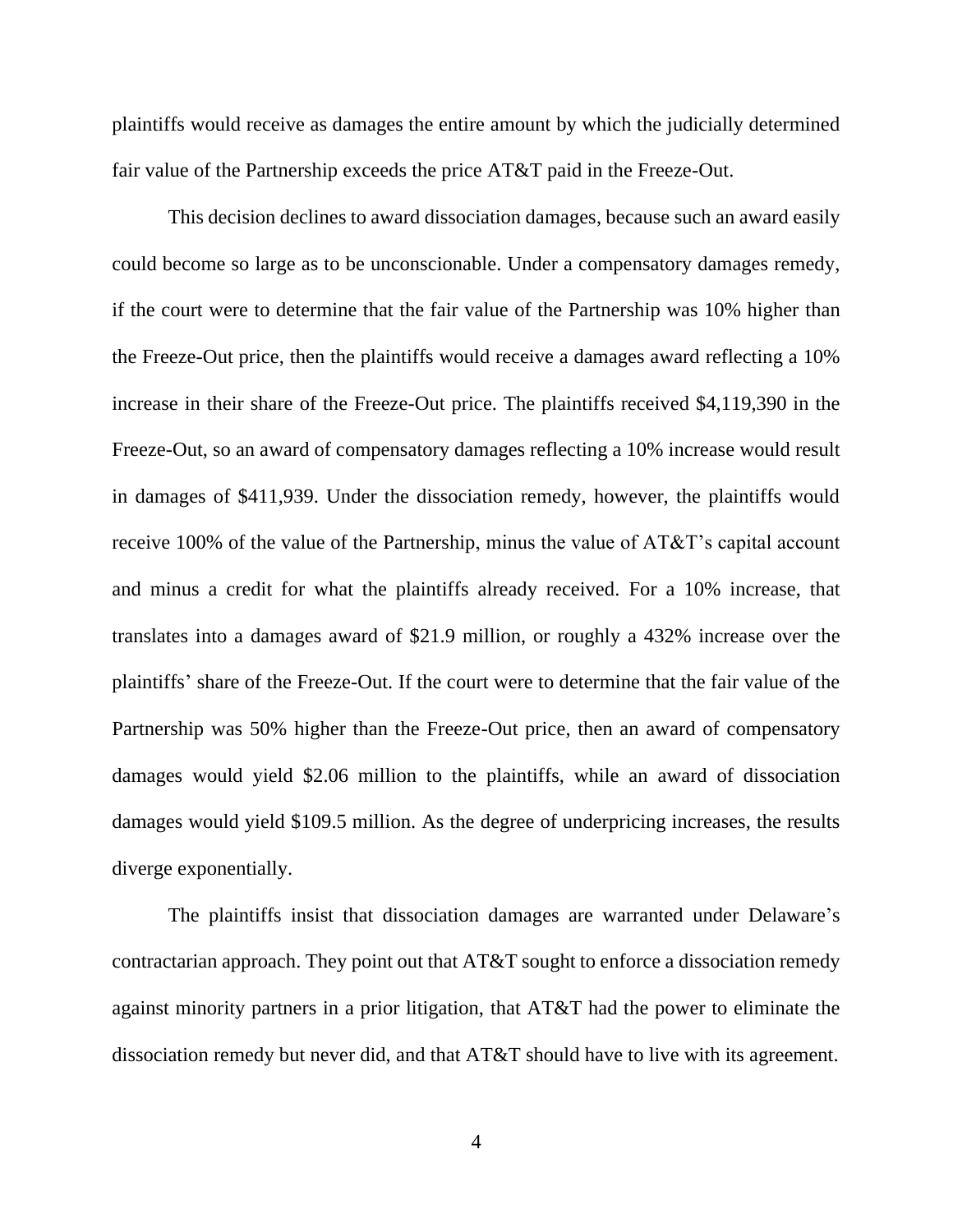plaintiffs would receive as damages the entire amount by which the judicially determined fair value of the Partnership exceeds the price AT&T paid in the Freeze-Out.

This decision declines to award dissociation damages, because such an award easily could become so large as to be unconscionable. Under a compensatory damages remedy, if the court were to determine that the fair value of the Partnership was 10% higher than the Freeze-Out price, then the plaintiffs would receive a damages award reflecting a 10% increase in their share of the Freeze-Out price. The plaintiffs received $4,119,390 in the Freeze-Out, so an award of compensatory damages reflecting a 10% increase would result in damages of $411,939. Under the dissociation remedy, however, the plaintiffs would receive 100% of the value of the Partnership, minus the value of AT&T's capital account and minus a credit for what the plaintiffs already received. For a 10% increase, that translates into a damages award of $21.9 million, or roughly a 432% increase over the plaintiffs' share of the Freeze-Out. If the court were to determine that the fair value of the Partnership was 50% higher than the Freeze-Out price, then an award of compensatory damages would yield $2.06 million to the plaintiffs, while an award of dissociation damages would yield $109.5 million. As the degree of underpricing increases, the results diverge exponentially.

The plaintiffs insist that dissociation damages are warranted under Delaware's contractarian approach. They point out that AT&T sought to enforce a dissociation remedy against minority partners in a prior litigation, that AT&T had the power to eliminate the dissociation remedy but never did, and that AT&T should have to live with its agreement.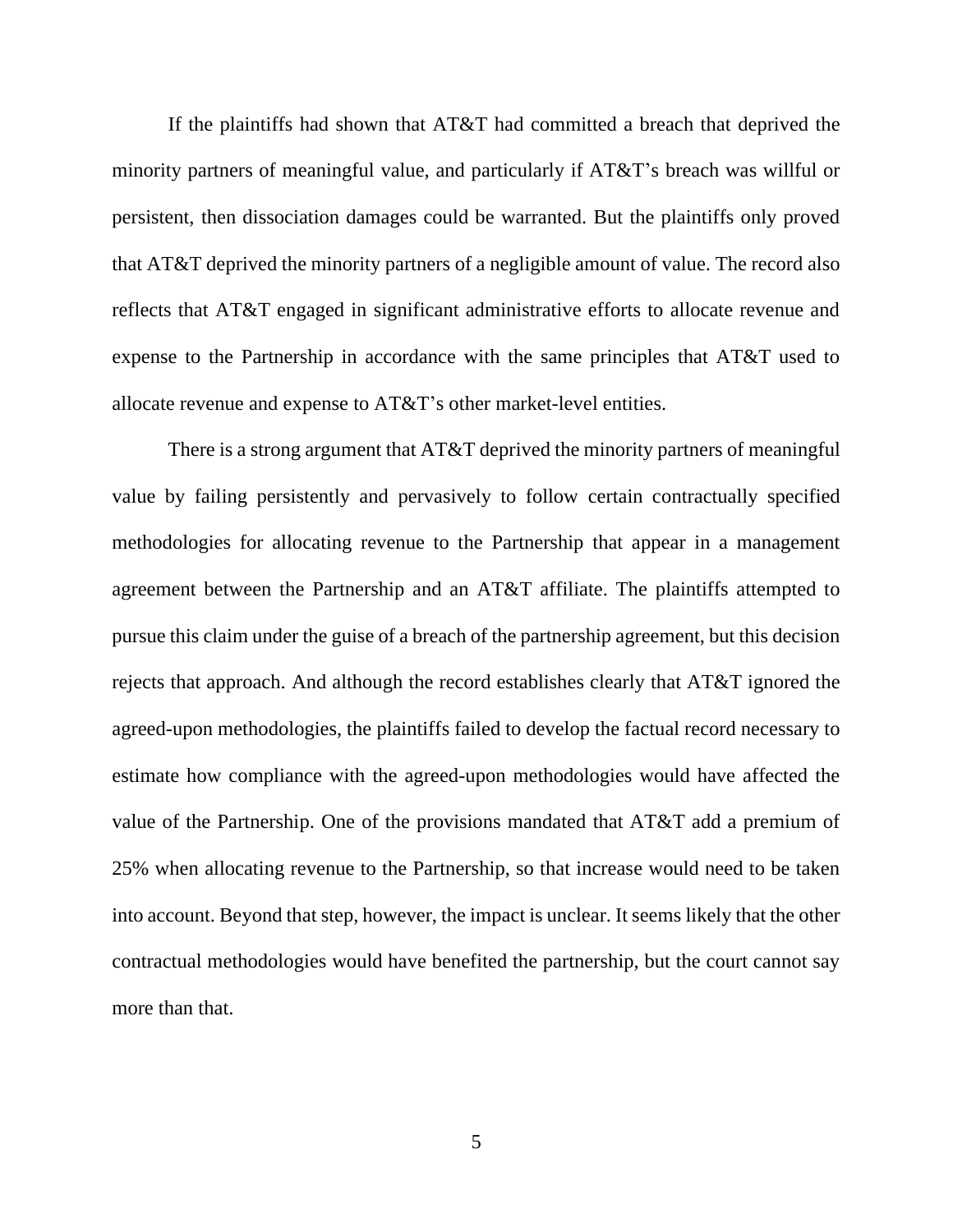If the plaintiffs had shown that AT&T had committed a breach that deprived the minority partners of meaningful value, and particularly if AT&T's breach was willful or persistent, then dissociation damages could be warranted. But the plaintiffs only proved that AT&T deprived the minority partners of a negligible amount of value. The record also reflects that AT&T engaged in significant administrative efforts to allocate revenue and expense to the Partnership in accordance with the same principles that AT&T used to allocate revenue and expense to AT&T's other market-level entities.

There is a strong argument that AT&T deprived the minority partners of meaningful value by failing persistently and pervasively to follow certain contractually specified methodologies for allocating revenue to the Partnership that appear in a management agreement between the Partnership and an AT&T affiliate. The plaintiffs attempted to pursue this claim under the guise of a breach of the partnership agreement, but this decision rejects that approach. And although the record establishes clearly that AT&T ignored the agreed-upon methodologies, the plaintiffs failed to develop the factual record necessary to estimate how compliance with the agreed-upon methodologies would have affected the value of the Partnership. One of the provisions mandated that AT&T add a premium of 25% when allocating revenue to the Partnership, so that increase would need to be taken into account. Beyond that step, however, the impact is unclear. It seems likely that the other contractual methodologies would have benefited the partnership, but the court cannot say more than that.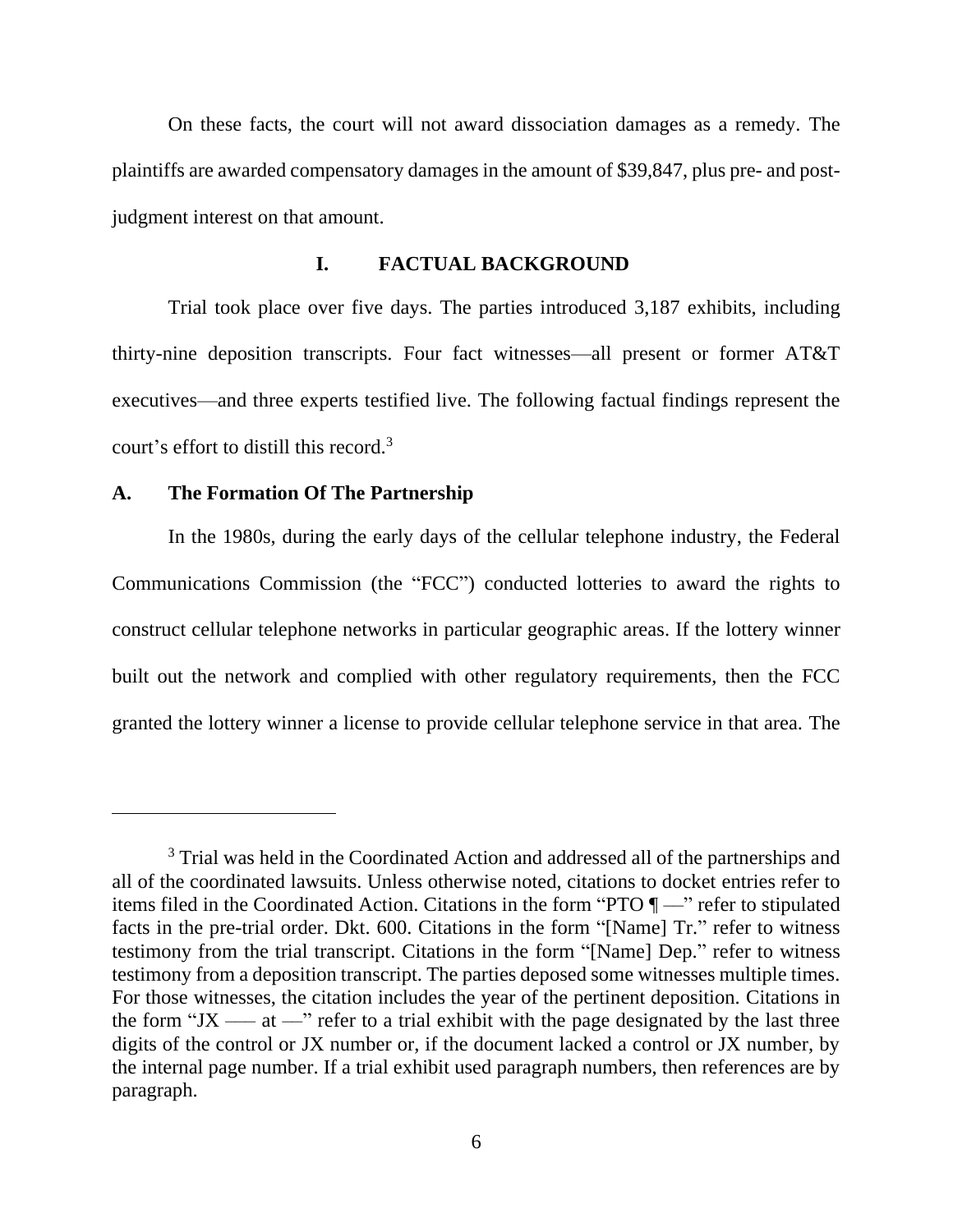On these facts, the court will not award dissociation damages as a remedy. The plaintiffs are awarded compensatory damages in the amount of $39,847, plus pre- and post-judgment interest on that amount.

## I. FACTUAL BACKGROUND

Trial took place over five days. The parties introduced 3,187 exhibits, including thirty-nine deposition transcripts. Four fact witnesses—all present or former AT&T executives—and three experts testified live. The following factual findings represent the court's effort to distill this record.[3]

### A. The Formation Of The Partnership

In the 1980s, during the early days of the cellular telephone industry, the Federal Communications Commission (the "FCC") conducted lotteries to award the rights to construct cellular telephone networks in particular geographic areas. If the lottery winner built out the network and complied with other regulatory requirements, then the FCC granted the lottery winner a license to provide cellular telephone service in that area. The

---

[3] Trial was held in the Coordinated Action and addressed all of the partnerships and all of the coordinated lawsuits. Unless otherwise noted, citations to docket entries refer to items filed in the Coordinated Action. Citations in the form "PTO ¶ —" refer to stipulated facts in the pre-trial order. Dkt. 600. Citations in the form "[Name] Tr." refer to witness testimony from the trial transcript. Citations in the form "[Name] Dep." refer to witness testimony from a deposition transcript. The parties deposed some witnesses multiple times. For those witnesses, the citation includes the year of the pertinent deposition. Citations in the form "JX —– at —" refer to a trial exhibit with the page designated by the last three digits of the control or JX number or, if the document lacked a control or JX number, by the internal page number. If a trial exhibit used paragraph numbers, then references are by paragraph.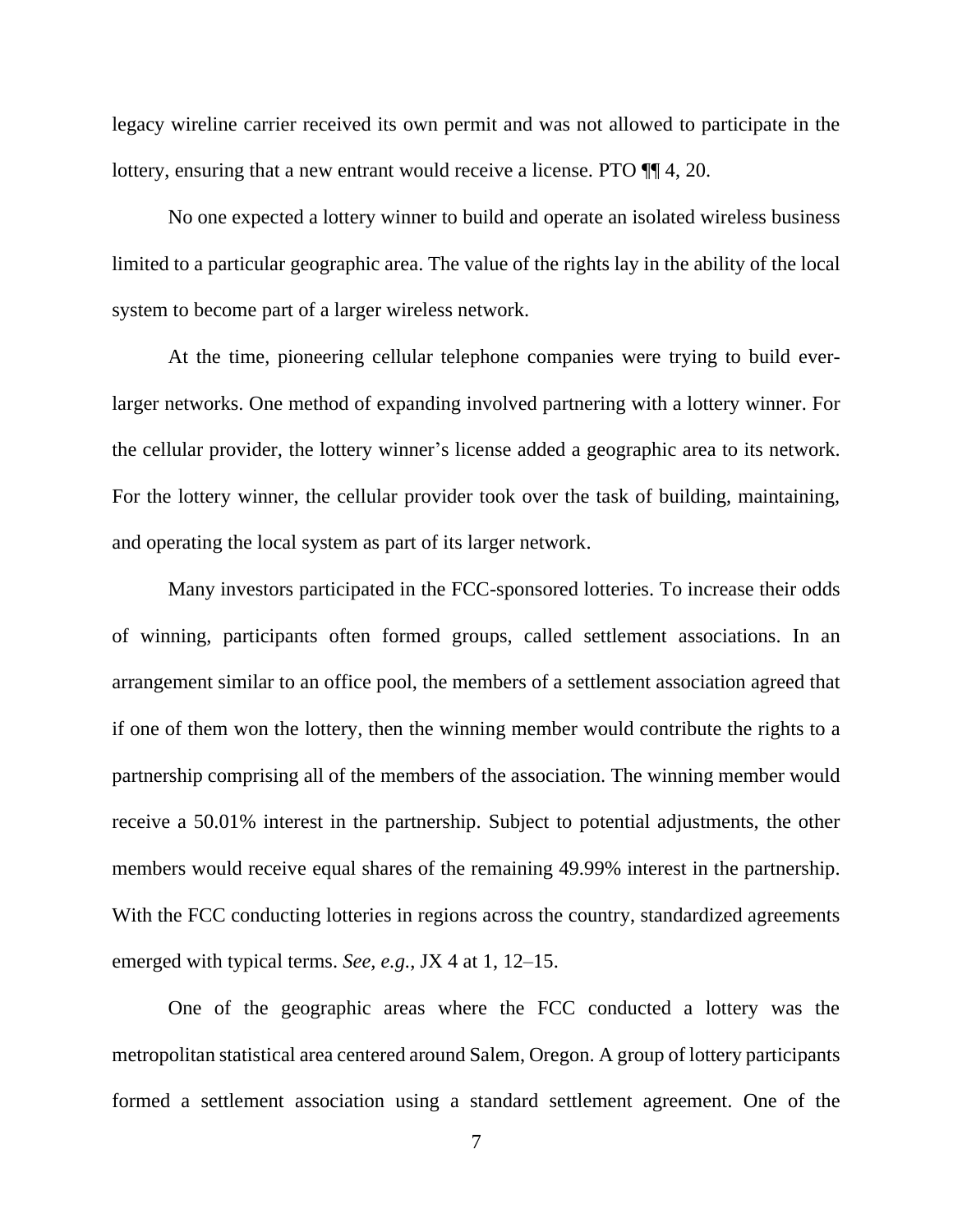legacy wireline carrier received its own permit and was not allowed to participate in the lottery, ensuring that a new entrant would receive a license. PTO ¶¶ 4, 20.

No one expected a lottery winner to build and operate an isolated wireless business limited to a particular geographic area. The value of the rights lay in the ability of the local system to become part of a larger wireless network.

At the time, pioneering cellular telephone companies were trying to build ever-larger networks. One method of expanding involved partnering with a lottery winner. For the cellular provider, the lottery winner's license added a geographic area to its network. For the lottery winner, the cellular provider took over the task of building, maintaining, and operating the local system as part of its larger network.

Many investors participated in the FCC-sponsored lotteries. To increase their odds of winning, participants often formed groups, called settlement associations. In an arrangement similar to an office pool, the members of a settlement association agreed that if one of them won the lottery, then the winning member would contribute the rights to a partnership comprising all of the members of the association. The winning member would receive a 50.01% interest in the partnership. Subject to potential adjustments, the other members would receive equal shares of the remaining 49.99% interest in the partnership. With the FCC conducting lotteries in regions across the country, standardized agreements emerged with typical terms. *See, e.g.*, JX 4 at 1, 12–15.

One of the geographic areas where the FCC conducted a lottery was the metropolitan statistical area centered around Salem, Oregon. A group of lottery participants formed a settlement association using a standard settlement agreement. One of the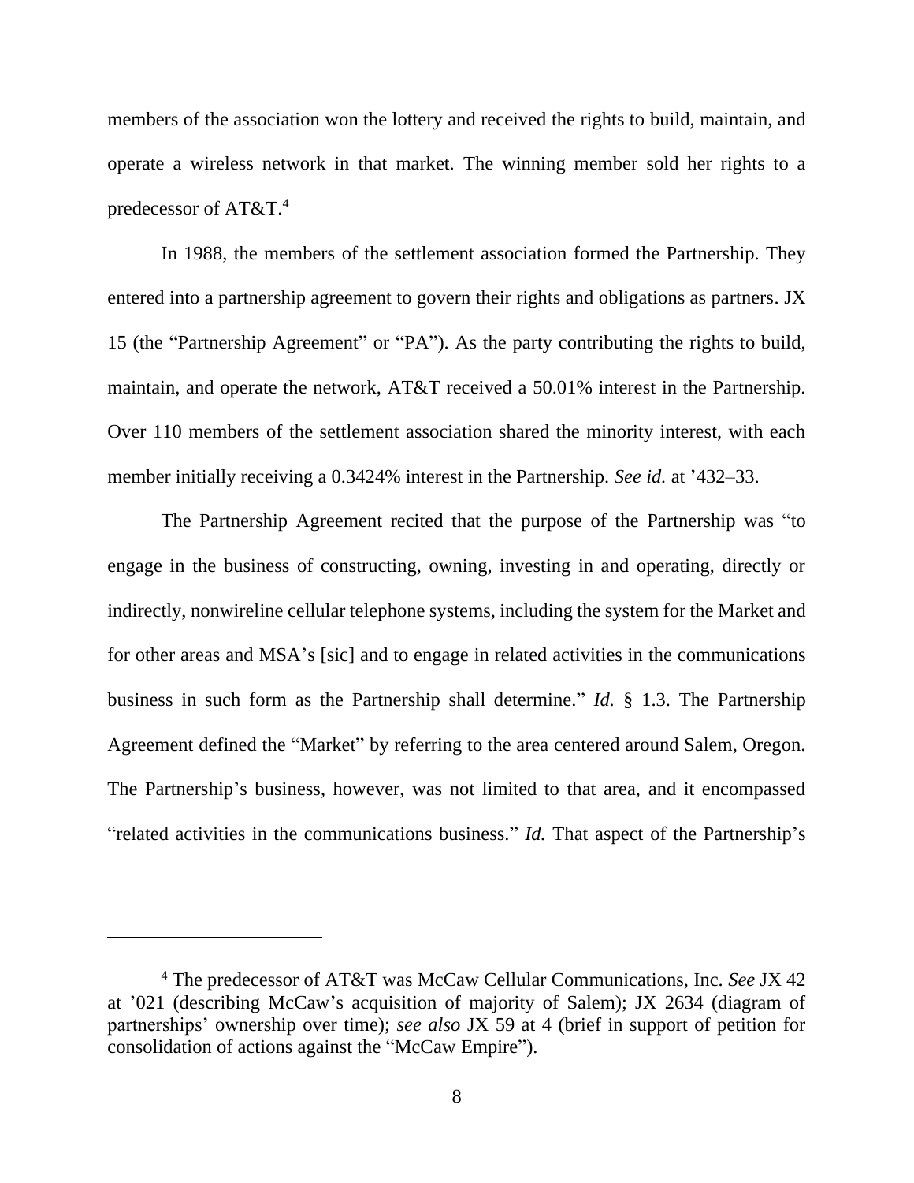members of the association won the lottery and received the rights to build, maintain, and operate a wireless network in that market. The winning member sold her rights to a predecessor of AT&T.[4]

In 1988, the members of the settlement association formed the Partnership. They entered into a partnership agreement to govern their rights and obligations as partners. JX 15 (the "Partnership Agreement" or "PA"). As the party contributing the rights to build, maintain, and operate the network, AT&T received a 50.01% interest in the Partnership. Over 110 members of the settlement association shared the minority interest, with each member initially receiving a 0.3424% interest in the Partnership. *See id.* at '432–33.

The Partnership Agreement recited that the purpose of the Partnership was "to engage in the business of constructing, owning, investing in and operating, directly or indirectly, nonwireline cellular telephone systems, including the system for the Market and for other areas and MSA's [sic] and to engage in related activities in the communications business in such form as the Partnership shall determine." *Id.* § 1.3. The Partnership Agreement defined the "Market" by referring to the area centered around Salem, Oregon. The Partnership's business, however, was not limited to that area, and it encompassed "related activities in the communications business." *Id.* That aspect of the Partnership's

---

[4] The predecessor of AT&T was McCaw Cellular Communications, Inc. *See* JX 42 at '021 (describing McCaw's acquisition of majority of Salem); JX 2634 (diagram of partnerships' ownership over time); *see also* JX 59 at 4 (brief in support of petition for consolidation of actions against the "McCaw Empire").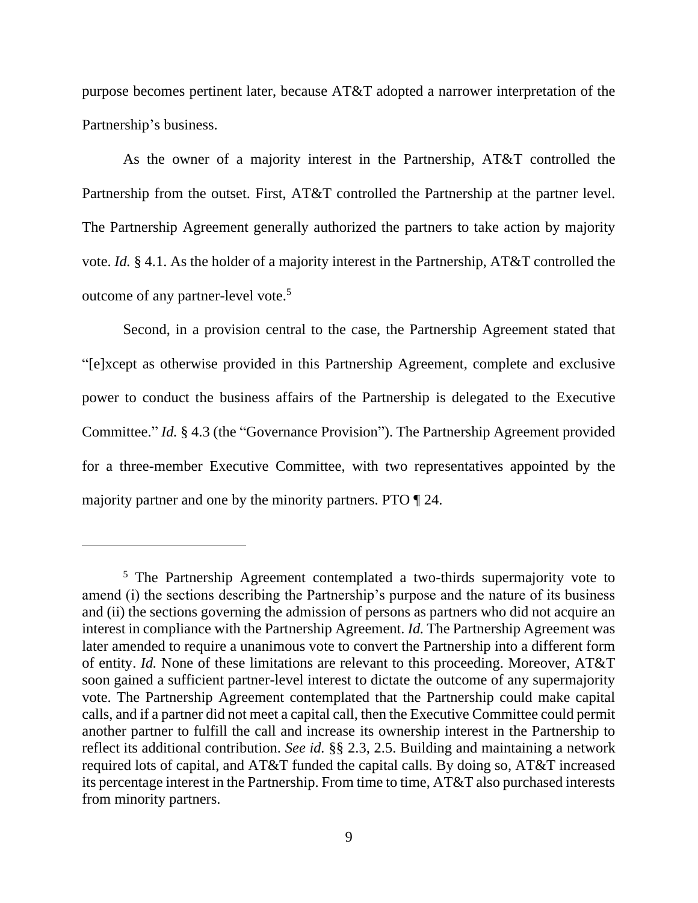purpose becomes pertinent later, because AT&T adopted a narrower interpretation of the Partnership's business.

As the owner of a majority interest in the Partnership, AT&T controlled the Partnership from the outset. First, AT&T controlled the Partnership at the partner level. The Partnership Agreement generally authorized the partners to take action by majority vote. *Id.* § 4.1. As the holder of a majority interest in the Partnership, AT&T controlled the outcome of any partner-level vote.[5]

Second, in a provision central to the case, the Partnership Agreement stated that "[e]xcept as otherwise provided in this Partnership Agreement, complete and exclusive power to conduct the business affairs of the Partnership is delegated to the Executive Committee." *Id.* § 4.3 (the "Governance Provision"). The Partnership Agreement provided for a three-member Executive Committee, with two representatives appointed by the majority partner and one by the minority partners. PTO ¶ 24.

---

[5] The Partnership Agreement contemplated a two-thirds supermajority vote to amend (i) the sections describing the Partnership's purpose and the nature of its business and (ii) the sections governing the admission of persons as partners who did not acquire an interest in compliance with the Partnership Agreement. *Id.* The Partnership Agreement was later amended to require a unanimous vote to convert the Partnership into a different form of entity. *Id.* None of these limitations are relevant to this proceeding. Moreover, AT&T soon gained a sufficient partner-level interest to dictate the outcome of any supermajority vote. The Partnership Agreement contemplated that the Partnership could make capital calls, and if a partner did not meet a capital call, then the Executive Committee could permit another partner to fulfill the call and increase its ownership interest in the Partnership to reflect its additional contribution. *See id.* §§ 2.3, 2.5. Building and maintaining a network required lots of capital, and AT&T funded the capital calls. By doing so, AT&T increased its percentage interest in the Partnership. From time to time, AT&T also purchased interests from minority partners.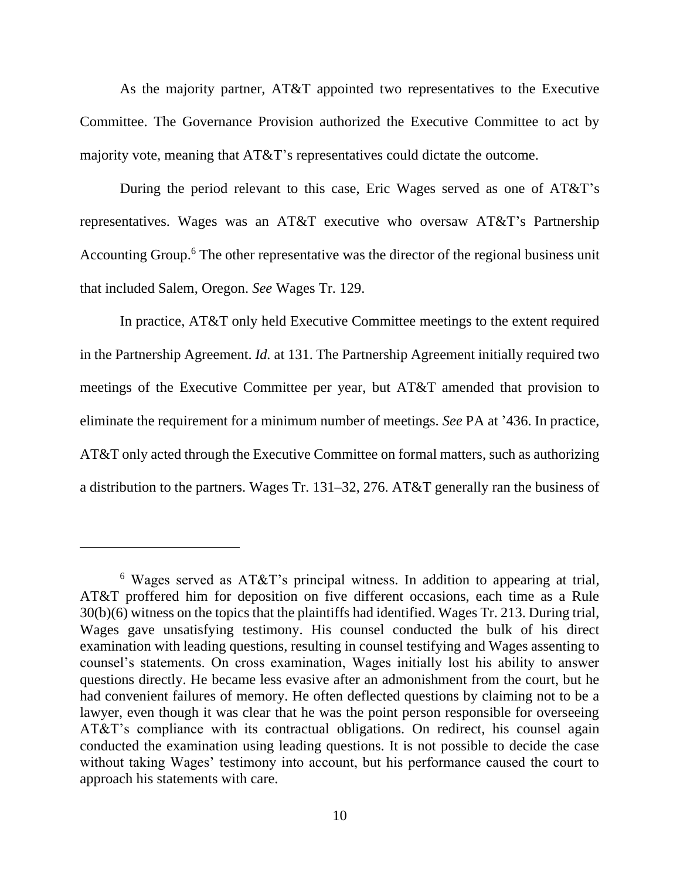As the majority partner, AT&T appointed two representatives to the Executive Committee. The Governance Provision authorized the Executive Committee to act by majority vote, meaning that AT&T's representatives could dictate the outcome.

During the period relevant to this case, Eric Wages served as one of AT&T's representatives. Wages was an AT&T executive who oversaw AT&T's Partnership Accounting Group.[6] The other representative was the director of the regional business unit that included Salem, Oregon. *See* Wages Tr. 129.

In practice, AT&T only held Executive Committee meetings to the extent required in the Partnership Agreement. *Id.* at 131. The Partnership Agreement initially required two meetings of the Executive Committee per year, but AT&T amended that provision to eliminate the requirement for a minimum number of meetings. *See* PA at '436. In practice, AT&T only acted through the Executive Committee on formal matters, such as authorizing a distribution to the partners. Wages Tr. 131–32, 276. AT&T generally ran the business of

---

[6] Wages served as AT&T's principal witness. In addition to appearing at trial, AT&T proffered him for deposition on five different occasions, each time as a Rule 30(b)(6) witness on the topics that the plaintiffs had identified. Wages Tr. 213. During trial, Wages gave unsatisfying testimony. His counsel conducted the bulk of his direct examination with leading questions, resulting in counsel testifying and Wages assenting to counsel's statements. On cross examination, Wages initially lost his ability to answer questions directly. He became less evasive after an admonishment from the court, but he had convenient failures of memory. He often deflected questions by claiming not to be a lawyer, even though it was clear that he was the point person responsible for overseeing AT&T's compliance with its contractual obligations. On redirect, his counsel again conducted the examination using leading questions. It is not possible to decide the case without taking Wages' testimony into account, but his performance caused the court to approach his statements with care.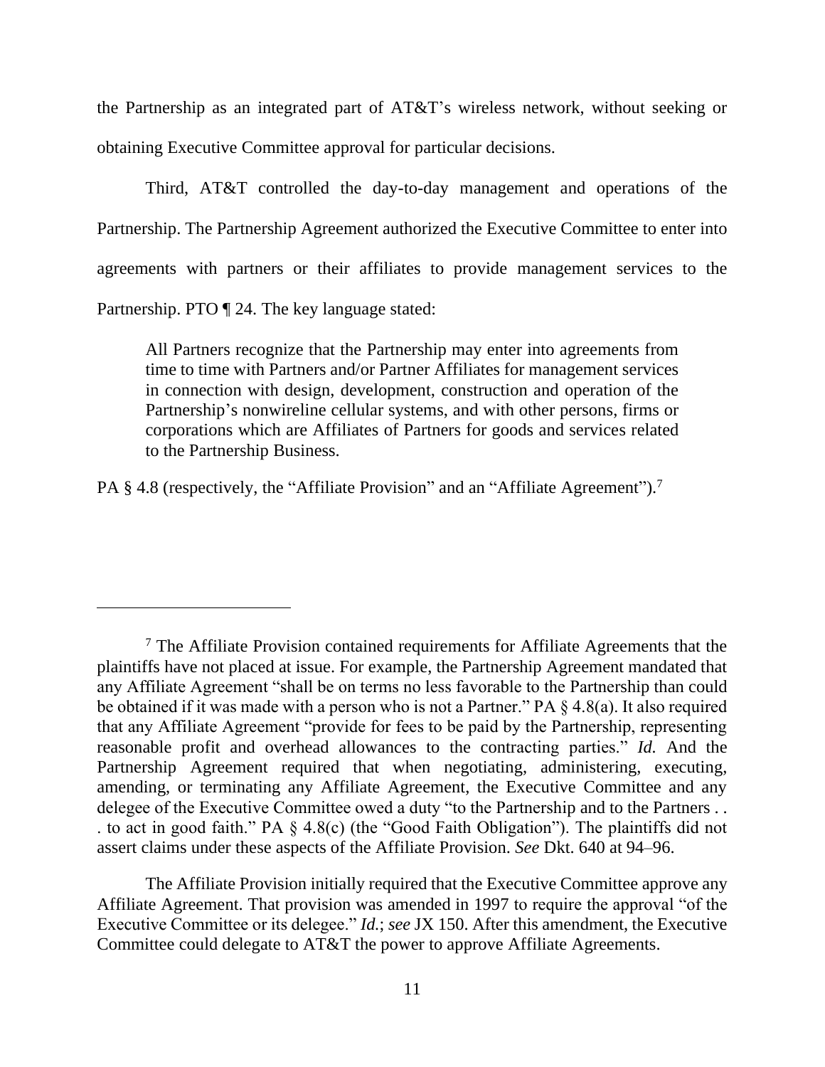the Partnership as an integrated part of AT&T's wireless network, without seeking or obtaining Executive Committee approval for particular decisions.

Third, AT&T controlled the day-to-day management and operations of the Partnership. The Partnership Agreement authorized the Executive Committee to enter into agreements with partners or their affiliates to provide management services to the Partnership. PTO ¶ 24. The key language stated:

> All Partners recognize that the Partnership may enter into agreements from time to time with Partners and/or Partner Affiliates for management services in connection with design, development, construction and operation of the Partnership's nonwireline cellular systems, and with other persons, firms or corporations which are Affiliates of Partners for goods and services related to the Partnership Business.

PA § 4.8 (respectively, the "Affiliate Provision" and an "Affiliate Agreement").[7]

---

[7] The Affiliate Provision contained requirements for Affiliate Agreements that the plaintiffs have not placed at issue. For example, the Partnership Agreement mandated that any Affiliate Agreement "shall be on terms no less favorable to the Partnership than could be obtained if it was made with a person who is not a Partner." PA § 4.8(a). It also required that any Affiliate Agreement "provide for fees to be paid by the Partnership, representing reasonable profit and overhead allowances to the contracting parties." *Id.* And the Partnership Agreement required that when negotiating, administering, executing, amending, or terminating any Affiliate Agreement, the Executive Committee and any delegee of the Executive Committee owed a duty "to the Partnership and to the Partners . . . to act in good faith." PA § 4.8(c) (the "Good Faith Obligation"). The plaintiffs did not assert claims under these aspects of the Affiliate Provision. *See* Dkt. 640 at 94–96.

The Affiliate Provision initially required that the Executive Committee approve any Affiliate Agreement. That provision was amended in 1997 to require the approval "of the Executive Committee or its delegee." *Id.*; *see* JX 150. After this amendment, the Executive Committee could delegate to AT&T the power to approve Affiliate Agreements.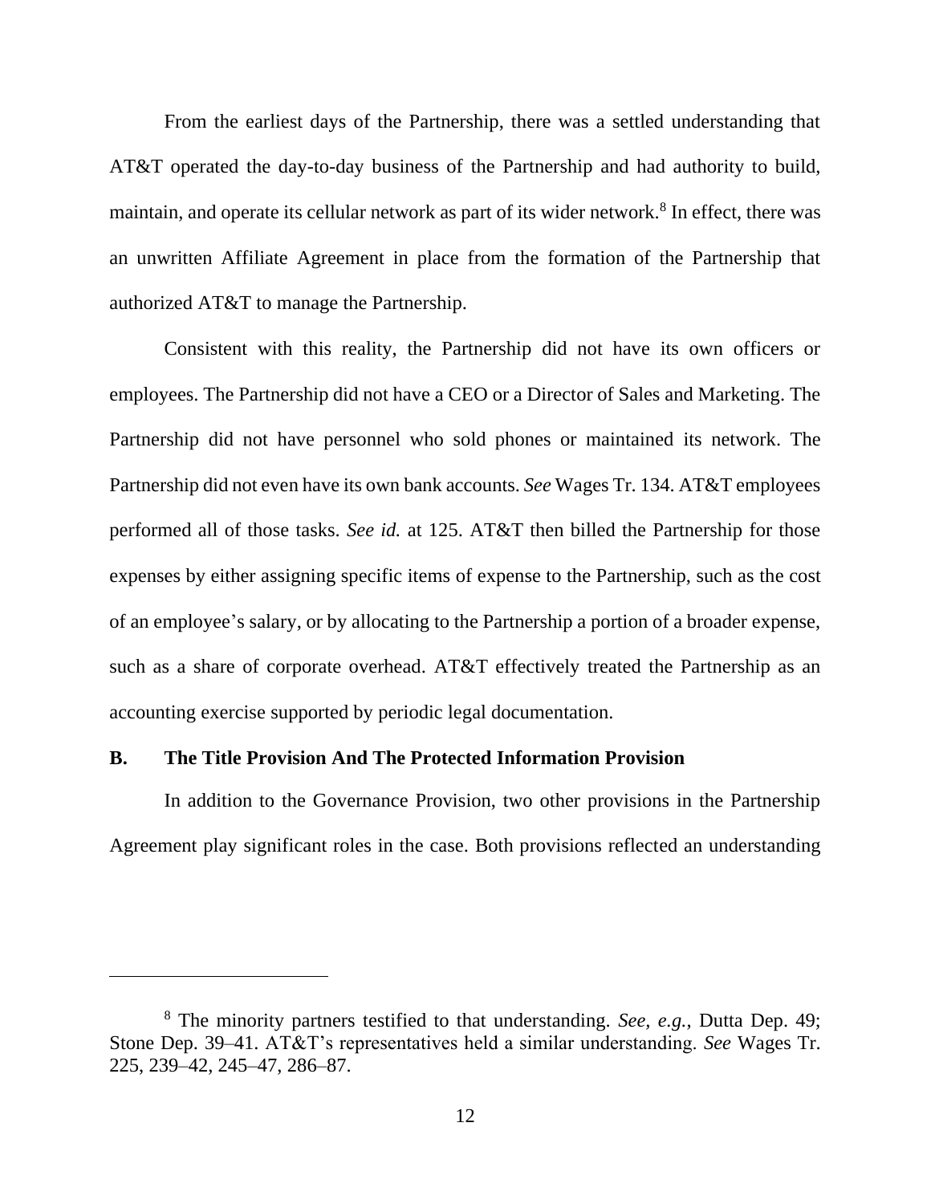From the earliest days of the Partnership, there was a settled understanding that AT&T operated the day-to-day business of the Partnership and had authority to build, maintain, and operate its cellular network as part of its wider network.[8] In effect, there was an unwritten Affiliate Agreement in place from the formation of the Partnership that authorized AT&T to manage the Partnership.

Consistent with this reality, the Partnership did not have its own officers or employees. The Partnership did not have a CEO or a Director of Sales and Marketing. The Partnership did not have personnel who sold phones or maintained its network. The Partnership did not even have its own bank accounts. *See* Wages Tr. 134. AT&T employees performed all of those tasks. *See id.* at 125. AT&T then billed the Partnership for those expenses by either assigning specific items of expense to the Partnership, such as the cost of an employee's salary, or by allocating to the Partnership a portion of a broader expense, such as a share of corporate overhead. AT&T effectively treated the Partnership as an accounting exercise supported by periodic legal documentation.

### B. The Title Provision And The Protected Information Provision

In addition to the Governance Provision, two other provisions in the Partnership Agreement play significant roles in the case. Both provisions reflected an understanding

[8] The minority partners testified to that understanding. *See, e.g.*, Dutta Dep. 49; Stone Dep. 39–41. AT&T's representatives held a similar understanding. *See* Wages Tr. 225, 239–42, 245–47, 286–87.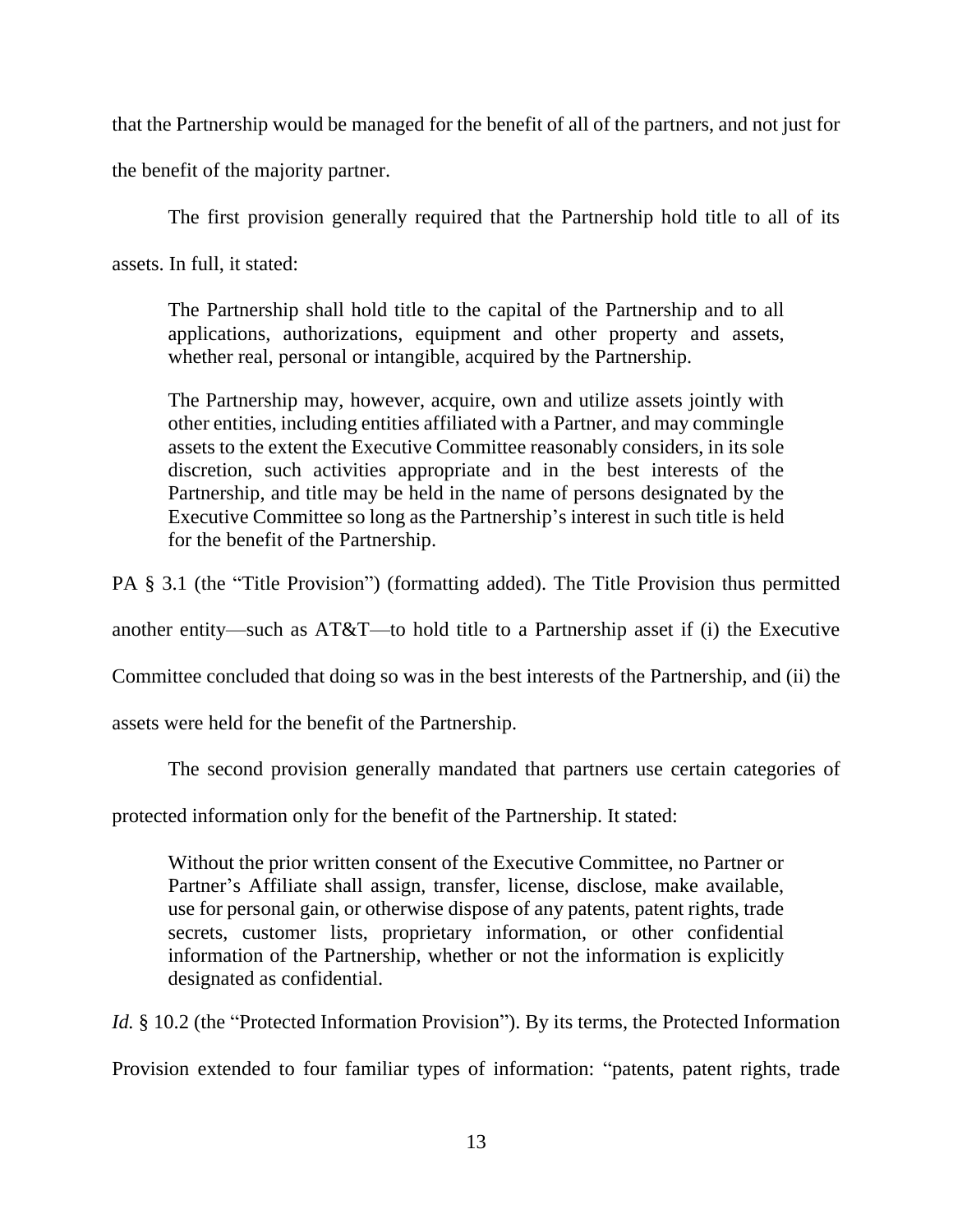that the Partnership would be managed for the benefit of all of the partners, and not just for the benefit of the majority partner.

The first provision generally required that the Partnership hold title to all of its assets. In full, it stated:

> The Partnership shall hold title to the capital of the Partnership and to all applications, authorizations, equipment and other property and assets, whether real, personal or intangible, acquired by the Partnership.
>
> The Partnership may, however, acquire, own and utilize assets jointly with other entities, including entities affiliated with a Partner, and may commingle assets to the extent the Executive Committee reasonably considers, in its sole discretion, such activities appropriate and in the best interests of the Partnership, and title may be held in the name of persons designated by the Executive Committee so long as the Partnership's interest in such title is held for the benefit of the Partnership.

PA § 3.1 (the "Title Provision") (formatting added). The Title Provision thus permitted another entity—such as AT&T—to hold title to a Partnership asset if (i) the Executive Committee concluded that doing so was in the best interests of the Partnership, and (ii) the assets were held for the benefit of the Partnership.

The second provision generally mandated that partners use certain categories of protected information only for the benefit of the Partnership. It stated:

> Without the prior written consent of the Executive Committee, no Partner or Partner's Affiliate shall assign, transfer, license, disclose, make available, use for personal gain, or otherwise dispose of any patents, patent rights, trade secrets, customer lists, proprietary information, or other confidential information of the Partnership, whether or not the information is explicitly designated as confidential.

*Id.* § 10.2 (the "Protected Information Provision"). By its terms, the Protected Information Provision extended to four familiar types of information: "patents, patent rights, trade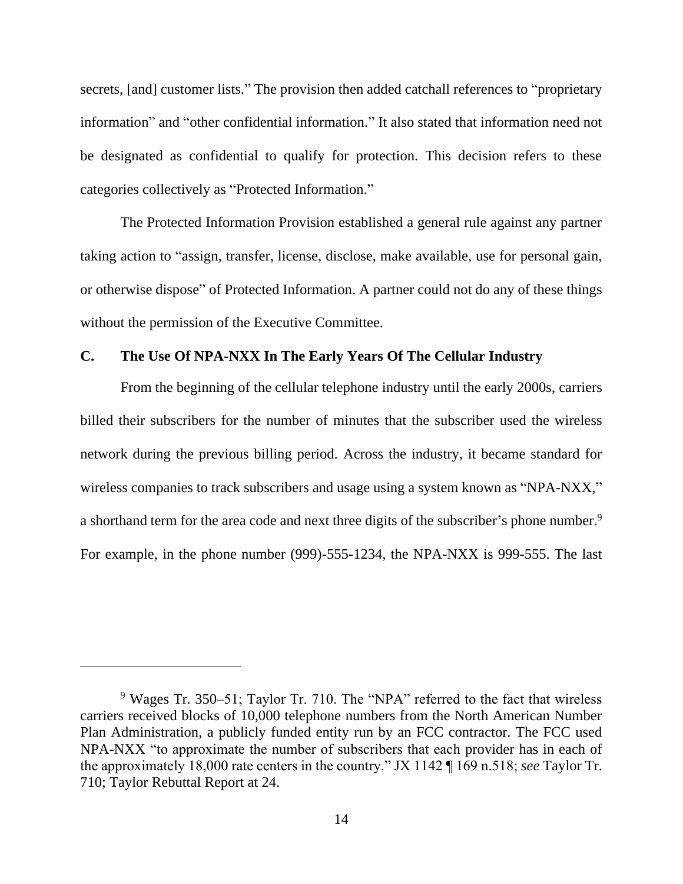secrets, [and] customer lists." The provision then added catchall references to "proprietary information" and "other confidential information." It also stated that information need not be designated as confidential to qualify for protection. This decision refers to these categories collectively as "Protected Information."

The Protected Information Provision established a general rule against any partner taking action to "assign, transfer, license, disclose, make available, use for personal gain, or otherwise dispose" of Protected Information. A partner could not do any of these things without the permission of the Executive Committee.

### C. The Use Of NPA-NXX In The Early Years Of The Cellular Industry

From the beginning of the cellular telephone industry until the early 2000s, carriers billed their subscribers for the number of minutes that the subscriber used the wireless network during the previous billing period. Across the industry, it became standard for wireless companies to track subscribers and usage using a system known as "NPA-NXX," a shorthand term for the area code and next three digits of the subscriber's phone number.[9] For example, in the phone number (999)-555-1234, the NPA-NXX is 999-555. The last

---

[9] Wages Tr. 350–51; Taylor Tr. 710. The "NPA" referred to the fact that wireless carriers received blocks of 10,000 telephone numbers from the North American Number Plan Administration, a publicly funded entity run by an FCC contractor. The FCC used NPA-NXX "to approximate the number of subscribers that each provider has in each of the approximately 18,000 rate centers in the country." JX 1142 ¶ 169 n.518; *see* Taylor Tr. 710; Taylor Rebuttal Report at 24.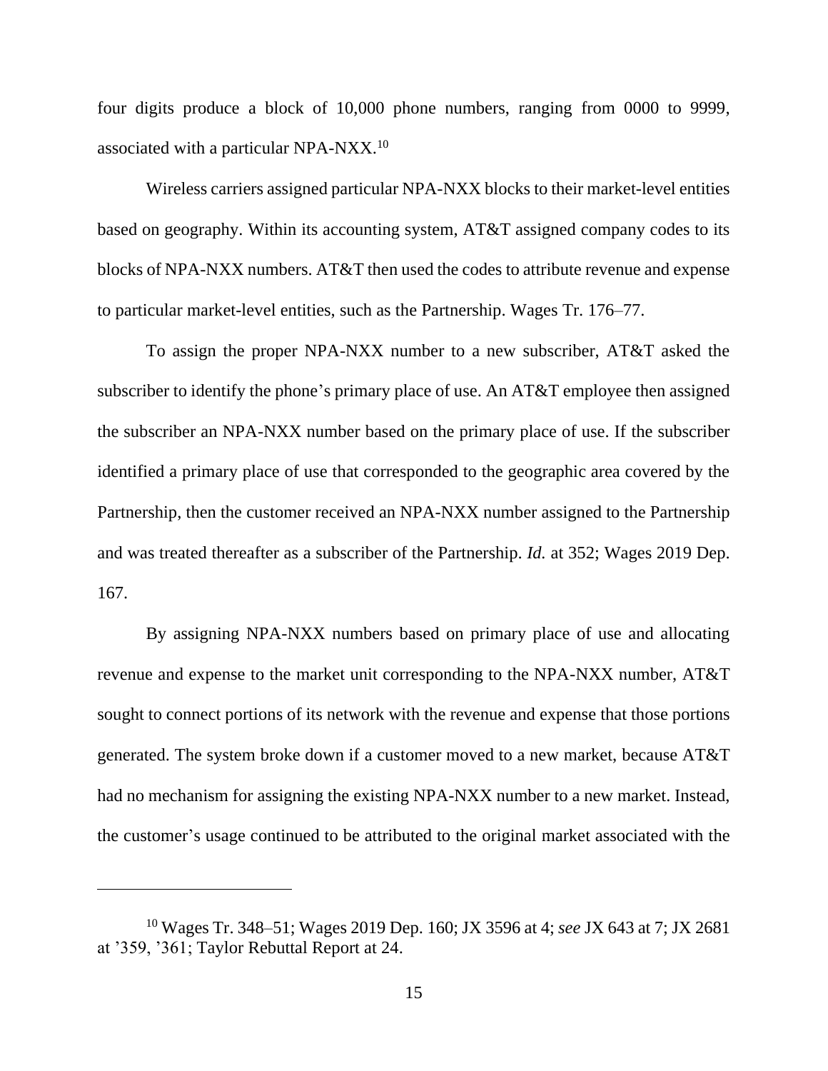four digits produce a block of 10,000 phone numbers, ranging from 0000 to 9999, associated with a particular NPA-NXX.[10]

Wireless carriers assigned particular NPA-NXX blocks to their market-level entities based on geography. Within its accounting system, AT&T assigned company codes to its blocks of NPA-NXX numbers. AT&T then used the codes to attribute revenue and expense to particular market-level entities, such as the Partnership. Wages Tr. 176–77.

To assign the proper NPA-NXX number to a new subscriber, AT&T asked the subscriber to identify the phone's primary place of use. An AT&T employee then assigned the subscriber an NPA-NXX number based on the primary place of use. If the subscriber identified a primary place of use that corresponded to the geographic area covered by the Partnership, then the customer received an NPA-NXX number assigned to the Partnership and was treated thereafter as a subscriber of the Partnership. *Id.* at 352; Wages 2019 Dep. 167.

By assigning NPA-NXX numbers based on primary place of use and allocating revenue and expense to the market unit corresponding to the NPA-NXX number, AT&T sought to connect portions of its network with the revenue and expense that those portions generated. The system broke down if a customer moved to a new market, because AT&T had no mechanism for assigning the existing NPA-NXX number to a new market. Instead, the customer's usage continued to be attributed to the original market associated with the

---

[10] Wages Tr. 348–51; Wages 2019 Dep. 160; JX 3596 at 4; *see* JX 643 at 7; JX 2681 at '359, '361; Taylor Rebuttal Report at 24.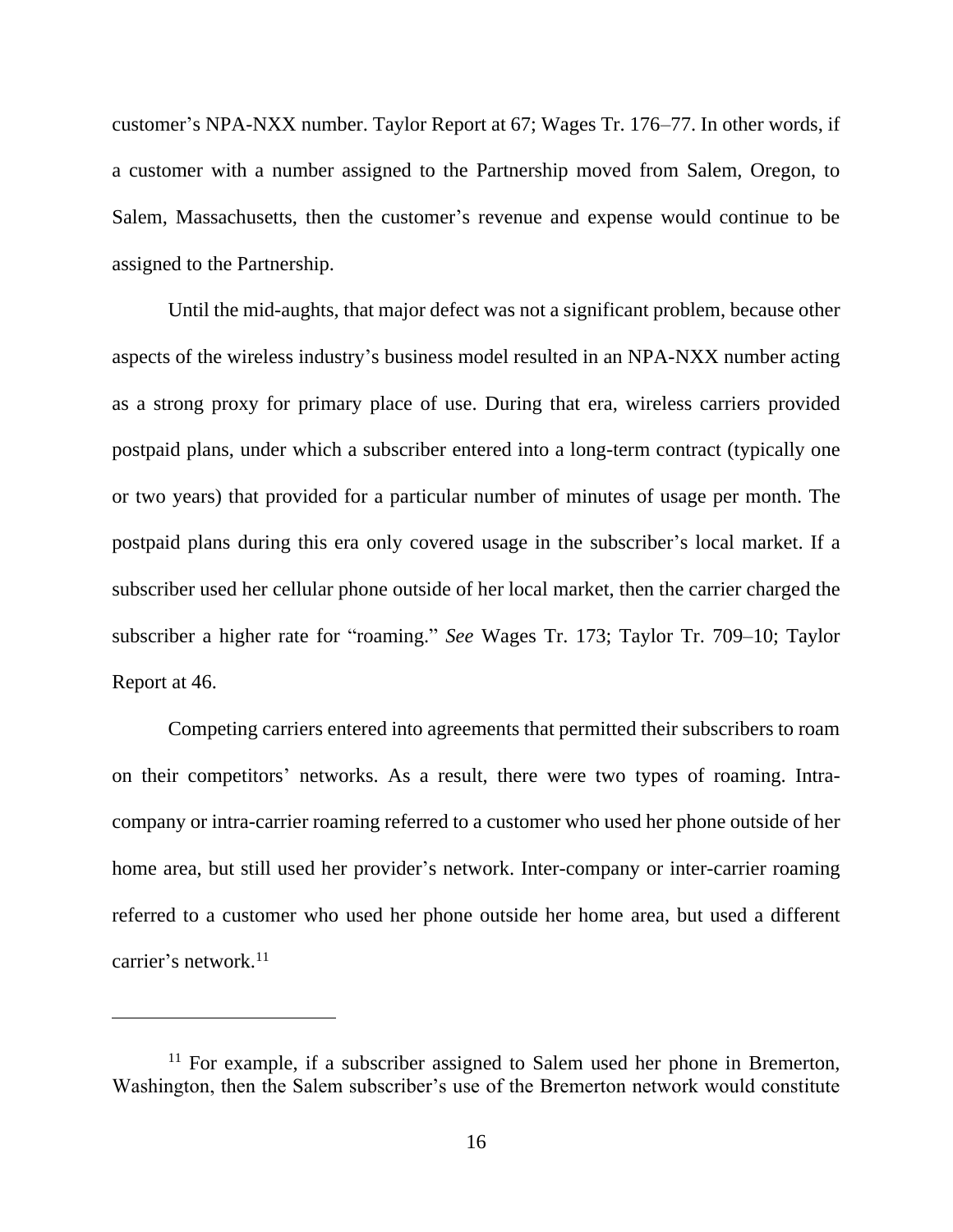customer's NPA-NXX number. Taylor Report at 67; Wages Tr. 176–77. In other words, if a customer with a number assigned to the Partnership moved from Salem, Oregon, to Salem, Massachusetts, then the customer's revenue and expense would continue to be assigned to the Partnership.

Until the mid-aughts, that major defect was not a significant problem, because other aspects of the wireless industry's business model resulted in an NPA-NXX number acting as a strong proxy for primary place of use. During that era, wireless carriers provided postpaid plans, under which a subscriber entered into a long-term contract (typically one or two years) that provided for a particular number of minutes of usage per month. The postpaid plans during this era only covered usage in the subscriber's local market. If a subscriber used her cellular phone outside of her local market, then the carrier charged the subscriber a higher rate for "roaming." *See* Wages Tr. 173; Taylor Tr. 709–10; Taylor Report at 46.

Competing carriers entered into agreements that permitted their subscribers to roam on their competitors' networks. As a result, there were two types of roaming. Intra-company or intra-carrier roaming referred to a customer who used her phone outside of her home area, but still used her provider's network. Inter-company or inter-carrier roaming referred to a customer who used her phone outside her home area, but used a different carrier's network.[11]

---

[11] For example, if a subscriber assigned to Salem used her phone in Bremerton, Washington, then the Salem subscriber's use of the Bremerton network would constitute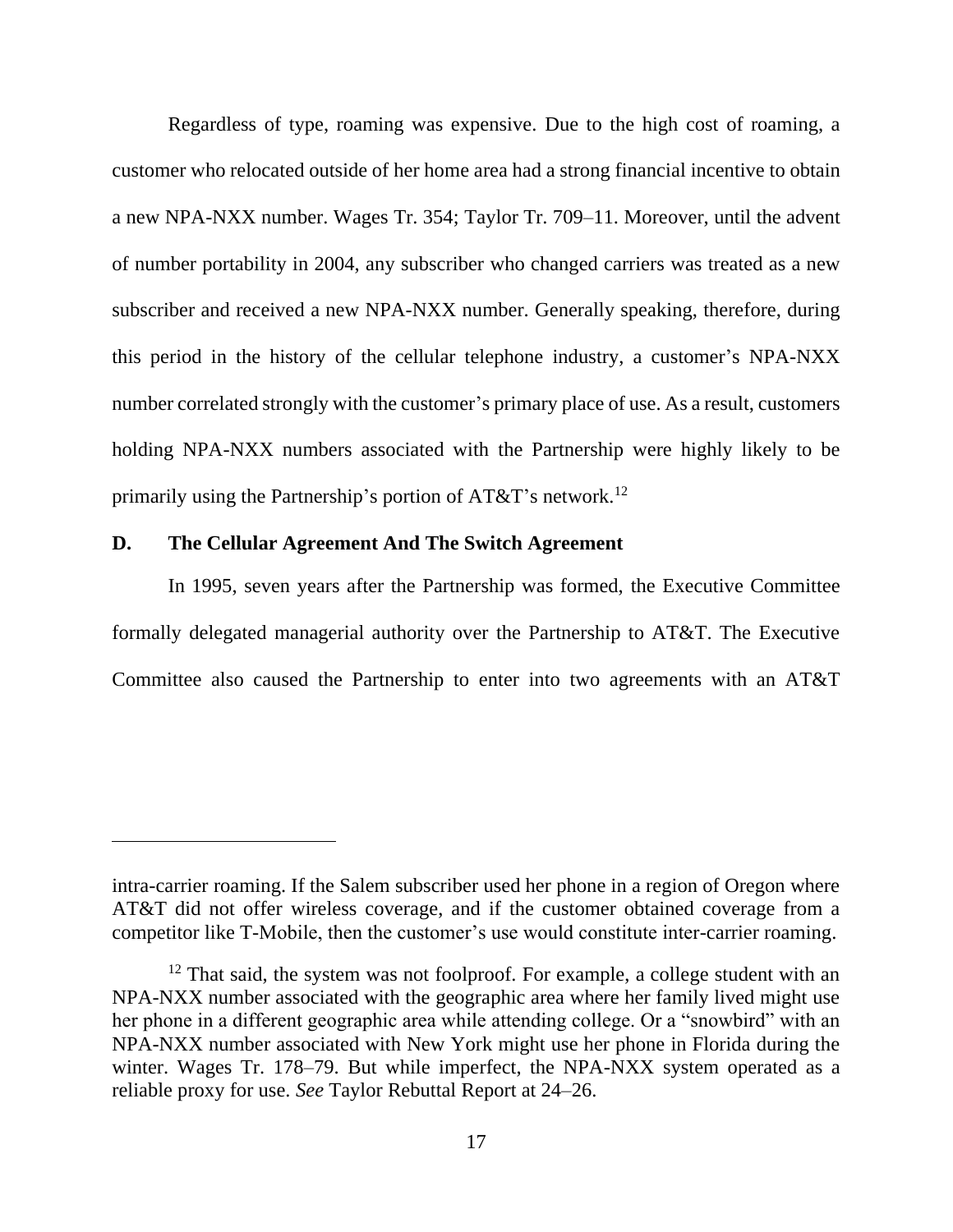Regardless of type, roaming was expensive. Due to the high cost of roaming, a customer who relocated outside of her home area had a strong financial incentive to obtain a new NPA-NXX number. Wages Tr. 354; Taylor Tr. 709–11. Moreover, until the advent of number portability in 2004, any subscriber who changed carriers was treated as a new subscriber and received a new NPA-NXX number. Generally speaking, therefore, during this period in the history of the cellular telephone industry, a customer's NPA-NXX number correlated strongly with the customer's primary place of use. As a result, customers holding NPA-NXX numbers associated with the Partnership were highly likely to be primarily using the Partnership's portion of AT&T's network.[12]

### D. The Cellular Agreement And The Switch Agreement

In 1995, seven years after the Partnership was formed, the Executive Committee formally delegated managerial authority over the Partnership to AT&T. The Executive Committee also caused the Partnership to enter into two agreements with an AT&T

---

intra-carrier roaming. If the Salem subscriber used her phone in a region of Oregon where AT&T did not offer wireless coverage, and if the customer obtained coverage from a competitor like T-Mobile, then the customer's use would constitute inter-carrier roaming.

[12] That said, the system was not foolproof. For example, a college student with an NPA-NXX number associated with the geographic area where her family lived might use her phone in a different geographic area while attending college. Or a "snowbird" with an NPA-NXX number associated with New York might use her phone in Florida during the winter. Wages Tr. 178–79. But while imperfect, the NPA-NXX system operated as a reliable proxy for use. *See* Taylor Rebuttal Report at 24–26.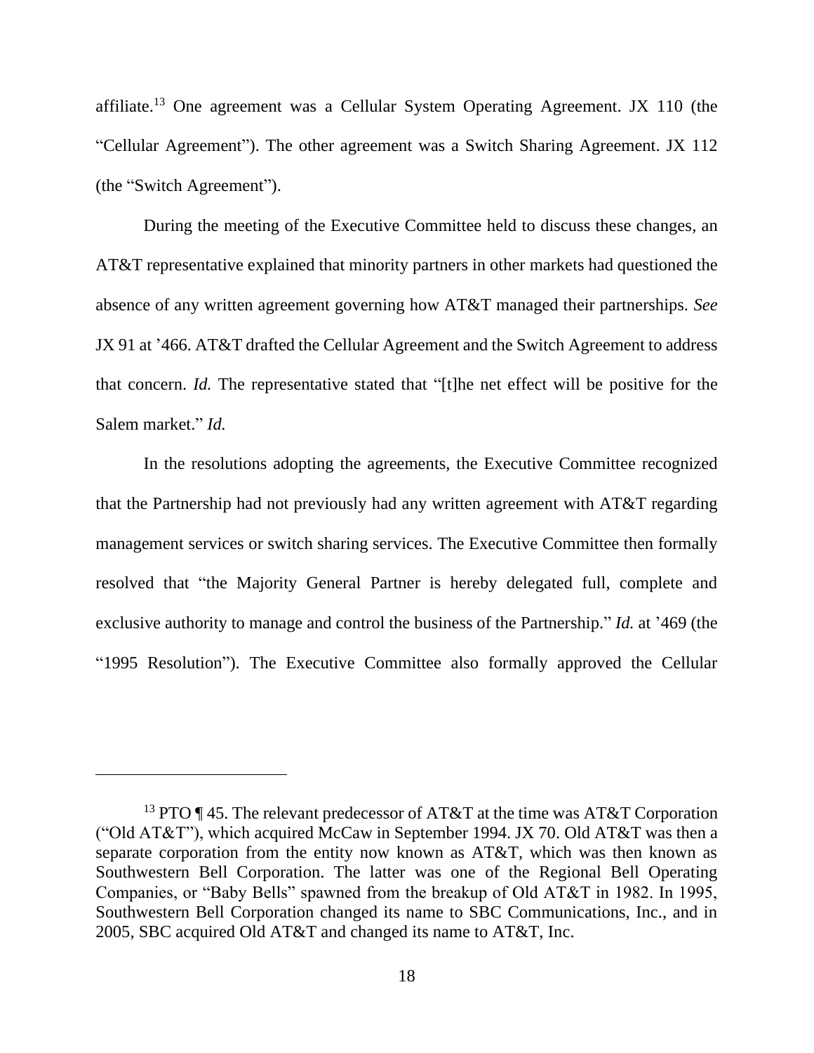affiliate.[13] One agreement was a Cellular System Operating Agreement. JX 110 (the "Cellular Agreement"). The other agreement was a Switch Sharing Agreement. JX 112 (the "Switch Agreement").

During the meeting of the Executive Committee held to discuss these changes, an AT&T representative explained that minority partners in other markets had questioned the absence of any written agreement governing how AT&T managed their partnerships. *See* JX 91 at '466. AT&T drafted the Cellular Agreement and the Switch Agreement to address that concern. *Id.* The representative stated that "[t]he net effect will be positive for the Salem market." *Id.*

In the resolutions adopting the agreements, the Executive Committee recognized that the Partnership had not previously had any written agreement with AT&T regarding management services or switch sharing services. The Executive Committee then formally resolved that "the Majority General Partner is hereby delegated full, complete and exclusive authority to manage and control the business of the Partnership." *Id.* at '469 (the "1995 Resolution"). The Executive Committee also formally approved the Cellular

---

[13] PTO ¶ 45. The relevant predecessor of AT&T at the time was AT&T Corporation ("Old AT&T"), which acquired McCaw in September 1994. JX 70. Old AT&T was then a separate corporation from the entity now known as AT&T, which was then known as Southwestern Bell Corporation. The latter was one of the Regional Bell Operating Companies, or "Baby Bells" spawned from the breakup of Old AT&T in 1982. In 1995, Southwestern Bell Corporation changed its name to SBC Communications, Inc., and in 2005, SBC acquired Old AT&T and changed its name to AT&T, Inc.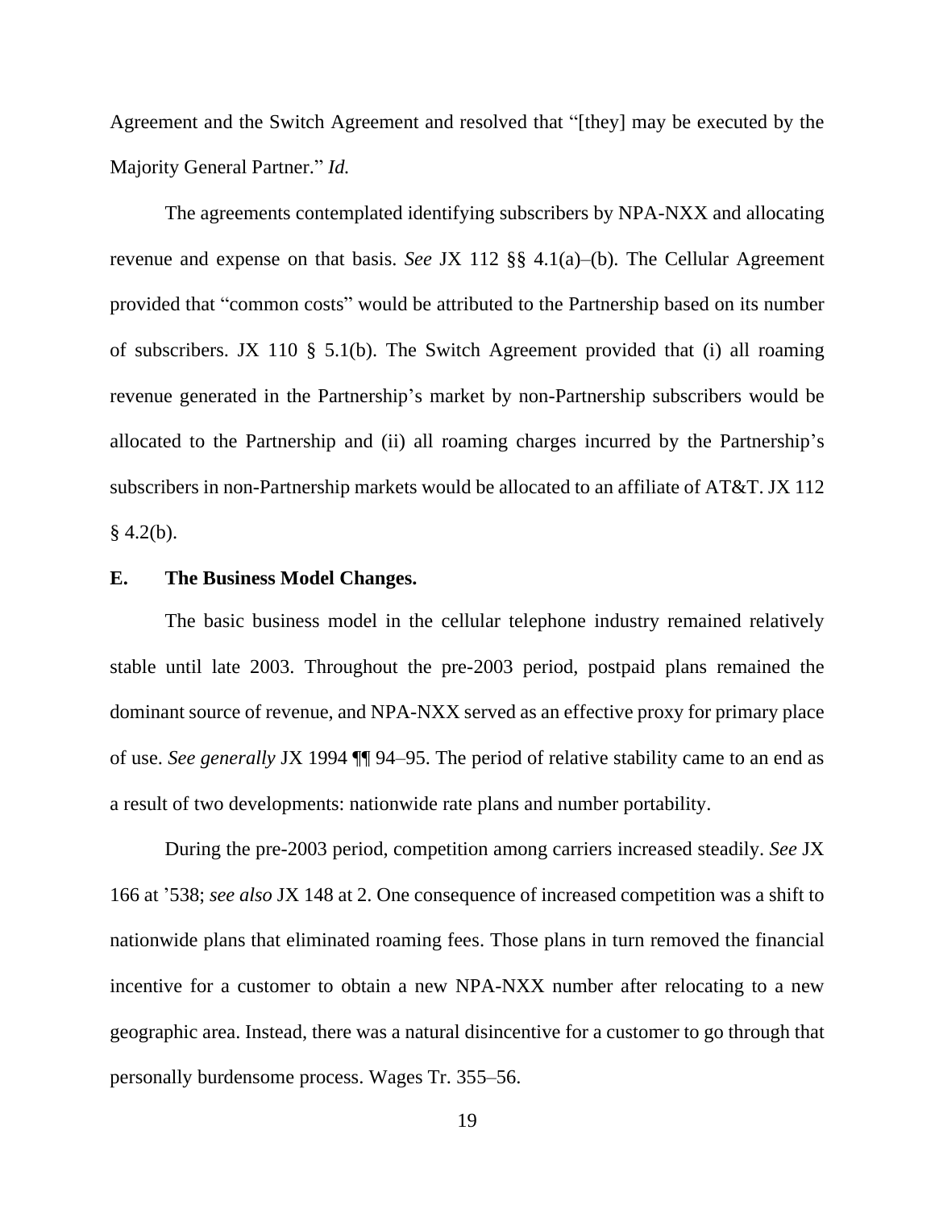Agreement and the Switch Agreement and resolved that "[they] may be executed by the Majority General Partner." *Id.*

The agreements contemplated identifying subscribers by NPA-NXX and allocating revenue and expense on that basis. *See* JX 112 §§ 4.1(a)–(b). The Cellular Agreement provided that "common costs" would be attributed to the Partnership based on its number of subscribers. JX 110 § 5.1(b). The Switch Agreement provided that (i) all roaming revenue generated in the Partnership's market by non-Partnership subscribers would be allocated to the Partnership and (ii) all roaming charges incurred by the Partnership's subscribers in non-Partnership markets would be allocated to an affiliate of AT&T. JX 112 § 4.2(b).

**E. The Business Model Changes.**

The basic business model in the cellular telephone industry remained relatively stable until late 2003. Throughout the pre-2003 period, postpaid plans remained the dominant source of revenue, and NPA-NXX served as an effective proxy for primary place of use. *See generally* JX 1994 ¶¶ 94–95. The period of relative stability came to an end as a result of two developments: nationwide rate plans and number portability.

During the pre-2003 period, competition among carriers increased steadily. *See* JX 166 at '538; *see also* JX 148 at 2. One consequence of increased competition was a shift to nationwide plans that eliminated roaming fees. Those plans in turn removed the financial incentive for a customer to obtain a new NPA-NXX number after relocating to a new geographic area. Instead, there was a natural disincentive for a customer to go through that personally burdensome process. Wages Tr. 355–56.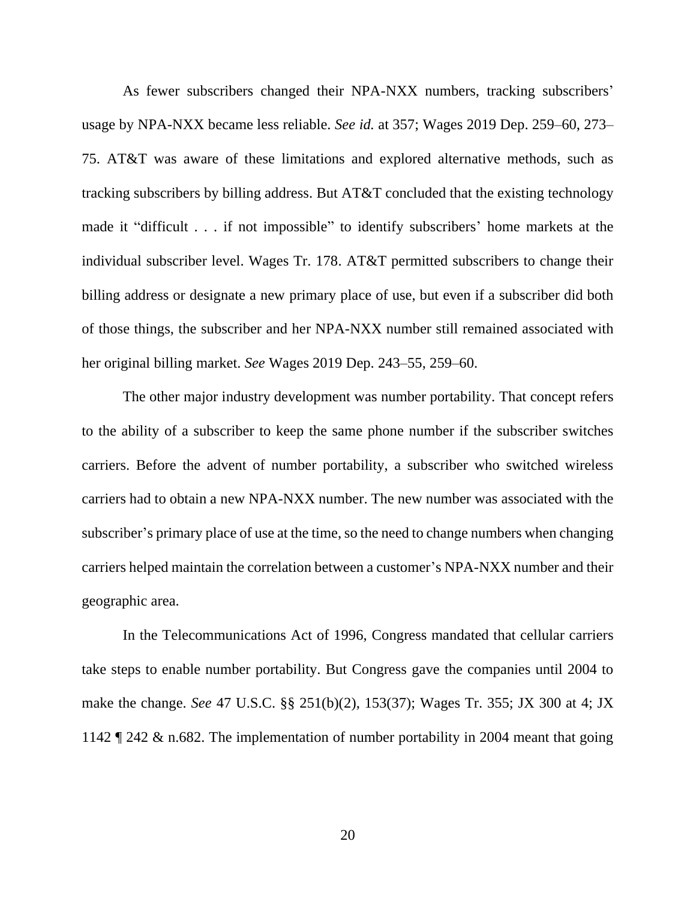As fewer subscribers changed their NPA-NXX numbers, tracking subscribers' usage by NPA-NXX became less reliable. *See id.* at 357; Wages 2019 Dep. 259–60, 273–75. AT&T was aware of these limitations and explored alternative methods, such as tracking subscribers by billing address. But AT&T concluded that the existing technology made it "difficult . . . if not impossible" to identify subscribers' home markets at the individual subscriber level. Wages Tr. 178. AT&T permitted subscribers to change their billing address or designate a new primary place of use, but even if a subscriber did both of those things, the subscriber and her NPA-NXX number still remained associated with her original billing market. *See* Wages 2019 Dep. 243–55, 259–60.

The other major industry development was number portability. That concept refers to the ability of a subscriber to keep the same phone number if the subscriber switches carriers. Before the advent of number portability, a subscriber who switched wireless carriers had to obtain a new NPA-NXX number. The new number was associated with the subscriber's primary place of use at the time, so the need to change numbers when changing carriers helped maintain the correlation between a customer's NPA-NXX number and their geographic area.

In the Telecommunications Act of 1996, Congress mandated that cellular carriers take steps to enable number portability. But Congress gave the companies until 2004 to make the change. *See* 47 U.S.C. §§ 251(b)(2), 153(37); Wages Tr. 355; JX 300 at 4; JX 1142 ¶ 242 & n.682. The implementation of number portability in 2004 meant that going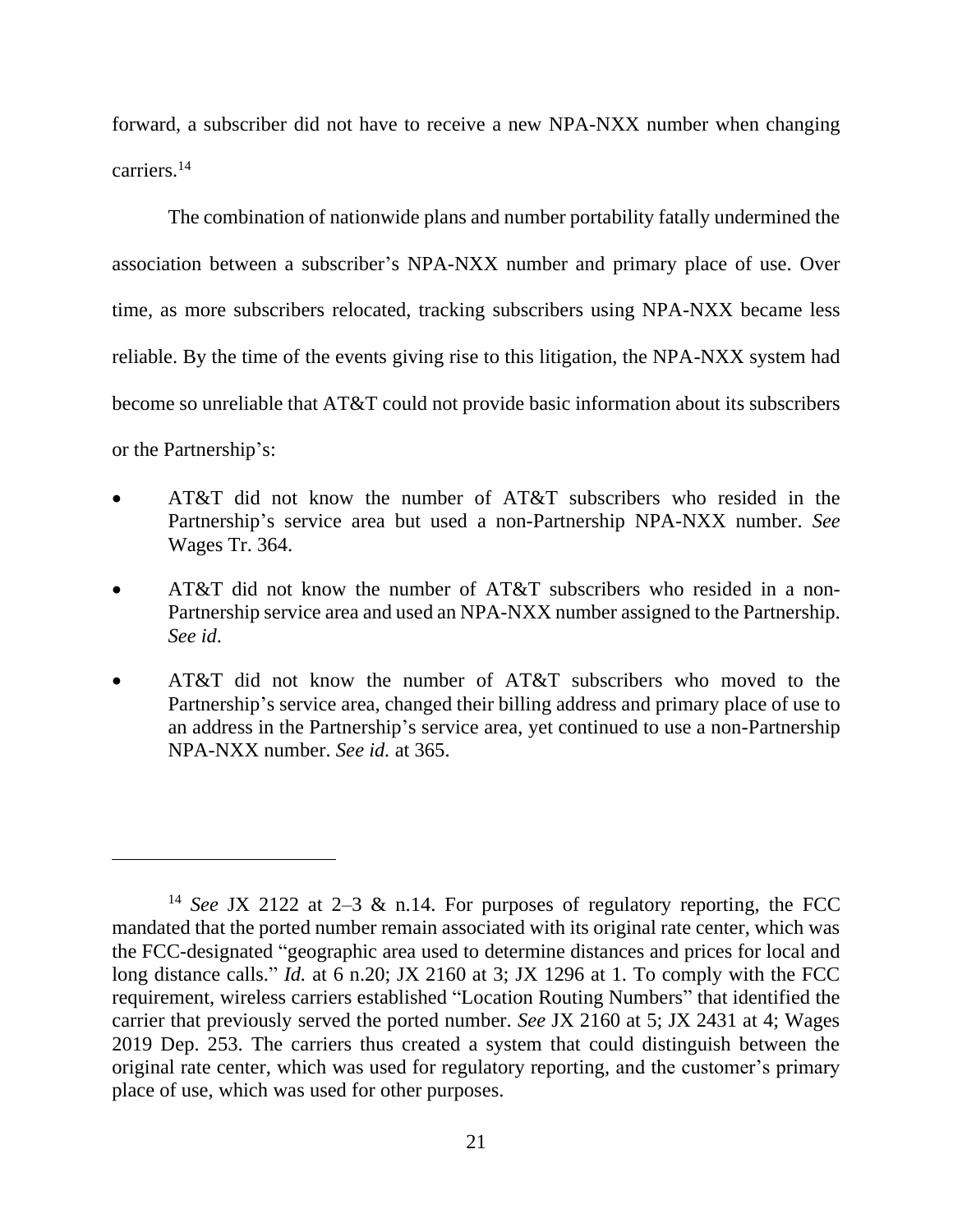forward, a subscriber did not have to receive a new NPA-NXX number when changing carriers.[14]

The combination of nationwide plans and number portability fatally undermined the association between a subscriber's NPA-NXX number and primary place of use. Over time, as more subscribers relocated, tracking subscribers using NPA-NXX became less reliable. By the time of the events giving rise to this litigation, the NPA-NXX system had become so unreliable that AT&T could not provide basic information about its subscribers or the Partnership's:

- AT&T did not know the number of AT&T subscribers who resided in the Partnership's service area but used a non-Partnership NPA-NXX number. *See* Wages Tr. 364.
- AT&T did not know the number of AT&T subscribers who resided in a non-Partnership service area and used an NPA-NXX number assigned to the Partnership. *See id*.
- AT&T did not know the number of AT&T subscribers who moved to the Partnership's service area, changed their billing address and primary place of use to an address in the Partnership's service area, yet continued to use a non-Partnership NPA-NXX number. *See id.* at 365.

---

[14] *See* JX 2122 at 2–3 & n.14. For purposes of regulatory reporting, the FCC mandated that the ported number remain associated with its original rate center, which was the FCC-designated "geographic area used to determine distances and prices for local and long distance calls." *Id.* at 6 n.20; JX 2160 at 3; JX 1296 at 1. To comply with the FCC requirement, wireless carriers established "Location Routing Numbers" that identified the carrier that previously served the ported number. *See* JX 2160 at 5; JX 2431 at 4; Wages 2019 Dep. 253. The carriers thus created a system that could distinguish between the original rate center, which was used for regulatory reporting, and the customer's primary place of use, which was used for other purposes.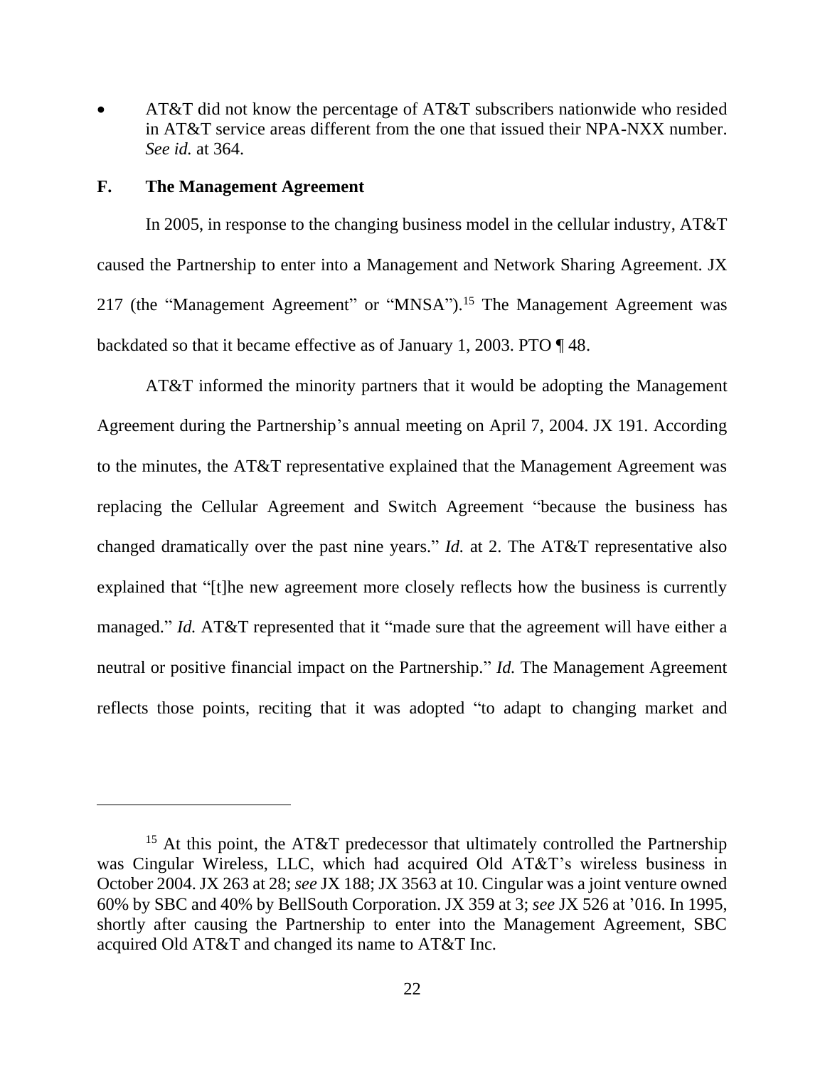- AT&T did not know the percentage of AT&T subscribers nationwide who resided in AT&T service areas different from the one that issued their NPA-NXX number. *See id.* at 364.

## F. The Management Agreement

In 2005, in response to the changing business model in the cellular industry, AT&T caused the Partnership to enter into a Management and Network Sharing Agreement. JX 217 (the "Management Agreement" or "MNSA").[15] The Management Agreement was backdated so that it became effective as of January 1, 2003. PTO ¶ 48.

AT&T informed the minority partners that it would be adopting the Management Agreement during the Partnership's annual meeting on April 7, 2004. JX 191. According to the minutes, the AT&T representative explained that the Management Agreement was replacing the Cellular Agreement and Switch Agreement "because the business has changed dramatically over the past nine years." *Id.* at 2. The AT&T representative also explained that "[t]he new agreement more closely reflects how the business is currently managed." *Id.* AT&T represented that it "made sure that the agreement will have either a neutral or positive financial impact on the Partnership." *Id.* The Management Agreement reflects those points, reciting that it was adopted "to adapt to changing market and

---

[15] At this point, the AT&T predecessor that ultimately controlled the Partnership was Cingular Wireless, LLC, which had acquired Old AT&T's wireless business in October 2004. JX 263 at 28; *see* JX 188; JX 3563 at 10. Cingular was a joint venture owned 60% by SBC and 40% by BellSouth Corporation. JX 359 at 3; *see* JX 526 at '016. In 1995, shortly after causing the Partnership to enter into the Management Agreement, SBC acquired Old AT&T and changed its name to AT&T Inc.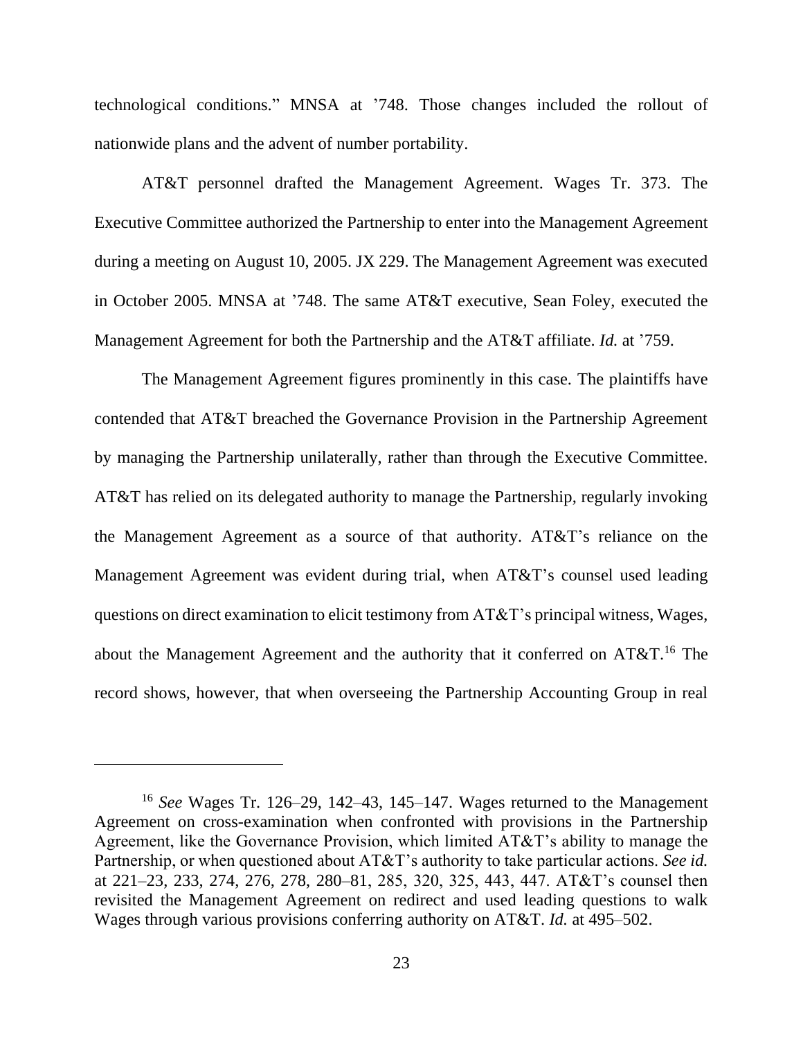technological conditions." MNSA at '748. Those changes included the rollout of nationwide plans and the advent of number portability.

AT&T personnel drafted the Management Agreement. Wages Tr. 373. The Executive Committee authorized the Partnership to enter into the Management Agreement during a meeting on August 10, 2005. JX 229. The Management Agreement was executed in October 2005. MNSA at '748. The same AT&T executive, Sean Foley, executed the Management Agreement for both the Partnership and the AT&T affiliate. *Id.* at '759.

The Management Agreement figures prominently in this case. The plaintiffs have contended that AT&T breached the Governance Provision in the Partnership Agreement by managing the Partnership unilaterally, rather than through the Executive Committee. AT&T has relied on its delegated authority to manage the Partnership, regularly invoking the Management Agreement as a source of that authority. AT&T's reliance on the Management Agreement was evident during trial, when AT&T's counsel used leading questions on direct examination to elicit testimony from AT&T's principal witness, Wages, about the Management Agreement and the authority that it conferred on AT&T.[16] The record shows, however, that when overseeing the Partnership Accounting Group in real

---

[16] *See* Wages Tr. 126–29, 142–43, 145–147. Wages returned to the Management Agreement on cross-examination when confronted with provisions in the Partnership Agreement, like the Governance Provision, which limited AT&T's ability to manage the Partnership, or when questioned about AT&T's authority to take particular actions. *See id.* at 221–23, 233, 274, 276, 278, 280–81, 285, 320, 325, 443, 447. AT&T's counsel then revisited the Management Agreement on redirect and used leading questions to walk Wages through various provisions conferring authority on AT&T. *Id.* at 495–502.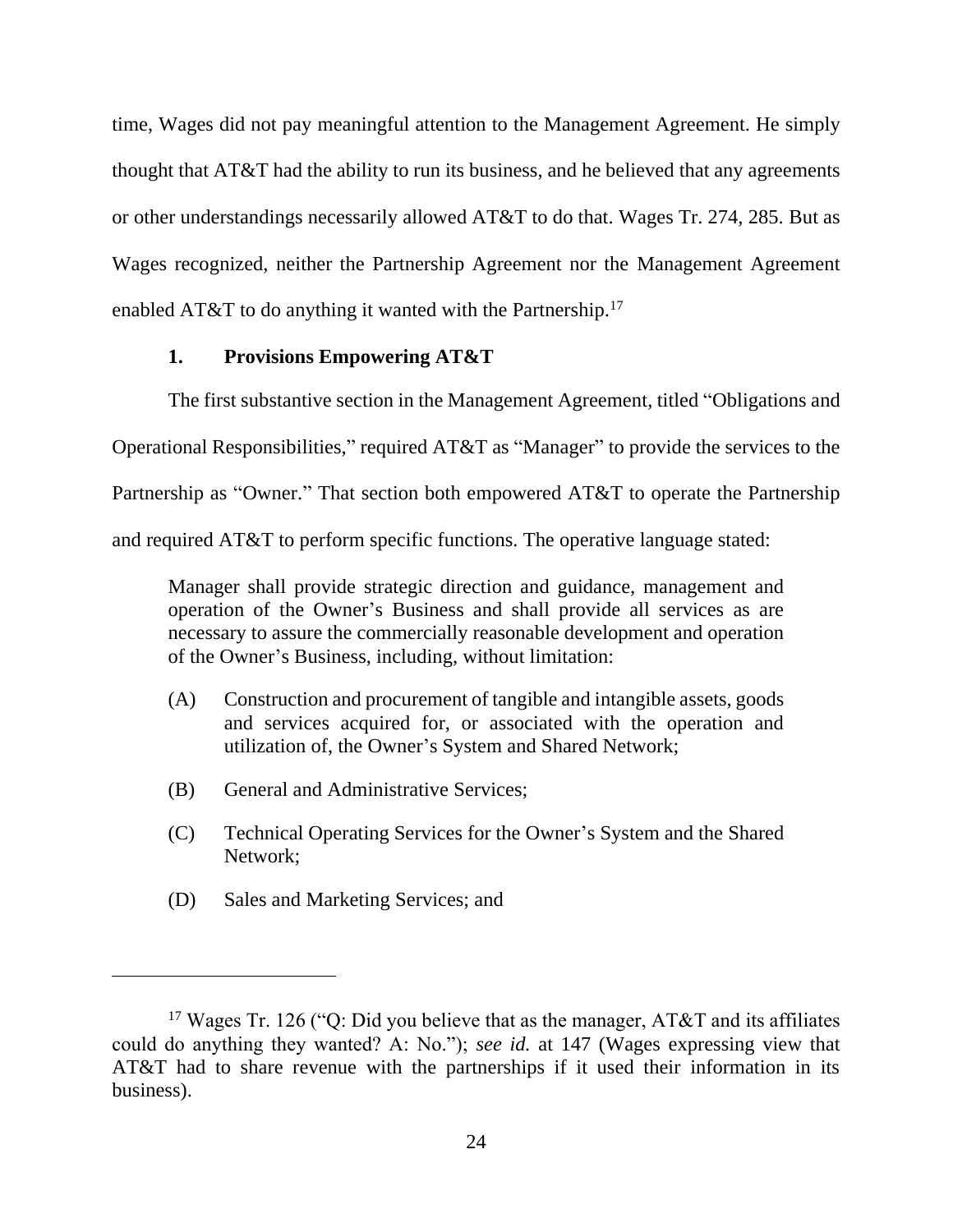time, Wages did not pay meaningful attention to the Management Agreement. He simply thought that AT&T had the ability to run its business, and he believed that any agreements or other understandings necessarily allowed AT&T to do that. Wages Tr. 274, 285. But as Wages recognized, neither the Partnership Agreement nor the Management Agreement enabled AT&T to do anything it wanted with the Partnership.[17]

### 1. Provisions Empowering AT&T

The first substantive section in the Management Agreement, titled "Obligations and Operational Responsibilities," required AT&T as "Manager" to provide the services to the Partnership as "Owner." That section both empowered AT&T to operate the Partnership and required AT&T to perform specific functions. The operative language stated:

> Manager shall provide strategic direction and guidance, management and operation of the Owner's Business and shall provide all services as are necessary to assure the commercially reasonable development and operation of the Owner's Business, including, without limitation:
>
> (A) Construction and procurement of tangible and intangible assets, goods and services acquired for, or associated with the operation and utilization of, the Owner's System and Shared Network;
>
> (B) General and Administrative Services;
>
> (C) Technical Operating Services for the Owner's System and the Shared Network;
>
> (D) Sales and Marketing Services; and

---

[17] Wages Tr. 126 ("Q: Did you believe that as the manager, AT&T and its affiliates could do anything they wanted? A: No."); *see id.* at 147 (Wages expressing view that AT&T had to share revenue with the partnerships if it used their information in its business).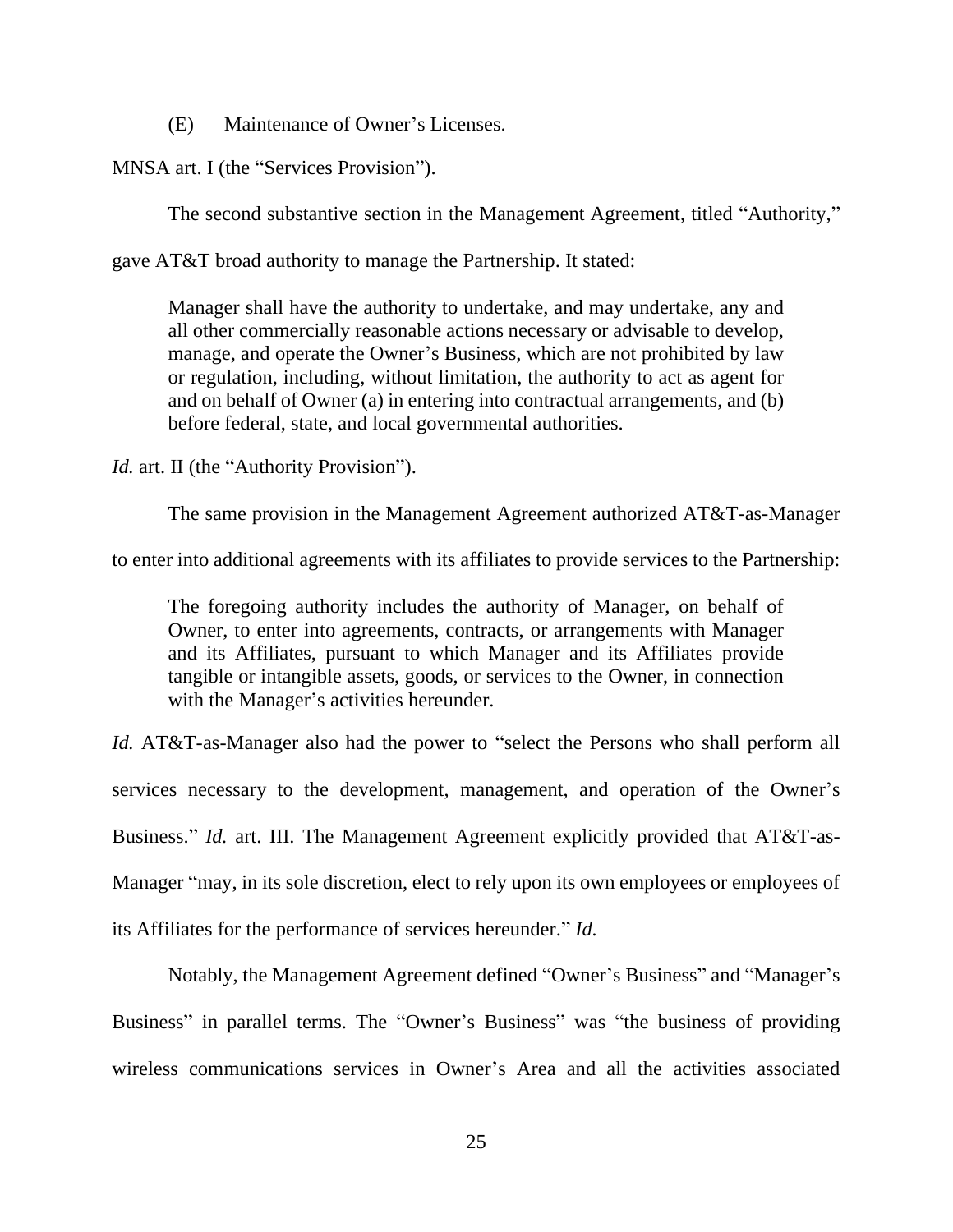(E) Maintenance of Owner's Licenses.

MNSA art. I (the "Services Provision").

The second substantive section in the Management Agreement, titled "Authority," gave AT&T broad authority to manage the Partnership. It stated:

> Manager shall have the authority to undertake, and may undertake, any and all other commercially reasonable actions necessary or advisable to develop, manage, and operate the Owner's Business, which are not prohibited by law or regulation, including, without limitation, the authority to act as agent for and on behalf of Owner (a) in entering into contractual arrangements, and (b) before federal, state, and local governmental authorities.

*Id.* art. II (the "Authority Provision").

The same provision in the Management Agreement authorized AT&T-as-Manager to enter into additional agreements with its affiliates to provide services to the Partnership:

> The foregoing authority includes the authority of Manager, on behalf of Owner, to enter into agreements, contracts, or arrangements with Manager and its Affiliates, pursuant to which Manager and its Affiliates provide tangible or intangible assets, goods, or services to the Owner, in connection with the Manager's activities hereunder.

*Id.* AT&T-as-Manager also had the power to "select the Persons who shall perform all services necessary to the development, management, and operation of the Owner's Business." *Id.* art. III. The Management Agreement explicitly provided that AT&T-as-Manager "may, in its sole discretion, elect to rely upon its own employees or employees of its Affiliates for the performance of services hereunder." *Id.*

Notably, the Management Agreement defined "Owner's Business" and "Manager's Business" in parallel terms. The "Owner's Business" was "the business of providing wireless communications services in Owner's Area and all the activities associated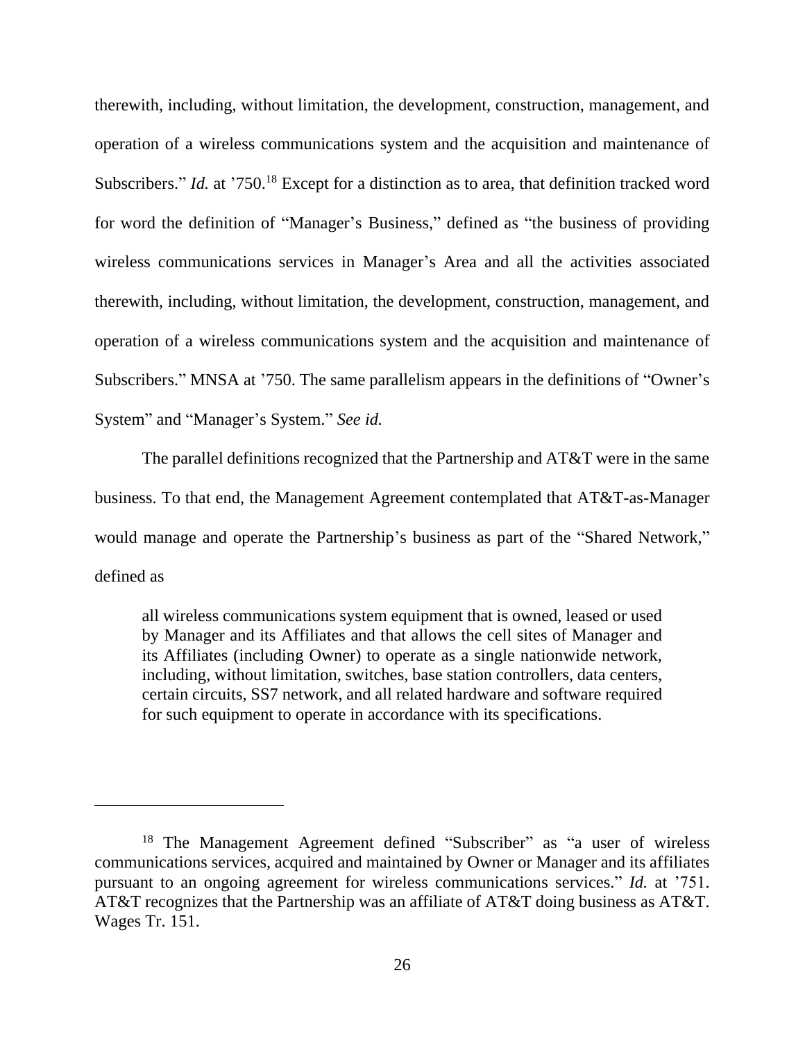therewith, including, without limitation, the development, construction, management, and operation of a wireless communications system and the acquisition and maintenance of Subscribers." *Id.* at '750.[18] Except for a distinction as to area, that definition tracked word for word the definition of "Manager's Business," defined as "the business of providing wireless communications services in Manager's Area and all the activities associated therewith, including, without limitation, the development, construction, management, and operation of a wireless communications system and the acquisition and maintenance of Subscribers." MNSA at '750. The same parallelism appears in the definitions of "Owner's System" and "Manager's System." *See id.*

The parallel definitions recognized that the Partnership and AT&T were in the same business. To that end, the Management Agreement contemplated that AT&T-as-Manager would manage and operate the Partnership's business as part of the "Shared Network," defined as

> all wireless communications system equipment that is owned, leased or used by Manager and its Affiliates and that allows the cell sites of Manager and its Affiliates (including Owner) to operate as a single nationwide network, including, without limitation, switches, base station controllers, data centers, certain circuits, SS7 network, and all related hardware and software required for such equipment to operate in accordance with its specifications.

---

[18] The Management Agreement defined "Subscriber" as "a user of wireless communications services, acquired and maintained by Owner or Manager and its affiliates pursuant to an ongoing agreement for wireless communications services." *Id.* at '751. AT&T recognizes that the Partnership was an affiliate of AT&T doing business as AT&T. Wages Tr. 151.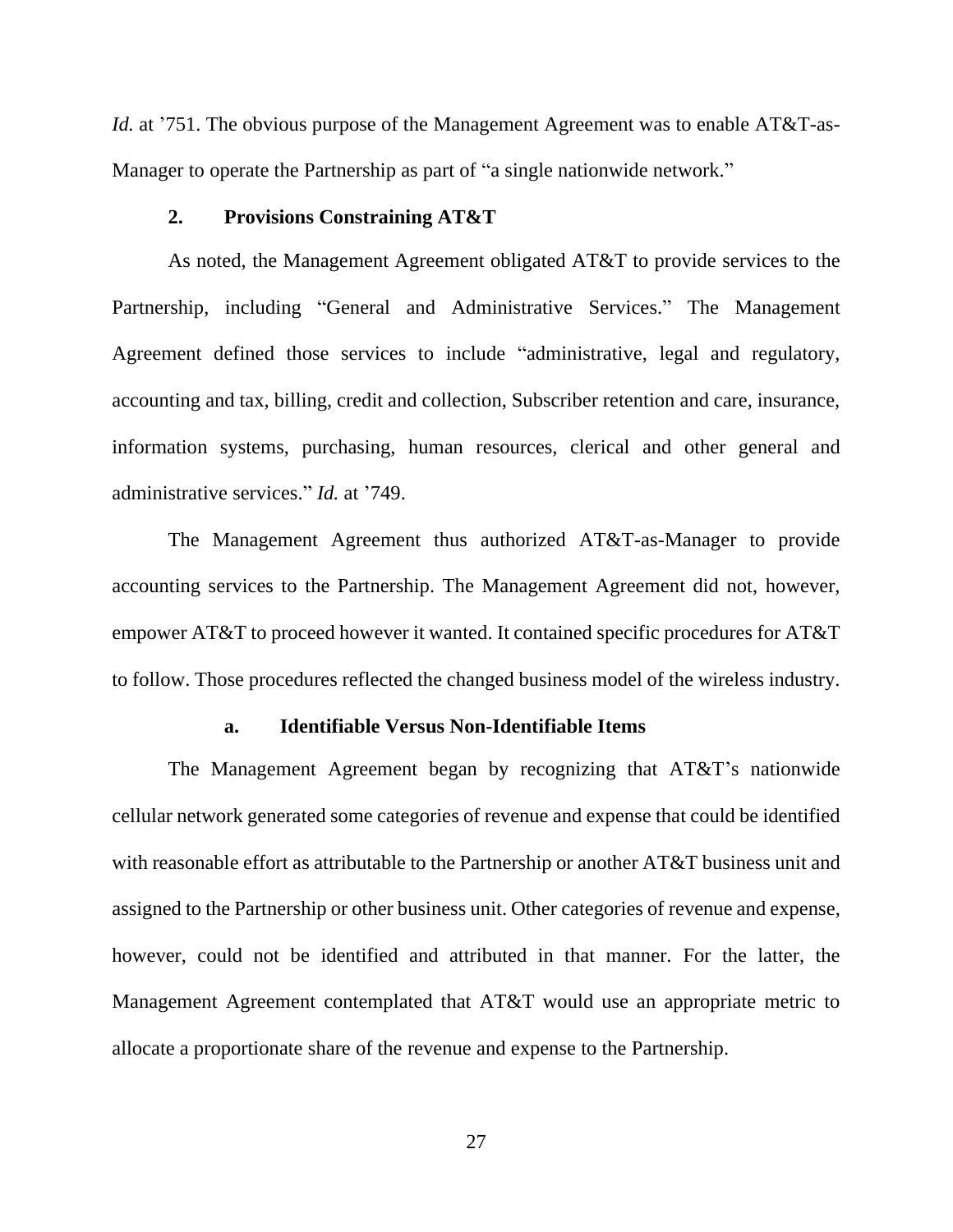*Id.* at ’751. The obvious purpose of the Management Agreement was to enable AT&T-as-Manager to operate the Partnership as part of “a single nationwide network.”

### 2. Provisions Constraining AT&T

As noted, the Management Agreement obligated AT&T to provide services to the Partnership, including “General and Administrative Services.” The Management Agreement defined those services to include “administrative, legal and regulatory, accounting and tax, billing, credit and collection, Subscriber retention and care, insurance, information systems, purchasing, human resources, clerical and other general and administrative services.” *Id.* at ’749.

The Management Agreement thus authorized AT&T-as-Manager to provide accounting services to the Partnership. The Management Agreement did not, however, empower AT&T to proceed however it wanted. It contained specific procedures for AT&T to follow. Those procedures reflected the changed business model of the wireless industry.

#### a. Identifiable Versus Non-Identifiable Items

The Management Agreement began by recognizing that AT&T’s nationwide cellular network generated some categories of revenue and expense that could be identified with reasonable effort as attributable to the Partnership or another AT&T business unit and assigned to the Partnership or other business unit. Other categories of revenue and expense, however, could not be identified and attributed in that manner. For the latter, the Management Agreement contemplated that AT&T would use an appropriate metric to allocate a proportionate share of the revenue and expense to the Partnership.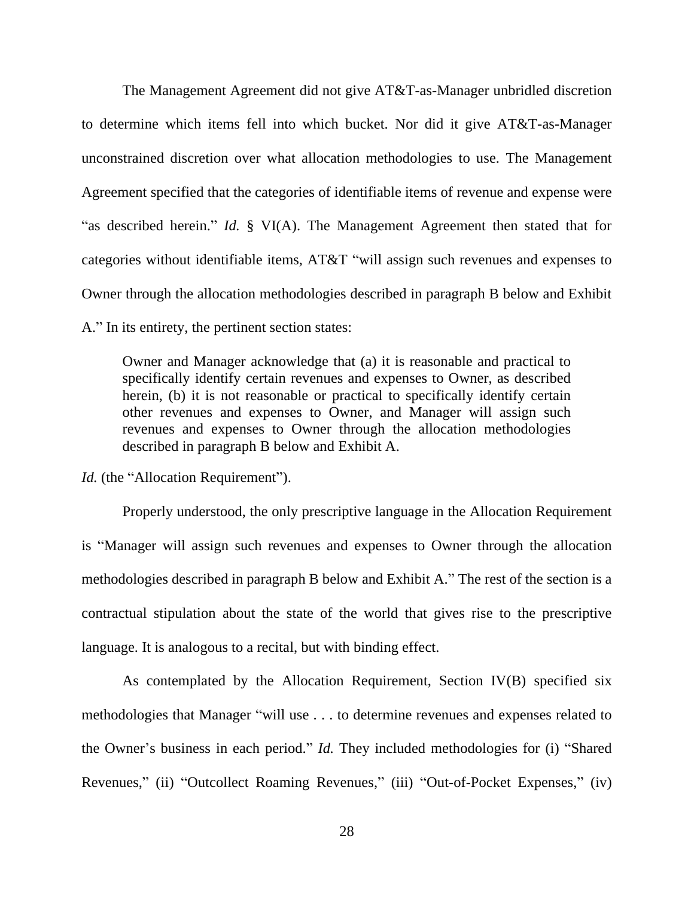The Management Agreement did not give AT&T-as-Manager unbridled discretion to determine which items fell into which bucket. Nor did it give AT&T-as-Manager unconstrained discretion over what allocation methodologies to use. The Management Agreement specified that the categories of identifiable items of revenue and expense were "as described herein." *Id.* § VI(A). The Management Agreement then stated that for categories without identifiable items, AT&T "will assign such revenues and expenses to Owner through the allocation methodologies described in paragraph B below and Exhibit A." In its entirety, the pertinent section states:

> Owner and Manager acknowledge that (a) it is reasonable and practical to specifically identify certain revenues and expenses to Owner, as described herein, (b) it is not reasonable or practical to specifically identify certain other revenues and expenses to Owner, and Manager will assign such revenues and expenses to Owner through the allocation methodologies described in paragraph B below and Exhibit A.

*Id.* (the "Allocation Requirement").

Properly understood, the only prescriptive language in the Allocation Requirement is "Manager will assign such revenues and expenses to Owner through the allocation methodologies described in paragraph B below and Exhibit A." The rest of the section is a contractual stipulation about the state of the world that gives rise to the prescriptive language. It is analogous to a recital, but with binding effect.

As contemplated by the Allocation Requirement, Section IV(B) specified six methodologies that Manager "will use . . . to determine revenues and expenses related to the Owner's business in each period." *Id.* They included methodologies for (i) "Shared Revenues," (ii) "Outcollect Roaming Revenues," (iii) "Out-of-Pocket Expenses," (iv)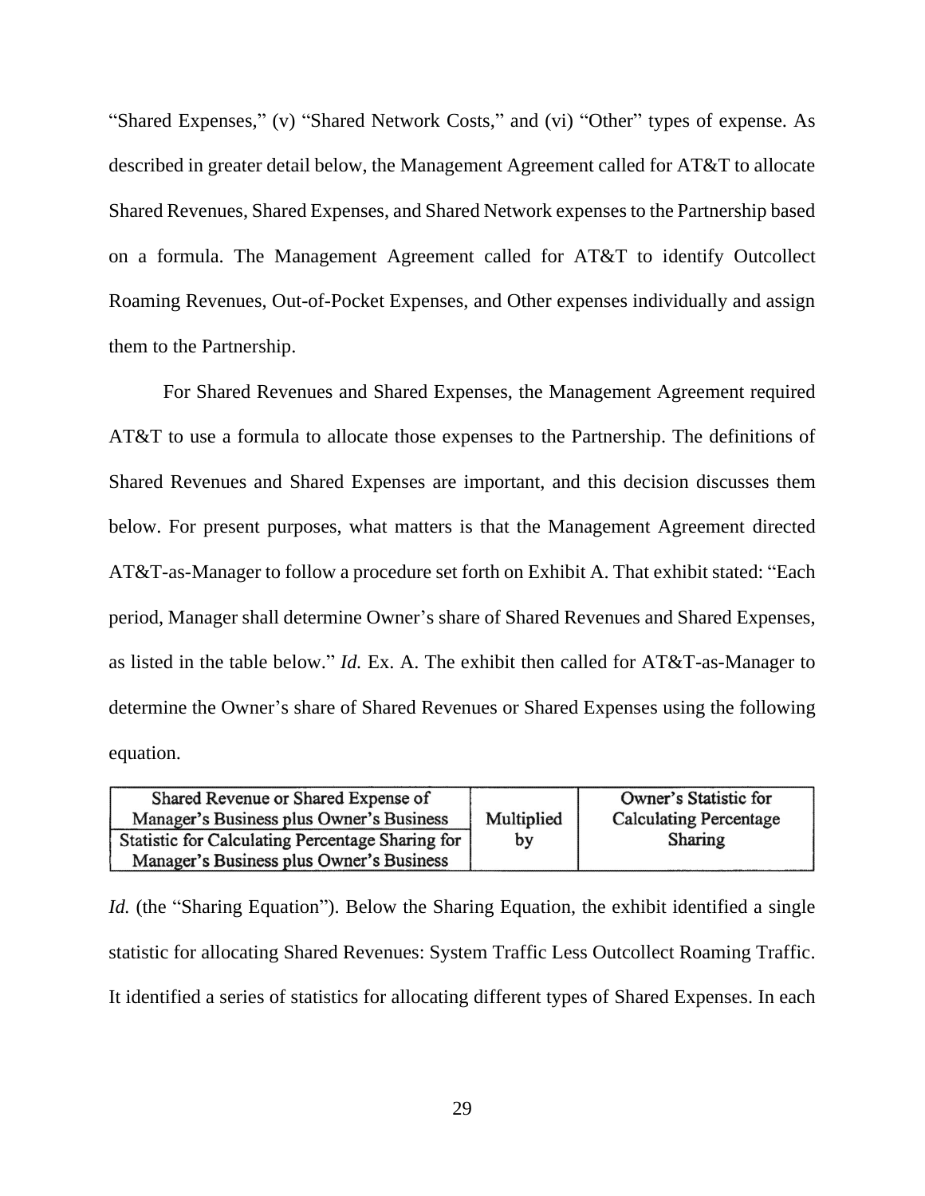"Shared Expenses," (v) "Shared Network Costs," and (vi) "Other" types of expense. As described in greater detail below, the Management Agreement called for AT&T to allocate Shared Revenues, Shared Expenses, and Shared Network expenses to the Partnership based on a formula. The Management Agreement called for AT&T to identify Outcollect Roaming Revenues, Out-of-Pocket Expenses, and Other expenses individually and assign them to the Partnership.

For Shared Revenues and Shared Expenses, the Management Agreement required AT&T to use a formula to allocate those expenses to the Partnership. The definitions of Shared Revenues and Shared Expenses are important, and this decision discusses them below. For present purposes, what matters is that the Management Agreement directed AT&T-as-Manager to follow a procedure set forth on Exhibit A. That exhibit stated: "Each period, Manager shall determine Owner's share of Shared Revenues and Shared Expenses, as listed in the table below." *Id.* Ex. A. The exhibit then called for AT&T-as-Manager to determine the Owner's share of Shared Revenues or Shared Expenses using the following equation.

| Shared Revenue or Shared Expense of Manager's Business plus Owner's Business | Multiplied by | Owner's Statistic for Calculating Percentage Sharing |
| --- | --- | --- |
| Statistic for Calculating Percentage Sharing for Manager's Business plus Owner's Business | | |

*Id.* (the "Sharing Equation"). Below the Sharing Equation, the exhibit identified a single statistic for allocating Shared Revenues: System Traffic Less Outcollect Roaming Traffic. It identified a series of statistics for allocating different types of Shared Expenses. In each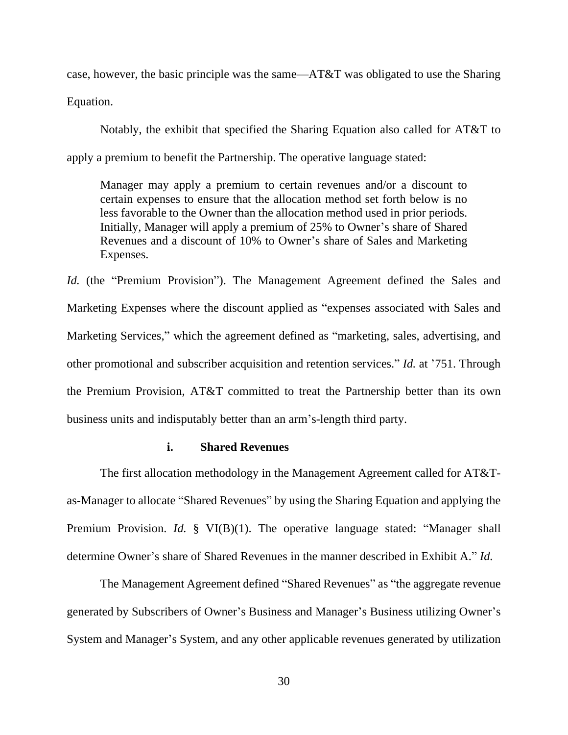case, however, the basic principle was the same—AT&T was obligated to use the Sharing Equation.

Notably, the exhibit that specified the Sharing Equation also called for AT&T to apply a premium to benefit the Partnership. The operative language stated:

> Manager may apply a premium to certain revenues and/or a discount to certain expenses to ensure that the allocation method set forth below is no less favorable to the Owner than the allocation method used in prior periods. Initially, Manager will apply a premium of 25% to Owner's share of Shared Revenues and a discount of 10% to Owner's share of Sales and Marketing Expenses.

*Id.* (the "Premium Provision"). The Management Agreement defined the Sales and Marketing Expenses where the discount applied as "expenses associated with Sales and Marketing Services," which the agreement defined as "marketing, sales, advertising, and other promotional and subscriber acquisition and retention services." *Id.* at '751. Through the Premium Provision, AT&T committed to treat the Partnership better than its own business units and indisputably better than an arm's-length third party.

#### i. Shared Revenues

The first allocation methodology in the Management Agreement called for AT&T-as-Manager to allocate "Shared Revenues" by using the Sharing Equation and applying the Premium Provision. *Id.* § VI(B)(1). The operative language stated: "Manager shall determine Owner's share of Shared Revenues in the manner described in Exhibit A." *Id.*

The Management Agreement defined "Shared Revenues" as "the aggregate revenue generated by Subscribers of Owner's Business and Manager's Business utilizing Owner's System and Manager's System, and any other applicable revenues generated by utilization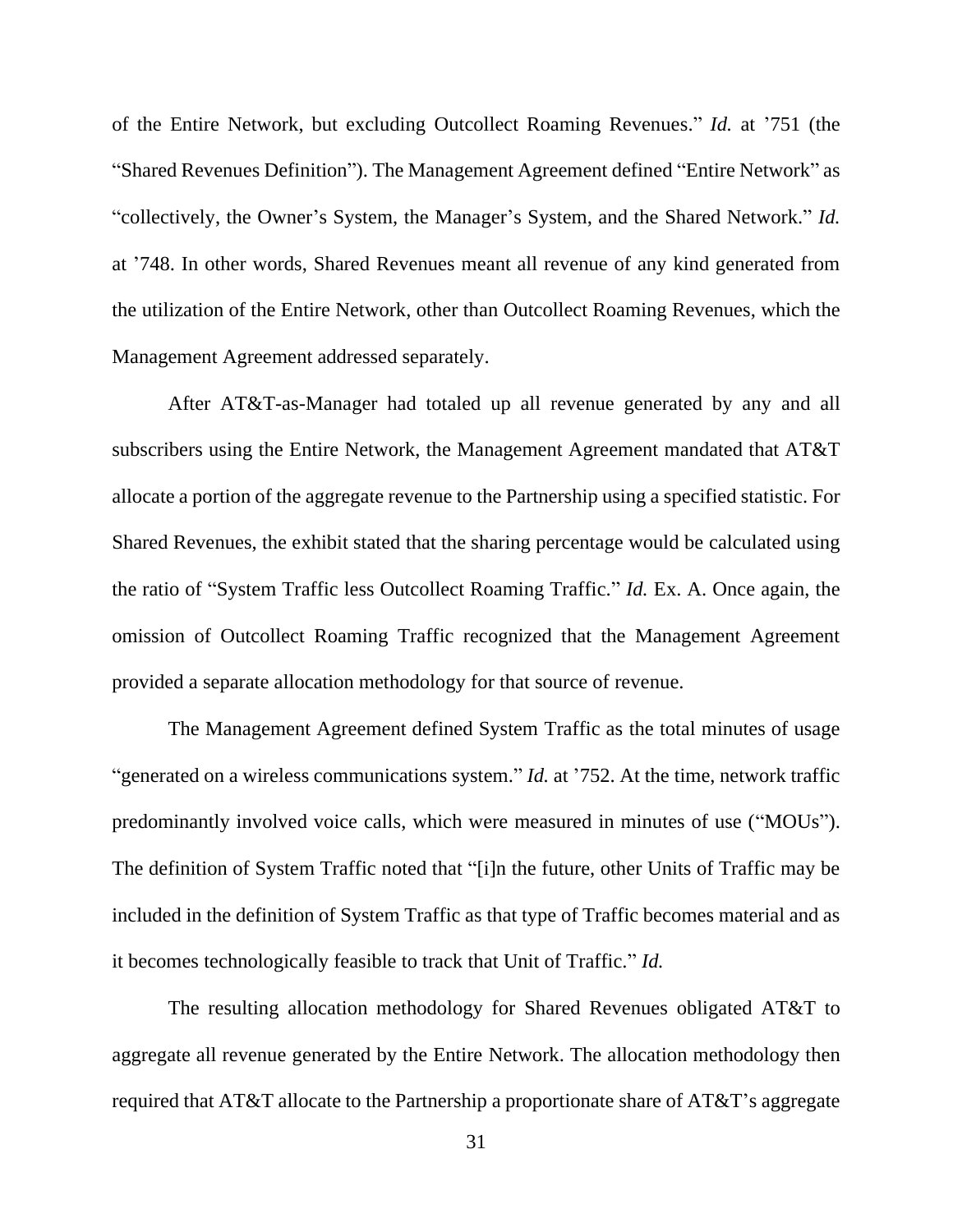of the Entire Network, but excluding Outcollect Roaming Revenues." *Id.* at '751 (the "Shared Revenues Definition"). The Management Agreement defined "Entire Network" as "collectively, the Owner's System, the Manager's System, and the Shared Network." *Id.* at '748. In other words, Shared Revenues meant all revenue of any kind generated from the utilization of the Entire Network, other than Outcollect Roaming Revenues, which the Management Agreement addressed separately.

After AT&T-as-Manager had totaled up all revenue generated by any and all subscribers using the Entire Network, the Management Agreement mandated that AT&T allocate a portion of the aggregate revenue to the Partnership using a specified statistic. For Shared Revenues, the exhibit stated that the sharing percentage would be calculated using the ratio of "System Traffic less Outcollect Roaming Traffic." *Id.* Ex. A. Once again, the omission of Outcollect Roaming Traffic recognized that the Management Agreement provided a separate allocation methodology for that source of revenue.

The Management Agreement defined System Traffic as the total minutes of usage "generated on a wireless communications system." *Id.* at '752. At the time, network traffic predominantly involved voice calls, which were measured in minutes of use ("MOUs"). The definition of System Traffic noted that "[i]n the future, other Units of Traffic may be included in the definition of System Traffic as that type of Traffic becomes material and as it becomes technologically feasible to track that Unit of Traffic." *Id.*

The resulting allocation methodology for Shared Revenues obligated AT&T to aggregate all revenue generated by the Entire Network. The allocation methodology then required that AT&T allocate to the Partnership a proportionate share of AT&T's aggregate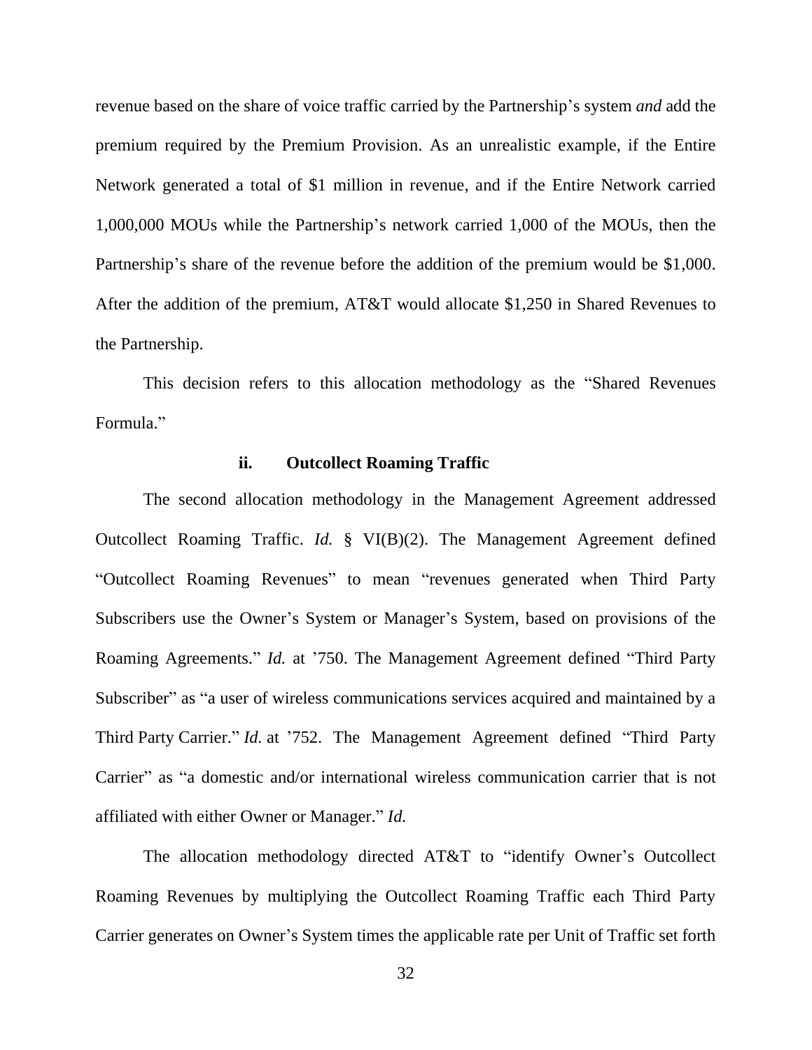revenue based on the share of voice traffic carried by the Partnership's system *and* add the premium required by the Premium Provision. As an unrealistic example, if the Entire Network generated a total of $1 million in revenue, and if the Entire Network carried 1,000,000 MOUs while the Partnership's network carried 1,000 of the MOUs, then the Partnership's share of the revenue before the addition of the premium would be $1,000. After the addition of the premium, AT&T would allocate $1,250 in Shared Revenues to the Partnership.

This decision refers to this allocation methodology as the "Shared Revenues Formula."

#### ii. Outcollect Roaming Traffic

The second allocation methodology in the Management Agreement addressed Outcollect Roaming Traffic. *Id.* § VI(B)(2). The Management Agreement defined "Outcollect Roaming Revenues" to mean "revenues generated when Third Party Subscribers use the Owner's System or Manager's System, based on provisions of the Roaming Agreements." *Id.* at '750. The Management Agreement defined "Third Party Subscriber" as "a user of wireless communications services acquired and maintained by a Third Party Carrier." *Id.* at '752. The Management Agreement defined "Third Party Carrier" as "a domestic and/or international wireless communication carrier that is not affiliated with either Owner or Manager." *Id.*

The allocation methodology directed AT&T to "identify Owner's Outcollect Roaming Revenues by multiplying the Outcollect Roaming Traffic each Third Party Carrier generates on Owner's System times the applicable rate per Unit of Traffic set forth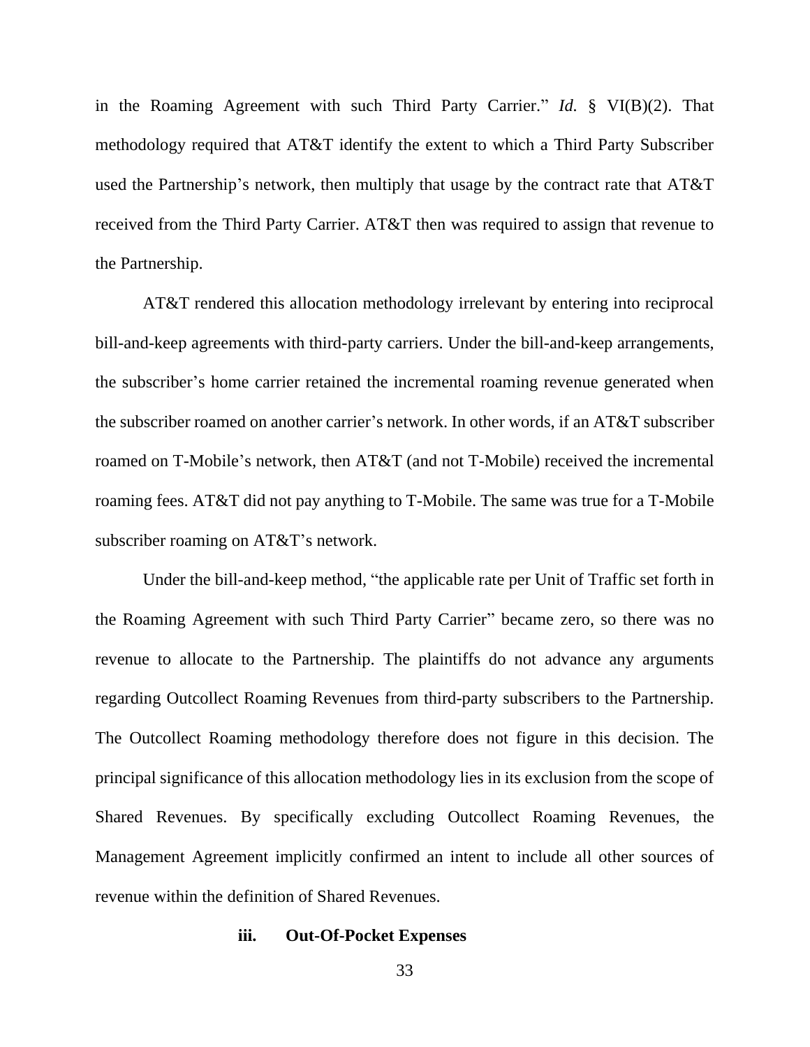in the Roaming Agreement with such Third Party Carrier." *Id.* § VI(B)(2). That methodology required that AT&T identify the extent to which a Third Party Subscriber used the Partnership's network, then multiply that usage by the contract rate that AT&T received from the Third Party Carrier. AT&T then was required to assign that revenue to the Partnership.

AT&T rendered this allocation methodology irrelevant by entering into reciprocal bill-and-keep agreements with third-party carriers. Under the bill-and-keep arrangements, the subscriber's home carrier retained the incremental roaming revenue generated when the subscriber roamed on another carrier's network. In other words, if an AT&T subscriber roamed on T-Mobile's network, then AT&T (and not T-Mobile) received the incremental roaming fees. AT&T did not pay anything to T-Mobile. The same was true for a T-Mobile subscriber roaming on AT&T's network.

Under the bill-and-keep method, "the applicable rate per Unit of Traffic set forth in the Roaming Agreement with such Third Party Carrier" became zero, so there was no revenue to allocate to the Partnership. The plaintiffs do not advance any arguments regarding Outcollect Roaming Revenues from third-party subscribers to the Partnership. The Outcollect Roaming methodology therefore does not figure in this decision. The principal significance of this allocation methodology lies in its exclusion from the scope of Shared Revenues. By specifically excluding Outcollect Roaming Revenues, the Management Agreement implicitly confirmed an intent to include all other sources of revenue within the definition of Shared Revenues.

#### iii. Out-Of-Pocket Expenses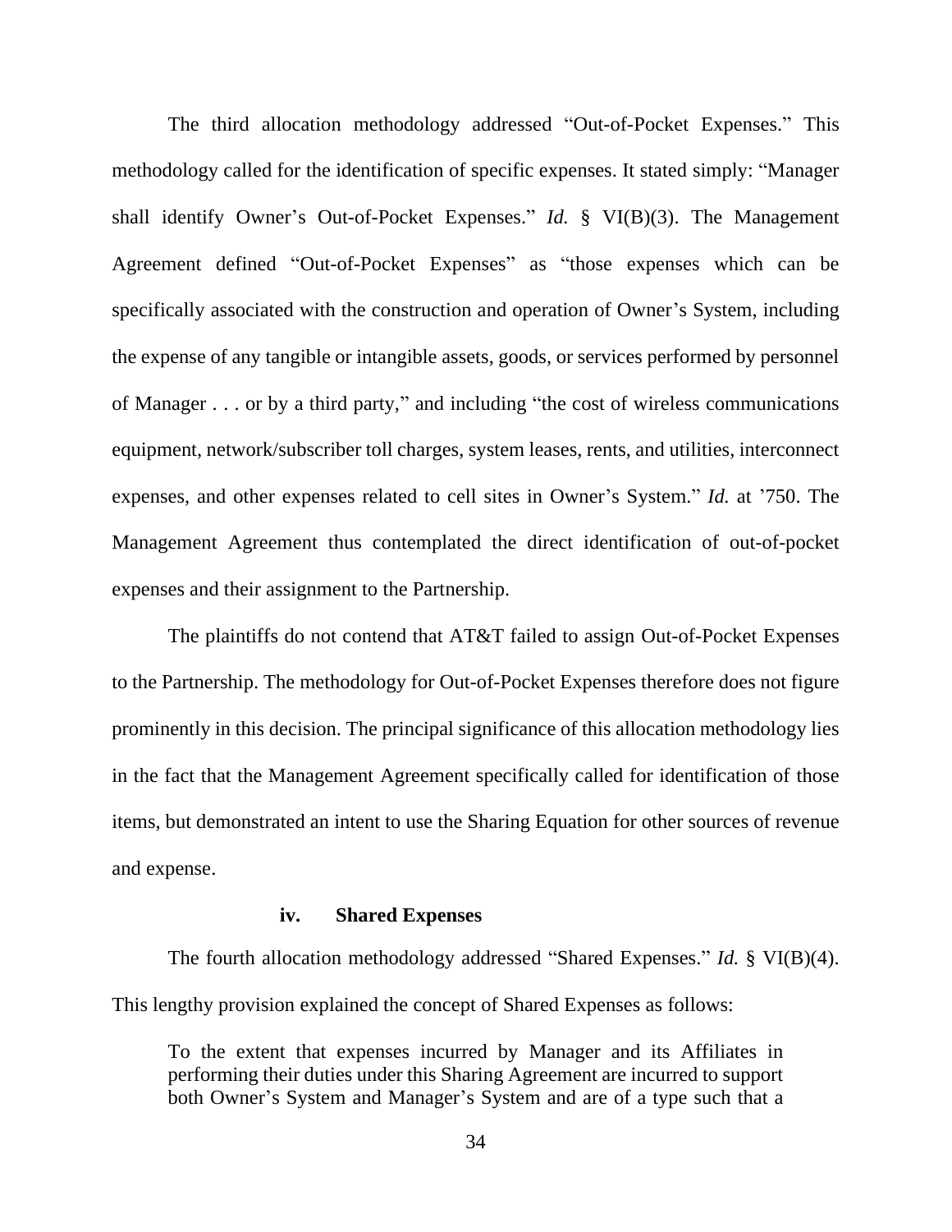The third allocation methodology addressed "Out-of-Pocket Expenses." This methodology called for the identification of specific expenses. It stated simply: "Manager shall identify Owner's Out-of-Pocket Expenses." *Id.* § VI(B)(3). The Management Agreement defined "Out-of-Pocket Expenses" as "those expenses which can be specifically associated with the construction and operation of Owner's System, including the expense of any tangible or intangible assets, goods, or services performed by personnel of Manager . . . or by a third party," and including "the cost of wireless communications equipment, network/subscriber toll charges, system leases, rents, and utilities, interconnect expenses, and other expenses related to cell sites in Owner's System." *Id.* at '750. The Management Agreement thus contemplated the direct identification of out-of-pocket expenses and their assignment to the Partnership.

The plaintiffs do not contend that AT&T failed to assign Out-of-Pocket Expenses to the Partnership. The methodology for Out-of-Pocket Expenses therefore does not figure prominently in this decision. The principal significance of this allocation methodology lies in the fact that the Management Agreement specifically called for identification of those items, but demonstrated an intent to use the Sharing Equation for other sources of revenue and expense.

#### iv. Shared Expenses

The fourth allocation methodology addressed "Shared Expenses." *Id.* § VI(B)(4). This lengthy provision explained the concept of Shared Expenses as follows:

> To the extent that expenses incurred by Manager and its Affiliates in performing their duties under this Sharing Agreement are incurred to support both Owner's System and Manager's System and are of a type such that a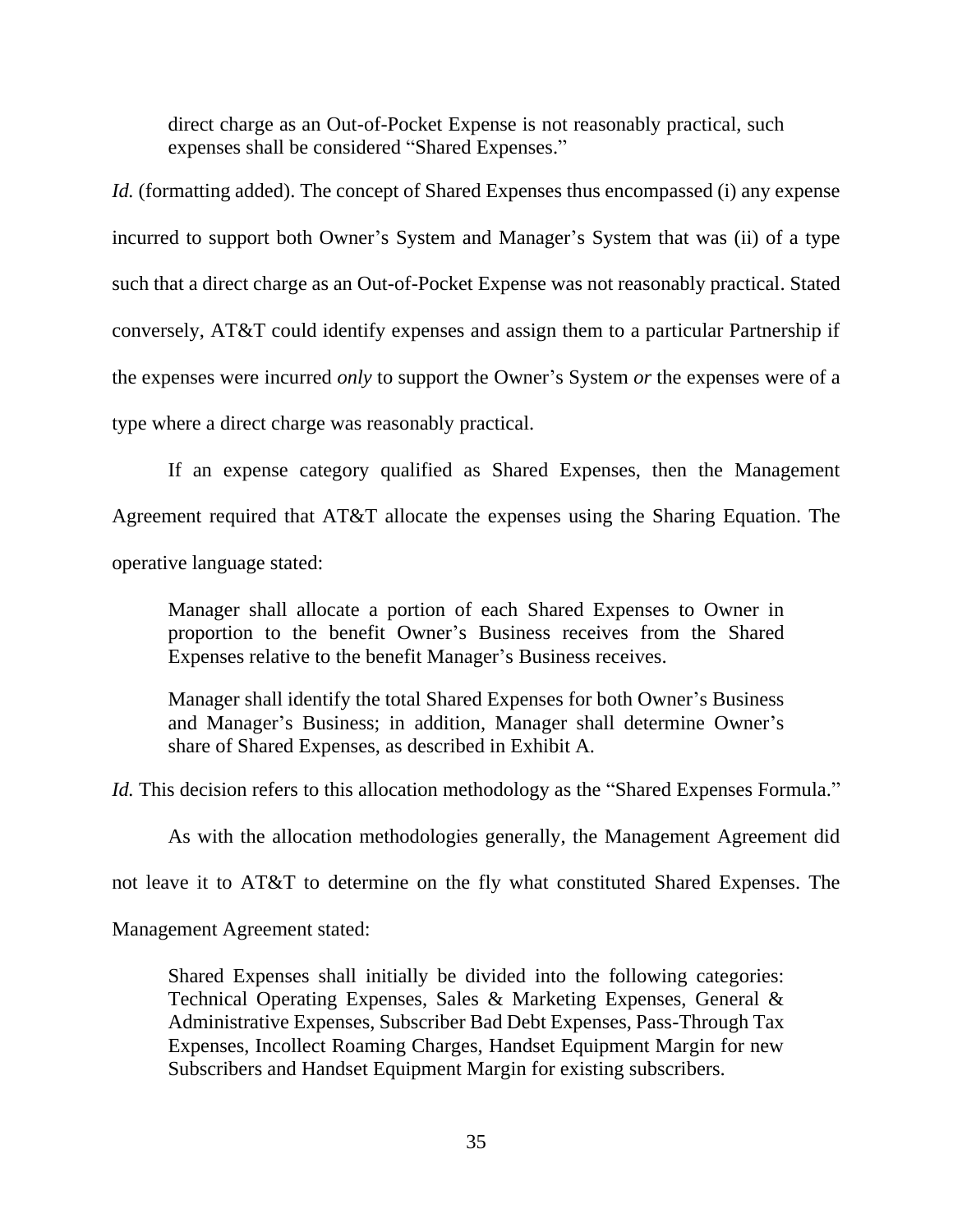> direct charge as an Out-of-Pocket Expense is not reasonably practical, such expenses shall be considered "Shared Expenses."

*Id.* (formatting added). The concept of Shared Expenses thus encompassed (i) any expense incurred to support both Owner's System and Manager's System that was (ii) of a type such that a direct charge as an Out-of-Pocket Expense was not reasonably practical. Stated conversely, AT&T could identify expenses and assign them to a particular Partnership if the expenses were incurred *only* to support the Owner's System *or* the expenses were of a type where a direct charge was reasonably practical.

If an expense category qualified as Shared Expenses, then the Management Agreement required that AT&T allocate the expenses using the Sharing Equation. The operative language stated:

> Manager shall allocate a portion of each Shared Expenses to Owner in proportion to the benefit Owner's Business receives from the Shared Expenses relative to the benefit Manager's Business receives.
>
> Manager shall identify the total Shared Expenses for both Owner's Business and Manager's Business; in addition, Manager shall determine Owner's share of Shared Expenses, as described in Exhibit A.

*Id.* This decision refers to this allocation methodology as the "Shared Expenses Formula."

As with the allocation methodologies generally, the Management Agreement did not leave it to AT&T to determine on the fly what constituted Shared Expenses. The Management Agreement stated:

> Shared Expenses shall initially be divided into the following categories: Technical Operating Expenses, Sales & Marketing Expenses, General & Administrative Expenses, Subscriber Bad Debt Expenses, Pass-Through Tax Expenses, Incollect Roaming Charges, Handset Equipment Margin for new Subscribers and Handset Equipment Margin for existing subscribers.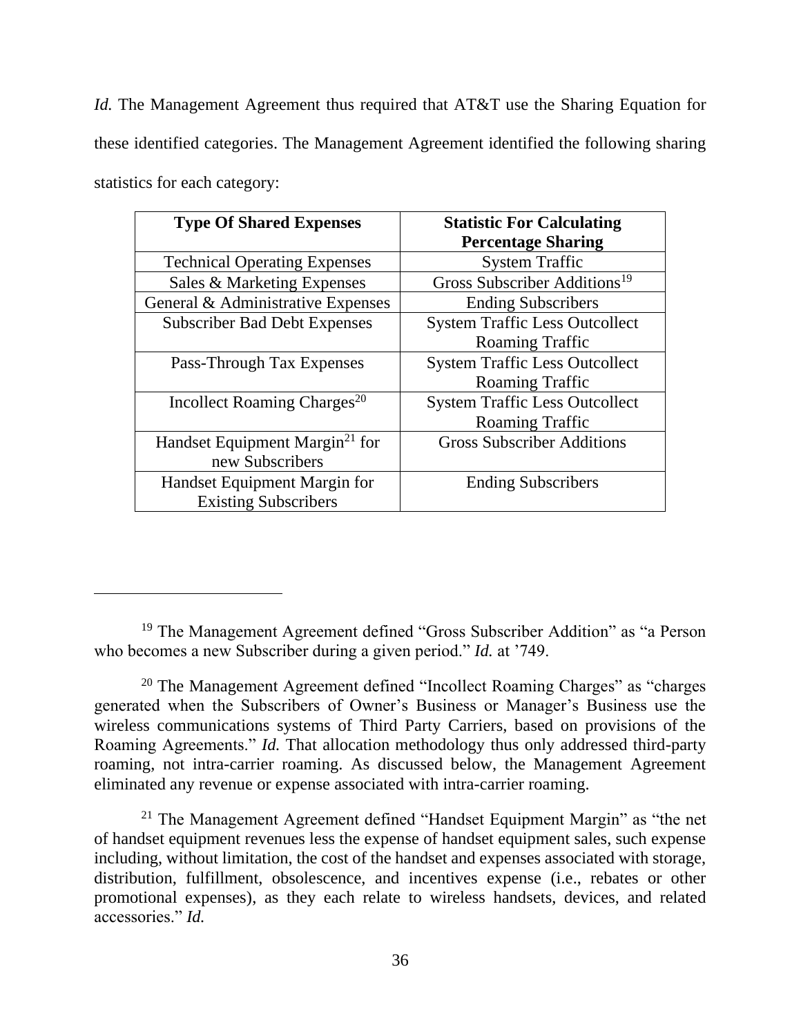*Id.* The Management Agreement thus required that AT&T use the Sharing Equation for these identified categories. The Management Agreement identified the following sharing statistics for each category:

| **Type Of Shared Expenses** | **Statistic For Calculating Percentage Sharing** |
|---|---|
| Technical Operating Expenses | System Traffic |
| Sales & Marketing Expenses | Gross Subscriber Additions[19] |
| General & Administrative Expenses | Ending Subscribers |
| Subscriber Bad Debt Expenses | System Traffic Less Outcollect Roaming Traffic |
| Pass-Through Tax Expenses | System Traffic Less Outcollect Roaming Traffic |
| Incollect Roaming Charges[20] | System Traffic Less Outcollect Roaming Traffic |
| Handset Equipment Margin[21] for new Subscribers | Gross Subscriber Additions |
| Handset Equipment Margin for Existing Subscribers | Ending Subscribers |

---

[19] The Management Agreement defined "Gross Subscriber Addition" as "a Person who becomes a new Subscriber during a given period." *Id.* at '749.

[20] The Management Agreement defined "Incollect Roaming Charges" as "charges generated when the Subscribers of Owner's Business or Manager's Business use the wireless communications systems of Third Party Carriers, based on provisions of the Roaming Agreements." *Id.* That allocation methodology thus only addressed third-party roaming, not intra-carrier roaming. As discussed below, the Management Agreement eliminated any revenue or expense associated with intra-carrier roaming.

[21] The Management Agreement defined "Handset Equipment Margin" as "the net of handset equipment revenues less the expense of handset equipment sales, such expense including, without limitation, the cost of the handset and expenses associated with storage, distribution, fulfillment, obsolescence, and incentives expense (i.e., rebates or other promotional expenses), as they each relate to wireless handsets, devices, and related accessories." *Id.*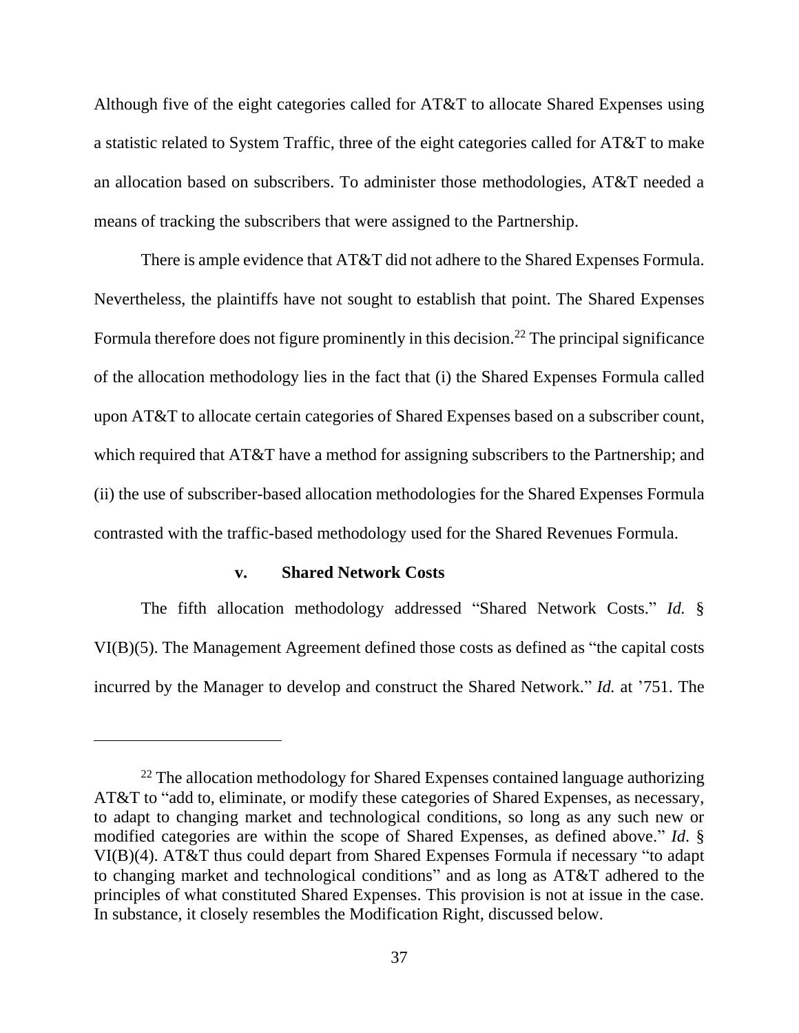Although five of the eight categories called for AT&T to allocate Shared Expenses using a statistic related to System Traffic, three of the eight categories called for AT&T to make an allocation based on subscribers. To administer those methodologies, AT&T needed a means of tracking the subscribers that were assigned to the Partnership.

There is ample evidence that AT&T did not adhere to the Shared Expenses Formula. Nevertheless, the plaintiffs have not sought to establish that point. The Shared Expenses Formula therefore does not figure prominently in this decision.[22] The principal significance of the allocation methodology lies in the fact that (i) the Shared Expenses Formula called upon AT&T to allocate certain categories of Shared Expenses based on a subscriber count, which required that AT&T have a method for assigning subscribers to the Partnership; and (ii) the use of subscriber-based allocation methodologies for the Shared Expenses Formula contrasted with the traffic-based methodology used for the Shared Revenues Formula.

#### v. Shared Network Costs

The fifth allocation methodology addressed "Shared Network Costs." *Id.* § VI(B)(5). The Management Agreement defined those costs as defined as "the capital costs incurred by the Manager to develop and construct the Shared Network." *Id.* at '751. The

---

[22] The allocation methodology for Shared Expenses contained language authorizing AT&T to "add to, eliminate, or modify these categories of Shared Expenses, as necessary, to adapt to changing market and technological conditions, so long as any such new or modified categories are within the scope of Shared Expenses, as defined above." *Id.* § VI(B)(4). AT&T thus could depart from Shared Expenses Formula if necessary "to adapt to changing market and technological conditions" and as long as AT&T adhered to the principles of what constituted Shared Expenses. This provision is not at issue in the case. In substance, it closely resembles the Modification Right, discussed below.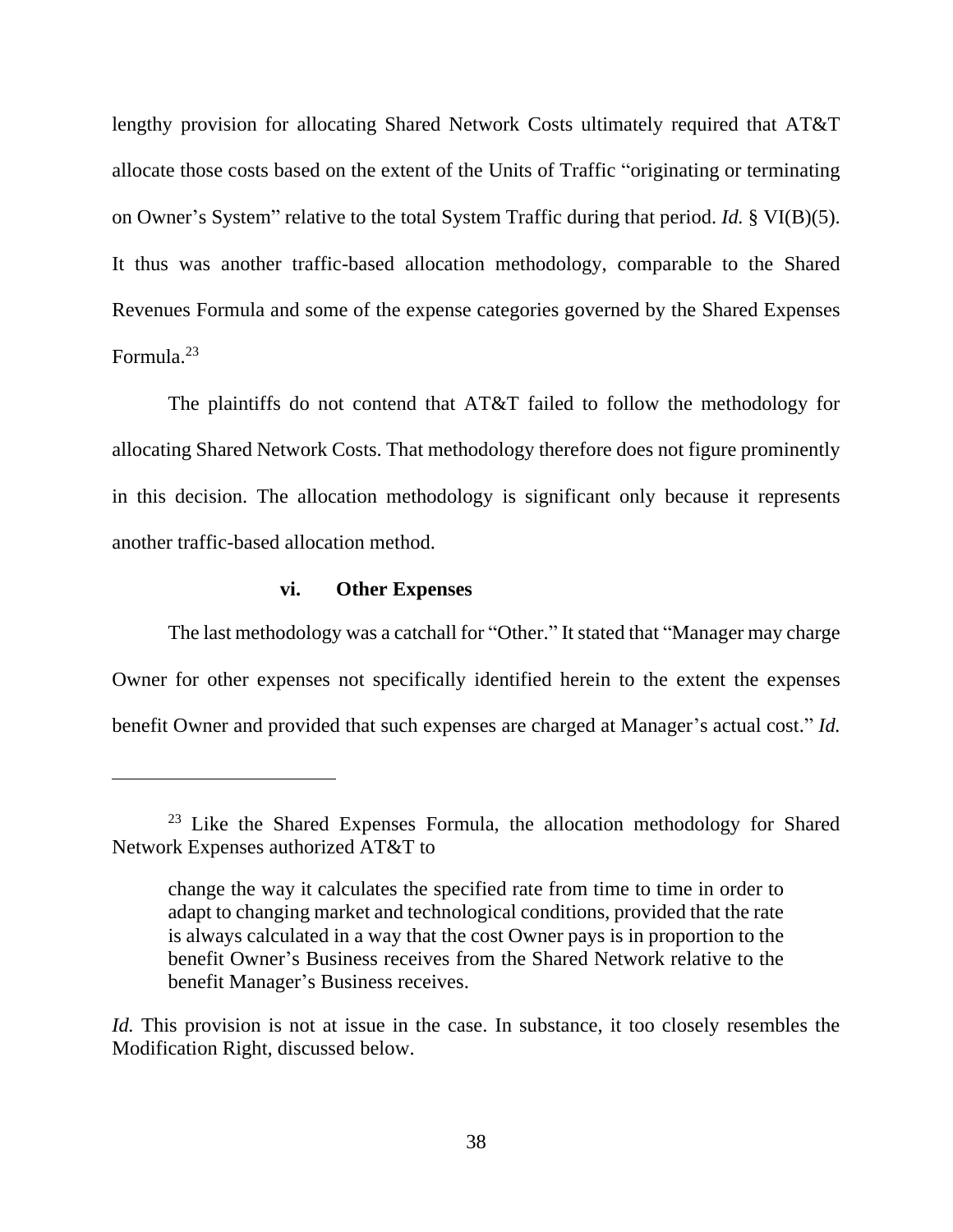lengthy provision for allocating Shared Network Costs ultimately required that AT&T allocate those costs based on the extent of the Units of Traffic "originating or terminating on Owner's System" relative to the total System Traffic during that period. *Id.* § VI(B)(5). It thus was another traffic-based allocation methodology, comparable to the Shared Revenues Formula and some of the expense categories governed by the Shared Expenses Formula.[23]

The plaintiffs do not contend that AT&T failed to follow the methodology for allocating Shared Network Costs. That methodology therefore does not figure prominently in this decision. The allocation methodology is significant only because it represents another traffic-based allocation method.

#### vi. Other Expenses

The last methodology was a catchall for "Other." It stated that "Manager may charge Owner for other expenses not specifically identified herein to the extent the expenses benefit Owner and provided that such expenses are charged at Manager's actual cost." *Id.*

---

[23] Like the Shared Expenses Formula, the allocation methodology for Shared Network Expenses authorized AT&T to

> change the way it calculates the specified rate from time to time in order to adapt to changing market and technological conditions, provided that the rate is always calculated in a way that the cost Owner pays is in proportion to the benefit Owner's Business receives from the Shared Network relative to the benefit Manager's Business receives.

*Id.* This provision is not at issue in the case. In substance, it too closely resembles the Modification Right, discussed below.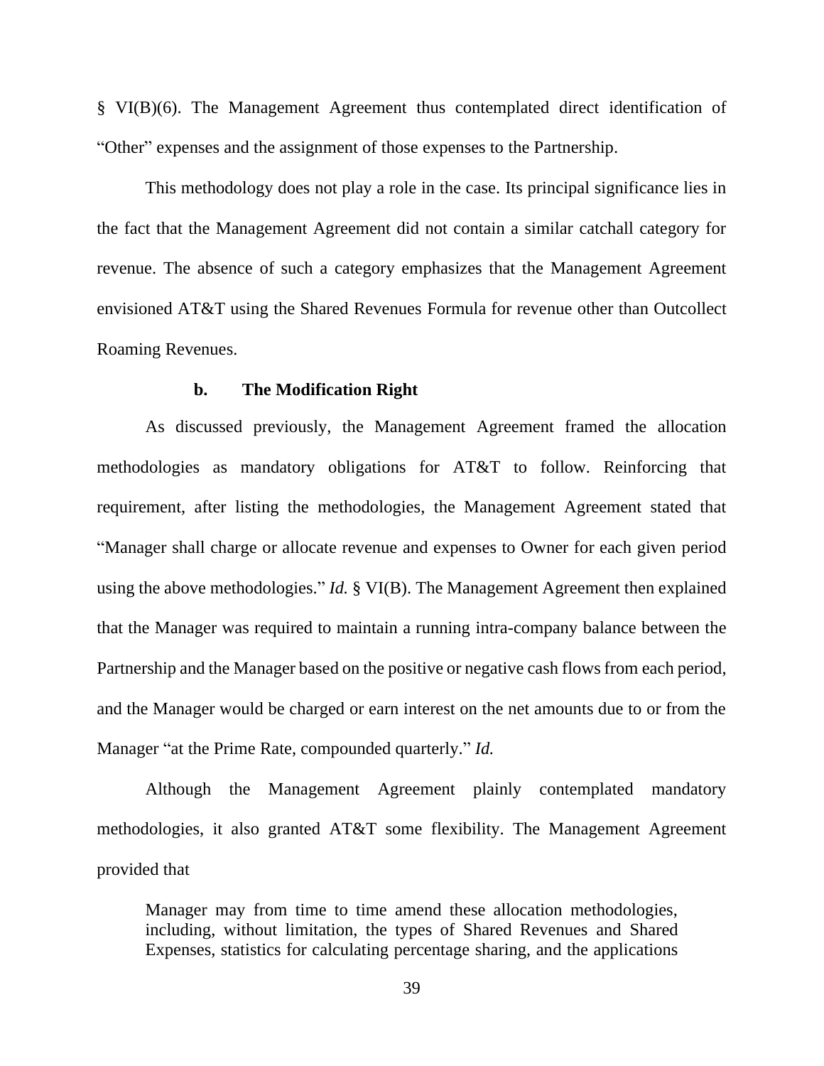§ VI(B)(6). The Management Agreement thus contemplated direct identification of "Other" expenses and the assignment of those expenses to the Partnership.

This methodology does not play a role in the case. Its principal significance lies in the fact that the Management Agreement did not contain a similar catchall category for revenue. The absence of such a category emphasizes that the Management Agreement envisioned AT&T using the Shared Revenues Formula for revenue other than Outcollect Roaming Revenues.

#### b. The Modification Right

As discussed previously, the Management Agreement framed the allocation methodologies as mandatory obligations for AT&T to follow. Reinforcing that requirement, after listing the methodologies, the Management Agreement stated that "Manager shall charge or allocate revenue and expenses to Owner for each given period using the above methodologies." *Id.* § VI(B). The Management Agreement then explained that the Manager was required to maintain a running intra-company balance between the Partnership and the Manager based on the positive or negative cash flows from each period, and the Manager would be charged or earn interest on the net amounts due to or from the Manager "at the Prime Rate, compounded quarterly." *Id.*

Although the Management Agreement plainly contemplated mandatory methodologies, it also granted AT&T some flexibility. The Management Agreement provided that

> Manager may from time to time amend these allocation methodologies, including, without limitation, the types of Shared Revenues and Shared Expenses, statistics for calculating percentage sharing, and the applications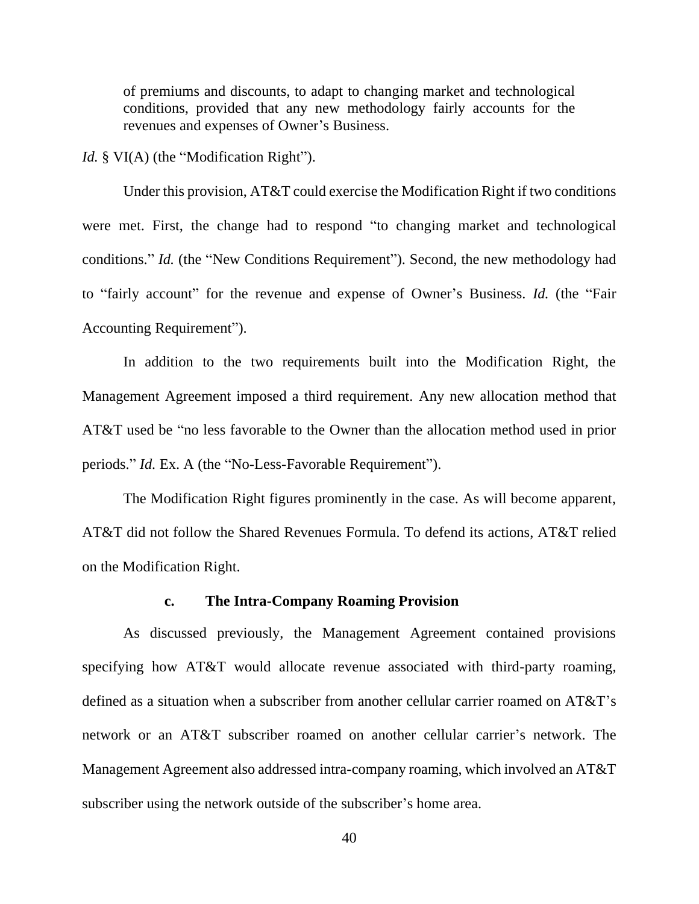> of premiums and discounts, to adapt to changing market and technological conditions, provided that any new methodology fairly accounts for the revenues and expenses of Owner's Business.

*Id.* § VI(A) (the "Modification Right").

Under this provision, AT&T could exercise the Modification Right if two conditions were met. First, the change had to respond "to changing market and technological conditions." *Id.* (the "New Conditions Requirement"). Second, the new methodology had to "fairly account" for the revenue and expense of Owner's Business. *Id.* (the "Fair Accounting Requirement").

In addition to the two requirements built into the Modification Right, the Management Agreement imposed a third requirement. Any new allocation method that AT&T used be "no less favorable to the Owner than the allocation method used in prior periods." *Id.* Ex. A (the "No-Less-Favorable Requirement").

The Modification Right figures prominently in the case. As will become apparent, AT&T did not follow the Shared Revenues Formula. To defend its actions, AT&T relied on the Modification Right.

#### c. The Intra-Company Roaming Provision

As discussed previously, the Management Agreement contained provisions specifying how AT&T would allocate revenue associated with third-party roaming, defined as a situation when a subscriber from another cellular carrier roamed on AT&T's network or an AT&T subscriber roamed on another cellular carrier's network. The Management Agreement also addressed intra-company roaming, which involved an AT&T subscriber using the network outside of the subscriber's home area.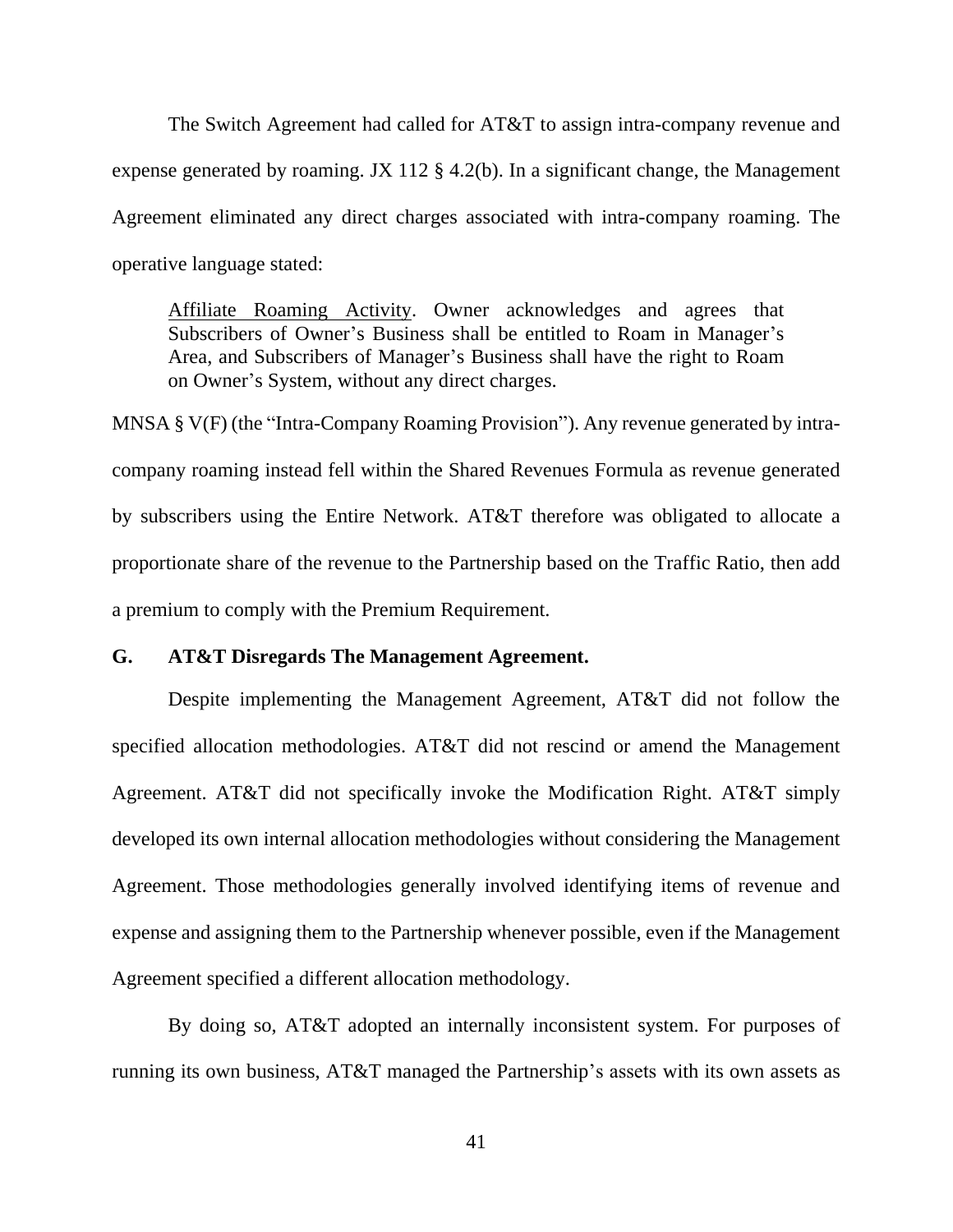The Switch Agreement had called for AT&T to assign intra-company revenue and expense generated by roaming. JX 112 § 4.2(b). In a significant change, the Management Agreement eliminated any direct charges associated with intra-company roaming. The operative language stated:

> Affiliate Roaming Activity. Owner acknowledges and agrees that Subscribers of Owner's Business shall be entitled to Roam in Manager's Area, and Subscribers of Manager's Business shall have the right to Roam on Owner's System, without any direct charges.

MNSA § V(F) (the "Intra-Company Roaming Provision"). Any revenue generated by intra-company roaming instead fell within the Shared Revenues Formula as revenue generated by subscribers using the Entire Network. AT&T therefore was obligated to allocate a proportionate share of the revenue to the Partnership based on the Traffic Ratio, then add a premium to comply with the Premium Requirement.

### G. AT&T Disregards The Management Agreement.

Despite implementing the Management Agreement, AT&T did not follow the specified allocation methodologies. AT&T did not rescind or amend the Management Agreement. AT&T did not specifically invoke the Modification Right. AT&T simply developed its own internal allocation methodologies without considering the Management Agreement. Those methodologies generally involved identifying items of revenue and expense and assigning them to the Partnership whenever possible, even if the Management Agreement specified a different allocation methodology.

By doing so, AT&T adopted an internally inconsistent system. For purposes of running its own business, AT&T managed the Partnership's assets with its own assets as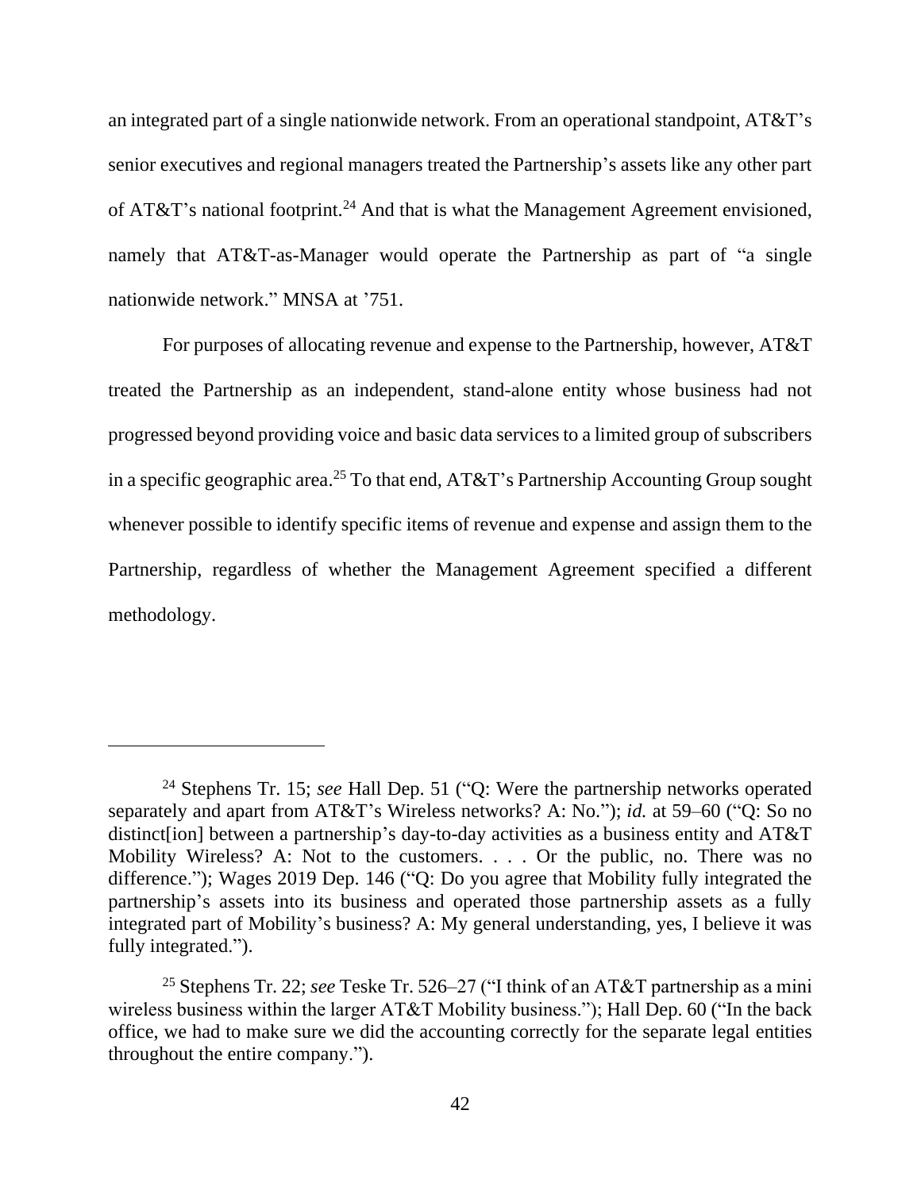an integrated part of a single nationwide network. From an operational standpoint, AT&T's senior executives and regional managers treated the Partnership's assets like any other part of AT&T's national footprint.[24] And that is what the Management Agreement envisioned, namely that AT&T-as-Manager would operate the Partnership as part of "a single nationwide network." MNSA at '751.

For purposes of allocating revenue and expense to the Partnership, however, AT&T treated the Partnership as an independent, stand-alone entity whose business had not progressed beyond providing voice and basic data services to a limited group of subscribers in a specific geographic area.[25] To that end, AT&T's Partnership Accounting Group sought whenever possible to identify specific items of revenue and expense and assign them to the Partnership, regardless of whether the Management Agreement specified a different methodology.

---

[24] Stephens Tr. 15; *see* Hall Dep. 51 ("Q: Were the partnership networks operated separately and apart from AT&T's Wireless networks? A: No."); *id.* at 59–60 ("Q: So no distinct[ion] between a partnership's day-to-day activities as a business entity and AT&T Mobility Wireless? A: Not to the customers. . . . Or the public, no. There was no difference."); Wages 2019 Dep. 146 ("Q: Do you agree that Mobility fully integrated the partnership's assets into its business and operated those partnership assets as a fully integrated part of Mobility's business? A: My general understanding, yes, I believe it was fully integrated.").

[25] Stephens Tr. 22; *see* Teske Tr. 526–27 ("I think of an AT&T partnership as a mini wireless business within the larger AT&T Mobility business."); Hall Dep. 60 ("In the back office, we had to make sure we did the accounting correctly for the separate legal entities throughout the entire company.").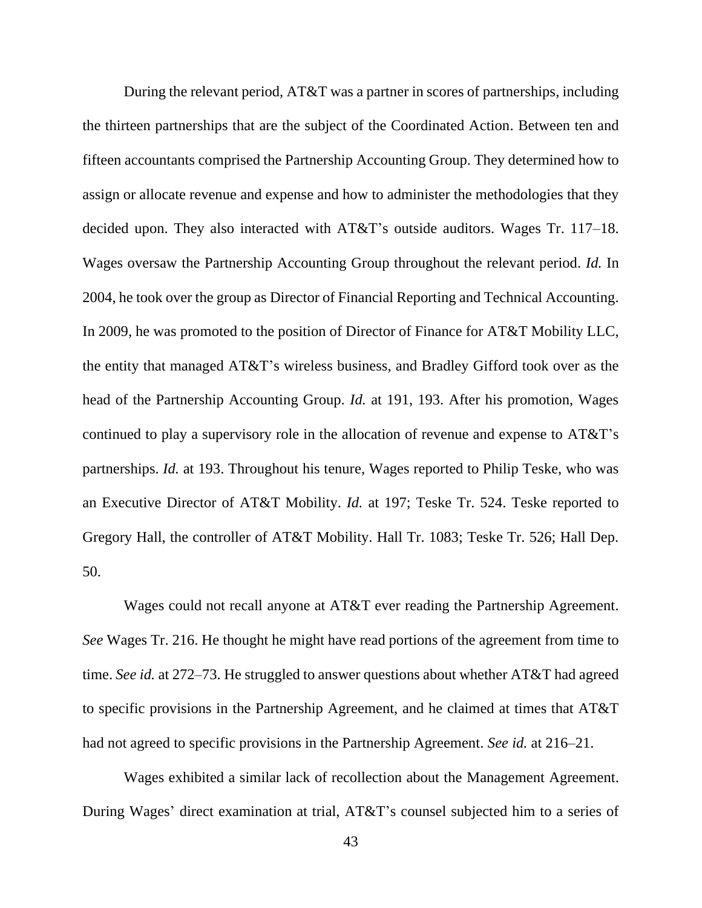During the relevant period, AT&T was a partner in scores of partnerships, including the thirteen partnerships that are the subject of the Coordinated Action. Between ten and fifteen accountants comprised the Partnership Accounting Group. They determined how to assign or allocate revenue and expense and how to administer the methodologies that they decided upon. They also interacted with AT&T's outside auditors. Wages Tr. 117–18. Wages oversaw the Partnership Accounting Group throughout the relevant period. *Id.* In 2004, he took over the group as Director of Financial Reporting and Technical Accounting. In 2009, he was promoted to the position of Director of Finance for AT&T Mobility LLC, the entity that managed AT&T's wireless business, and Bradley Gifford took over as the head of the Partnership Accounting Group. *Id.* at 191, 193. After his promotion, Wages continued to play a supervisory role in the allocation of revenue and expense to AT&T's partnerships. *Id.* at 193. Throughout his tenure, Wages reported to Philip Teske, who was an Executive Director of AT&T Mobility. *Id.* at 197; Teske Tr. 524. Teske reported to Gregory Hall, the controller of AT&T Mobility. Hall Tr. 1083; Teske Tr. 526; Hall Dep. 50.

Wages could not recall anyone at AT&T ever reading the Partnership Agreement. *See* Wages Tr. 216. He thought he might have read portions of the agreement from time to time. *See id.* at 272–73. He struggled to answer questions about whether AT&T had agreed to specific provisions in the Partnership Agreement, and he claimed at times that AT&T had not agreed to specific provisions in the Partnership Agreement. *See id.* at 216–21.

Wages exhibited a similar lack of recollection about the Management Agreement. During Wages' direct examination at trial, AT&T's counsel subjected him to a series of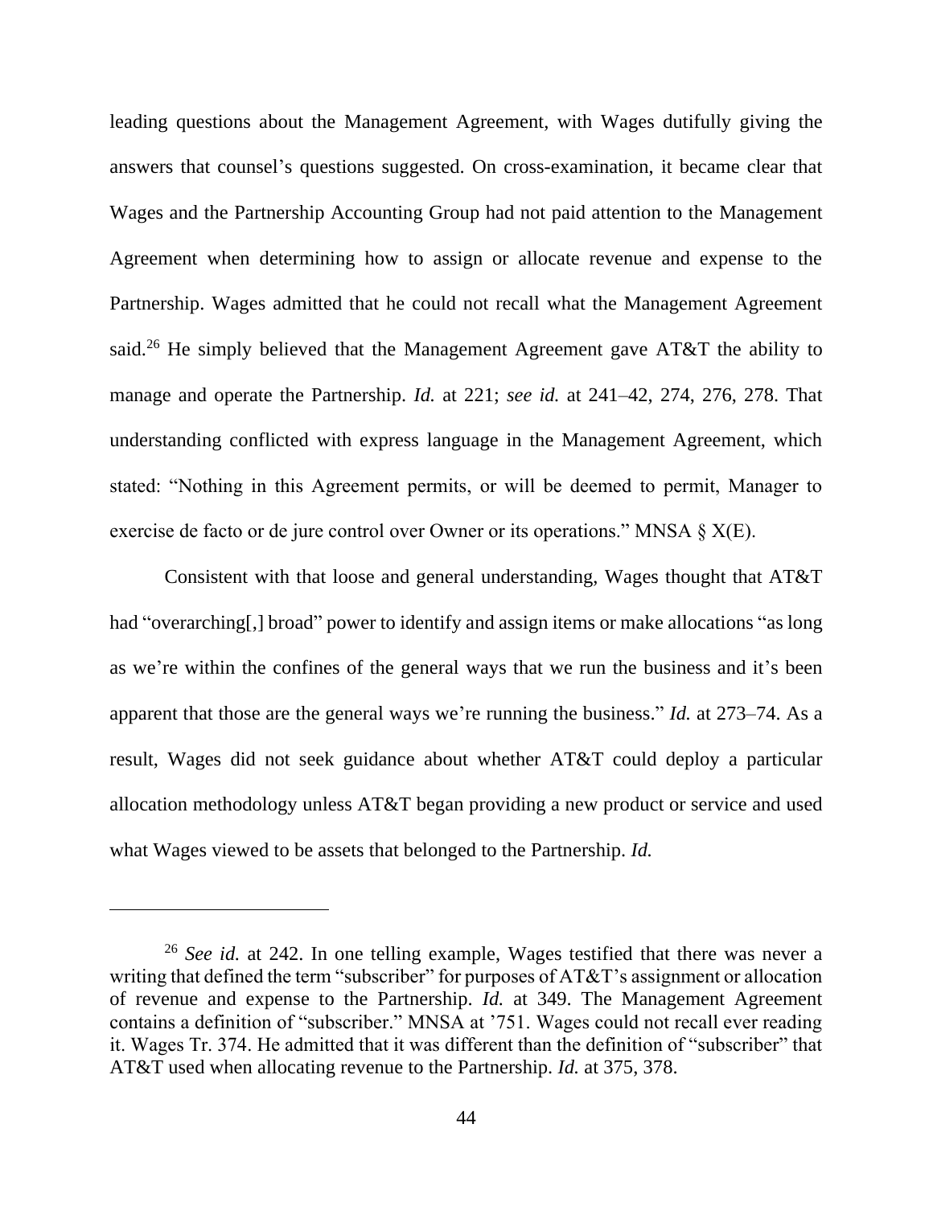leading questions about the Management Agreement, with Wages dutifully giving the answers that counsel's questions suggested. On cross-examination, it became clear that Wages and the Partnership Accounting Group had not paid attention to the Management Agreement when determining how to assign or allocate revenue and expense to the Partnership. Wages admitted that he could not recall what the Management Agreement said.[26] He simply believed that the Management Agreement gave AT&T the ability to manage and operate the Partnership. *Id.* at 221; *see id.* at 241–42, 274, 276, 278. That understanding conflicted with express language in the Management Agreement, which stated: "Nothing in this Agreement permits, or will be deemed to permit, Manager to exercise de facto or de jure control over Owner or its operations." MNSA § X(E).

Consistent with that loose and general understanding, Wages thought that AT&T had "overarching[,] broad" power to identify and assign items or make allocations "as long as we're within the confines of the general ways that we run the business and it's been apparent that those are the general ways we're running the business." *Id.* at 273–74. As a result, Wages did not seek guidance about whether AT&T could deploy a particular allocation methodology unless AT&T began providing a new product or service and used what Wages viewed to be assets that belonged to the Partnership. *Id.*

---

[26] *See id.* at 242. In one telling example, Wages testified that there was never a writing that defined the term "subscriber" for purposes of AT&T's assignment or allocation of revenue and expense to the Partnership. *Id.* at 349. The Management Agreement contains a definition of "subscriber." MNSA at '751. Wages could not recall ever reading it. Wages Tr. 374. He admitted that it was different than the definition of "subscriber" that AT&T used when allocating revenue to the Partnership. *Id.* at 375, 378.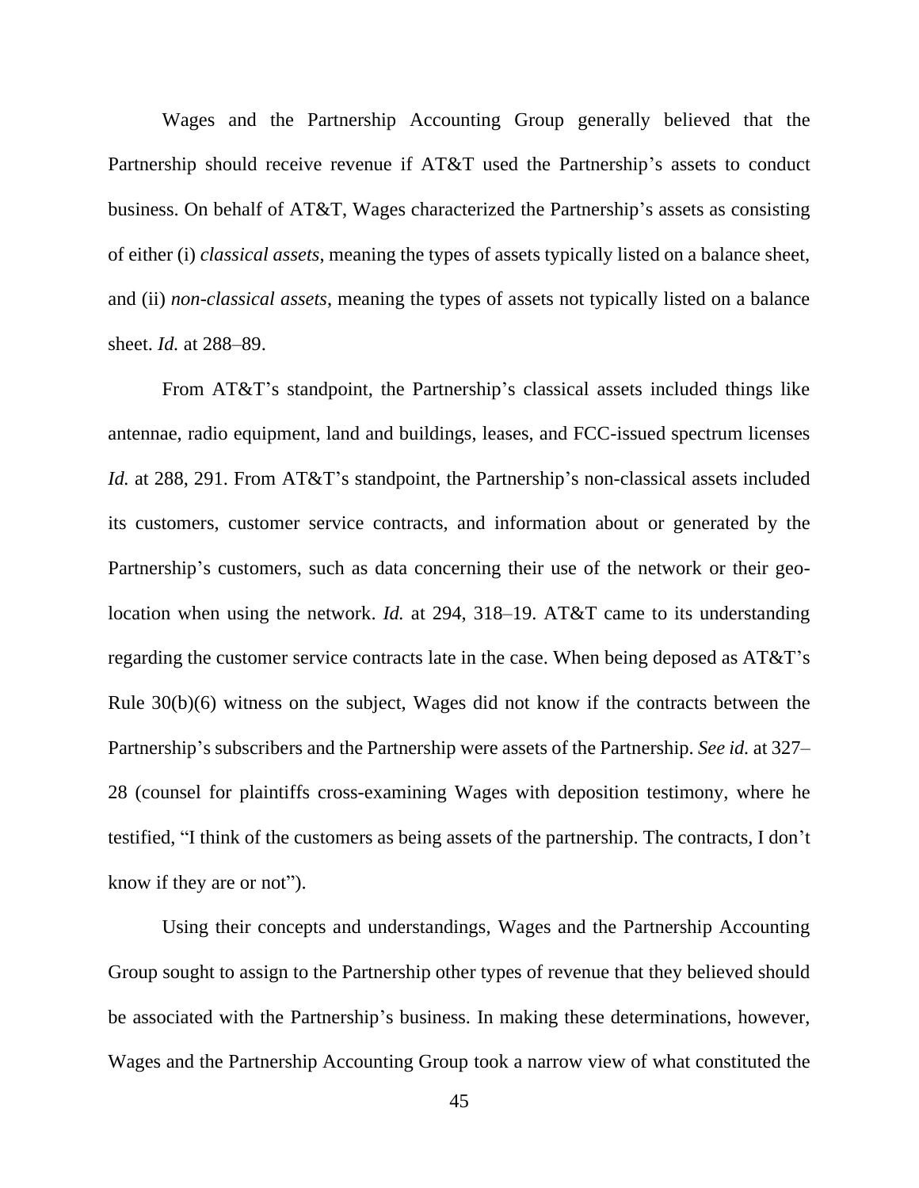Wages and the Partnership Accounting Group generally believed that the Partnership should receive revenue if AT&T used the Partnership's assets to conduct business. On behalf of AT&T, Wages characterized the Partnership's assets as consisting of either (i) *classical assets*, meaning the types of assets typically listed on a balance sheet, and (ii) *non-classical assets*, meaning the types of assets not typically listed on a balance sheet. *Id.* at 288–89.

From AT&T's standpoint, the Partnership's classical assets included things like antennae, radio equipment, land and buildings, leases, and FCC-issued spectrum licenses *Id.* at 288, 291. From AT&T's standpoint, the Partnership's non-classical assets included its customers, customer service contracts, and information about or generated by the Partnership's customers, such as data concerning their use of the network or their geo-location when using the network. *Id.* at 294, 318–19. AT&T came to its understanding regarding the customer service contracts late in the case. When being deposed as AT&T's Rule 30(b)(6) witness on the subject, Wages did not know if the contracts between the Partnership's subscribers and the Partnership were assets of the Partnership. *See id.* at 327–28 (counsel for plaintiffs cross-examining Wages with deposition testimony, where he testified, "I think of the customers as being assets of the partnership. The contracts, I don't know if they are or not").

Using their concepts and understandings, Wages and the Partnership Accounting Group sought to assign to the Partnership other types of revenue that they believed should be associated with the Partnership's business. In making these determinations, however, Wages and the Partnership Accounting Group took a narrow view of what constituted the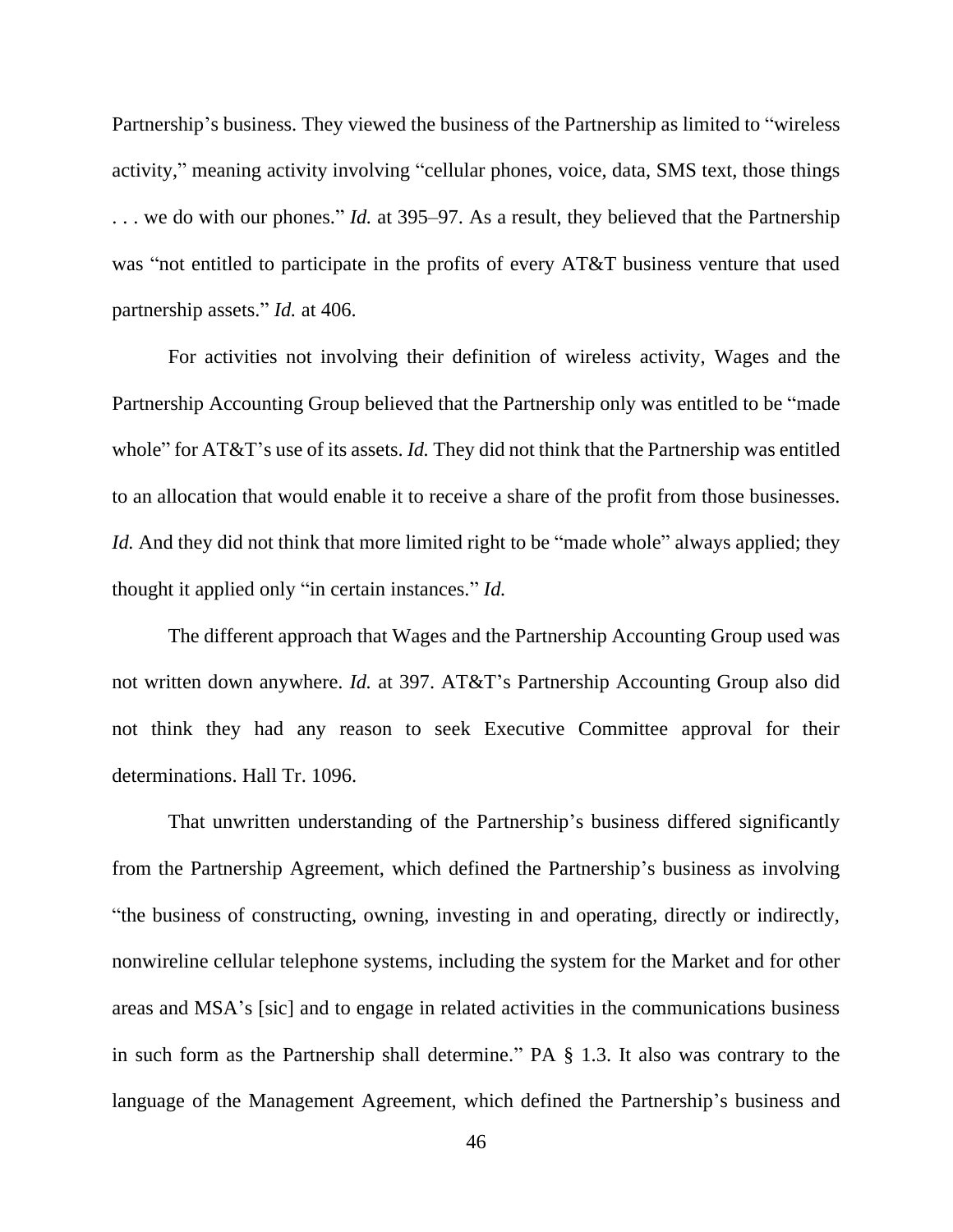Partnership's business. They viewed the business of the Partnership as limited to "wireless activity," meaning activity involving "cellular phones, voice, data, SMS text, those things . . . we do with our phones." *Id.* at 395–97. As a result, they believed that the Partnership was "not entitled to participate in the profits of every AT&T business venture that used partnership assets." *Id.* at 406.

For activities not involving their definition of wireless activity, Wages and the Partnership Accounting Group believed that the Partnership only was entitled to be "made whole" for AT&T's use of its assets. *Id.* They did not think that the Partnership was entitled to an allocation that would enable it to receive a share of the profit from those businesses. *Id.* And they did not think that more limited right to be "made whole" always applied; they thought it applied only "in certain instances." *Id.*

The different approach that Wages and the Partnership Accounting Group used was not written down anywhere. *Id.* at 397. AT&T's Partnership Accounting Group also did not think they had any reason to seek Executive Committee approval for their determinations. Hall Tr. 1096.

That unwritten understanding of the Partnership's business differed significantly from the Partnership Agreement, which defined the Partnership's business as involving "the business of constructing, owning, investing in and operating, directly or indirectly, nonwireline cellular telephone systems, including the system for the Market and for other areas and MSA's [sic] and to engage in related activities in the communications business in such form as the Partnership shall determine." PA § 1.3. It also was contrary to the language of the Management Agreement, which defined the Partnership's business and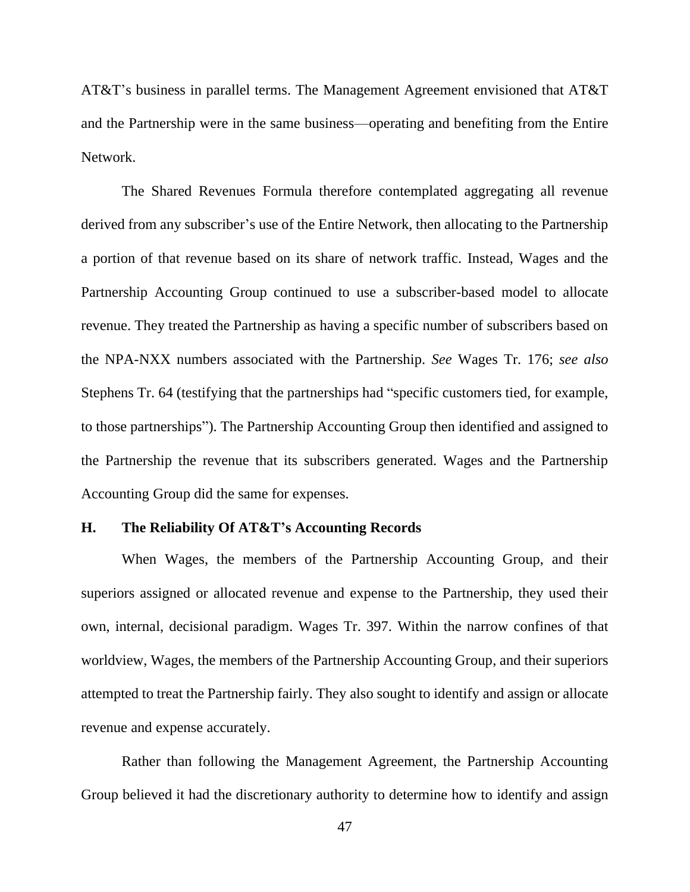AT&T's business in parallel terms. The Management Agreement envisioned that AT&T and the Partnership were in the same business—operating and benefiting from the Entire Network.

The Shared Revenues Formula therefore contemplated aggregating all revenue derived from any subscriber's use of the Entire Network, then allocating to the Partnership a portion of that revenue based on its share of network traffic. Instead, Wages and the Partnership Accounting Group continued to use a subscriber-based model to allocate revenue. They treated the Partnership as having a specific number of subscribers based on the NPA-NXX numbers associated with the Partnership. *See* Wages Tr. 176; *see also* Stephens Tr. 64 (testifying that the partnerships had "specific customers tied, for example, to those partnerships"). The Partnership Accounting Group then identified and assigned to the Partnership the revenue that its subscribers generated. Wages and the Partnership Accounting Group did the same for expenses.

### H. The Reliability Of AT&T's Accounting Records

When Wages, the members of the Partnership Accounting Group, and their superiors assigned or allocated revenue and expense to the Partnership, they used their own, internal, decisional paradigm. Wages Tr. 397. Within the narrow confines of that worldview, Wages, the members of the Partnership Accounting Group, and their superiors attempted to treat the Partnership fairly. They also sought to identify and assign or allocate revenue and expense accurately.

Rather than following the Management Agreement, the Partnership Accounting Group believed it had the discretionary authority to determine how to identify and assign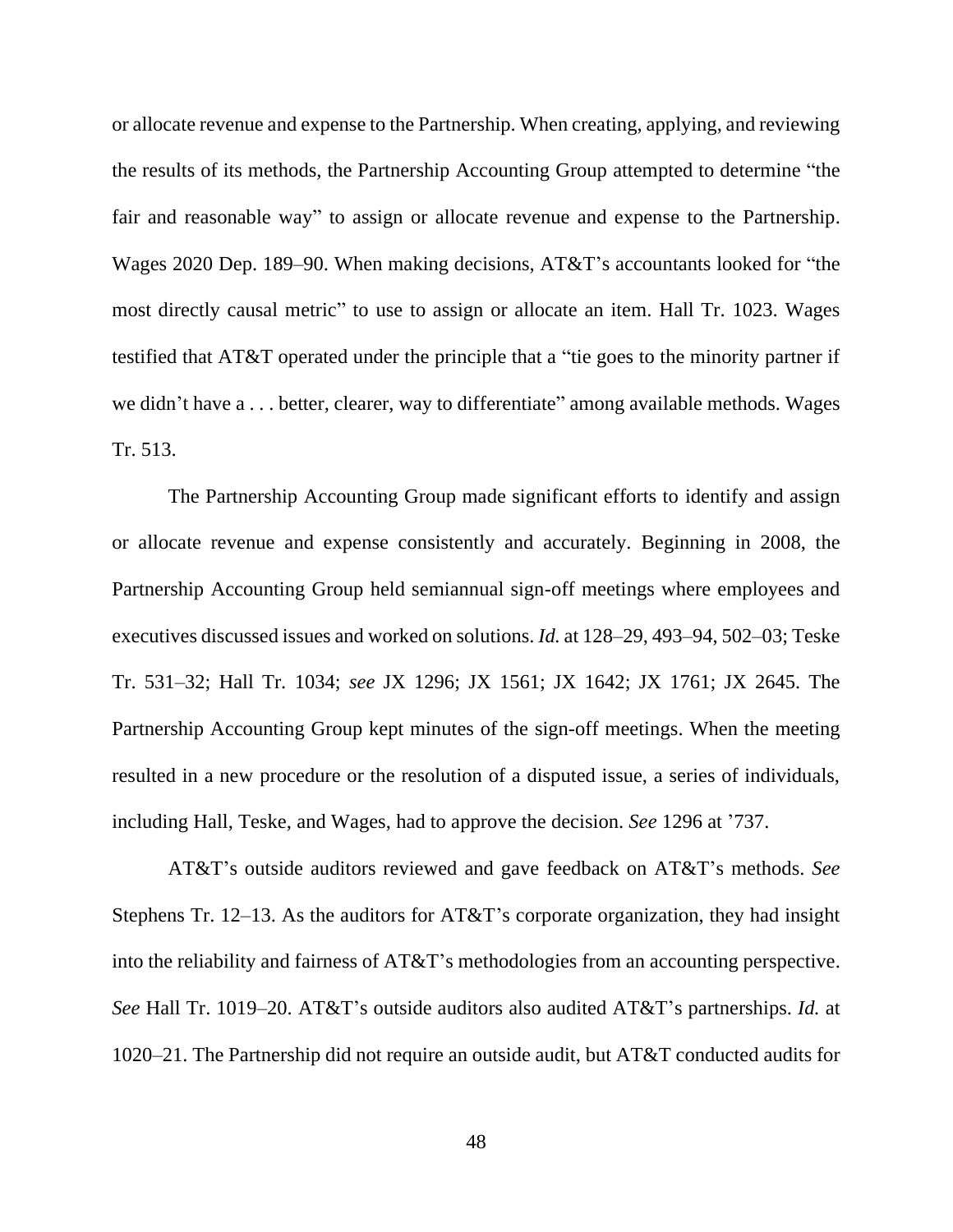or allocate revenue and expense to the Partnership. When creating, applying, and reviewing the results of its methods, the Partnership Accounting Group attempted to determine "the fair and reasonable way" to assign or allocate revenue and expense to the Partnership. Wages 2020 Dep. 189–90. When making decisions, AT&T's accountants looked for "the most directly causal metric" to use to assign or allocate an item. Hall Tr. 1023. Wages testified that AT&T operated under the principle that a "tie goes to the minority partner if we didn't have a . . . better, clearer, way to differentiate" among available methods. Wages Tr. 513.

The Partnership Accounting Group made significant efforts to identify and assign or allocate revenue and expense consistently and accurately. Beginning in 2008, the Partnership Accounting Group held semiannual sign-off meetings where employees and executives discussed issues and worked on solutions. *Id.* at 128–29, 493–94, 502–03; Teske Tr. 531–32; Hall Tr. 1034; *see* JX 1296; JX 1561; JX 1642; JX 1761; JX 2645. The Partnership Accounting Group kept minutes of the sign-off meetings. When the meeting resulted in a new procedure or the resolution of a disputed issue, a series of individuals, including Hall, Teske, and Wages, had to approve the decision. *See* 1296 at '737.

AT&T's outside auditors reviewed and gave feedback on AT&T's methods. *See* Stephens Tr. 12–13. As the auditors for AT&T's corporate organization, they had insight into the reliability and fairness of AT&T's methodologies from an accounting perspective. *See* Hall Tr. 1019–20. AT&T's outside auditors also audited AT&T's partnerships. *Id.* at 1020–21. The Partnership did not require an outside audit, but AT&T conducted audits for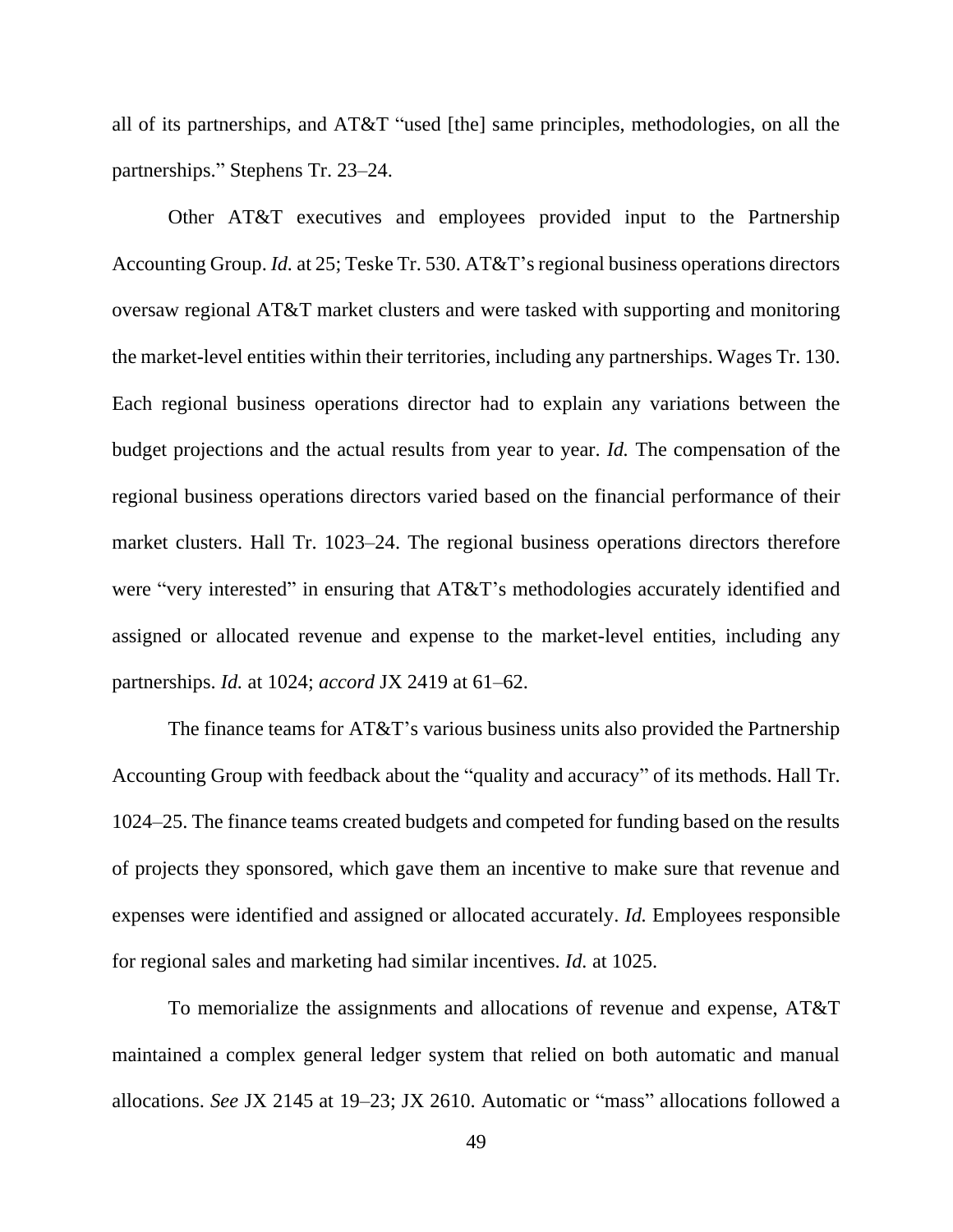all of its partnerships, and AT&T "used [the] same principles, methodologies, on all the partnerships." Stephens Tr. 23–24.

Other AT&T executives and employees provided input to the Partnership Accounting Group. *Id.* at 25; Teske Tr. 530. AT&T's regional business operations directors oversaw regional AT&T market clusters and were tasked with supporting and monitoring the market-level entities within their territories, including any partnerships. Wages Tr. 130. Each regional business operations director had to explain any variations between the budget projections and the actual results from year to year. *Id.* The compensation of the regional business operations directors varied based on the financial performance of their market clusters. Hall Tr. 1023–24. The regional business operations directors therefore were "very interested" in ensuring that AT&T's methodologies accurately identified and assigned or allocated revenue and expense to the market-level entities, including any partnerships. *Id.* at 1024; *accord* JX 2419 at 61–62.

The finance teams for AT&T's various business units also provided the Partnership Accounting Group with feedback about the "quality and accuracy" of its methods. Hall Tr. 1024–25. The finance teams created budgets and competed for funding based on the results of projects they sponsored, which gave them an incentive to make sure that revenue and expenses were identified and assigned or allocated accurately. *Id.* Employees responsible for regional sales and marketing had similar incentives. *Id.* at 1025.

To memorialize the assignments and allocations of revenue and expense, AT&T maintained a complex general ledger system that relied on both automatic and manual allocations. *See* JX 2145 at 19–23; JX 2610. Automatic or "mass" allocations followed a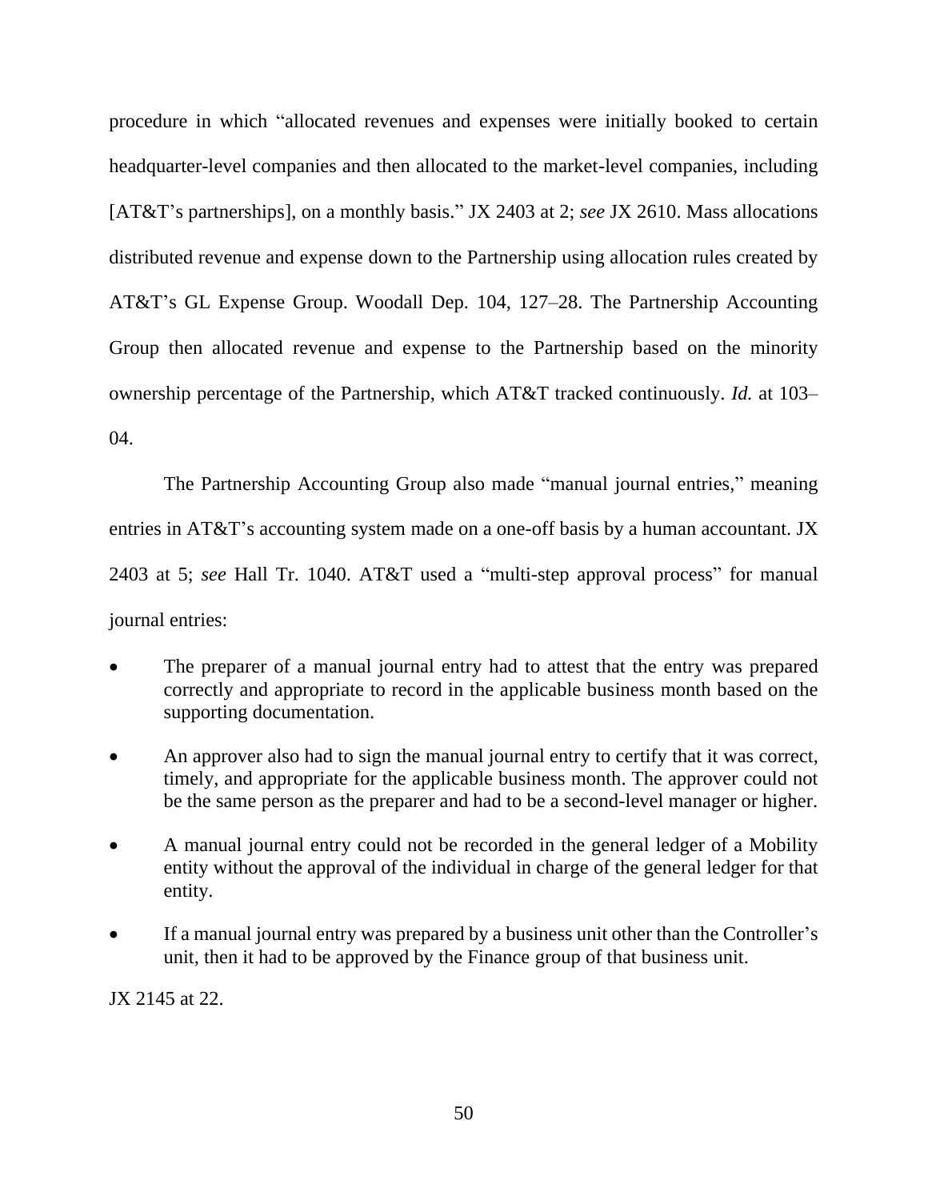procedure in which "allocated revenues and expenses were initially booked to certain headquarter-level companies and then allocated to the market-level companies, including [AT&T's partnerships], on a monthly basis." JX 2403 at 2; *see* JX 2610. Mass allocations distributed revenue and expense down to the Partnership using allocation rules created by AT&T's GL Expense Group. Woodall Dep. 104, 127–28. The Partnership Accounting Group then allocated revenue and expense to the Partnership based on the minority ownership percentage of the Partnership, which AT&T tracked continuously. *Id.* at 103–04.

The Partnership Accounting Group also made "manual journal entries," meaning entries in AT&T's accounting system made on a one-off basis by a human accountant. JX 2403 at 5; *see* Hall Tr. 1040. AT&T used a "multi-step approval process" for manual journal entries:

- The preparer of a manual journal entry had to attest that the entry was prepared correctly and appropriate to record in the applicable business month based on the supporting documentation.
- An approver also had to sign the manual journal entry to certify that it was correct, timely, and appropriate for the applicable business month. The approver could not be the same person as the preparer and had to be a second-level manager or higher.
- A manual journal entry could not be recorded in the general ledger of a Mobility entity without the approval of the individual in charge of the general ledger for that entity.
- If a manual journal entry was prepared by a business unit other than the Controller's unit, then it had to be approved by the Finance group of that business unit.

JX 2145 at 22.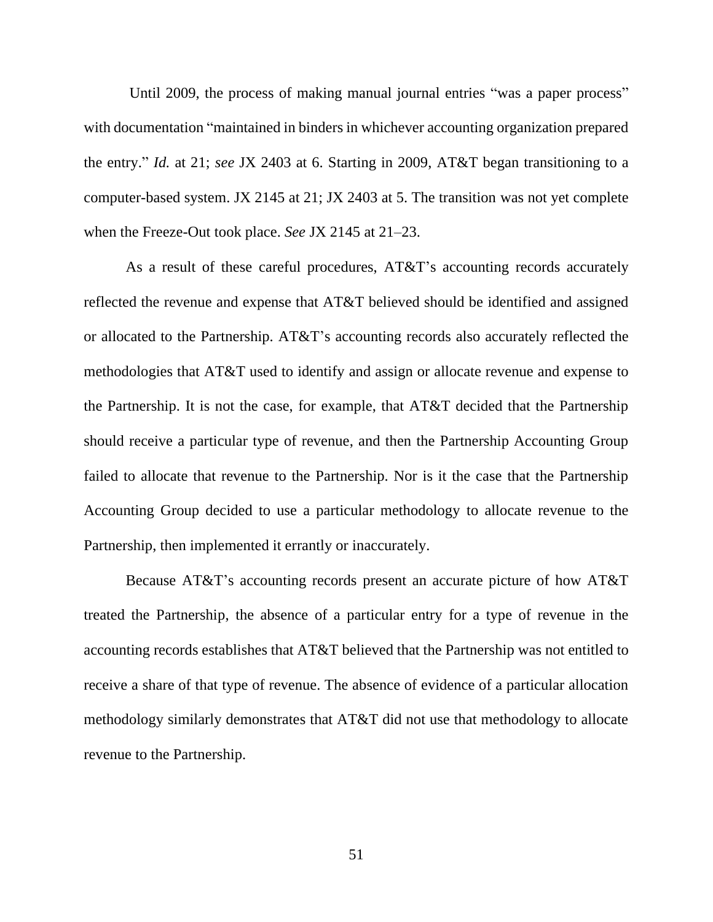Until 2009, the process of making manual journal entries "was a paper process" with documentation "maintained in binders in whichever accounting organization prepared the entry." *Id.* at 21; *see* JX 2403 at 6. Starting in 2009, AT&T began transitioning to a computer-based system. JX 2145 at 21; JX 2403 at 5. The transition was not yet complete when the Freeze-Out took place. *See* JX 2145 at 21–23.

As a result of these careful procedures, AT&T's accounting records accurately reflected the revenue and expense that AT&T believed should be identified and assigned or allocated to the Partnership. AT&T's accounting records also accurately reflected the methodologies that AT&T used to identify and assign or allocate revenue and expense to the Partnership. It is not the case, for example, that AT&T decided that the Partnership should receive a particular type of revenue, and then the Partnership Accounting Group failed to allocate that revenue to the Partnership. Nor is it the case that the Partnership Accounting Group decided to use a particular methodology to allocate revenue to the Partnership, then implemented it errantly or inaccurately.

Because AT&T's accounting records present an accurate picture of how AT&T treated the Partnership, the absence of a particular entry for a type of revenue in the accounting records establishes that AT&T believed that the Partnership was not entitled to receive a share of that type of revenue. The absence of evidence of a particular allocation methodology similarly demonstrates that AT&T did not use that methodology to allocate revenue to the Partnership.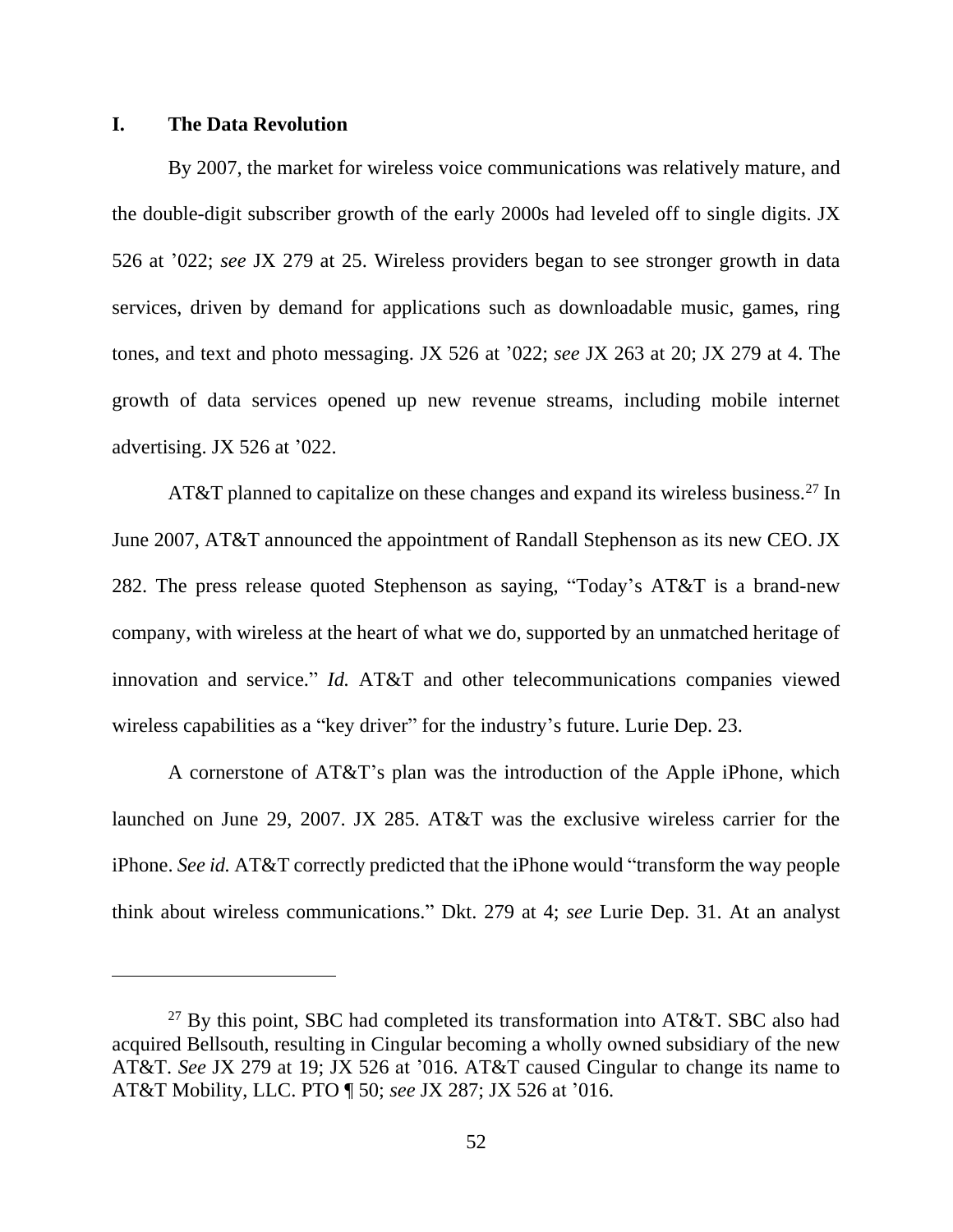## I. The Data Revolution

By 2007, the market for wireless voice communications was relatively mature, and the double-digit subscriber growth of the early 2000s had leveled off to single digits. JX 526 at ’022; *see* JX 279 at 25. Wireless providers began to see stronger growth in data services, driven by demand for applications such as downloadable music, games, ring tones, and text and photo messaging. JX 526 at ’022; *see* JX 263 at 20; JX 279 at 4. The growth of data services opened up new revenue streams, including mobile internet advertising. JX 526 at ’022.

AT&T planned to capitalize on these changes and expand its wireless business.[27] In June 2007, AT&T announced the appointment of Randall Stephenson as its new CEO. JX 282. The press release quoted Stephenson as saying, “Today’s AT&T is a brand-new company, with wireless at the heart of what we do, supported by an unmatched heritage of innovation and service.” *Id.* AT&T and other telecommunications companies viewed wireless capabilities as a “key driver” for the industry’s future. Lurie Dep. 23.

A cornerstone of AT&T’s plan was the introduction of the Apple iPhone, which launched on June 29, 2007. JX 285. AT&T was the exclusive wireless carrier for the iPhone. *See id.* AT&T correctly predicted that the iPhone would “transform the way people think about wireless communications.” Dkt. 279 at 4; *see* Lurie Dep. 31. At an analyst

---

[27] By this point, SBC had completed its transformation into AT&T. SBC also had acquired Bellsouth, resulting in Cingular becoming a wholly owned subsidiary of the new AT&T. *See* JX 279 at 19; JX 526 at ’016. AT&T caused Cingular to change its name to AT&T Mobility, LLC. PTO ¶ 50; *see* JX 287; JX 526 at ’016.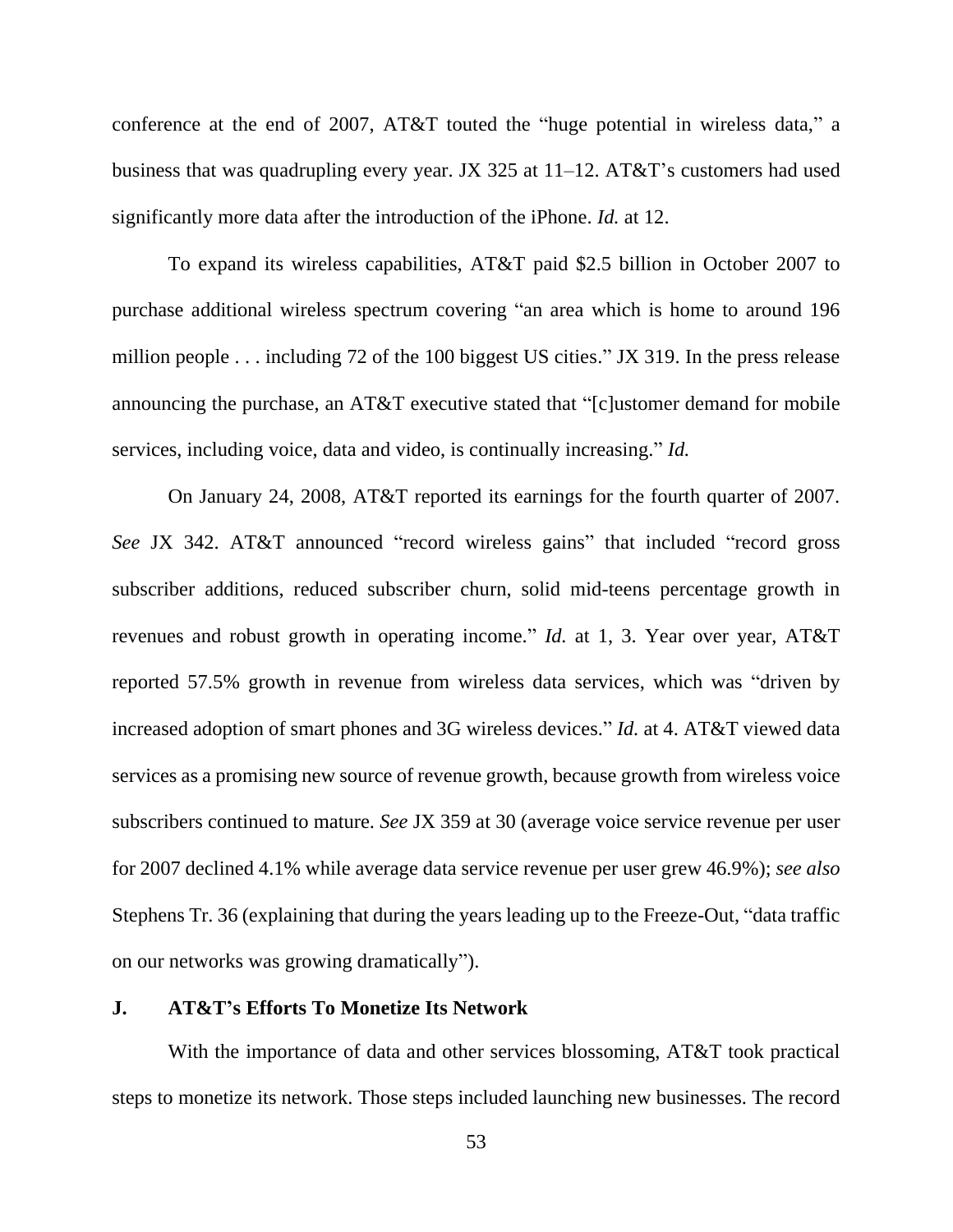conference at the end of 2007, AT&T touted the "huge potential in wireless data," a business that was quadrupling every year. JX 325 at 11–12. AT&T's customers had used significantly more data after the introduction of the iPhone. *Id.* at 12.

To expand its wireless capabilities, AT&T paid $2.5 billion in October 2007 to purchase additional wireless spectrum covering "an area which is home to around 196 million people . . . including 72 of the 100 biggest US cities." JX 319. In the press release announcing the purchase, an AT&T executive stated that "[c]ustomer demand for mobile services, including voice, data and video, is continually increasing." *Id.*

On January 24, 2008, AT&T reported its earnings for the fourth quarter of 2007. *See* JX 342. AT&T announced "record wireless gains" that included "record gross subscriber additions, reduced subscriber churn, solid mid-teens percentage growth in revenues and robust growth in operating income." *Id.* at 1, 3. Year over year, AT&T reported 57.5% growth in revenue from wireless data services, which was "driven by increased adoption of smart phones and 3G wireless devices." *Id.* at 4. AT&T viewed data services as a promising new source of revenue growth, because growth from wireless voice subscribers continued to mature. *See* JX 359 at 30 (average voice service revenue per user for 2007 declined 4.1% while average data service revenue per user grew 46.9%); *see also* Stephens Tr. 36 (explaining that during the years leading up to the Freeze-Out, "data traffic on our networks was growing dramatically").

### J. AT&T's Efforts To Monetize Its Network

With the importance of data and other services blossoming, AT&T took practical steps to monetize its network. Those steps included launching new businesses. The record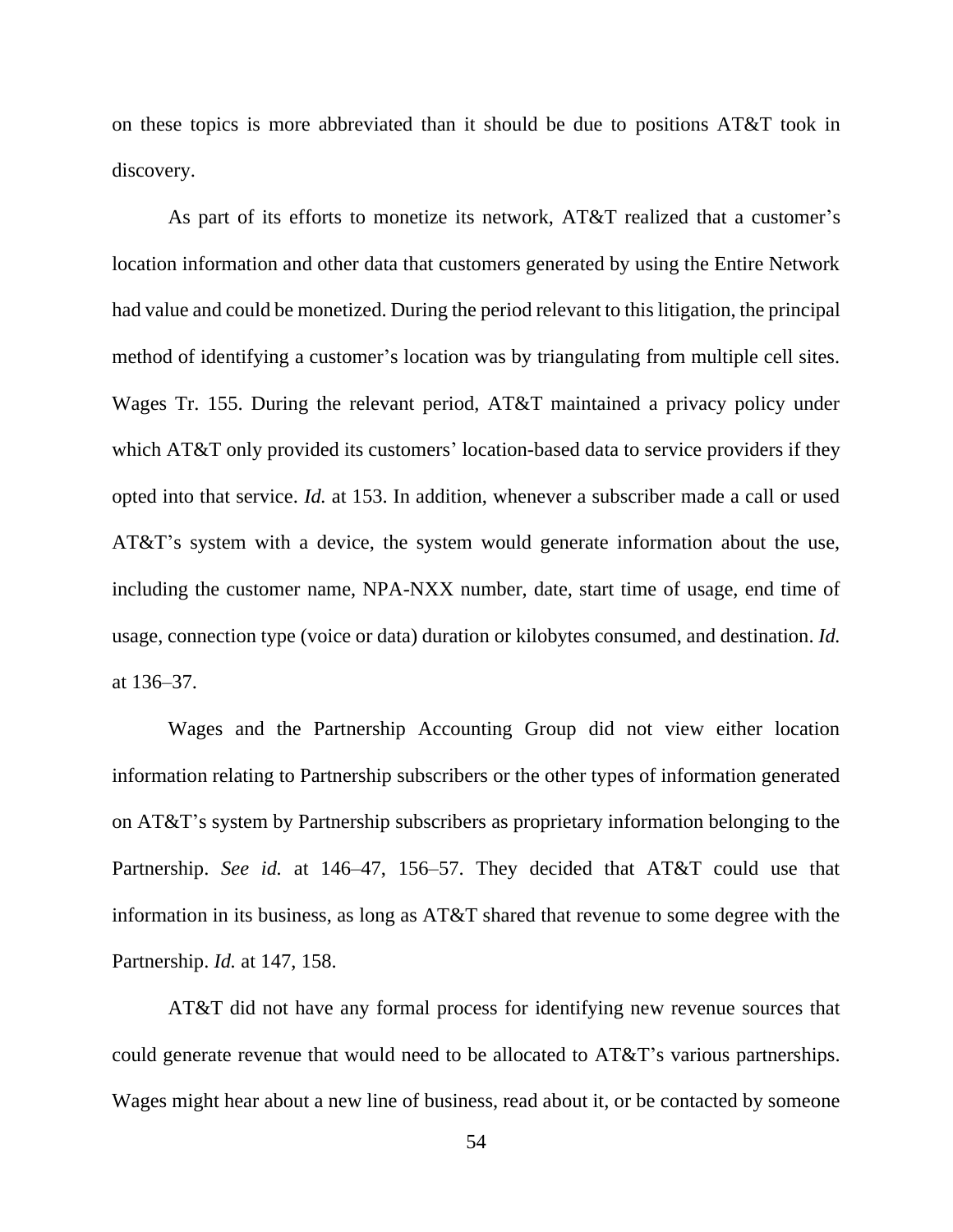on these topics is more abbreviated than it should be due to positions AT&T took in discovery.

As part of its efforts to monetize its network, AT&T realized that a customer's location information and other data that customers generated by using the Entire Network had value and could be monetized. During the period relevant to this litigation, the principal method of identifying a customer's location was by triangulating from multiple cell sites. Wages Tr. 155. During the relevant period, AT&T maintained a privacy policy under which AT&T only provided its customers' location-based data to service providers if they opted into that service. *Id.* at 153. In addition, whenever a subscriber made a call or used AT&T's system with a device, the system would generate information about the use, including the customer name, NPA-NXX number, date, start time of usage, end time of usage, connection type (voice or data) duration or kilobytes consumed, and destination. *Id.* at 136–37.

Wages and the Partnership Accounting Group did not view either location information relating to Partnership subscribers or the other types of information generated on AT&T's system by Partnership subscribers as proprietary information belonging to the Partnership. *See id.* at 146–47, 156–57. They decided that AT&T could use that information in its business, as long as AT&T shared that revenue to some degree with the Partnership. *Id.* at 147, 158.

AT&T did not have any formal process for identifying new revenue sources that could generate revenue that would need to be allocated to AT&T's various partnerships. Wages might hear about a new line of business, read about it, or be contacted by someone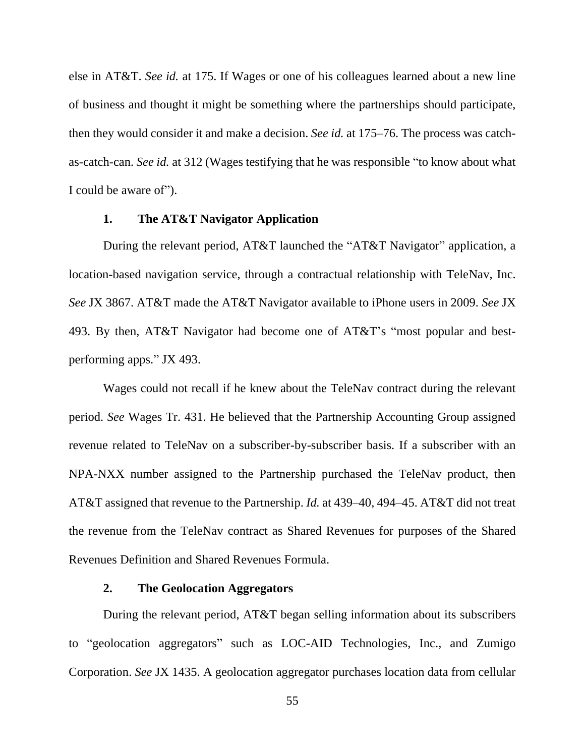else in AT&T. *See id.* at 175. If Wages or one of his colleagues learned about a new line of business and thought it might be something where the partnerships should participate, then they would consider it and make a decision. *See id.* at 175–76. The process was catch-as-catch-can. *See id.* at 312 (Wages testifying that he was responsible "to know about what I could be aware of").

### 1. The AT&T Navigator Application

During the relevant period, AT&T launched the "AT&T Navigator" application, a location-based navigation service, through a contractual relationship with TeleNav, Inc. *See* JX 3867. AT&T made the AT&T Navigator available to iPhone users in 2009. *See* JX 493. By then, AT&T Navigator had become one of AT&T's "most popular and best-performing apps." JX 493.

Wages could not recall if he knew about the TeleNav contract during the relevant period. *See* Wages Tr. 431. He believed that the Partnership Accounting Group assigned revenue related to TeleNav on a subscriber-by-subscriber basis. If a subscriber with an NPA-NXX number assigned to the Partnership purchased the TeleNav product, then AT&T assigned that revenue to the Partnership. *Id.* at 439–40, 494–45. AT&T did not treat the revenue from the TeleNav contract as Shared Revenues for purposes of the Shared Revenues Definition and Shared Revenues Formula.

### 2. The Geolocation Aggregators

During the relevant period, AT&T began selling information about its subscribers to "geolocation aggregators" such as LOC-AID Technologies, Inc., and Zumigo Corporation. *See* JX 1435. A geolocation aggregator purchases location data from cellular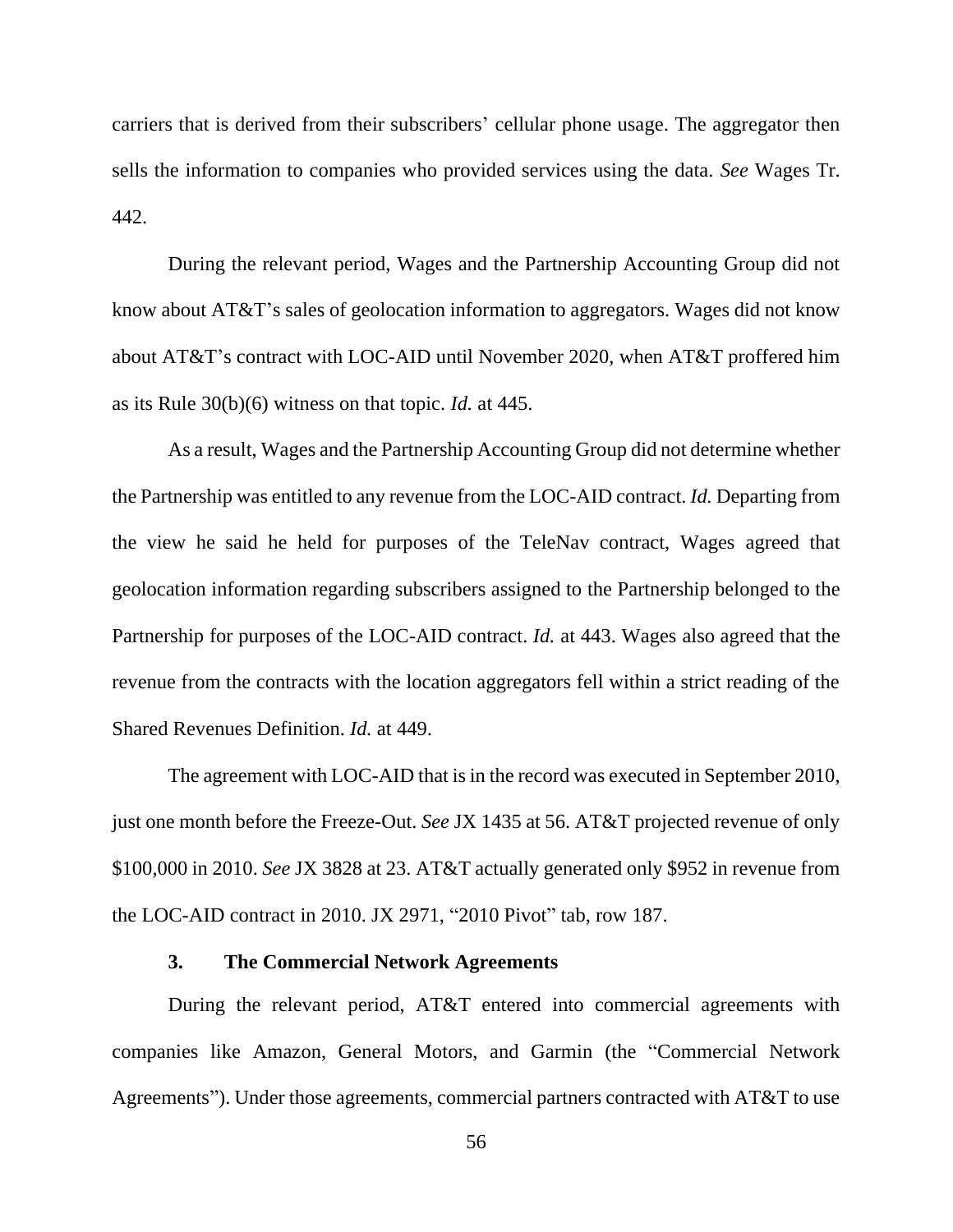carriers that is derived from their subscribers' cellular phone usage. The aggregator then sells the information to companies who provided services using the data. *See* Wages Tr. 442.

During the relevant period, Wages and the Partnership Accounting Group did not know about AT&T's sales of geolocation information to aggregators. Wages did not know about AT&T's contract with LOC-AID until November 2020, when AT&T proffered him as its Rule 30(b)(6) witness on that topic. *Id.* at 445.

As a result, Wages and the Partnership Accounting Group did not determine whether the Partnership was entitled to any revenue from the LOC-AID contract. *Id.* Departing from the view he said he held for purposes of the TeleNav contract, Wages agreed that geolocation information regarding subscribers assigned to the Partnership belonged to the Partnership for purposes of the LOC-AID contract. *Id.* at 443. Wages also agreed that the revenue from the contracts with the location aggregators fell within a strict reading of the Shared Revenues Definition. *Id.* at 449.

The agreement with LOC-AID that is in the record was executed in September 2010, just one month before the Freeze-Out. *See* JX 1435 at 56. AT&T projected revenue of only $100,000 in 2010. *See* JX 3828 at 23. AT&T actually generated only $952 in revenue from the LOC-AID contract in 2010. JX 2971, "2010 Pivot" tab, row 187.

### 3. The Commercial Network Agreements

During the relevant period, AT&T entered into commercial agreements with companies like Amazon, General Motors, and Garmin (the "Commercial Network Agreements"). Under those agreements, commercial partners contracted with AT&T to use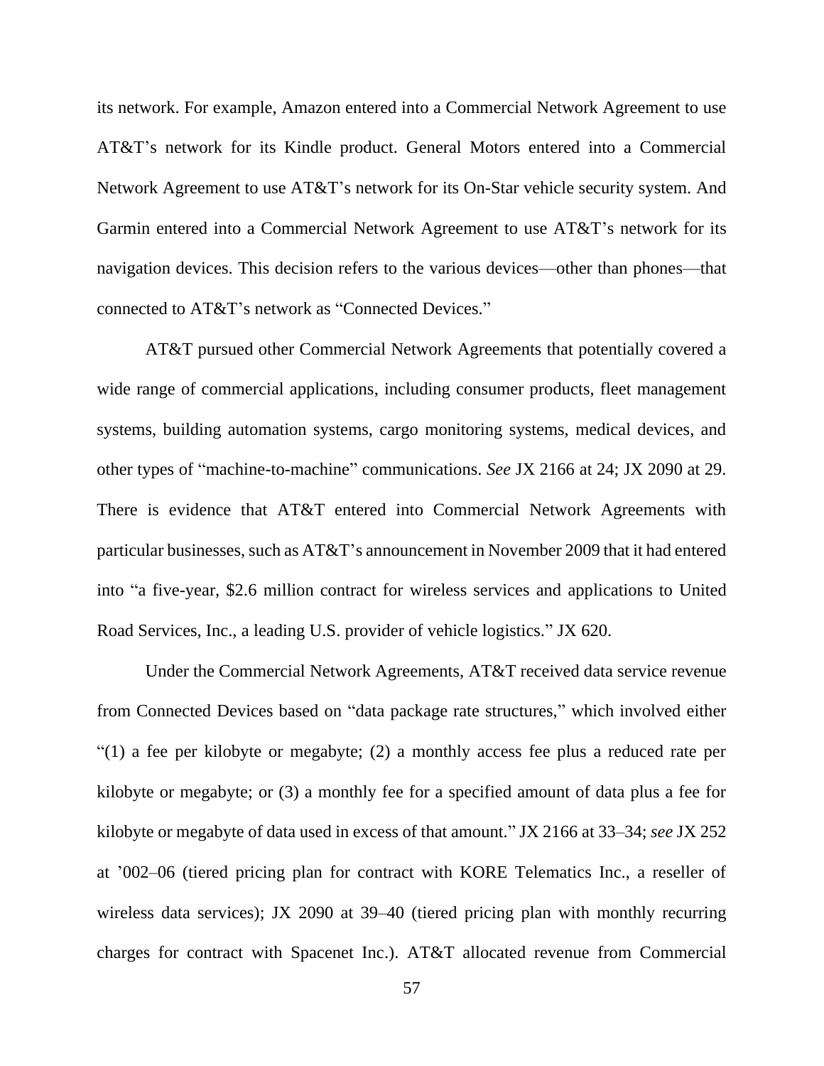its network. For example, Amazon entered into a Commercial Network Agreement to use AT&T's network for its Kindle product. General Motors entered into a Commercial Network Agreement to use AT&T's network for its On-Star vehicle security system. And Garmin entered into a Commercial Network Agreement to use AT&T's network for its navigation devices. This decision refers to the various devices—other than phones—that connected to AT&T's network as "Connected Devices."

AT&T pursued other Commercial Network Agreements that potentially covered a wide range of commercial applications, including consumer products, fleet management systems, building automation systems, cargo monitoring systems, medical devices, and other types of "machine-to-machine" communications. *See* JX 2166 at 24; JX 2090 at 29. There is evidence that AT&T entered into Commercial Network Agreements with particular businesses, such as AT&T's announcement in November 2009 that it had entered into "a five-year, $2.6 million contract for wireless services and applications to United Road Services, Inc., a leading U.S. provider of vehicle logistics." JX 620.

Under the Commercial Network Agreements, AT&T received data service revenue from Connected Devices based on "data package rate structures," which involved either "(1) a fee per kilobyte or megabyte; (2) a monthly access fee plus a reduced rate per kilobyte or megabyte; or (3) a monthly fee for a specified amount of data plus a fee for kilobyte or megabyte of data used in excess of that amount." JX 2166 at 33–34; *see* JX 252 at '002–06 (tiered pricing plan for contract with KORE Telematics Inc., a reseller of wireless data services); JX 2090 at 39–40 (tiered pricing plan with monthly recurring charges for contract with Spacenet Inc.). AT&T allocated revenue from Commercial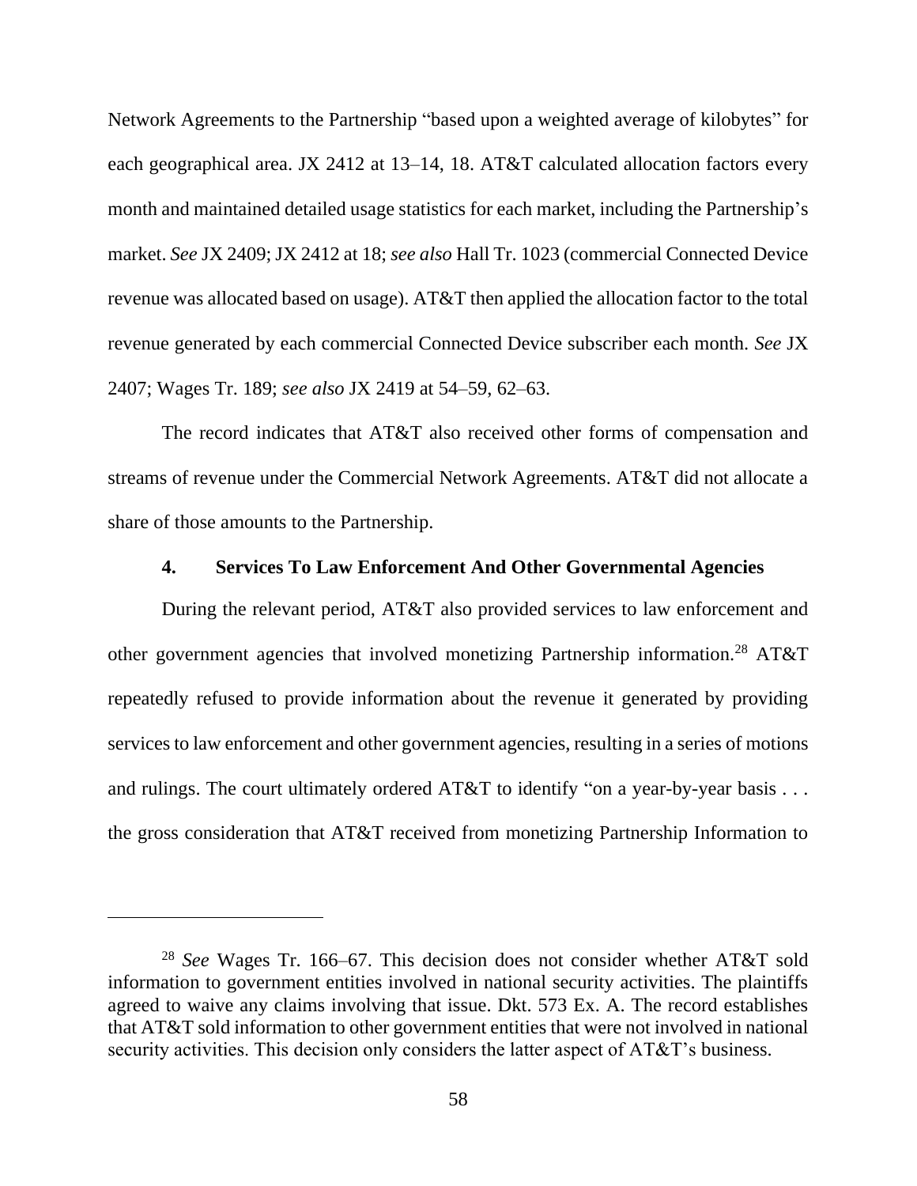Network Agreements to the Partnership "based upon a weighted average of kilobytes" for each geographical area. JX 2412 at 13–14, 18. AT&T calculated allocation factors every month and maintained detailed usage statistics for each market, including the Partnership's market. *See* JX 2409; JX 2412 at 18; *see also* Hall Tr. 1023 (commercial Connected Device revenue was allocated based on usage). AT&T then applied the allocation factor to the total revenue generated by each commercial Connected Device subscriber each month. *See* JX 2407; Wages Tr. 189; *see also* JX 2419 at 54–59, 62–63.

The record indicates that AT&T also received other forms of compensation and streams of revenue under the Commercial Network Agreements. AT&T did not allocate a share of those amounts to the Partnership.

#### 4. Services To Law Enforcement And Other Governmental Agencies

During the relevant period, AT&T also provided services to law enforcement and other government agencies that involved monetizing Partnership information.[28] AT&T repeatedly refused to provide information about the revenue it generated by providing services to law enforcement and other government agencies, resulting in a series of motions and rulings. The court ultimately ordered AT&T to identify "on a year-by-year basis . . . the gross consideration that AT&T received from monetizing Partnership Information to

---

[28] *See* Wages Tr. 166–67. This decision does not consider whether AT&T sold information to government entities involved in national security activities. The plaintiffs agreed to waive any claims involving that issue. Dkt. 573 Ex. A. The record establishes that AT&T sold information to other government entities that were not involved in national security activities. This decision only considers the latter aspect of AT&T's business.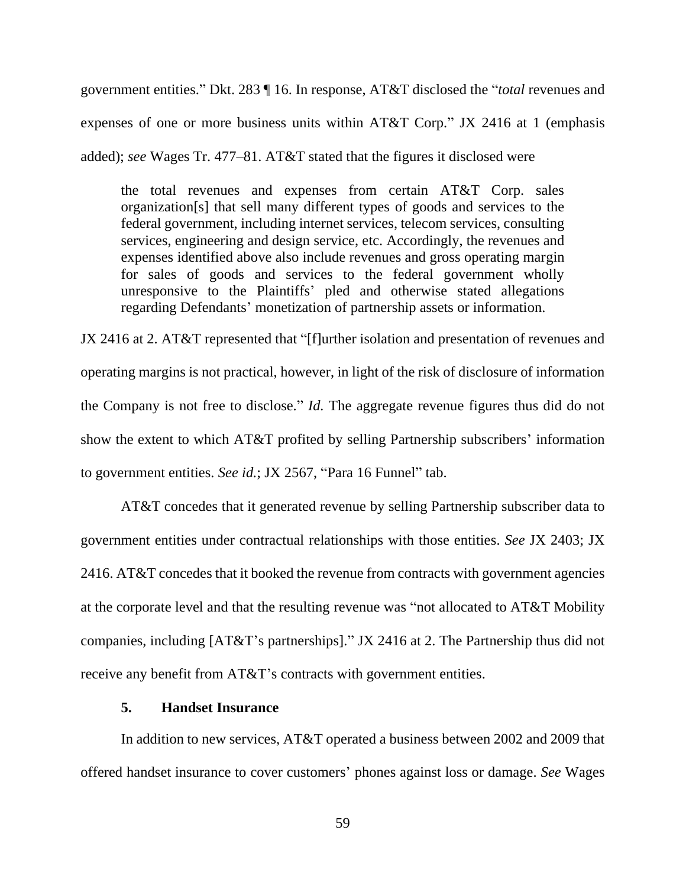government entities." Dkt. 283 ¶ 16. In response, AT&T disclosed the "*total* revenues and expenses of one or more business units within AT&T Corp." JX 2416 at 1 (emphasis added); *see* Wages Tr. 477–81. AT&T stated that the figures it disclosed were

> the total revenues and expenses from certain AT&T Corp. sales organization[s] that sell many different types of goods and services to the federal government, including internet services, telecom services, consulting services, engineering and design service, etc. Accordingly, the revenues and expenses identified above also include revenues and gross operating margin for sales of goods and services to the federal government wholly unresponsive to the Plaintiffs' pled and otherwise stated allegations regarding Defendants' monetization of partnership assets or information.

JX 2416 at 2. AT&T represented that "[f]urther isolation and presentation of revenues and operating margins is not practical, however, in light of the risk of disclosure of information the Company is not free to disclose." *Id.* The aggregate revenue figures thus did do not show the extent to which AT&T profited by selling Partnership subscribers' information to government entities. *See id.*; JX 2567, "Para 16 Funnel" tab.

AT&T concedes that it generated revenue by selling Partnership subscriber data to government entities under contractual relationships with those entities. *See* JX 2403; JX 2416. AT&T concedes that it booked the revenue from contracts with government agencies at the corporate level and that the resulting revenue was "not allocated to AT&T Mobility companies, including [AT&T's partnerships]." JX 2416 at 2. The Partnership thus did not receive any benefit from AT&T's contracts with government entities.

### 5. Handset Insurance

In addition to new services, AT&T operated a business between 2002 and 2009 that offered handset insurance to cover customers' phones against loss or damage. *See* Wages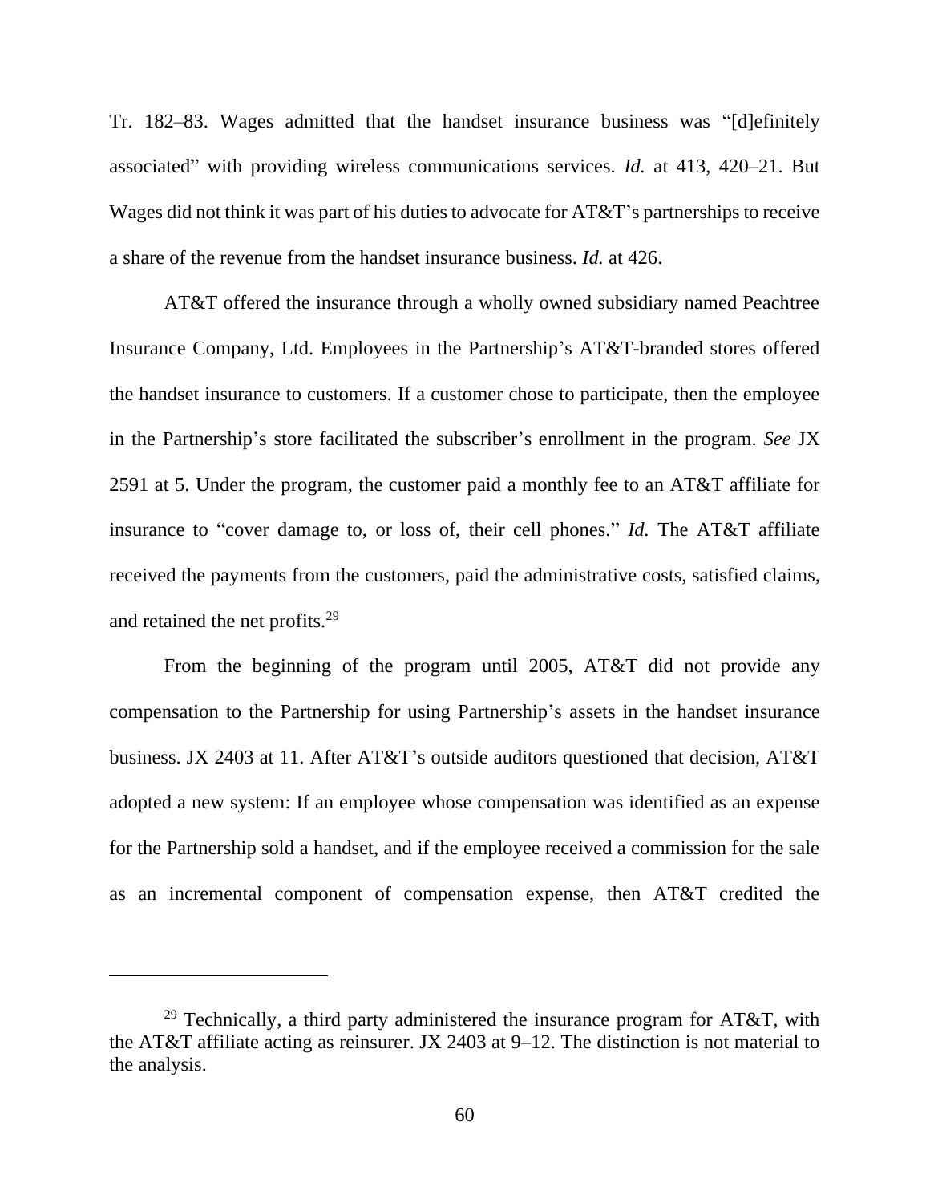Tr. 182–83. Wages admitted that the handset insurance business was "[d]efinitely associated" with providing wireless communications services. *Id.* at 413, 420–21. But Wages did not think it was part of his duties to advocate for AT&T's partnerships to receive a share of the revenue from the handset insurance business. *Id.* at 426.

AT&T offered the insurance through a wholly owned subsidiary named Peachtree Insurance Company, Ltd. Employees in the Partnership's AT&T-branded stores offered the handset insurance to customers. If a customer chose to participate, then the employee in the Partnership's store facilitated the subscriber's enrollment in the program. *See* JX 2591 at 5. Under the program, the customer paid a monthly fee to an AT&T affiliate for insurance to "cover damage to, or loss of, their cell phones." *Id.* The AT&T affiliate received the payments from the customers, paid the administrative costs, satisfied claims, and retained the net profits.[29]

From the beginning of the program until 2005, AT&T did not provide any compensation to the Partnership for using Partnership's assets in the handset insurance business. JX 2403 at 11. After AT&T's outside auditors questioned that decision, AT&T adopted a new system: If an employee whose compensation was identified as an expense for the Partnership sold a handset, and if the employee received a commission for the sale as an incremental component of compensation expense, then AT&T credited the

---

[29] Technically, a third party administered the insurance program for AT&T, with the AT&T affiliate acting as reinsurer. JX 2403 at 9–12. The distinction is not material to the analysis.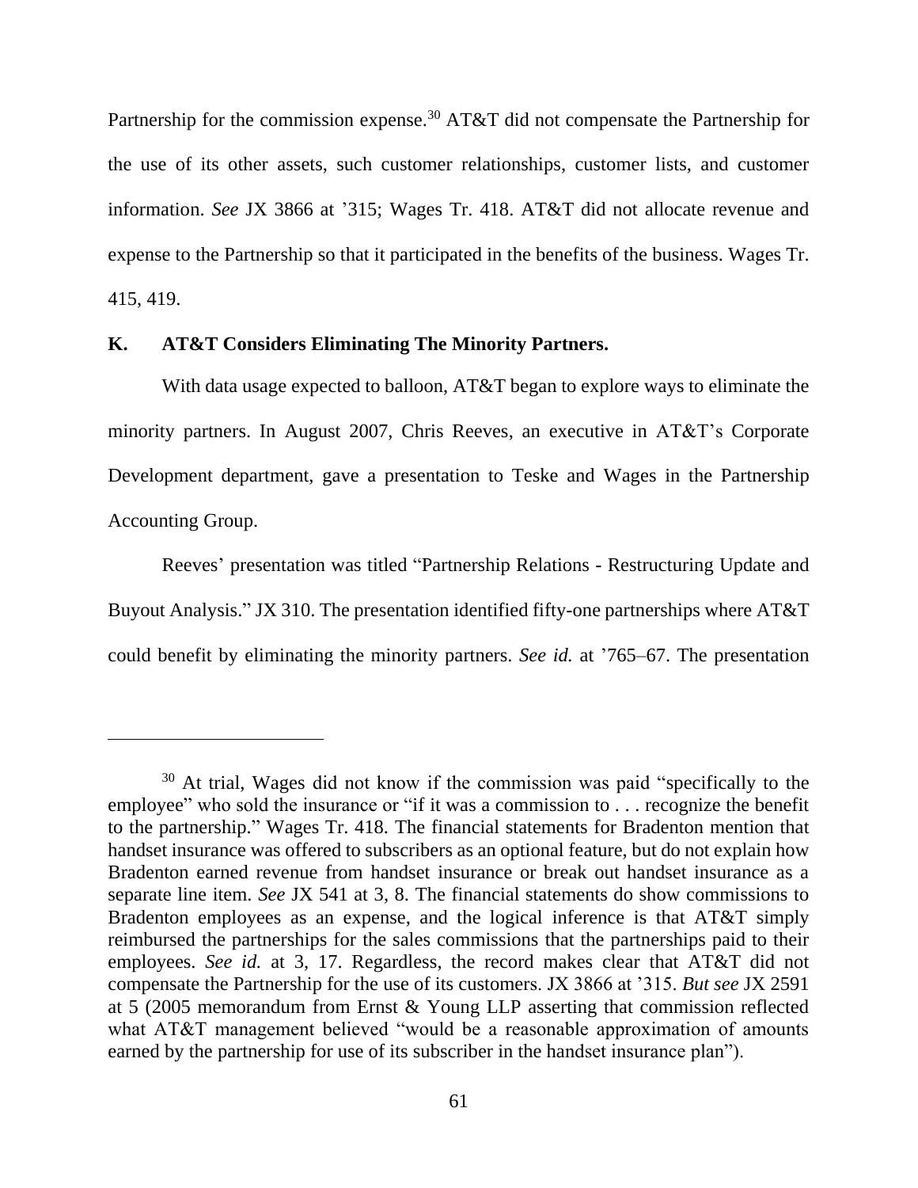Partnership for the commission expense.[30] AT&T did not compensate the Partnership for the use of its other assets, such customer relationships, customer lists, and customer information. *See* JX 3866 at '315; Wages Tr. 418. AT&T did not allocate revenue and expense to the Partnership so that it participated in the benefits of the business. Wages Tr. 415, 419.

### K. AT&T Considers Eliminating The Minority Partners.

With data usage expected to balloon, AT&T began to explore ways to eliminate the minority partners. In August 2007, Chris Reeves, an executive in AT&T's Corporate Development department, gave a presentation to Teske and Wages in the Partnership Accounting Group.

Reeves' presentation was titled "Partnership Relations - Restructuring Update and Buyout Analysis." JX 310. The presentation identified fifty-one partnerships where AT&T could benefit by eliminating the minority partners. *See id.* at '765–67. The presentation

---

[30] At trial, Wages did not know if the commission was paid "specifically to the employee" who sold the insurance or "if it was a commission to . . . recognize the benefit to the partnership." Wages Tr. 418. The financial statements for Bradenton mention that handset insurance was offered to subscribers as an optional feature, but do not explain how Bradenton earned revenue from handset insurance or break out handset insurance as a separate line item. *See* JX 541 at 3, 8. The financial statements do show commissions to Bradenton employees as an expense, and the logical inference is that AT&T simply reimbursed the partnerships for the sales commissions that the partnerships paid to their employees. *See id.* at 3, 17. Regardless, the record makes clear that AT&T did not compensate the Partnership for the use of its customers. JX 3866 at '315. *But see* JX 2591 at 5 (2005 memorandum from Ernst & Young LLP asserting that commission reflected what AT&T management believed "would be a reasonable approximation of amounts earned by the partnership for use of its subscriber in the handset insurance plan").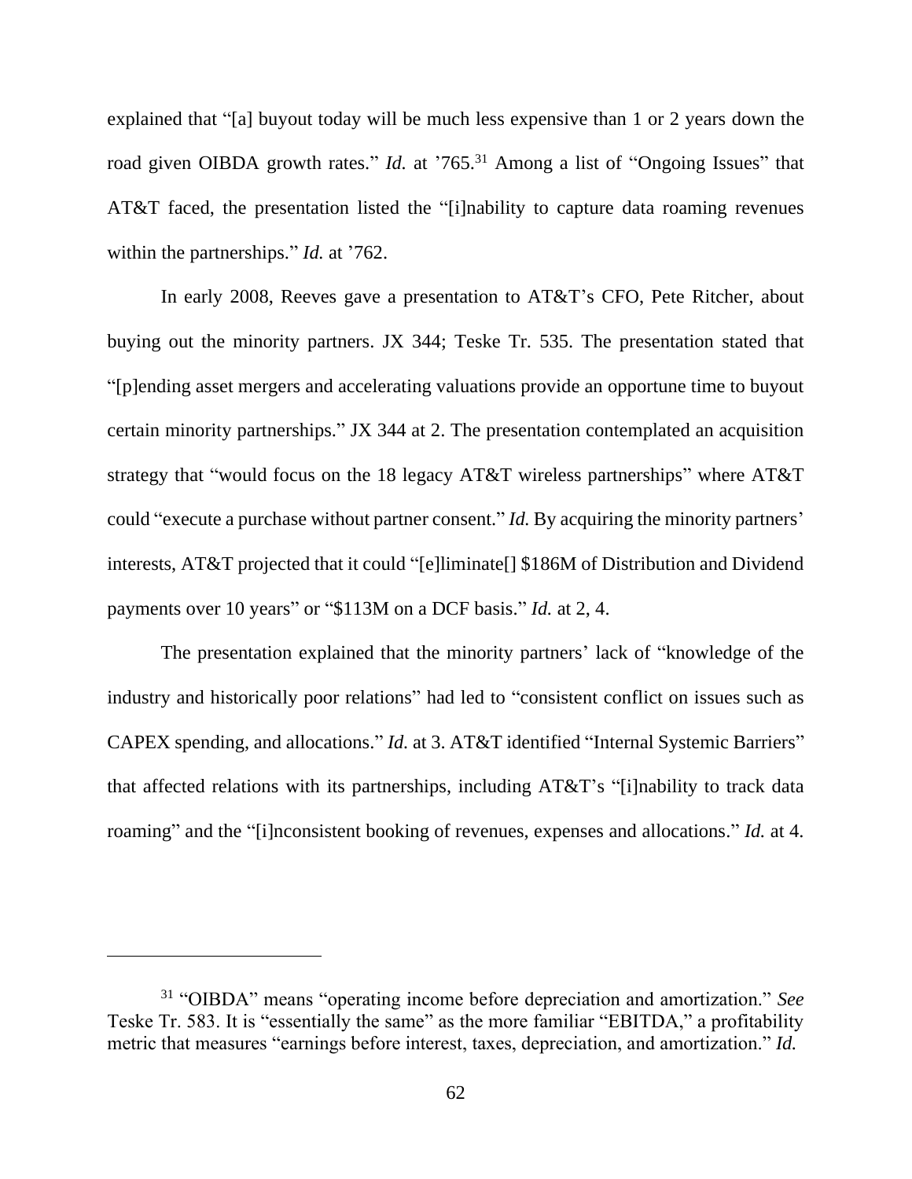explained that "[a] buyout today will be much less expensive than 1 or 2 years down the road given OIBDA growth rates." *Id.* at '765.[31] Among a list of "Ongoing Issues" that AT&T faced, the presentation listed the "[i]nability to capture data roaming revenues within the partnerships." *Id.* at '762.

In early 2008, Reeves gave a presentation to AT&T's CFO, Pete Ritcher, about buying out the minority partners. JX 344; Teske Tr. 535. The presentation stated that "[p]ending asset mergers and accelerating valuations provide an opportune time to buyout certain minority partnerships." JX 344 at 2. The presentation contemplated an acquisition strategy that "would focus on the 18 legacy AT&T wireless partnerships" where AT&T could "execute a purchase without partner consent." *Id.* By acquiring the minority partners' interests, AT&T projected that it could "[e]liminate[] $186M of Distribution and Dividend payments over 10 years" or "$113M on a DCF basis." *Id.* at 2, 4.

The presentation explained that the minority partners' lack of "knowledge of the industry and historically poor relations" had led to "consistent conflict on issues such as CAPEX spending, and allocations." *Id.* at 3. AT&T identified "Internal Systemic Barriers" that affected relations with its partnerships, including AT&T's "[i]nability to track data roaming" and the "[i]nconsistent booking of revenues, expenses and allocations." *Id.* at 4.

---

[31] "OIBDA" means "operating income before depreciation and amortization." *See* Teske Tr. 583. It is "essentially the same" as the more familiar "EBITDA," a profitability metric that measures "earnings before interest, taxes, depreciation, and amortization." *Id.*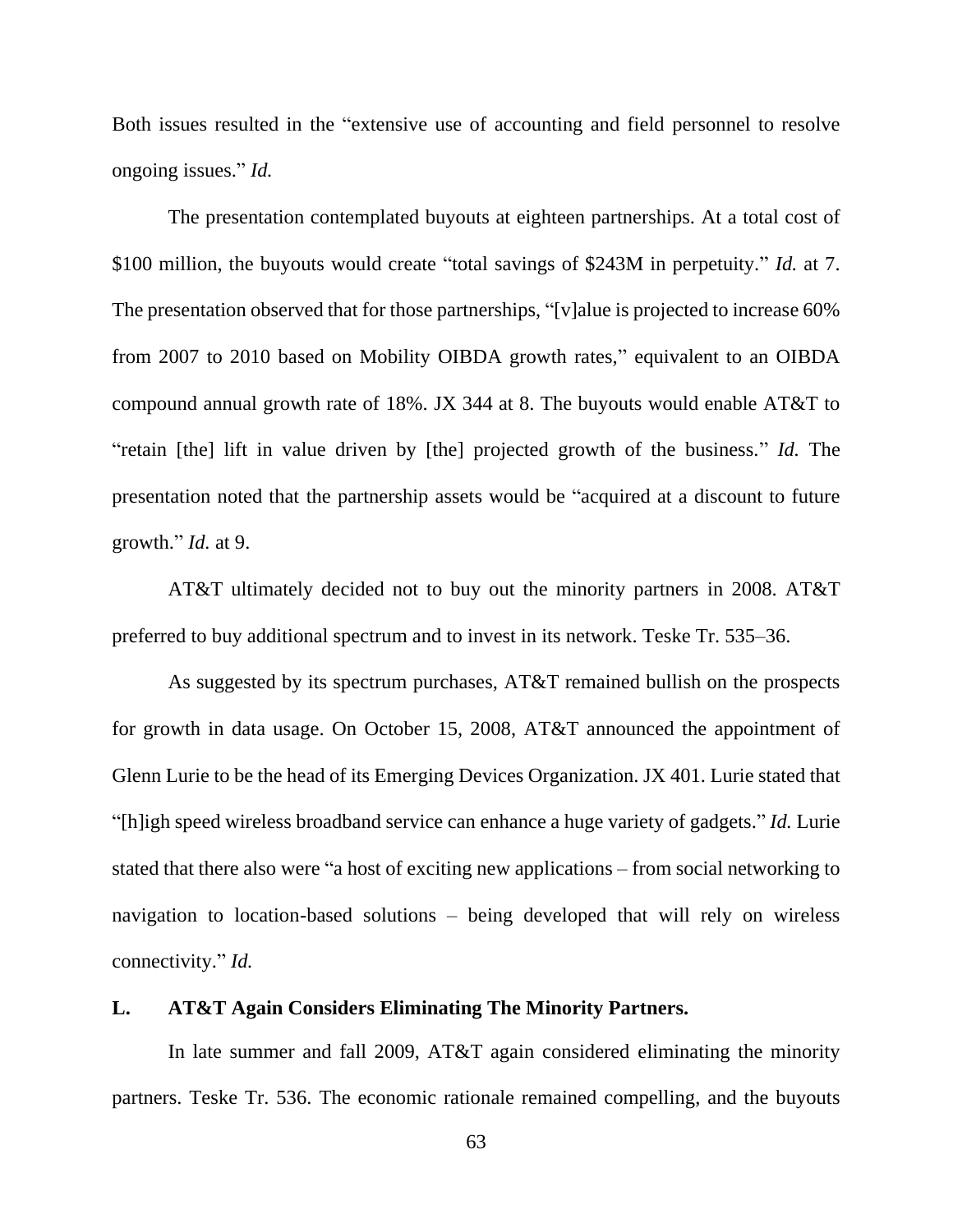Both issues resulted in the "extensive use of accounting and field personnel to resolve ongoing issues." *Id.*

The presentation contemplated buyouts at eighteen partnerships. At a total cost of $100 million, the buyouts would create "total savings of $243M in perpetuity." *Id.* at 7. The presentation observed that for those partnerships, "[v]alue is projected to increase 60% from 2007 to 2010 based on Mobility OIBDA growth rates," equivalent to an OIBDA compound annual growth rate of 18%. JX 344 at 8. The buyouts would enable AT&T to "retain [the] lift in value driven by [the] projected growth of the business." *Id.* The presentation noted that the partnership assets would be "acquired at a discount to future growth." *Id.* at 9.

AT&T ultimately decided not to buy out the minority partners in 2008. AT&T preferred to buy additional spectrum and to invest in its network. Teske Tr. 535–36.

As suggested by its spectrum purchases, AT&T remained bullish on the prospects for growth in data usage. On October 15, 2008, AT&T announced the appointment of Glenn Lurie to be the head of its Emerging Devices Organization. JX 401. Lurie stated that "[h]igh speed wireless broadband service can enhance a huge variety of gadgets." *Id.* Lurie stated that there also were "a host of exciting new applications – from social networking to navigation to location-based solutions – being developed that will rely on wireless connectivity." *Id.*

### L. AT&T Again Considers Eliminating The Minority Partners.

In late summer and fall 2009, AT&T again considered eliminating the minority partners. Teske Tr. 536. The economic rationale remained compelling, and the buyouts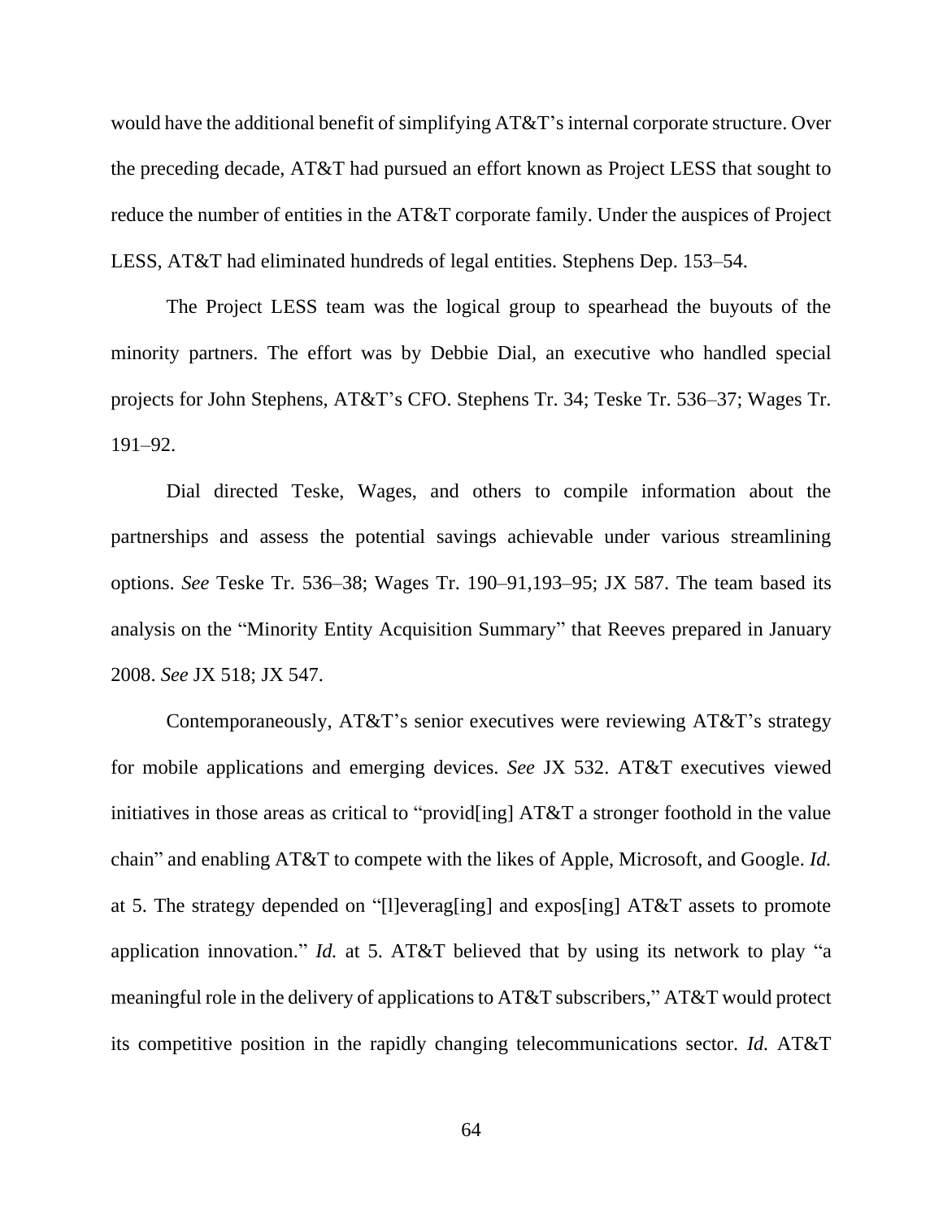would have the additional benefit of simplifying AT&T's internal corporate structure. Over the preceding decade, AT&T had pursued an effort known as Project LESS that sought to reduce the number of entities in the AT&T corporate family. Under the auspices of Project LESS, AT&T had eliminated hundreds of legal entities. Stephens Dep. 153–54.

The Project LESS team was the logical group to spearhead the buyouts of the minority partners. The effort was by Debbie Dial, an executive who handled special projects for John Stephens, AT&T's CFO. Stephens Tr. 34; Teske Tr. 536–37; Wages Tr. 191–92.

Dial directed Teske, Wages, and others to compile information about the partnerships and assess the potential savings achievable under various streamlining options. *See* Teske Tr. 536–38; Wages Tr. 190–91,193–95; JX 587. The team based its analysis on the "Minority Entity Acquisition Summary" that Reeves prepared in January 2008. *See* JX 518; JX 547.

Contemporaneously, AT&T's senior executives were reviewing AT&T's strategy for mobile applications and emerging devices. *See* JX 532. AT&T executives viewed initiatives in those areas as critical to "provid[ing] AT&T a stronger foothold in the value chain" and enabling AT&T to compete with the likes of Apple, Microsoft, and Google. *Id.* at 5. The strategy depended on "[l]everag[ing] and expos[ing] AT&T assets to promote application innovation." *Id.* at 5. AT&T believed that by using its network to play "a meaningful role in the delivery of applications to AT&T subscribers," AT&T would protect its competitive position in the rapidly changing telecommunications sector. *Id.* AT&T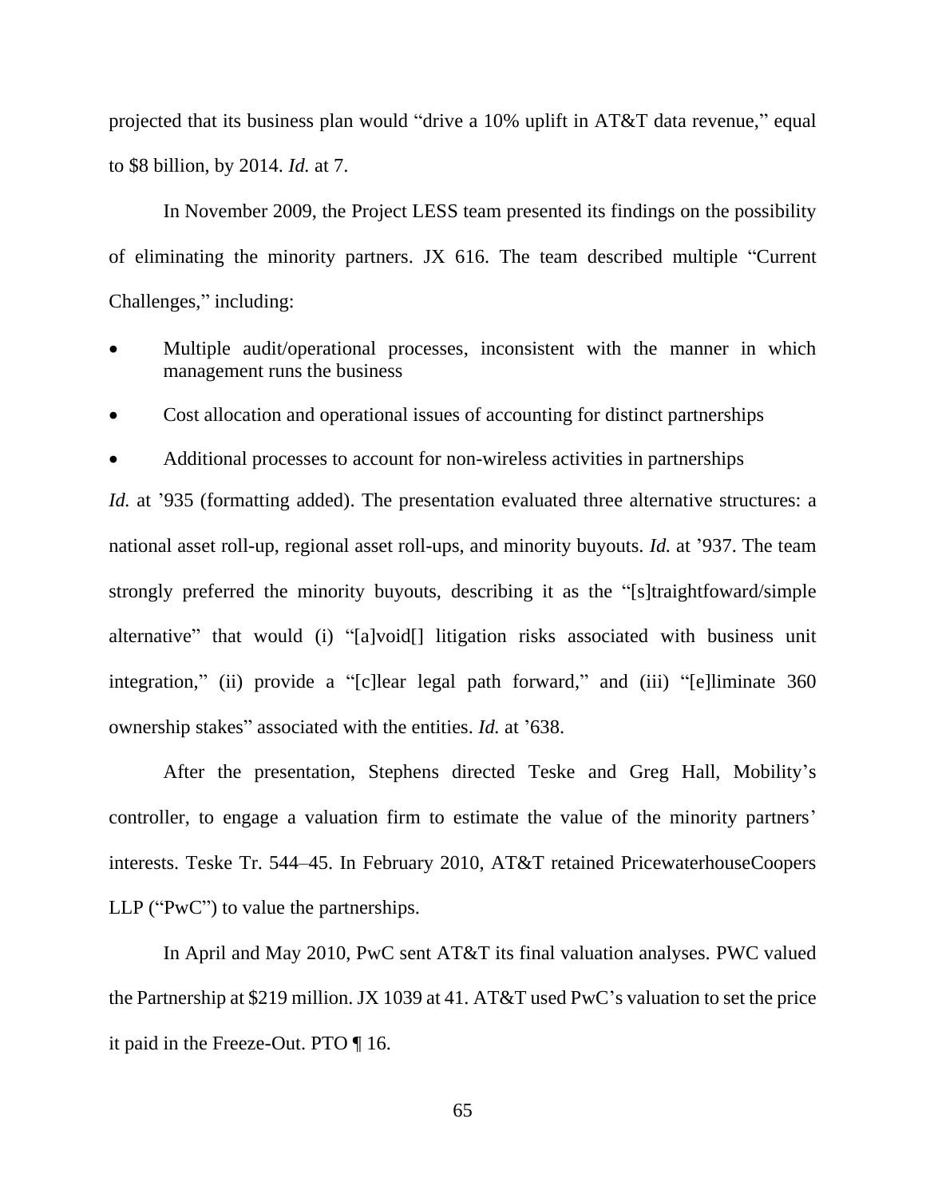projected that its business plan would "drive a 10% uplift in AT&T data revenue," equal to $8 billion, by 2014. *Id.* at 7.

In November 2009, the Project LESS team presented its findings on the possibility of eliminating the minority partners. JX 616. The team described multiple "Current Challenges," including:

- Multiple audit/operational processes, inconsistent with the manner in which management runs the business
- Cost allocation and operational issues of accounting for distinct partnerships
- Additional processes to account for non-wireless activities in partnerships

*Id.* at '935 (formatting added). The presentation evaluated three alternative structures: a national asset roll-up, regional asset roll-ups, and minority buyouts. *Id.* at '937. The team strongly preferred the minority buyouts, describing it as the "[s]traightfoward/simple alternative" that would (i) "[a]void[] litigation risks associated with business unit integration," (ii) provide a "[c]lear legal path forward," and (iii) "[e]liminate 360 ownership stakes" associated with the entities. *Id.* at '638.

After the presentation, Stephens directed Teske and Greg Hall, Mobility's controller, to engage a valuation firm to estimate the value of the minority partners' interests. Teske Tr. 544–45. In February 2010, AT&T retained PricewaterhouseCoopers LLP ("PwC") to value the partnerships.

In April and May 2010, PwC sent AT&T its final valuation analyses. PWC valued the Partnership at $219 million. JX 1039 at 41. AT&T used PwC's valuation to set the price it paid in the Freeze-Out. PTO ¶ 16.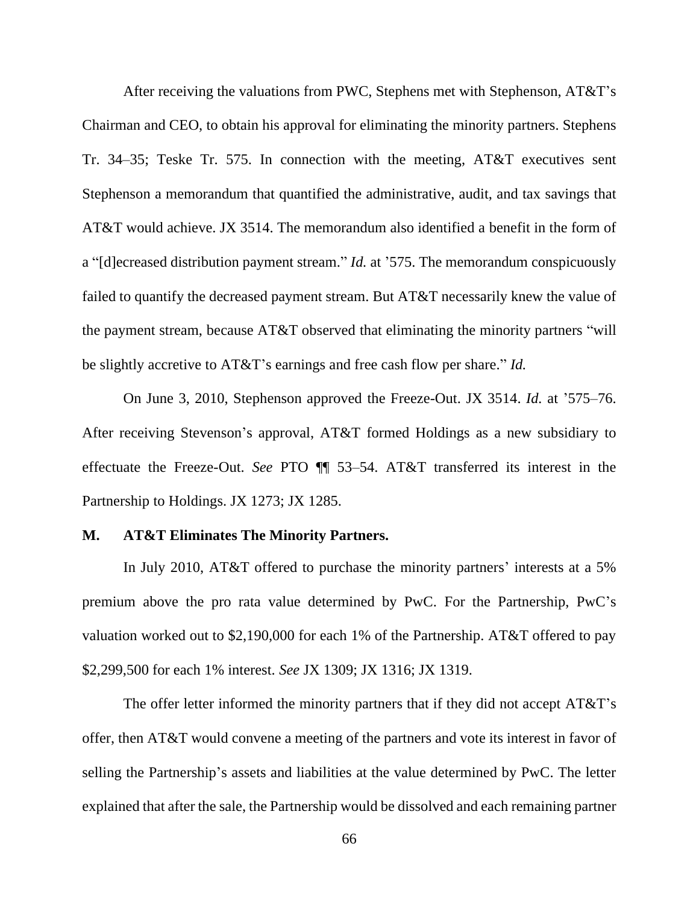After receiving the valuations from PWC, Stephens met with Stephenson, AT&T's Chairman and CEO, to obtain his approval for eliminating the minority partners. Stephens Tr. 34–35; Teske Tr. 575. In connection with the meeting, AT&T executives sent Stephenson a memorandum that quantified the administrative, audit, and tax savings that AT&T would achieve. JX 3514. The memorandum also identified a benefit in the form of a "[d]ecreased distribution payment stream." *Id.* at '575. The memorandum conspicuously failed to quantify the decreased payment stream. But AT&T necessarily knew the value of the payment stream, because AT&T observed that eliminating the minority partners "will be slightly accretive to AT&T's earnings and free cash flow per share." *Id.*

On June 3, 2010, Stephenson approved the Freeze-Out. JX 3514. *Id.* at '575–76. After receiving Stevenson's approval, AT&T formed Holdings as a new subsidiary to effectuate the Freeze-Out. *See* PTO ¶¶ 53–54. AT&T transferred its interest in the Partnership to Holdings. JX 1273; JX 1285.

### M. AT&T Eliminates The Minority Partners.

In July 2010, AT&T offered to purchase the minority partners' interests at a 5% premium above the pro rata value determined by PwC. For the Partnership, PwC's valuation worked out to $2,190,000 for each 1% of the Partnership. AT&T offered to pay $2,299,500 for each 1% interest. *See* JX 1309; JX 1316; JX 1319.

The offer letter informed the minority partners that if they did not accept AT&T's offer, then AT&T would convene a meeting of the partners and vote its interest in favor of selling the Partnership's assets and liabilities at the value determined by PwC. The letter explained that after the sale, the Partnership would be dissolved and each remaining partner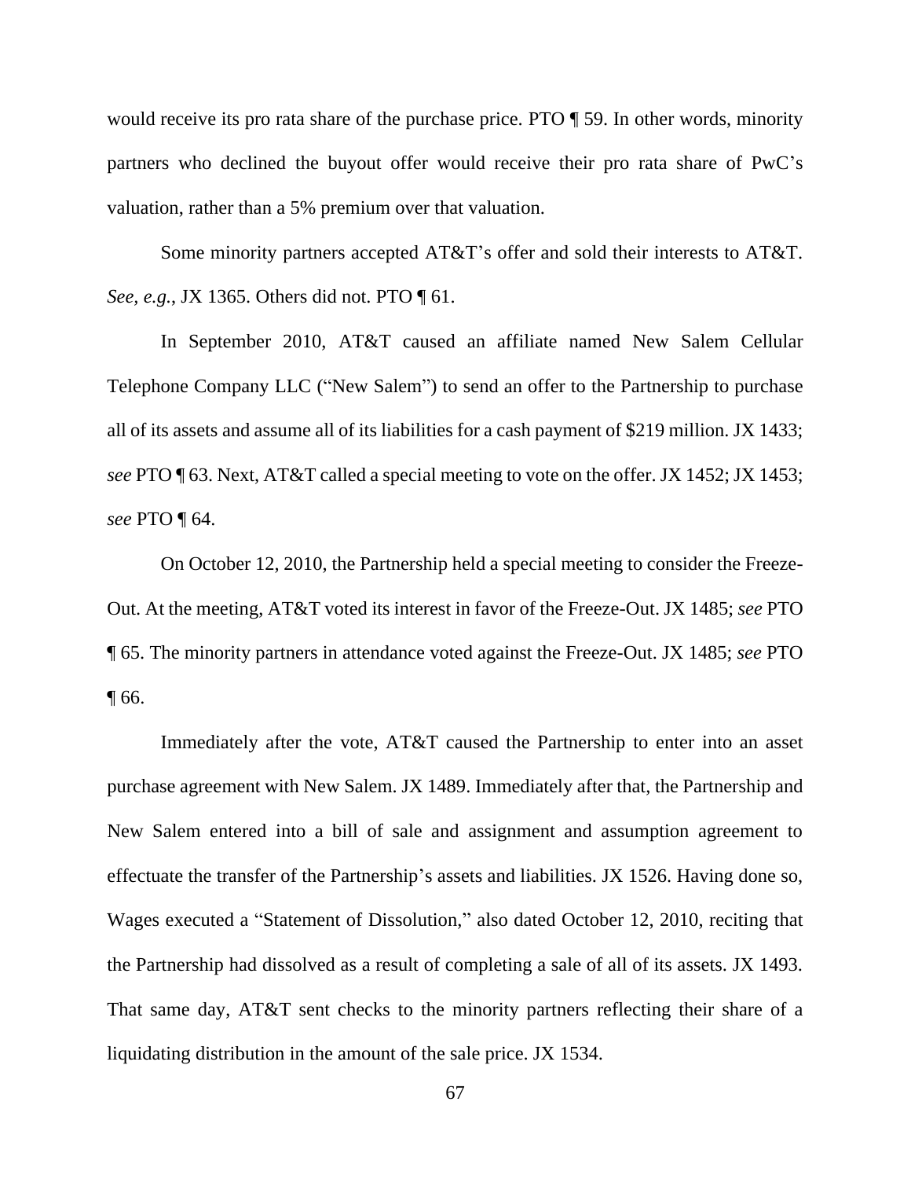would receive its pro rata share of the purchase price. PTO ¶ 59. In other words, minority partners who declined the buyout offer would receive their pro rata share of PwC's valuation, rather than a 5% premium over that valuation.

Some minority partners accepted AT&T's offer and sold their interests to AT&T. *See, e.g.*, JX 1365. Others did not. PTO ¶ 61.

In September 2010, AT&T caused an affiliate named New Salem Cellular Telephone Company LLC ("New Salem") to send an offer to the Partnership to purchase all of its assets and assume all of its liabilities for a cash payment of $219 million. JX 1433; *see* PTO ¶ 63. Next, AT&T called a special meeting to vote on the offer. JX 1452; JX 1453; *see* PTO ¶ 64.

On October 12, 2010, the Partnership held a special meeting to consider the Freeze-Out. At the meeting, AT&T voted its interest in favor of the Freeze-Out. JX 1485; *see* PTO ¶ 65. The minority partners in attendance voted against the Freeze-Out. JX 1485; *see* PTO ¶ 66.

Immediately after the vote, AT&T caused the Partnership to enter into an asset purchase agreement with New Salem. JX 1489. Immediately after that, the Partnership and New Salem entered into a bill of sale and assignment and assumption agreement to effectuate the transfer of the Partnership's assets and liabilities. JX 1526. Having done so, Wages executed a "Statement of Dissolution," also dated October 12, 2010, reciting that the Partnership had dissolved as a result of completing a sale of all of its assets. JX 1493. That same day, AT&T sent checks to the minority partners reflecting their share of a liquidating distribution in the amount of the sale price. JX 1534.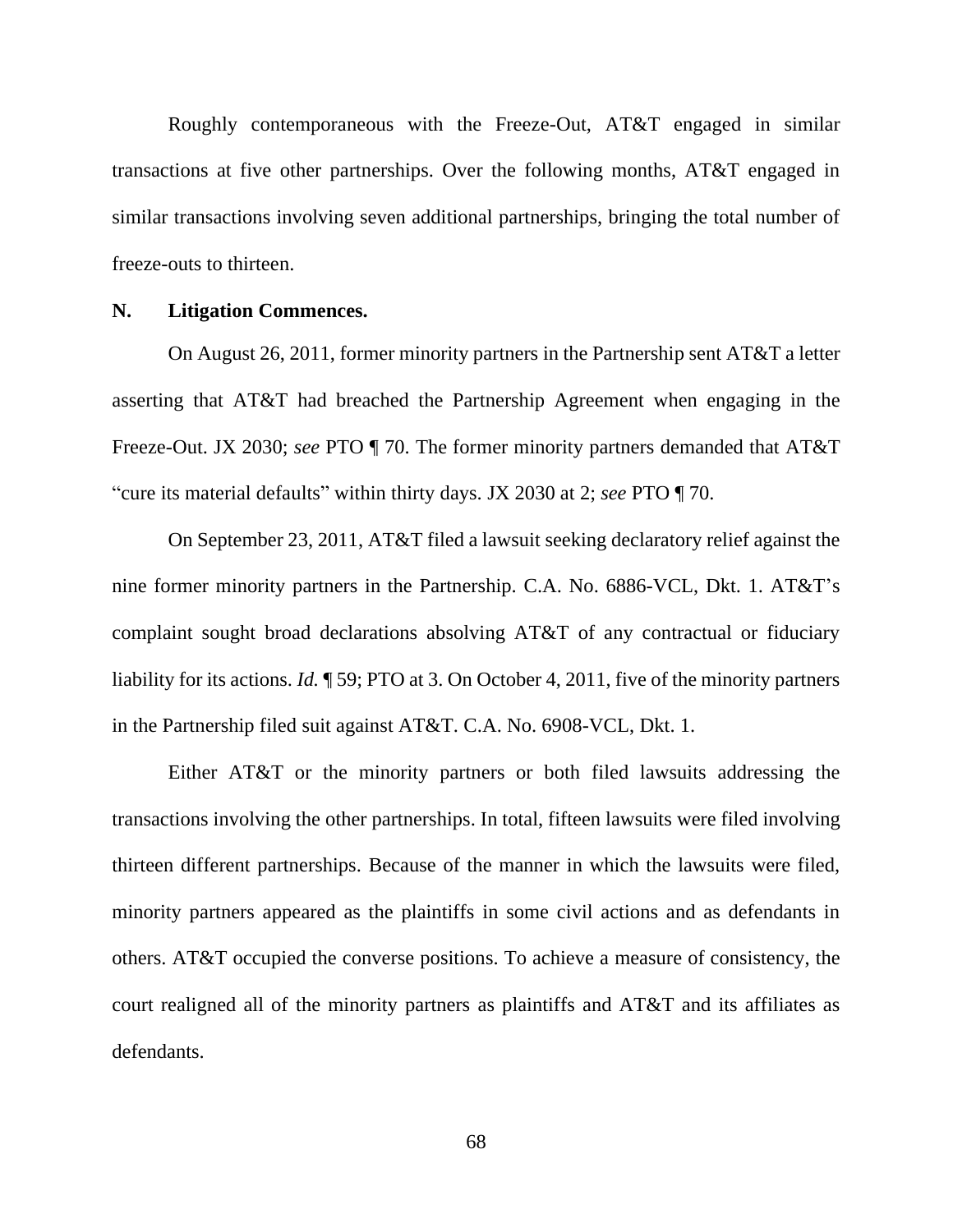Roughly contemporaneous with the Freeze-Out, AT&T engaged in similar transactions at five other partnerships. Over the following months, AT&T engaged in similar transactions involving seven additional partnerships, bringing the total number of freeze-outs to thirteen.

### N. Litigation Commences.

On August 26, 2011, former minority partners in the Partnership sent AT&T a letter asserting that AT&T had breached the Partnership Agreement when engaging in the Freeze-Out. JX 2030; *see* PTO ¶ 70. The former minority partners demanded that AT&T "cure its material defaults" within thirty days. JX 2030 at 2; *see* PTO ¶ 70.

On September 23, 2011, AT&T filed a lawsuit seeking declaratory relief against the nine former minority partners in the Partnership. C.A. No. 6886-VCL, Dkt. 1. AT&T's complaint sought broad declarations absolving AT&T of any contractual or fiduciary liability for its actions. *Id.* ¶ 59; PTO at 3. On October 4, 2011, five of the minority partners in the Partnership filed suit against AT&T. C.A. No. 6908-VCL, Dkt. 1.

Either AT&T or the minority partners or both filed lawsuits addressing the transactions involving the other partnerships. In total, fifteen lawsuits were filed involving thirteen different partnerships. Because of the manner in which the lawsuits were filed, minority partners appeared as the plaintiffs in some civil actions and as defendants in others. AT&T occupied the converse positions. To achieve a measure of consistency, the court realigned all of the minority partners as plaintiffs and AT&T and its affiliates as defendants.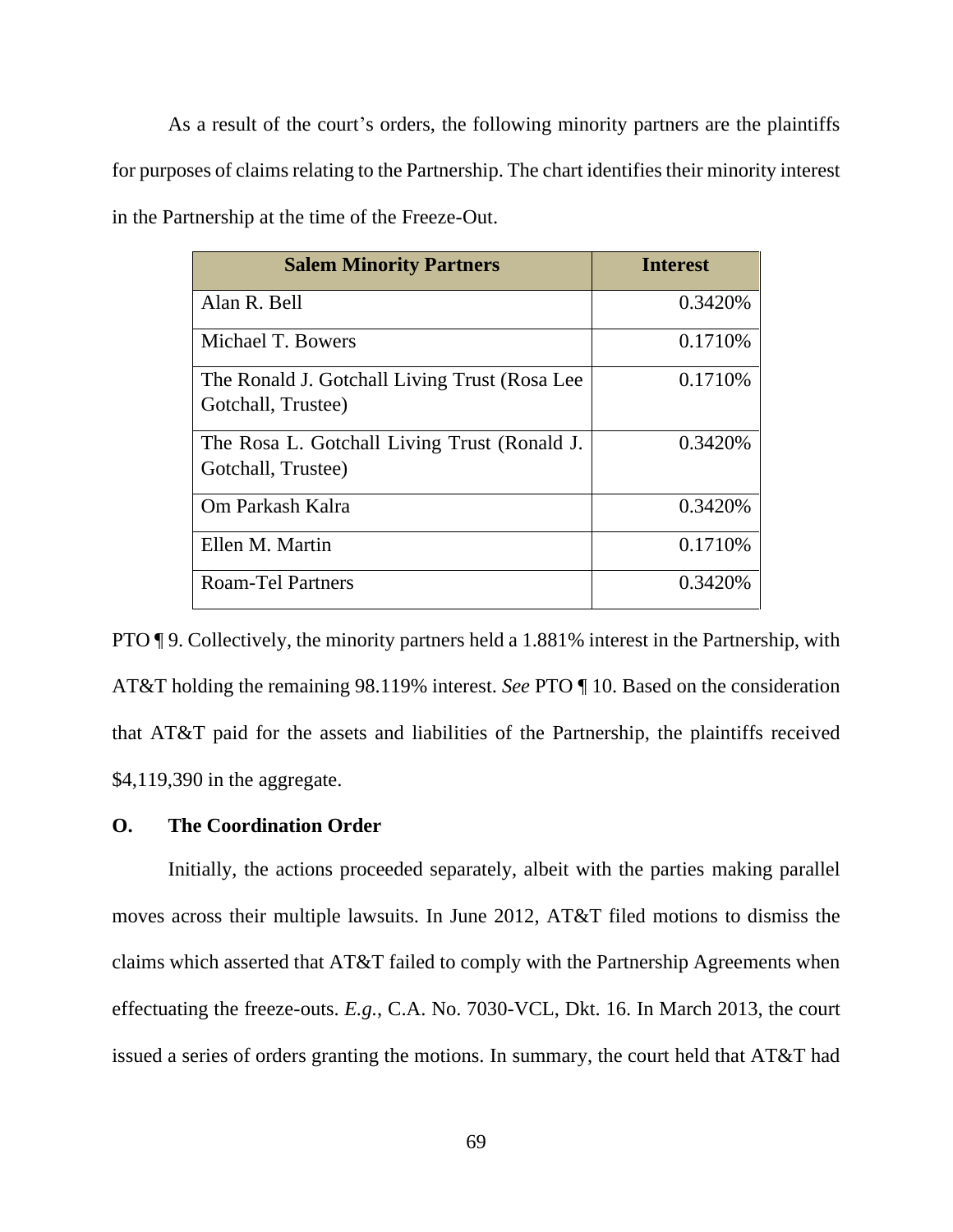As a result of the court's orders, the following minority partners are the plaintiffs for purposes of claims relating to the Partnership. The chart identifies their minority interest in the Partnership at the time of the Freeze-Out.

| Salem Minority Partners | Interest |
|---|---:|
| Alan R. Bell | 0.3420% |
| Michael T. Bowers | 0.1710% |
| The Ronald J. Gotchall Living Trust (Rosa Lee Gotchall, Trustee) | 0.1710% |
| The Rosa L. Gotchall Living Trust (Ronald J. Gotchall, Trustee) | 0.3420% |
| Om Parkash Kalra | 0.3420% |
| Ellen M. Martin | 0.1710% |
| Roam-Tel Partners | 0.3420% |

PTO ¶ 9. Collectively, the minority partners held a 1.881% interest in the Partnership, with AT&T holding the remaining 98.119% interest. *See* PTO ¶ 10. Based on the consideration that AT&T paid for the assets and liabilities of the Partnership, the plaintiffs received $4,119,390 in the aggregate.

### O. The Coordination Order

Initially, the actions proceeded separately, albeit with the parties making parallel moves across their multiple lawsuits. In June 2012, AT&T filed motions to dismiss the claims which asserted that AT&T failed to comply with the Partnership Agreements when effectuating the freeze-outs. *E.g.*, C.A. No. 7030-VCL, Dkt. 16. In March 2013, the court issued a series of orders granting the motions. In summary, the court held that AT&T had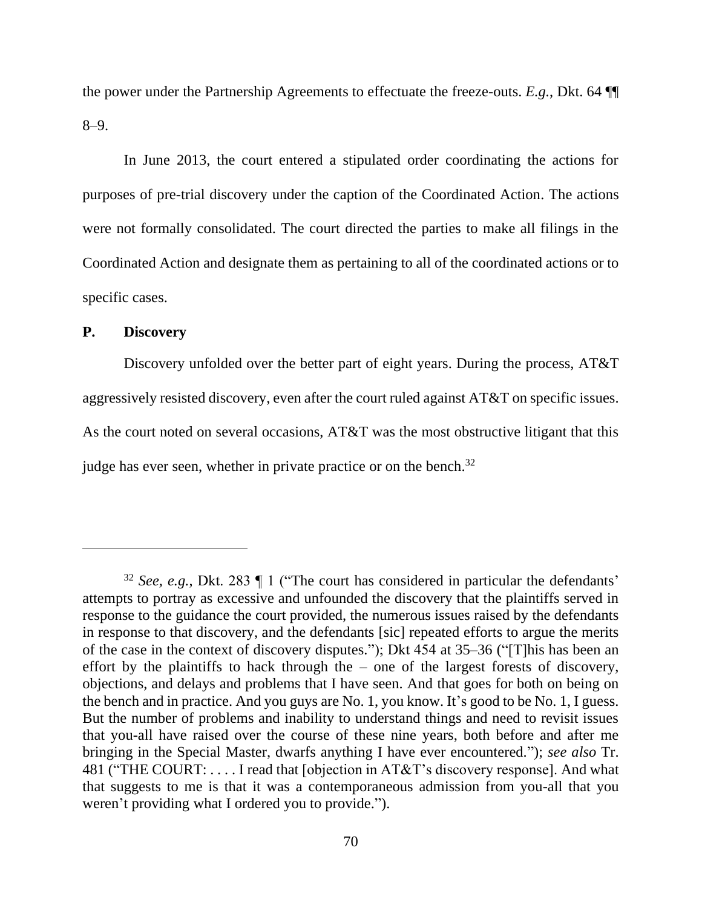the power under the Partnership Agreements to effectuate the freeze-outs. *E.g.*, Dkt. 64 ¶¶ 8–9.

In June 2013, the court entered a stipulated order coordinating the actions for purposes of pre-trial discovery under the caption of the Coordinated Action. The actions were not formally consolidated. The court directed the parties to make all filings in the Coordinated Action and designate them as pertaining to all of the coordinated actions or to specific cases.

**P. Discovery**

Discovery unfolded over the better part of eight years. During the process, AT&T aggressively resisted discovery, even after the court ruled against AT&T on specific issues. As the court noted on several occasions, AT&T was the most obstructive litigant that this judge has ever seen, whether in private practice or on the bench.[32]

---

[32] *See, e.g.*, Dkt. 283 ¶ 1 ("The court has considered in particular the defendants' attempts to portray as excessive and unfounded the discovery that the plaintiffs served in response to the guidance the court provided, the numerous issues raised by the defendants in response to that discovery, and the defendants [sic] repeated efforts to argue the merits of the case in the context of discovery disputes."); Dkt 454 at 35–36 ("[T]his has been an effort by the plaintiffs to hack through the – one of the largest forests of discovery, objections, and delays and problems that I have seen. And that goes for both on being on the bench and in practice. And you guys are No. 1, you know. It's good to be No. 1, I guess. But the number of problems and inability to understand things and need to revisit issues that you-all have raised over the course of these nine years, both before and after me bringing in the Special Master, dwarfs anything I have ever encountered."); *see also* Tr. 481 ("THE COURT: . . . . I read that [objection in AT&T's discovery response]. And what that suggests to me is that it was a contemporaneous admission from you-all that you weren't providing what I ordered you to provide.").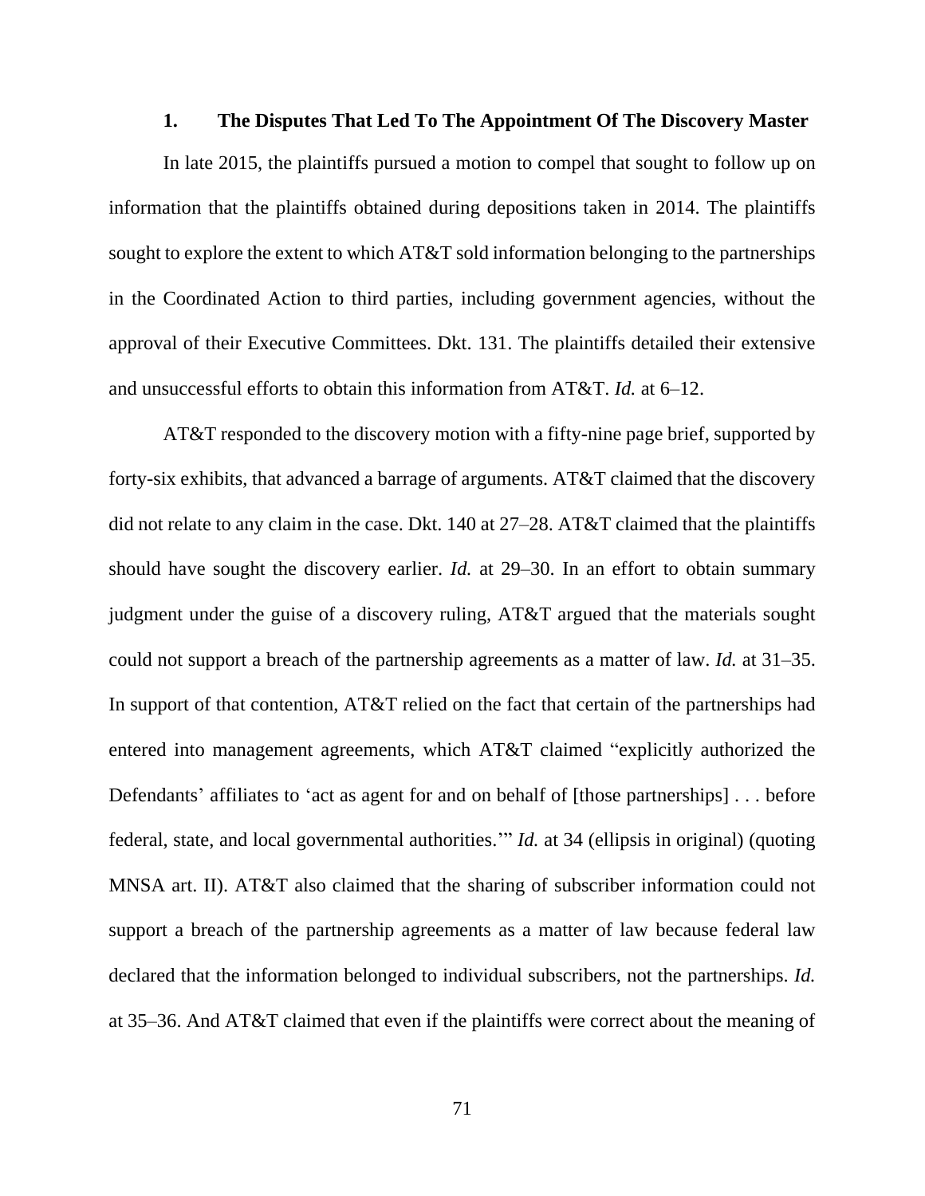### 1. The Disputes That Led To The Appointment Of The Discovery Master

In late 2015, the plaintiffs pursued a motion to compel that sought to follow up on information that the plaintiffs obtained during depositions taken in 2014. The plaintiffs sought to explore the extent to which AT&T sold information belonging to the partnerships in the Coordinated Action to third parties, including government agencies, without the approval of their Executive Committees. Dkt. 131. The plaintiffs detailed their extensive and unsuccessful efforts to obtain this information from AT&T. *Id.* at 6–12.

AT&T responded to the discovery motion with a fifty-nine page brief, supported by forty-six exhibits, that advanced a barrage of arguments. AT&T claimed that the discovery did not relate to any claim in the case. Dkt. 140 at 27–28. AT&T claimed that the plaintiffs should have sought the discovery earlier. *Id.* at 29–30. In an effort to obtain summary judgment under the guise of a discovery ruling, AT&T argued that the materials sought could not support a breach of the partnership agreements as a matter of law. *Id.* at 31–35. In support of that contention, AT&T relied on the fact that certain of the partnerships had entered into management agreements, which AT&T claimed "explicitly authorized the Defendants' affiliates to 'act as agent for and on behalf of [those partnerships] . . . before federal, state, and local governmental authorities.'" *Id.* at 34 (ellipsis in original) (quoting MNSA art. II). AT&T also claimed that the sharing of subscriber information could not support a breach of the partnership agreements as a matter of law because federal law declared that the information belonged to individual subscribers, not the partnerships. *Id.* at 35–36. And AT&T claimed that even if the plaintiffs were correct about the meaning of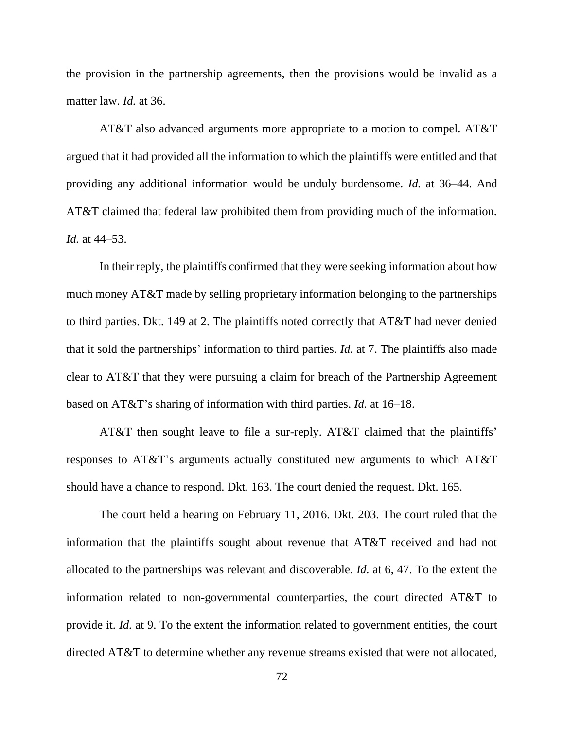the provision in the partnership agreements, then the provisions would be invalid as a matter law. *Id.* at 36.

AT&T also advanced arguments more appropriate to a motion to compel. AT&T argued that it had provided all the information to which the plaintiffs were entitled and that providing any additional information would be unduly burdensome. *Id.* at 36–44. And AT&T claimed that federal law prohibited them from providing much of the information. *Id.* at 44–53.

In their reply, the plaintiffs confirmed that they were seeking information about how much money AT&T made by selling proprietary information belonging to the partnerships to third parties. Dkt. 149 at 2. The plaintiffs noted correctly that AT&T had never denied that it sold the partnerships' information to third parties. *Id.* at 7. The plaintiffs also made clear to AT&T that they were pursuing a claim for breach of the Partnership Agreement based on AT&T's sharing of information with third parties. *Id.* at 16–18.

AT&T then sought leave to file a sur-reply. AT&T claimed that the plaintiffs' responses to AT&T's arguments actually constituted new arguments to which AT&T should have a chance to respond. Dkt. 163. The court denied the request. Dkt. 165.

The court held a hearing on February 11, 2016. Dkt. 203. The court ruled that the information that the plaintiffs sought about revenue that AT&T received and had not allocated to the partnerships was relevant and discoverable. *Id.* at 6, 47. To the extent the information related to non-governmental counterparties, the court directed AT&T to provide it. *Id.* at 9. To the extent the information related to government entities, the court directed AT&T to determine whether any revenue streams existed that were not allocated,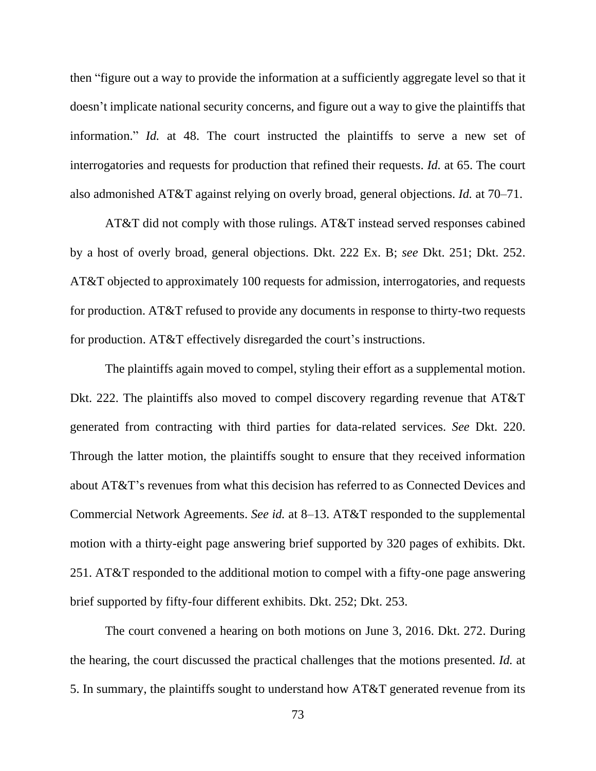then "figure out a way to provide the information at a sufficiently aggregate level so that it doesn't implicate national security concerns, and figure out a way to give the plaintiffs that information." *Id.* at 48. The court instructed the plaintiffs to serve a new set of interrogatories and requests for production that refined their requests. *Id.* at 65. The court also admonished AT&T against relying on overly broad, general objections. *Id.* at 70–71.

AT&T did not comply with those rulings. AT&T instead served responses cabined by a host of overly broad, general objections. Dkt. 222 Ex. B; *see* Dkt. 251; Dkt. 252. AT&T objected to approximately 100 requests for admission, interrogatories, and requests for production. AT&T refused to provide any documents in response to thirty-two requests for production. AT&T effectively disregarded the court's instructions.

The plaintiffs again moved to compel, styling their effort as a supplemental motion. Dkt. 222. The plaintiffs also moved to compel discovery regarding revenue that AT&T generated from contracting with third parties for data-related services. *See* Dkt. 220. Through the latter motion, the plaintiffs sought to ensure that they received information about AT&T's revenues from what this decision has referred to as Connected Devices and Commercial Network Agreements. *See id.* at 8–13. AT&T responded to the supplemental motion with a thirty-eight page answering brief supported by 320 pages of exhibits. Dkt. 251. AT&T responded to the additional motion to compel with a fifty-one page answering brief supported by fifty-four different exhibits. Dkt. 252; Dkt. 253.

The court convened a hearing on both motions on June 3, 2016. Dkt. 272. During the hearing, the court discussed the practical challenges that the motions presented. *Id.* at 5. In summary, the plaintiffs sought to understand how AT&T generated revenue from its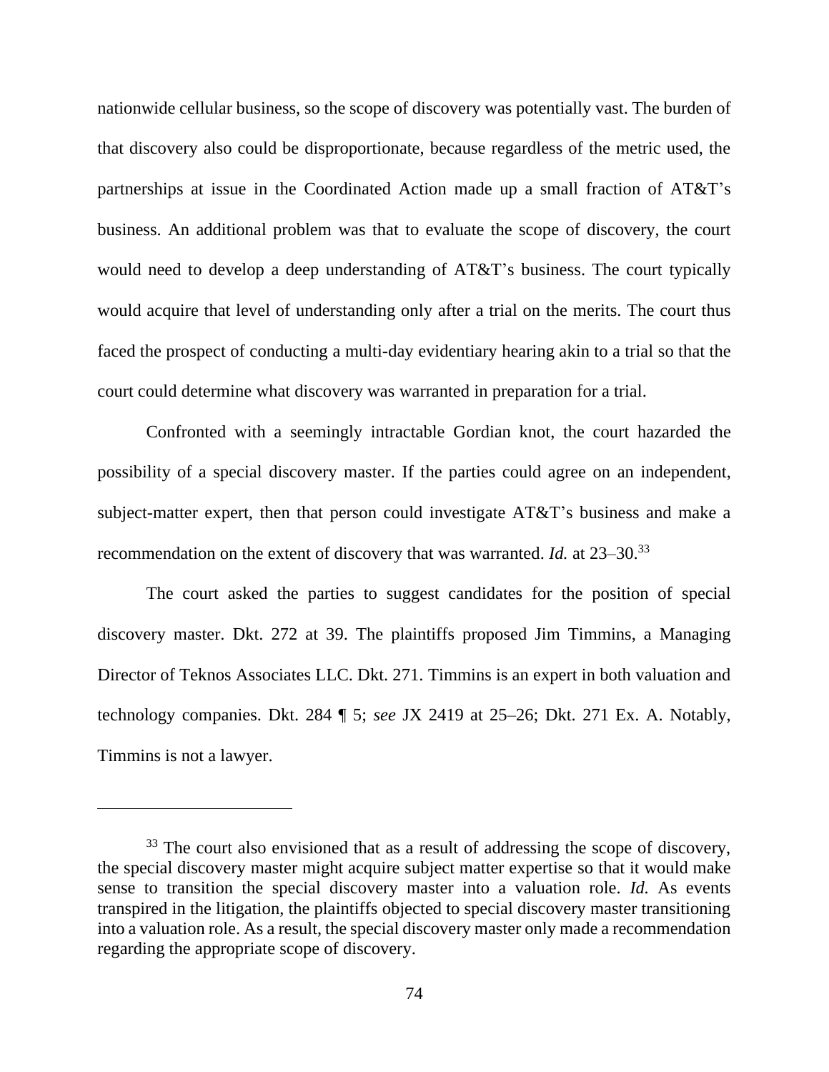nationwide cellular business, so the scope of discovery was potentially vast. The burden of that discovery also could be disproportionate, because regardless of the metric used, the partnerships at issue in the Coordinated Action made up a small fraction of AT&T's business. An additional problem was that to evaluate the scope of discovery, the court would need to develop a deep understanding of AT&T's business. The court typically would acquire that level of understanding only after a trial on the merits. The court thus faced the prospect of conducting a multi-day evidentiary hearing akin to a trial so that the court could determine what discovery was warranted in preparation for a trial.

Confronted with a seemingly intractable Gordian knot, the court hazarded the possibility of a special discovery master. If the parties could agree on an independent, subject-matter expert, then that person could investigate AT&T's business and make a recommendation on the extent of discovery that was warranted. *Id.* at 23–30.[33]

The court asked the parties to suggest candidates for the position of special discovery master. Dkt. 272 at 39. The plaintiffs proposed Jim Timmins, a Managing Director of Teknos Associates LLC. Dkt. 271. Timmins is an expert in both valuation and technology companies. Dkt. 284 ¶ 5; *see* JX 2419 at 25–26; Dkt. 271 Ex. A. Notably, Timmins is not a lawyer.

---

[33] The court also envisioned that as a result of addressing the scope of discovery, the special discovery master might acquire subject matter expertise so that it would make sense to transition the special discovery master into a valuation role. *Id.* As events transpired in the litigation, the plaintiffs objected to special discovery master transitioning into a valuation role. As a result, the special discovery master only made a recommendation regarding the appropriate scope of discovery.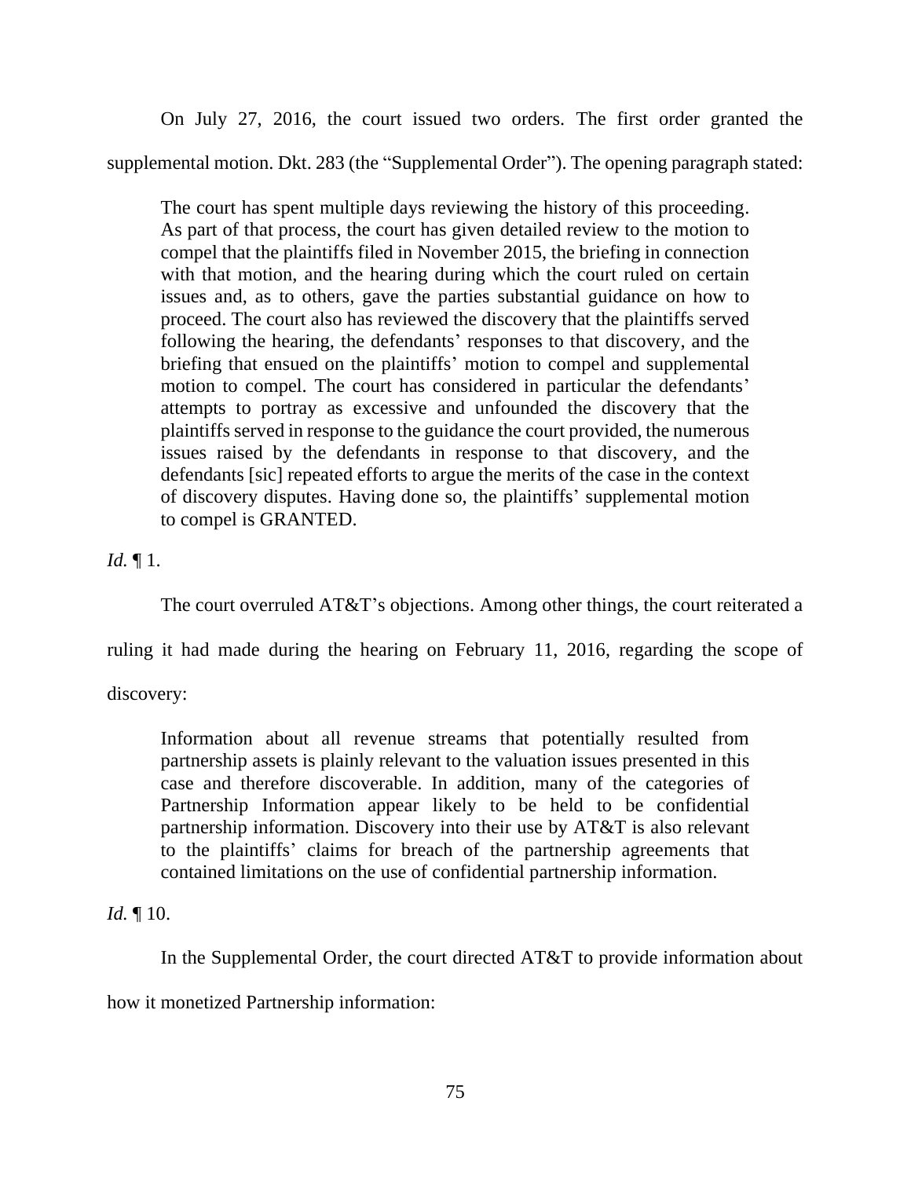On July 27, 2016, the court issued two orders. The first order granted the supplemental motion. Dkt. 283 (the "Supplemental Order"). The opening paragraph stated:

> The court has spent multiple days reviewing the history of this proceeding. As part of that process, the court has given detailed review to the motion to compel that the plaintiffs filed in November 2015, the briefing in connection with that motion, and the hearing during which the court ruled on certain issues and, as to others, gave the parties substantial guidance on how to proceed. The court also has reviewed the discovery that the plaintiffs served following the hearing, the defendants' responses to that discovery, and the briefing that ensued on the plaintiffs' motion to compel and supplemental motion to compel. The court has considered in particular the defendants' attempts to portray as excessive and unfounded the discovery that the plaintiffs served in response to the guidance the court provided, the numerous issues raised by the defendants in response to that discovery, and the defendants [sic] repeated efforts to argue the merits of the case in the context of discovery disputes. Having done so, the plaintiffs' supplemental motion to compel is GRANTED.

*Id.* ¶ 1.

The court overruled AT&T's objections. Among other things, the court reiterated a ruling it had made during the hearing on February 11, 2016, regarding the scope of discovery:

> Information about all revenue streams that potentially resulted from partnership assets is plainly relevant to the valuation issues presented in this case and therefore discoverable. In addition, many of the categories of Partnership Information appear likely to be held to be confidential partnership information. Discovery into their use by AT&T is also relevant to the plaintiffs' claims for breach of the partnership agreements that contained limitations on the use of confidential partnership information.

*Id.* ¶ 10.

In the Supplemental Order, the court directed AT&T to provide information about how it monetized Partnership information: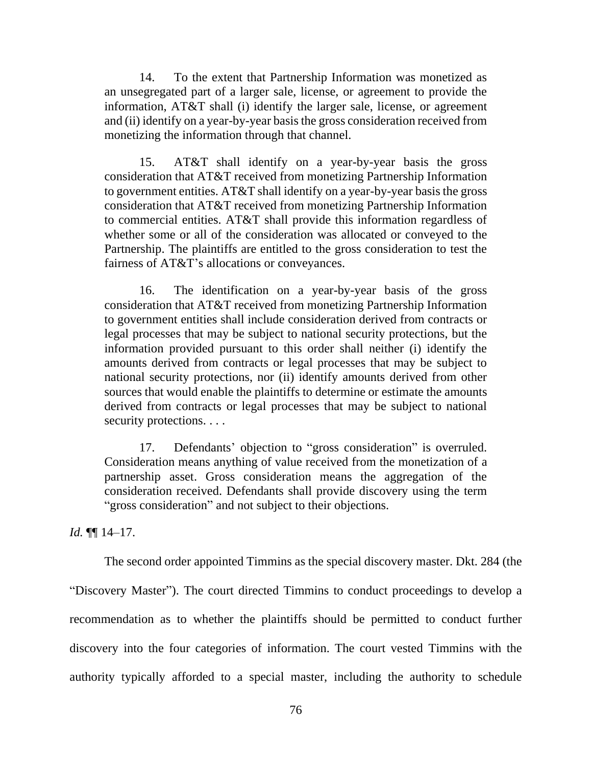> 14. To the extent that Partnership Information was monetized as an unsegregated part of a larger sale, license, or agreement to provide the information, AT&T shall (i) identify the larger sale, license, or agreement and (ii) identify on a year-by-year basis the gross consideration received from monetizing the information through that channel.
>
> 15. AT&T shall identify on a year-by-year basis the gross consideration that AT&T received from monetizing Partnership Information to government entities. AT&T shall identify on a year-by-year basis the gross consideration that AT&T received from monetizing Partnership Information to commercial entities. AT&T shall provide this information regardless of whether some or all of the consideration was allocated or conveyed to the Partnership. The plaintiffs are entitled to the gross consideration to test the fairness of AT&T's allocations or conveyances.
>
> 16. The identification on a year-by-year basis of the gross consideration that AT&T received from monetizing Partnership Information to government entities shall include consideration derived from contracts or legal processes that may be subject to national security protections, but the information provided pursuant to this order shall neither (i) identify the amounts derived from contracts or legal processes that may be subject to national security protections, nor (ii) identify amounts derived from other sources that would enable the plaintiffs to determine or estimate the amounts derived from contracts or legal processes that may be subject to national security protections. . . .
>
> 17. Defendants' objection to "gross consideration" is overruled. Consideration means anything of value received from the monetization of a partnership asset. Gross consideration means the aggregation of the consideration received. Defendants shall provide discovery using the term "gross consideration" and not subject to their objections.

*Id.* ¶¶ 14–17.

The second order appointed Timmins as the special discovery master. Dkt. 284 (the "Discovery Master"). The court directed Timmins to conduct proceedings to develop a recommendation as to whether the plaintiffs should be permitted to conduct further discovery into the four categories of information. The court vested Timmins with the authority typically afforded to a special master, including the authority to schedule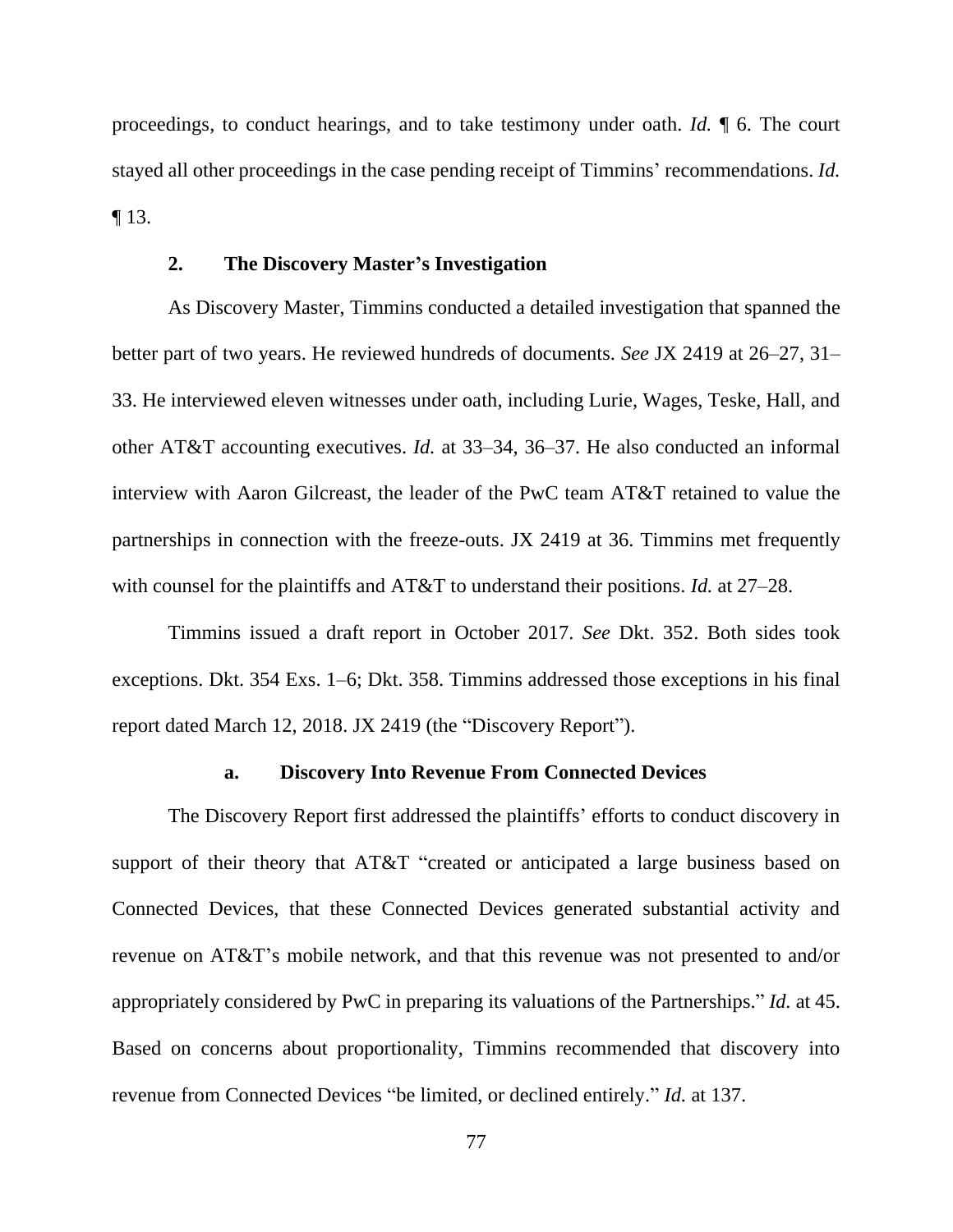proceedings, to conduct hearings, and to take testimony under oath. *Id.* ¶ 6. The court stayed all other proceedings in the case pending receipt of Timmins' recommendations. *Id.* ¶ 13.

### 2. The Discovery Master's Investigation

As Discovery Master, Timmins conducted a detailed investigation that spanned the better part of two years. He reviewed hundreds of documents. *See* JX 2419 at 26–27, 31–33. He interviewed eleven witnesses under oath, including Lurie, Wages, Teske, Hall, and other AT&T accounting executives. *Id.* at 33–34, 36–37. He also conducted an informal interview with Aaron Gilcreast, the leader of the PwC team AT&T retained to value the partnerships in connection with the freeze-outs. JX 2419 at 36. Timmins met frequently with counsel for the plaintiffs and AT&T to understand their positions. *Id.* at 27–28.

Timmins issued a draft report in October 2017. *See* Dkt. 352. Both sides took exceptions. Dkt. 354 Exs. 1–6; Dkt. 358. Timmins addressed those exceptions in his final report dated March 12, 2018. JX 2419 (the "Discovery Report").

#### a. Discovery Into Revenue From Connected Devices

The Discovery Report first addressed the plaintiffs' efforts to conduct discovery in support of their theory that AT&T "created or anticipated a large business based on Connected Devices, that these Connected Devices generated substantial activity and revenue on AT&T's mobile network, and that this revenue was not presented to and/or appropriately considered by PwC in preparing its valuations of the Partnerships." *Id.* at 45. Based on concerns about proportionality, Timmins recommended that discovery into revenue from Connected Devices "be limited, or declined entirely." *Id.* at 137.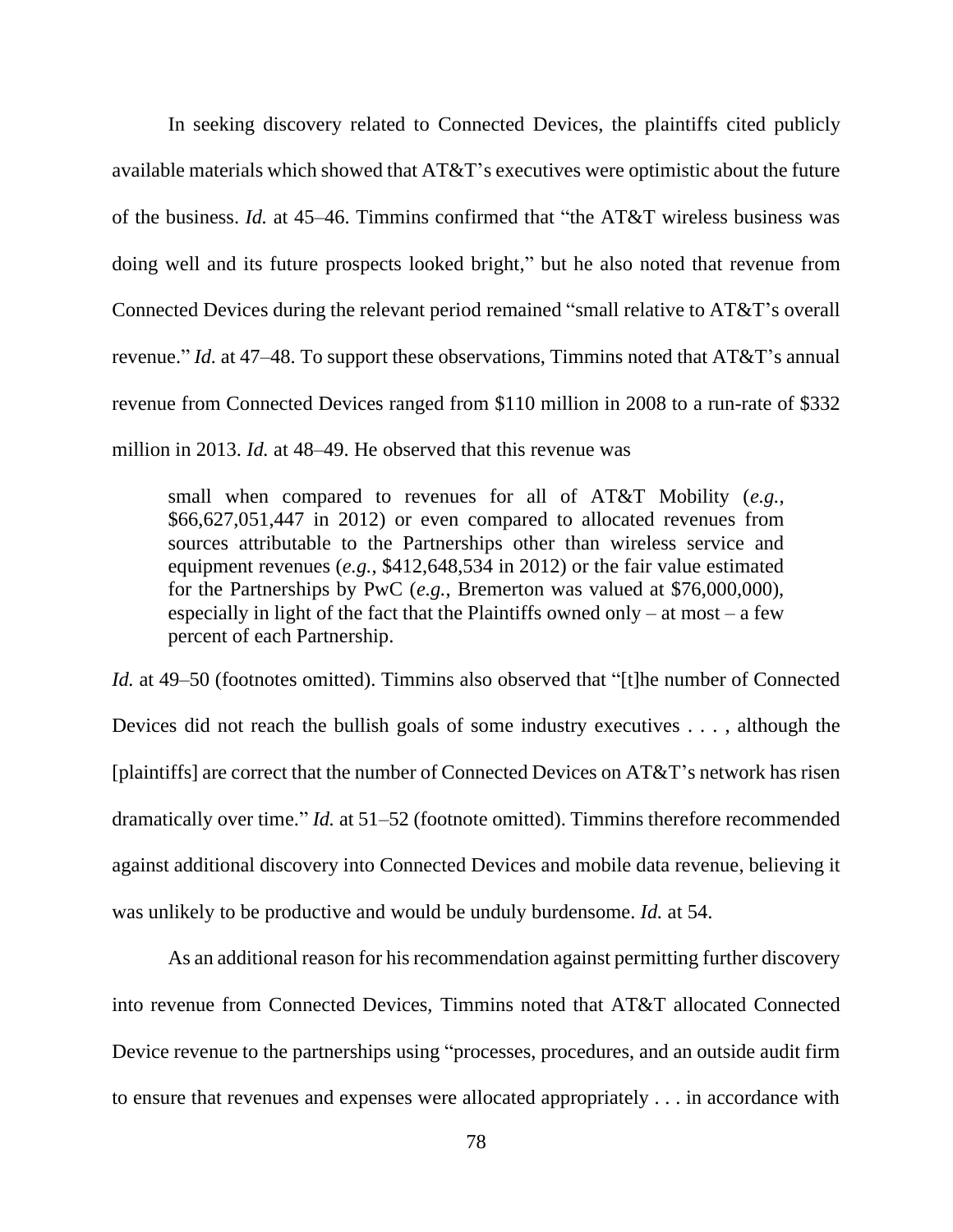In seeking discovery related to Connected Devices, the plaintiffs cited publicly available materials which showed that AT&T's executives were optimistic about the future of the business. *Id.* at 45–46. Timmins confirmed that "the AT&T wireless business was doing well and its future prospects looked bright," but he also noted that revenue from Connected Devices during the relevant period remained "small relative to AT&T's overall revenue." *Id.* at 47–48. To support these observations, Timmins noted that AT&T's annual revenue from Connected Devices ranged from $110 million in 2008 to a run-rate of $332 million in 2013. *Id.* at 48–49. He observed that this revenue was

> small when compared to revenues for all of AT&T Mobility (*e.g.*, $66,627,051,447 in 2012) or even compared to allocated revenues from sources attributable to the Partnerships other than wireless service and equipment revenues (*e.g.*, $412,648,534 in 2012) or the fair value estimated for the Partnerships by PwC (*e.g.*, Bremerton was valued at $76,000,000), especially in light of the fact that the Plaintiffs owned only – at most – a few percent of each Partnership.

*Id.* at 49–50 (footnotes omitted). Timmins also observed that "[t]he number of Connected Devices did not reach the bullish goals of some industry executives . . . , although the [plaintiffs] are correct that the number of Connected Devices on AT&T's network has risen dramatically over time." *Id.* at 51–52 (footnote omitted). Timmins therefore recommended against additional discovery into Connected Devices and mobile data revenue, believing it was unlikely to be productive and would be unduly burdensome. *Id.* at 54.

As an additional reason for his recommendation against permitting further discovery into revenue from Connected Devices, Timmins noted that AT&T allocated Connected Device revenue to the partnerships using "processes, procedures, and an outside audit firm to ensure that revenues and expenses were allocated appropriately . . . in accordance with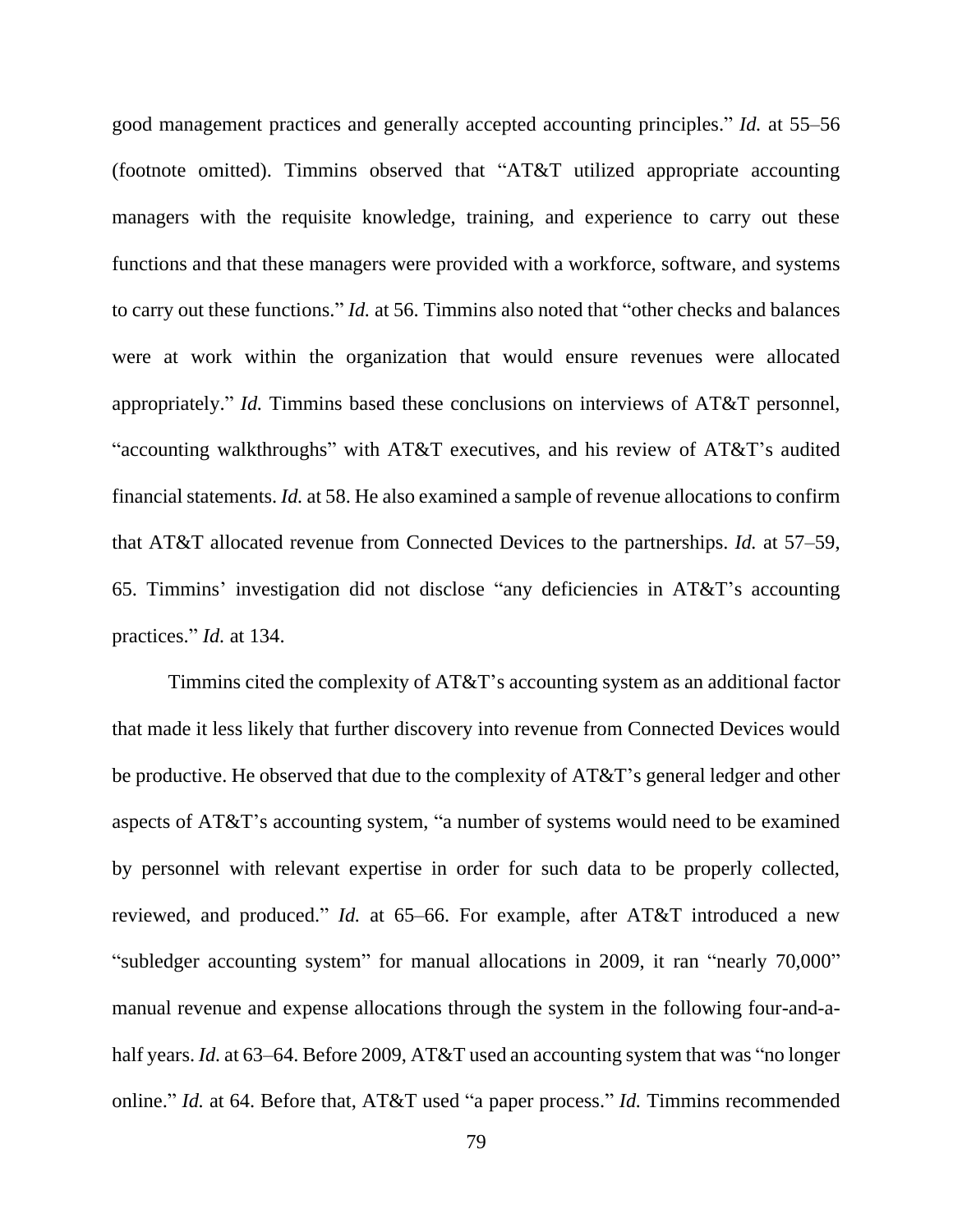good management practices and generally accepted accounting principles." *Id.* at 55–56 (footnote omitted). Timmins observed that "AT&T utilized appropriate accounting managers with the requisite knowledge, training, and experience to carry out these functions and that these managers were provided with a workforce, software, and systems to carry out these functions." *Id.* at 56. Timmins also noted that "other checks and balances were at work within the organization that would ensure revenues were allocated appropriately." *Id.* Timmins based these conclusions on interviews of AT&T personnel, "accounting walkthroughs" with AT&T executives, and his review of AT&T's audited financial statements. *Id.* at 58. He also examined a sample of revenue allocations to confirm that AT&T allocated revenue from Connected Devices to the partnerships. *Id.* at 57–59, 65. Timmins' investigation did not disclose "any deficiencies in AT&T's accounting practices." *Id.* at 134.

Timmins cited the complexity of AT&T's accounting system as an additional factor that made it less likely that further discovery into revenue from Connected Devices would be productive. He observed that due to the complexity of AT&T's general ledger and other aspects of AT&T's accounting system, "a number of systems would need to be examined by personnel with relevant expertise in order for such data to be properly collected, reviewed, and produced." *Id.* at 65–66. For example, after AT&T introduced a new "subledger accounting system" for manual allocations in 2009, it ran "nearly 70,000" manual revenue and expense allocations through the system in the following four-and-a-half years. *Id.* at 63–64. Before 2009, AT&T used an accounting system that was "no longer online." *Id.* at 64. Before that, AT&T used "a paper process." *Id.* Timmins recommended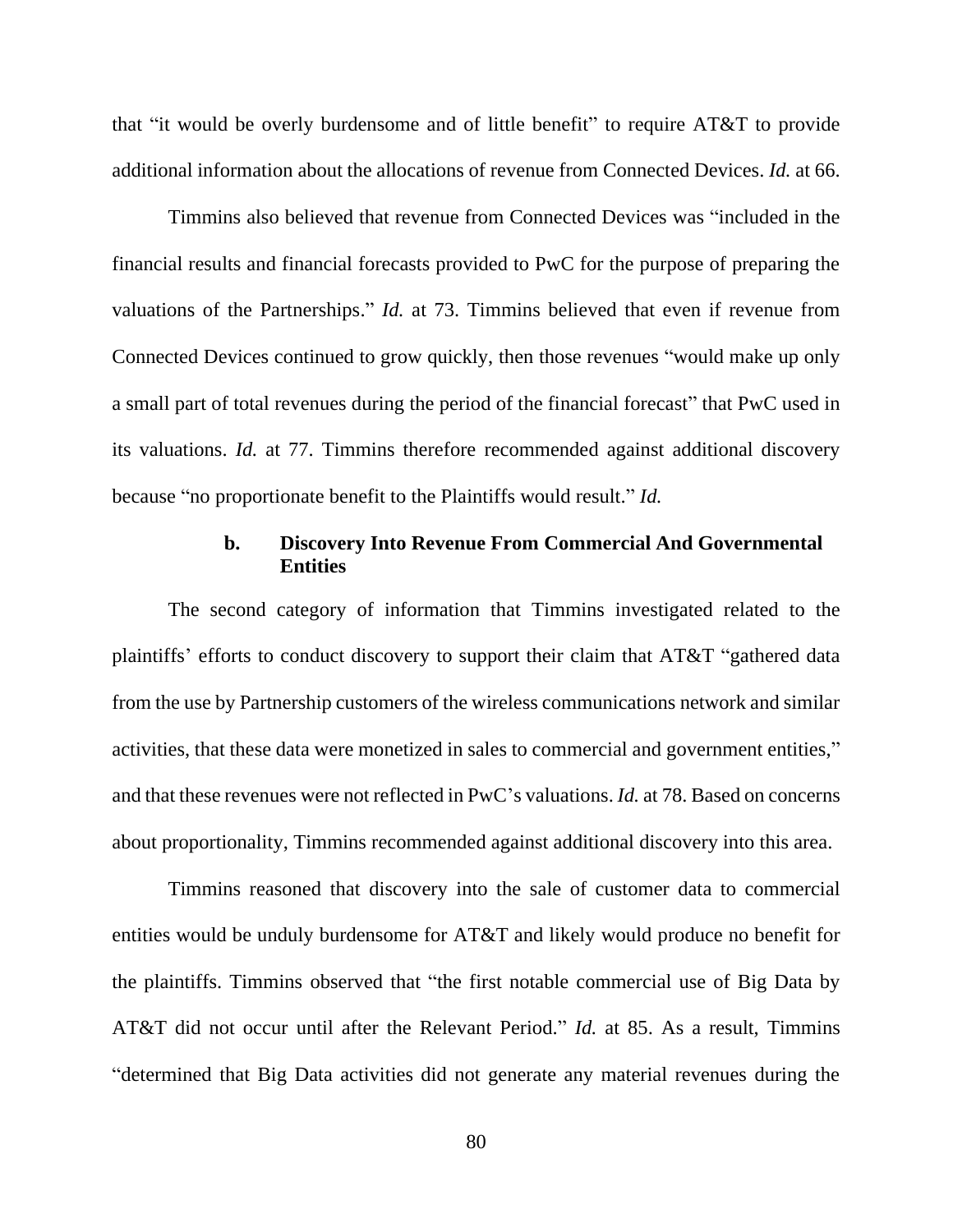that "it would be overly burdensome and of little benefit" to require AT&T to provide additional information about the allocations of revenue from Connected Devices. *Id.* at 66.

Timmins also believed that revenue from Connected Devices was "included in the financial results and financial forecasts provided to PwC for the purpose of preparing the valuations of the Partnerships." *Id.* at 73. Timmins believed that even if revenue from Connected Devices continued to grow quickly, then those revenues "would make up only a small part of total revenues during the period of the financial forecast" that PwC used in its valuations. *Id.* at 77. Timmins therefore recommended against additional discovery because "no proportionate benefit to the Plaintiffs would result." *Id.*

#### b. Discovery Into Revenue From Commercial And Governmental Entities

The second category of information that Timmins investigated related to the plaintiffs' efforts to conduct discovery to support their claim that AT&T "gathered data from the use by Partnership customers of the wireless communications network and similar activities, that these data were monetized in sales to commercial and government entities," and that these revenues were not reflected in PwC's valuations. *Id.* at 78. Based on concerns about proportionality, Timmins recommended against additional discovery into this area.

Timmins reasoned that discovery into the sale of customer data to commercial entities would be unduly burdensome for AT&T and likely would produce no benefit for the plaintiffs. Timmins observed that "the first notable commercial use of Big Data by AT&T did not occur until after the Relevant Period." *Id.* at 85. As a result, Timmins "determined that Big Data activities did not generate any material revenues during the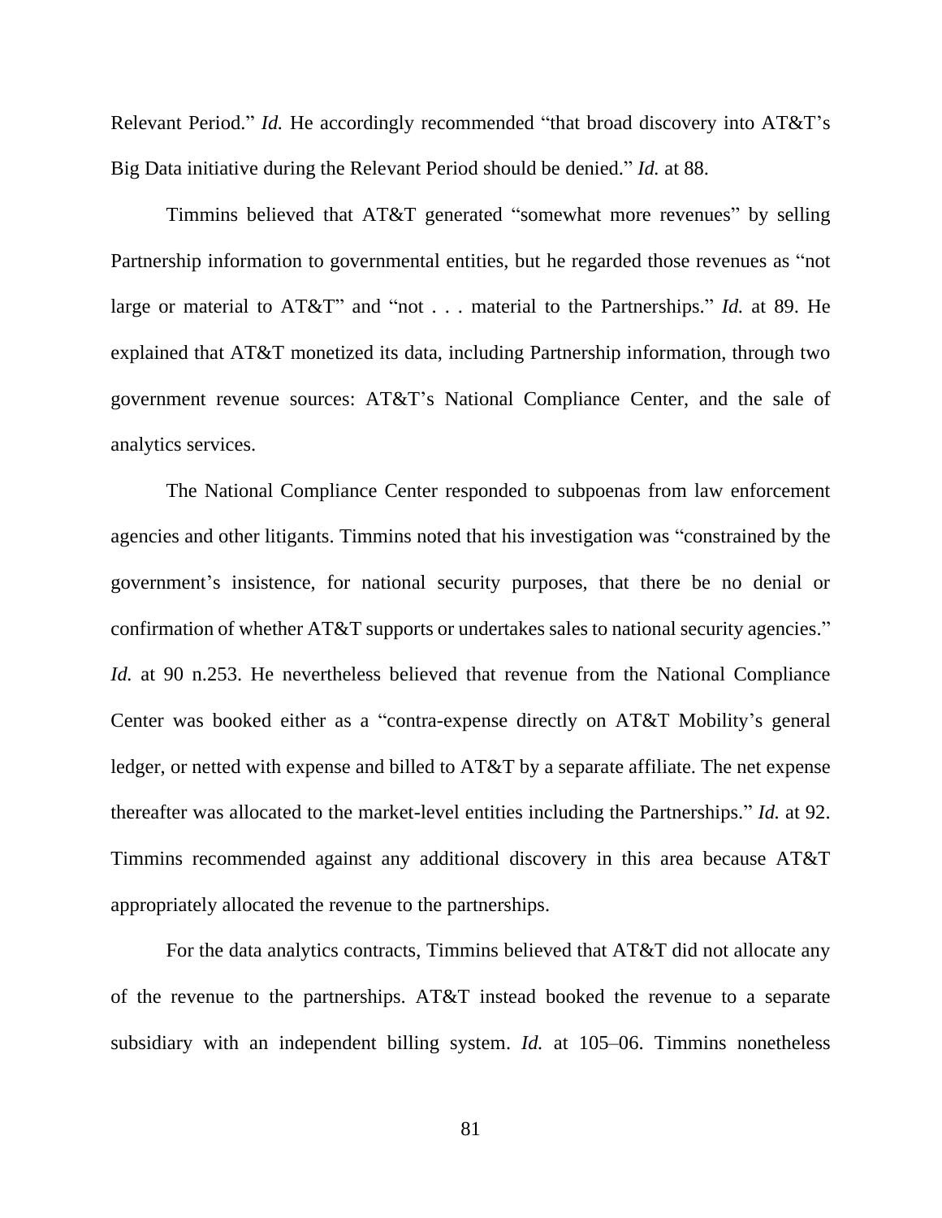Relevant Period." *Id.* He accordingly recommended "that broad discovery into AT&T's Big Data initiative during the Relevant Period should be denied." *Id.* at 88.

Timmins believed that AT&T generated "somewhat more revenues" by selling Partnership information to governmental entities, but he regarded those revenues as "not large or material to AT&T" and "not . . . material to the Partnerships." *Id.* at 89. He explained that AT&T monetized its data, including Partnership information, through two government revenue sources: AT&T's National Compliance Center, and the sale of analytics services.

The National Compliance Center responded to subpoenas from law enforcement agencies and other litigants. Timmins noted that his investigation was "constrained by the government's insistence, for national security purposes, that there be no denial or confirmation of whether AT&T supports or undertakes sales to national security agencies." *Id.* at 90 n.253. He nevertheless believed that revenue from the National Compliance Center was booked either as a "contra-expense directly on AT&T Mobility's general ledger, or netted with expense and billed to AT&T by a separate affiliate. The net expense thereafter was allocated to the market-level entities including the Partnerships." *Id.* at 92. Timmins recommended against any additional discovery in this area because AT&T appropriately allocated the revenue to the partnerships.

For the data analytics contracts, Timmins believed that AT&T did not allocate any of the revenue to the partnerships. AT&T instead booked the revenue to a separate subsidiary with an independent billing system. *Id.* at 105–06. Timmins nonetheless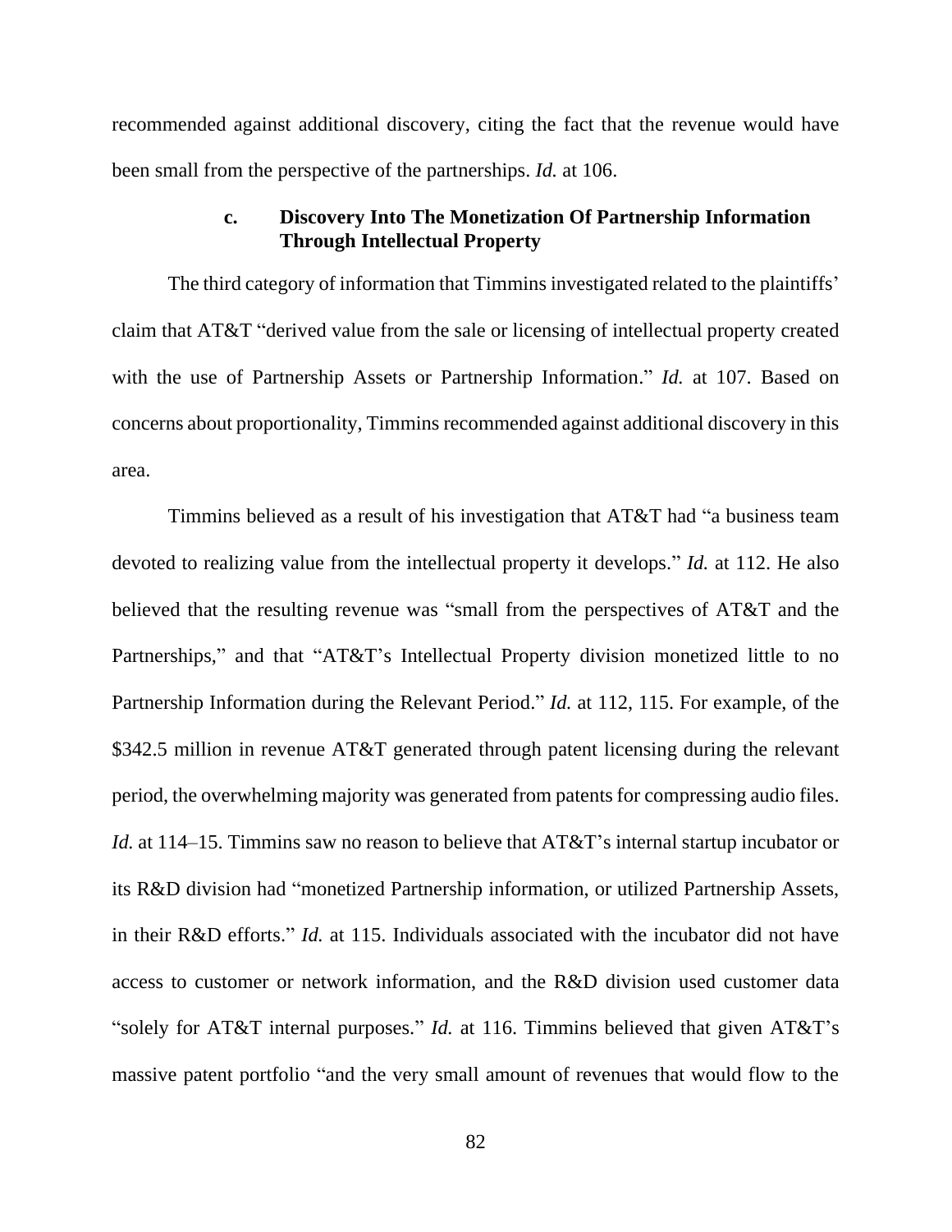recommended against additional discovery, citing the fact that the revenue would have been small from the perspective of the partnerships. *Id.* at 106.

#### c. Discovery Into The Monetization Of Partnership Information Through Intellectual Property

The third category of information that Timmins investigated related to the plaintiffs' claim that AT&T "derived value from the sale or licensing of intellectual property created with the use of Partnership Assets or Partnership Information." *Id.* at 107. Based on concerns about proportionality, Timmins recommended against additional discovery in this area.

Timmins believed as a result of his investigation that AT&T had "a business team devoted to realizing value from the intellectual property it develops." *Id.* at 112. He also believed that the resulting revenue was "small from the perspectives of AT&T and the Partnerships," and that "AT&T's Intellectual Property division monetized little to no Partnership Information during the Relevant Period." *Id.* at 112, 115. For example, of the $342.5 million in revenue AT&T generated through patent licensing during the relevant period, the overwhelming majority was generated from patents for compressing audio files. *Id.* at 114–15. Timmins saw no reason to believe that AT&T's internal startup incubator or its R&D division had "monetized Partnership information, or utilized Partnership Assets, in their R&D efforts." *Id.* at 115. Individuals associated with the incubator did not have access to customer or network information, and the R&D division used customer data "solely for AT&T internal purposes." *Id.* at 116. Timmins believed that given AT&T's massive patent portfolio "and the very small amount of revenues that would flow to the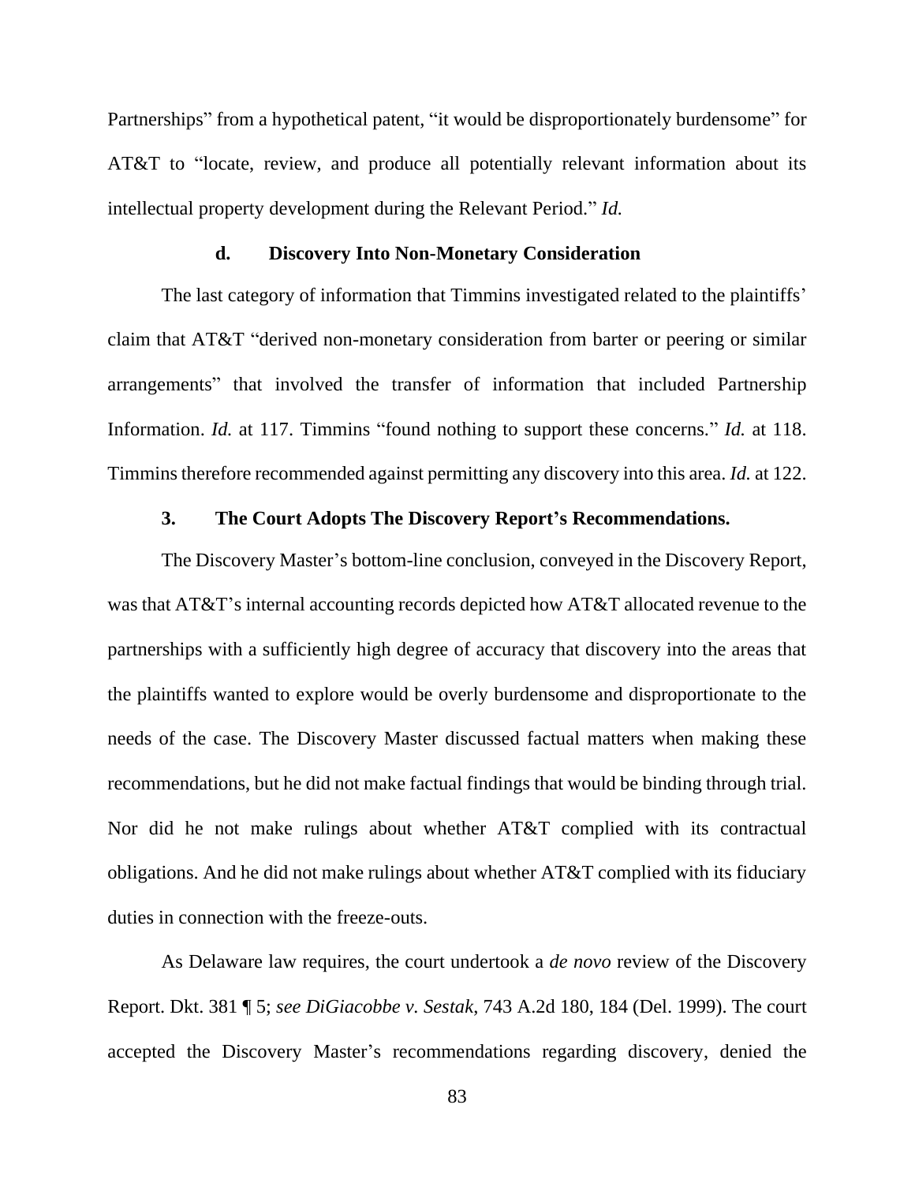Partnerships" from a hypothetical patent, "it would be disproportionately burdensome" for AT&T to "locate, review, and produce all potentially relevant information about its intellectual property development during the Relevant Period." *Id.*

#### d. Discovery Into Non-Monetary Consideration

The last category of information that Timmins investigated related to the plaintiffs' claim that AT&T "derived non-monetary consideration from barter or peering or similar arrangements" that involved the transfer of information that included Partnership Information. *Id.* at 117. Timmins "found nothing to support these concerns." *Id.* at 118. Timmins therefore recommended against permitting any discovery into this area. *Id.* at 122.

### 3. The Court Adopts The Discovery Report's Recommendations.

The Discovery Master's bottom-line conclusion, conveyed in the Discovery Report, was that AT&T's internal accounting records depicted how AT&T allocated revenue to the partnerships with a sufficiently high degree of accuracy that discovery into the areas that the plaintiffs wanted to explore would be overly burdensome and disproportionate to the needs of the case. The Discovery Master discussed factual matters when making these recommendations, but he did not make factual findings that would be binding through trial. Nor did he not make rulings about whether AT&T complied with its contractual obligations. And he did not make rulings about whether AT&T complied with its fiduciary duties in connection with the freeze-outs.

As Delaware law requires, the court undertook a *de novo* review of the Discovery Report. Dkt. 381 ¶ 5; *see DiGiacobbe v. Sestak*, 743 A.2d 180, 184 (Del. 1999). The court accepted the Discovery Master's recommendations regarding discovery, denied the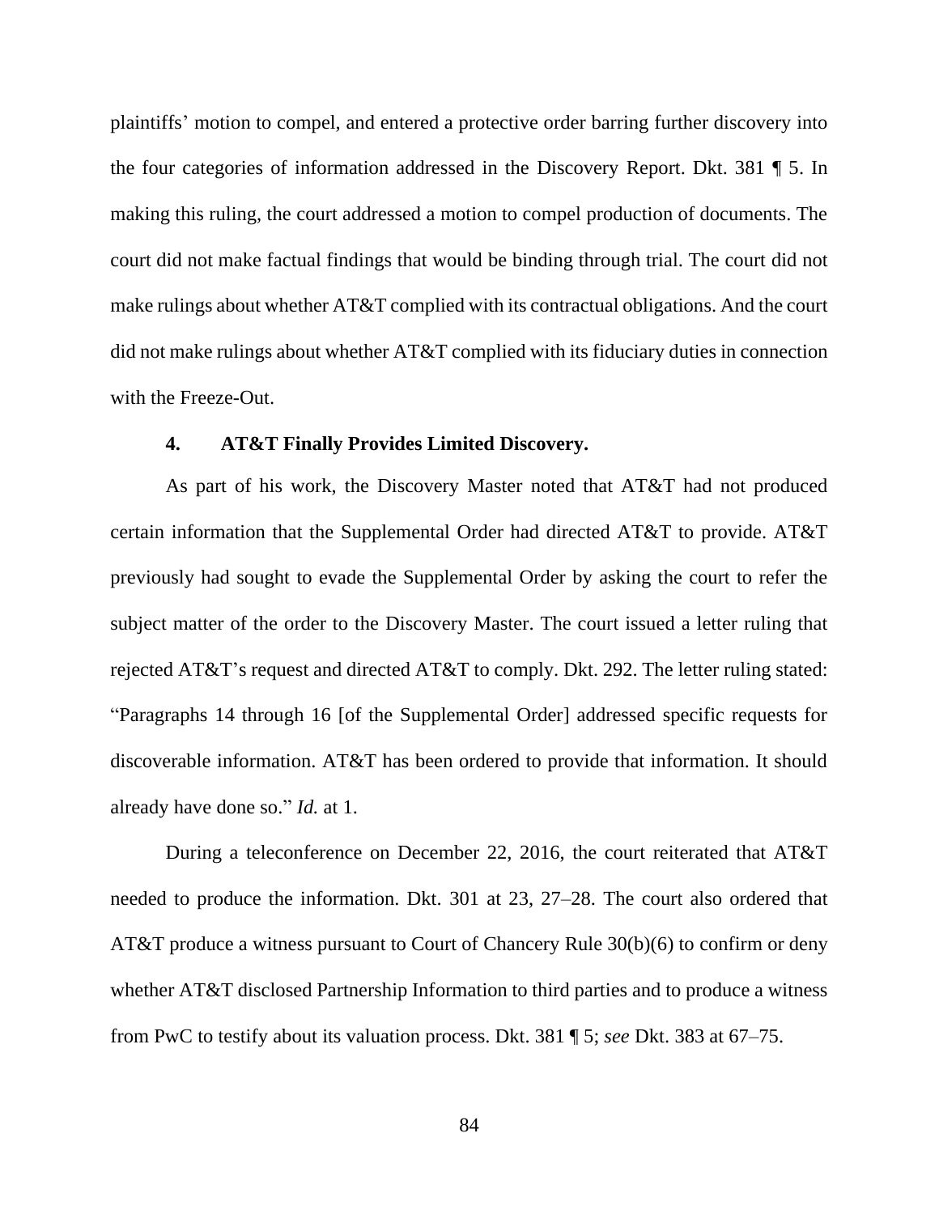plaintiffs' motion to compel, and entered a protective order barring further discovery into the four categories of information addressed in the Discovery Report. Dkt. 381 ¶ 5. In making this ruling, the court addressed a motion to compel production of documents. The court did not make factual findings that would be binding through trial. The court did not make rulings about whether AT&T complied with its contractual obligations. And the court did not make rulings about whether AT&T complied with its fiduciary duties in connection with the Freeze-Out.

#### 4. AT&T Finally Provides Limited Discovery.

As part of his work, the Discovery Master noted that AT&T had not produced certain information that the Supplemental Order had directed AT&T to provide. AT&T previously had sought to evade the Supplemental Order by asking the court to refer the subject matter of the order to the Discovery Master. The court issued a letter ruling that rejected AT&T's request and directed AT&T to comply. Dkt. 292. The letter ruling stated: "Paragraphs 14 through 16 [of the Supplemental Order] addressed specific requests for discoverable information. AT&T has been ordered to provide that information. It should already have done so." *Id.* at 1.

During a teleconference on December 22, 2016, the court reiterated that AT&T needed to produce the information. Dkt. 301 at 23, 27–28. The court also ordered that AT&T produce a witness pursuant to Court of Chancery Rule 30(b)(6) to confirm or deny whether AT&T disclosed Partnership Information to third parties and to produce a witness from PwC to testify about its valuation process. Dkt. 381 ¶ 5; *see* Dkt. 383 at 67–75.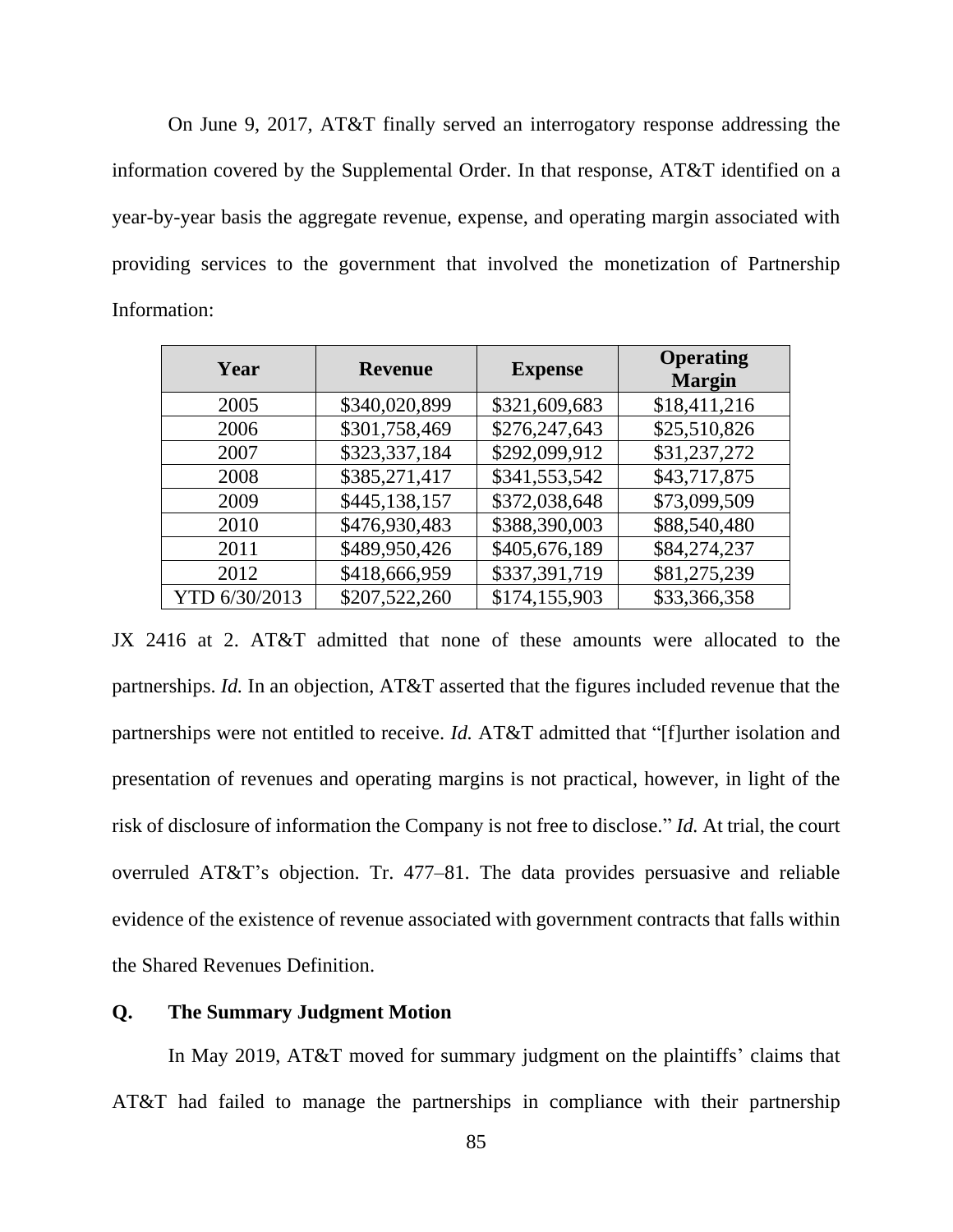On June 9, 2017, AT&T finally served an interrogatory response addressing the information covered by the Supplemental Order. In that response, AT&T identified on a year-by-year basis the aggregate revenue, expense, and operating margin associated with providing services to the government that involved the monetization of Partnership Information:

| Year | Revenue | Expense | Operating Margin |
|---|---|---|---|
| 2005 | $340,020,899 | $321,609,683 | $18,411,216 |
| 2006 | $301,758,469 | $276,247,643 | $25,510,826 |
| 2007 | $323,337,184 | $292,099,912 | $31,237,272 |
| 2008 | $385,271,417 | $341,553,542 | $43,717,875 |
| 2009 | $445,138,157 | $372,038,648 | $73,099,509 |
| 2010 | $476,930,483 | $388,390,003 | $88,540,480 |
| 2011 | $489,950,426 | $405,676,189 | $84,274,237 |
| 2012 | $418,666,959 | $337,391,719 | $81,275,239 |
| YTD 6/30/2013 | $207,522,260 | $174,155,903 | $33,366,358 |

JX 2416 at 2. AT&T admitted that none of these amounts were allocated to the partnerships. *Id.* In an objection, AT&T asserted that the figures included revenue that the partnerships were not entitled to receive. *Id.* AT&T admitted that "[f]urther isolation and presentation of revenues and operating margins is not practical, however, in light of the risk of disclosure of information the Company is not free to disclose." *Id.* At trial, the court overruled AT&T's objection. Tr. 477–81. The data provides persuasive and reliable evidence of the existence of revenue associated with government contracts that falls within the Shared Revenues Definition.

### Q. The Summary Judgment Motion

In May 2019, AT&T moved for summary judgment on the plaintiffs' claims that AT&T had failed to manage the partnerships in compliance with their partnership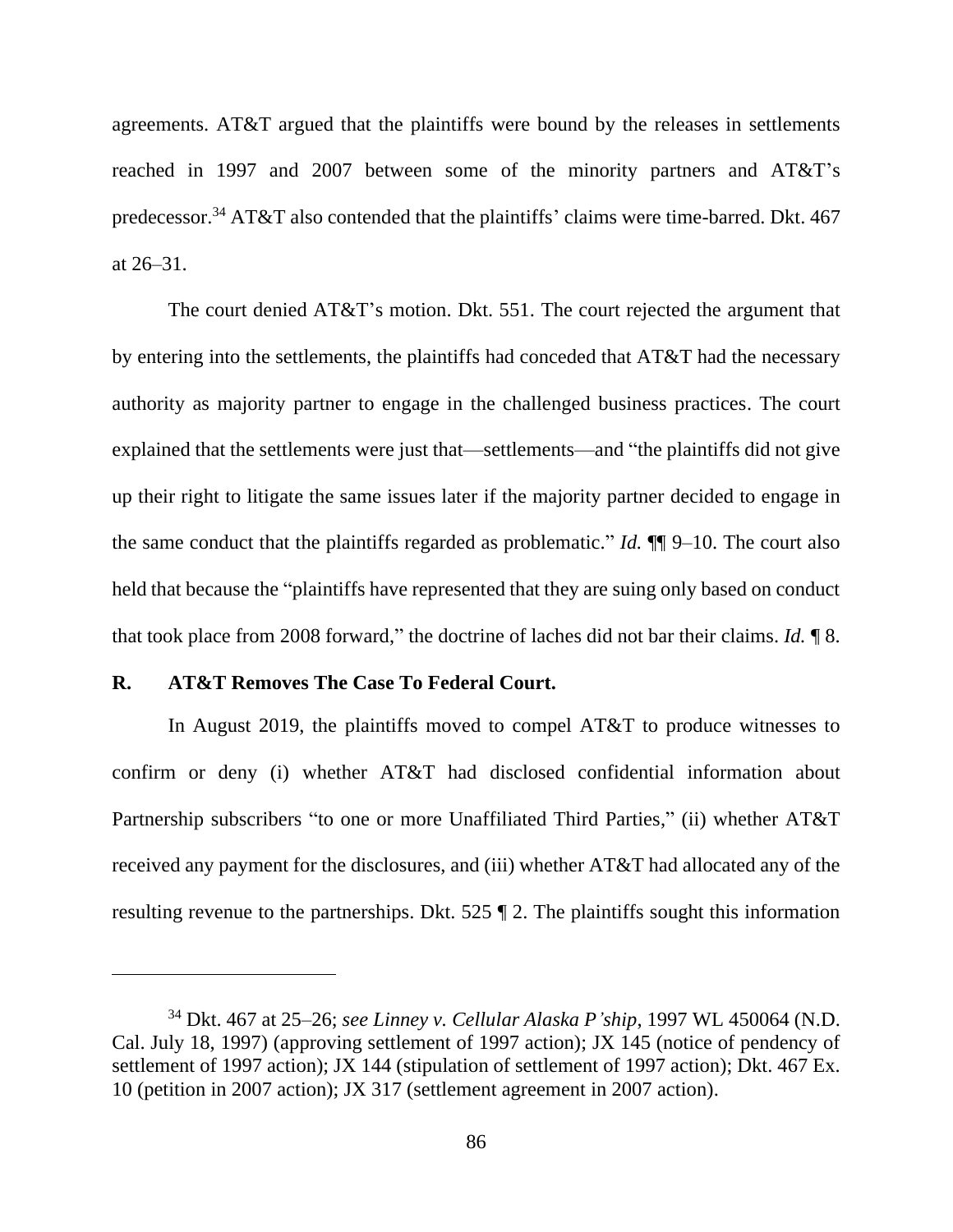agreements. AT&T argued that the plaintiffs were bound by the releases in settlements reached in 1997 and 2007 between some of the minority partners and AT&T's predecessor.[34] AT&T also contended that the plaintiffs' claims were time-barred. Dkt. 467 at 26–31.

The court denied AT&T's motion. Dkt. 551. The court rejected the argument that by entering into the settlements, the plaintiffs had conceded that AT&T had the necessary authority as majority partner to engage in the challenged business practices. The court explained that the settlements were just that—settlements—and "the plaintiffs did not give up their right to litigate the same issues later if the majority partner decided to engage in the same conduct that the plaintiffs regarded as problematic." *Id.* ¶¶ 9–10. The court also held that because the "plaintiffs have represented that they are suing only based on conduct that took place from 2008 forward," the doctrine of laches did not bar their claims. *Id.* ¶ 8.

### R. AT&T Removes The Case To Federal Court.

In August 2019, the plaintiffs moved to compel AT&T to produce witnesses to confirm or deny (i) whether AT&T had disclosed confidential information about Partnership subscribers "to one or more Unaffiliated Third Parties," (ii) whether AT&T received any payment for the disclosures, and (iii) whether AT&T had allocated any of the resulting revenue to the partnerships. Dkt. 525 ¶ 2. The plaintiffs sought this information

---

[34] Dkt. 467 at 25–26; *see Linney v. Cellular Alaska P'ship*, 1997 WL 450064 (N.D. Cal. July 18, 1997) (approving settlement of 1997 action); JX 145 (notice of pendency of settlement of 1997 action); JX 144 (stipulation of settlement of 1997 action); Dkt. 467 Ex. 10 (petition in 2007 action); JX 317 (settlement agreement in 2007 action).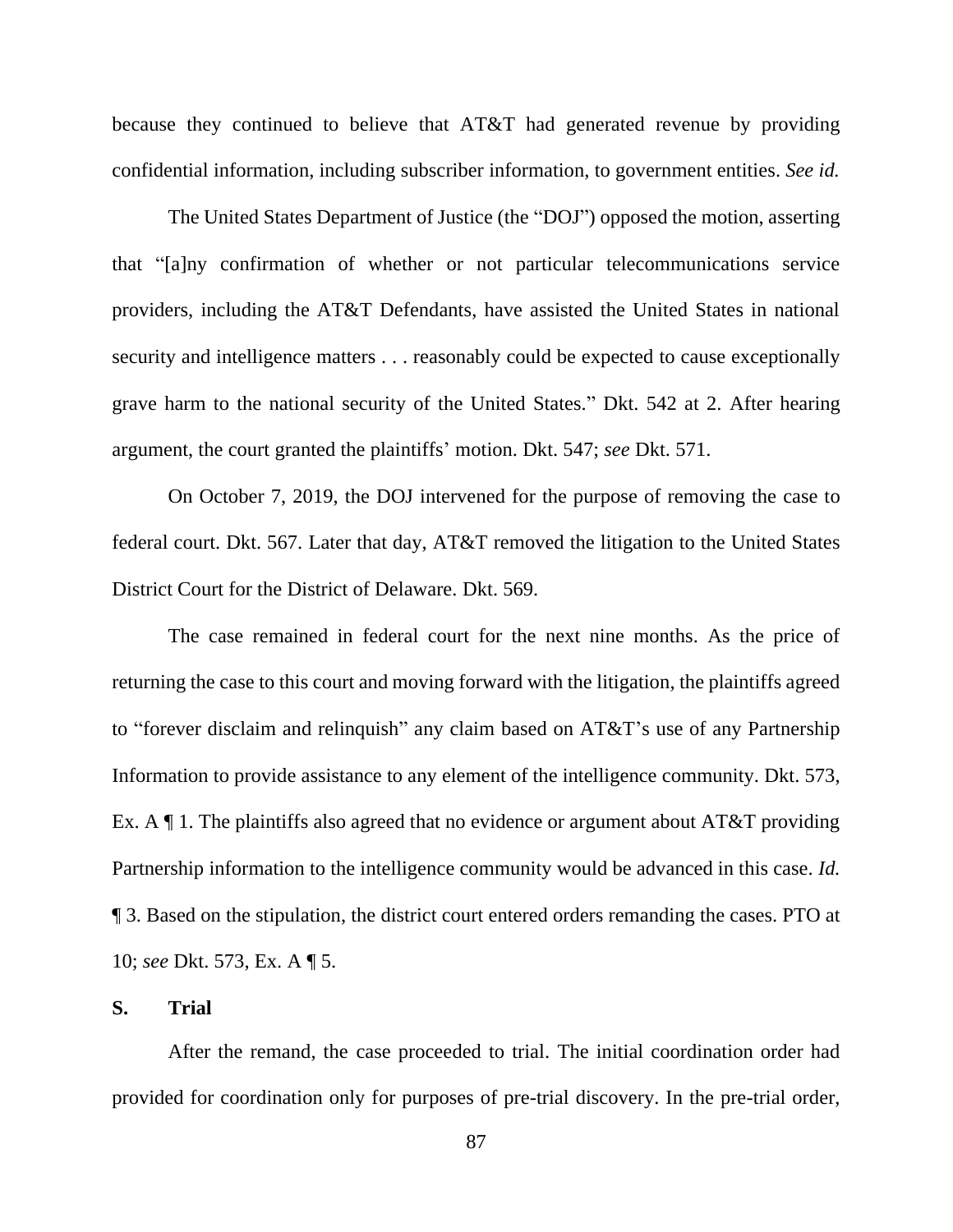because they continued to believe that AT&T had generated revenue by providing confidential information, including subscriber information, to government entities. *See id.*

The United States Department of Justice (the "DOJ") opposed the motion, asserting that "[a]ny confirmation of whether or not particular telecommunications service providers, including the AT&T Defendants, have assisted the United States in national security and intelligence matters . . . reasonably could be expected to cause exceptionally grave harm to the national security of the United States." Dkt. 542 at 2. After hearing argument, the court granted the plaintiffs' motion. Dkt. 547; *see* Dkt. 571.

On October 7, 2019, the DOJ intervened for the purpose of removing the case to federal court. Dkt. 567. Later that day, AT&T removed the litigation to the United States District Court for the District of Delaware. Dkt. 569.

The case remained in federal court for the next nine months. As the price of returning the case to this court and moving forward with the litigation, the plaintiffs agreed to "forever disclaim and relinquish" any claim based on AT&T's use of any Partnership Information to provide assistance to any element of the intelligence community. Dkt. 573, Ex. A ¶ 1. The plaintiffs also agreed that no evidence or argument about AT&T providing Partnership information to the intelligence community would be advanced in this case. *Id.* ¶ 3. Based on the stipulation, the district court entered orders remanding the cases. PTO at 10; *see* Dkt. 573, Ex. A ¶ 5.

## S. Trial

After the remand, the case proceeded to trial. The initial coordination order had provided for coordination only for purposes of pre-trial discovery. In the pre-trial order,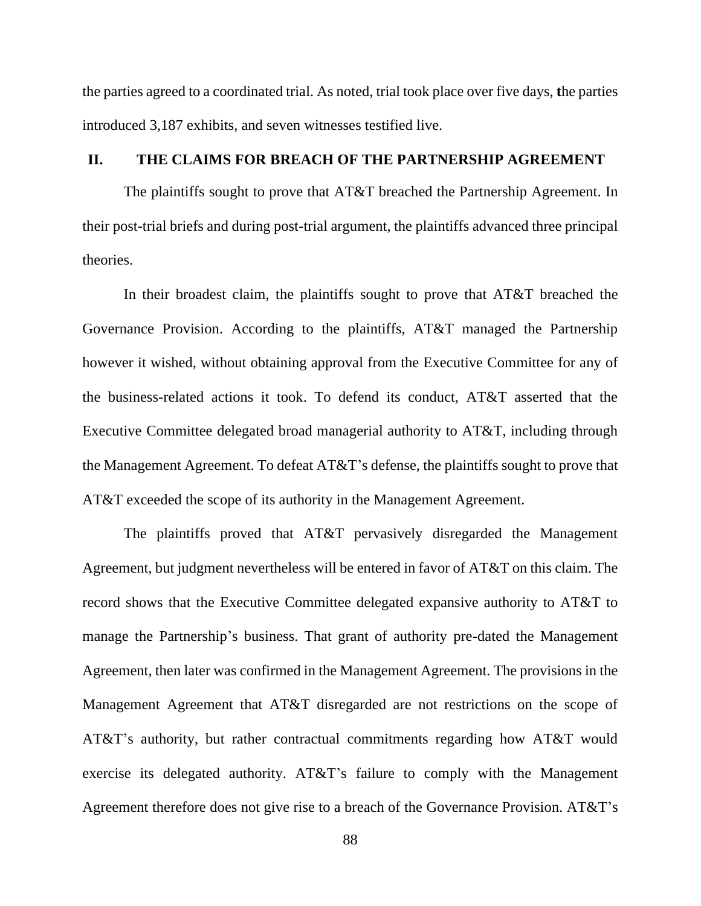the parties agreed to a coordinated trial. As noted, trial took place over five days, the parties introduced 3,187 exhibits, and seven witnesses testified live.

## II. THE CLAIMS FOR BREACH OF THE PARTNERSHIP AGREEMENT

The plaintiffs sought to prove that AT&T breached the Partnership Agreement. In their post-trial briefs and during post-trial argument, the plaintiffs advanced three principal theories.

In their broadest claim, the plaintiffs sought to prove that AT&T breached the Governance Provision. According to the plaintiffs, AT&T managed the Partnership however it wished, without obtaining approval from the Executive Committee for any of the business-related actions it took. To defend its conduct, AT&T asserted that the Executive Committee delegated broad managerial authority to AT&T, including through the Management Agreement. To defeat AT&T's defense, the plaintiffs sought to prove that AT&T exceeded the scope of its authority in the Management Agreement.

The plaintiffs proved that AT&T pervasively disregarded the Management Agreement, but judgment nevertheless will be entered in favor of AT&T on this claim. The record shows that the Executive Committee delegated expansive authority to AT&T to manage the Partnership's business. That grant of authority pre-dated the Management Agreement, then later was confirmed in the Management Agreement. The provisions in the Management Agreement that AT&T disregarded are not restrictions on the scope of AT&T's authority, but rather contractual commitments regarding how AT&T would exercise its delegated authority. AT&T's failure to comply with the Management Agreement therefore does not give rise to a breach of the Governance Provision. AT&T's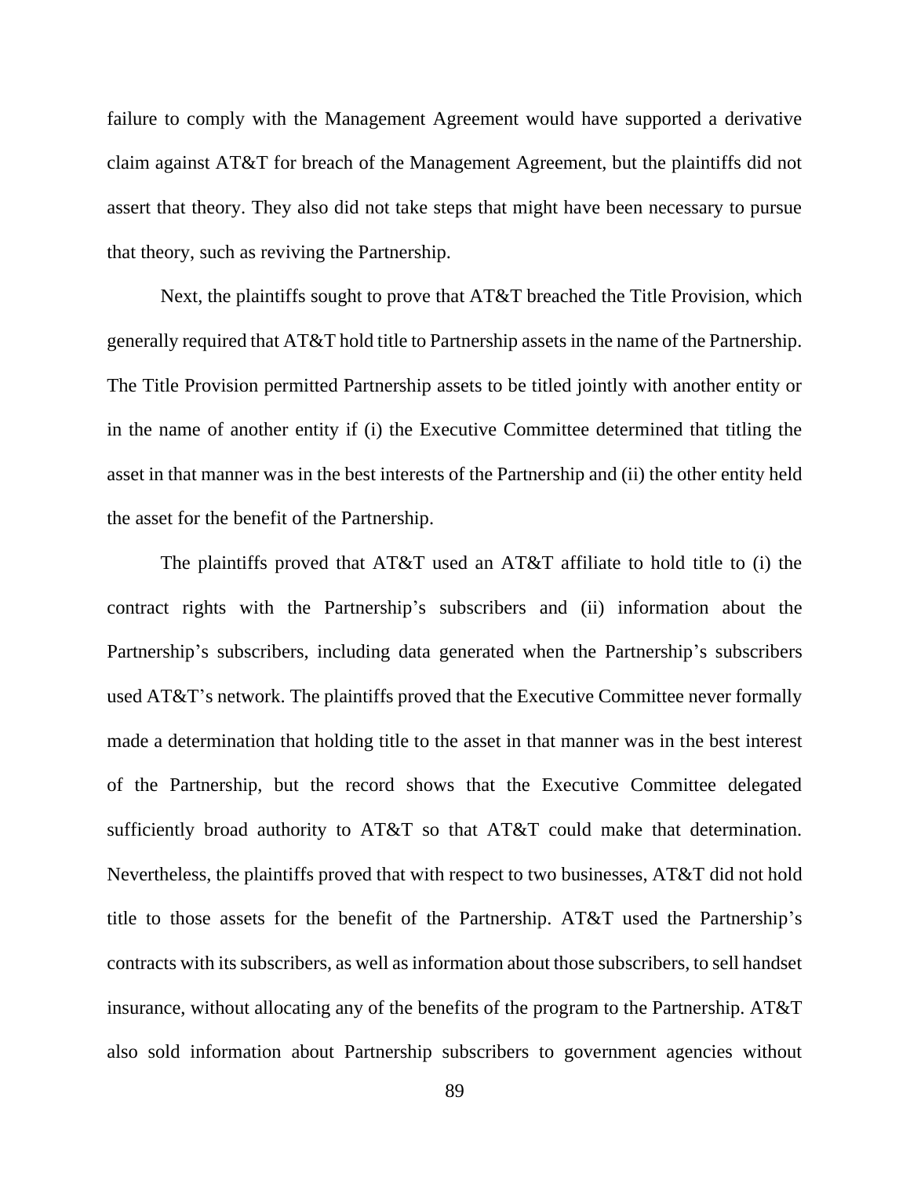failure to comply with the Management Agreement would have supported a derivative claim against AT&T for breach of the Management Agreement, but the plaintiffs did not assert that theory. They also did not take steps that might have been necessary to pursue that theory, such as reviving the Partnership.

Next, the plaintiffs sought to prove that AT&T breached the Title Provision, which generally required that AT&T hold title to Partnership assets in the name of the Partnership. The Title Provision permitted Partnership assets to be titled jointly with another entity or in the name of another entity if (i) the Executive Committee determined that titling the asset in that manner was in the best interests of the Partnership and (ii) the other entity held the asset for the benefit of the Partnership.

The plaintiffs proved that AT&T used an AT&T affiliate to hold title to (i) the contract rights with the Partnership's subscribers and (ii) information about the Partnership's subscribers, including data generated when the Partnership's subscribers used AT&T's network. The plaintiffs proved that the Executive Committee never formally made a determination that holding title to the asset in that manner was in the best interest of the Partnership, but the record shows that the Executive Committee delegated sufficiently broad authority to AT&T so that AT&T could make that determination. Nevertheless, the plaintiffs proved that with respect to two businesses, AT&T did not hold title to those assets for the benefit of the Partnership. AT&T used the Partnership's contracts with its subscribers, as well as information about those subscribers, to sell handset insurance, without allocating any of the benefits of the program to the Partnership. AT&T also sold information about Partnership subscribers to government agencies without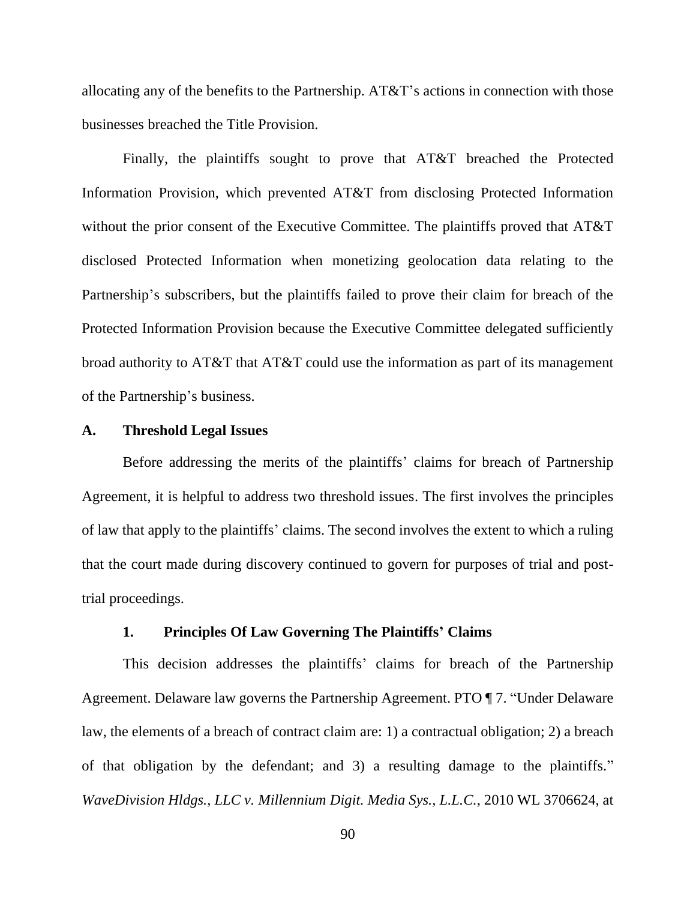allocating any of the benefits to the Partnership. AT&T's actions in connection with those businesses breached the Title Provision.

Finally, the plaintiffs sought to prove that AT&T breached the Protected Information Provision, which prevented AT&T from disclosing Protected Information without the prior consent of the Executive Committee. The plaintiffs proved that AT&T disclosed Protected Information when monetizing geolocation data relating to the Partnership's subscribers, but the plaintiffs failed to prove their claim for breach of the Protected Information Provision because the Executive Committee delegated sufficiently broad authority to AT&T that AT&T could use the information as part of its management of the Partnership's business.

## A. Threshold Legal Issues

Before addressing the merits of the plaintiffs' claims for breach of Partnership Agreement, it is helpful to address two threshold issues. The first involves the principles of law that apply to the plaintiffs' claims. The second involves the extent to which a ruling that the court made during discovery continued to govern for purposes of trial and post-trial proceedings.

### 1. Principles Of Law Governing The Plaintiffs' Claims

This decision addresses the plaintiffs' claims for breach of the Partnership Agreement. Delaware law governs the Partnership Agreement. PTO ¶ 7. "Under Delaware law, the elements of a breach of contract claim are: 1) a contractual obligation; 2) a breach of that obligation by the defendant; and 3) a resulting damage to the plaintiffs." *WaveDivision Hldgs., LLC v. Millennium Digit. Media Sys., L.L.C.*, 2010 WL 3706624, at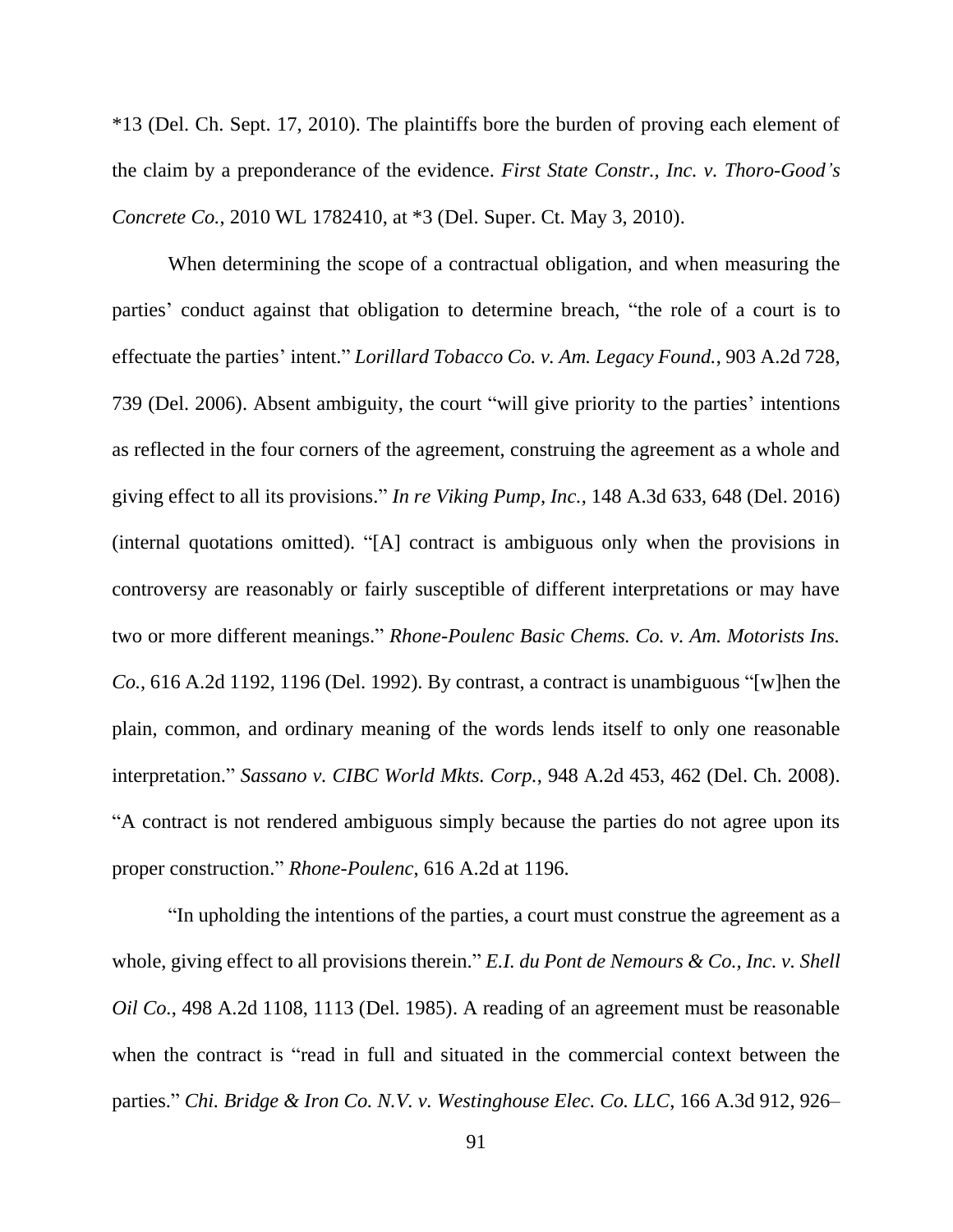*13 (Del. Ch. Sept. 17, 2010). The plaintiffs bore the burden of proving each element of the claim by a preponderance of the evidence. *First State Constr., Inc. v. Thoro-Good's Concrete Co.*, 2010 WL 1782410, at *3 (Del. Super. Ct. May 3, 2010).

When determining the scope of a contractual obligation, and when measuring the parties' conduct against that obligation to determine breach, "the role of a court is to effectuate the parties' intent." *Lorillard Tobacco Co. v. Am. Legacy Found.*, 903 A.2d 728, 739 (Del. 2006). Absent ambiguity, the court "will give priority to the parties' intentions as reflected in the four corners of the agreement, construing the agreement as a whole and giving effect to all its provisions." *In re Viking Pump, Inc.*, 148 A.3d 633, 648 (Del. 2016) (internal quotations omitted). "[A] contract is ambiguous only when the provisions in controversy are reasonably or fairly susceptible of different interpretations or may have two or more different meanings." *Rhone-Poulenc Basic Chems. Co. v. Am. Motorists Ins. Co.*, 616 A.2d 1192, 1196 (Del. 1992). By contrast, a contract is unambiguous "[w]hen the plain, common, and ordinary meaning of the words lends itself to only one reasonable interpretation." *Sassano v. CIBC World Mkts. Corp.*, 948 A.2d 453, 462 (Del. Ch. 2008). "A contract is not rendered ambiguous simply because the parties do not agree upon its proper construction." *Rhone-Poulenc*, 616 A.2d at 1196.

"In upholding the intentions of the parties, a court must construe the agreement as a whole, giving effect to all provisions therein." *E.I. du Pont de Nemours & Co., Inc. v. Shell Oil Co.*, 498 A.2d 1108, 1113 (Del. 1985). A reading of an agreement must be reasonable when the contract is "read in full and situated in the commercial context between the parties." *Chi. Bridge & Iron Co. N.V. v. Westinghouse Elec. Co. LLC*, 166 A.3d 912, 926–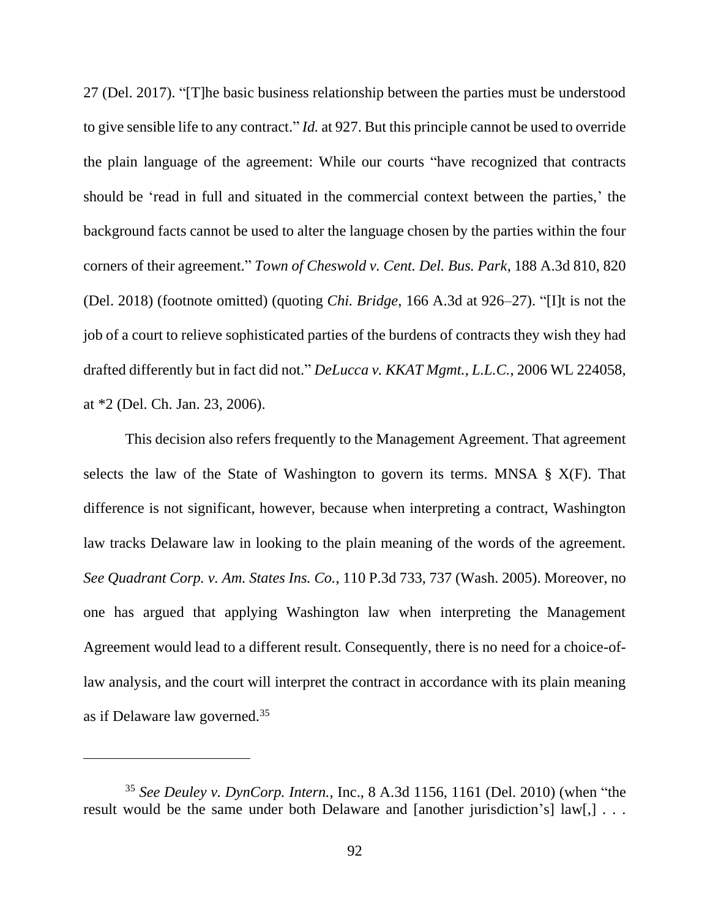27 (Del. 2017). "[T]he basic business relationship between the parties must be understood to give sensible life to any contract." *Id.* at 927. But this principle cannot be used to override the plain language of the agreement: While our courts "have recognized that contracts should be 'read in full and situated in the commercial context between the parties,' the background facts cannot be used to alter the language chosen by the parties within the four corners of their agreement." *Town of Cheswold v. Cent. Del. Bus. Park*, 188 A.3d 810, 820 (Del. 2018) (footnote omitted) (quoting *Chi. Bridge*, 166 A.3d at 926–27). "[I]t is not the job of a court to relieve sophisticated parties of the burdens of contracts they wish they had drafted differently but in fact did not." *DeLucca v. KKAT Mgmt., L.L.C.*, 2006 WL 224058, at *2 (Del. Ch. Jan. 23, 2006).

This decision also refers frequently to the Management Agreement. That agreement selects the law of the State of Washington to govern its terms. MNSA § X(F). That difference is not significant, however, because when interpreting a contract, Washington law tracks Delaware law in looking to the plain meaning of the words of the agreement. *See Quadrant Corp. v. Am. States Ins. Co.*, 110 P.3d 733, 737 (Wash. 2005). Moreover, no one has argued that applying Washington law when interpreting the Management Agreement would lead to a different result. Consequently, there is no need for a choice-of-law analysis, and the court will interpret the contract in accordance with its plain meaning as if Delaware law governed.[35]

---

[35] *See Deuley v. DynCorp. Intern.*, Inc., 8 A.3d 1156, 1161 (Del. 2010) (when "the result would be the same under both Delaware and [another jurisdiction's] law[,] . . .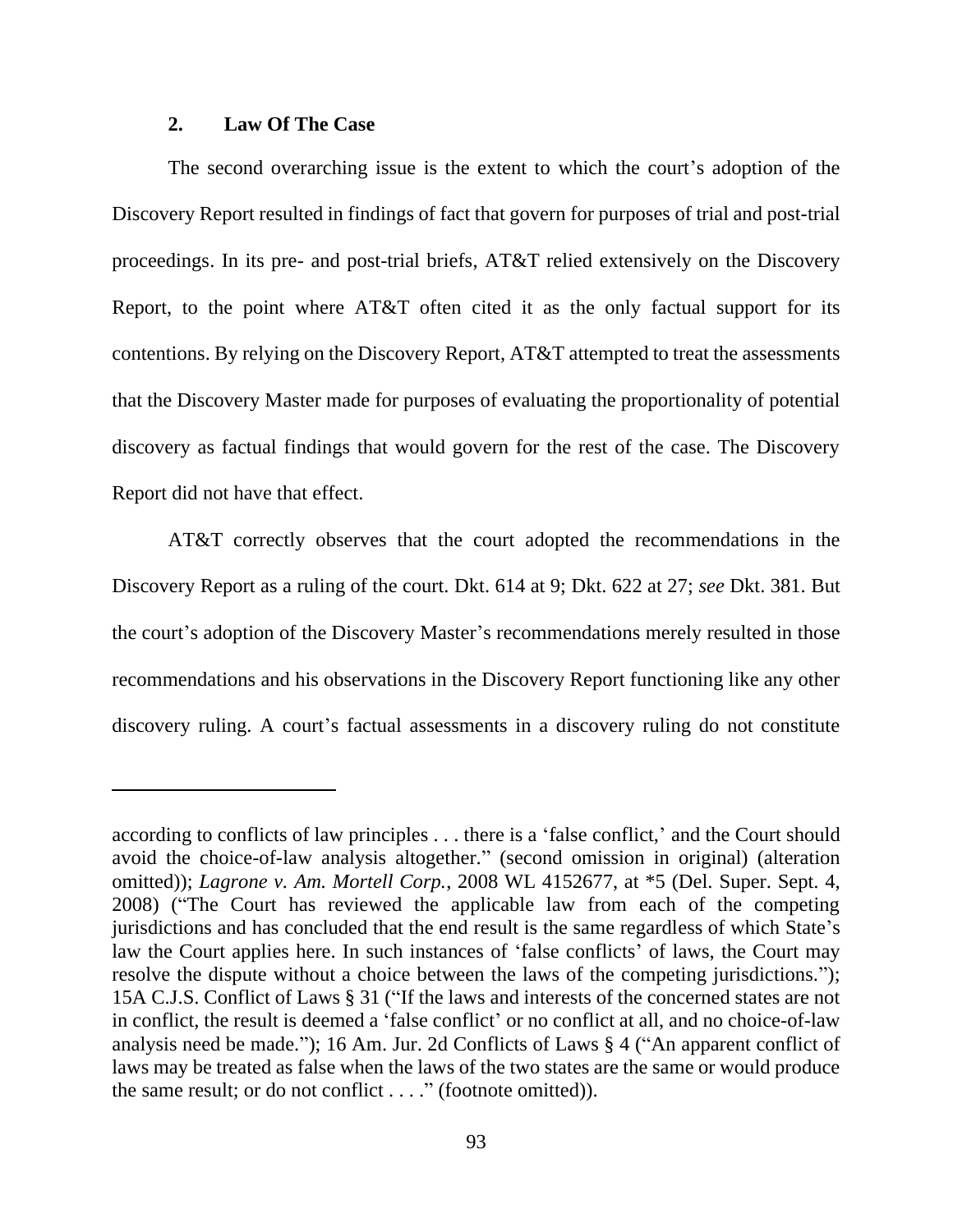### 2. Law Of The Case

The second overarching issue is the extent to which the court's adoption of the Discovery Report resulted in findings of fact that govern for purposes of trial and post-trial proceedings. In its pre- and post-trial briefs, AT&T relied extensively on the Discovery Report, to the point where AT&T often cited it as the only factual support for its contentions. By relying on the Discovery Report, AT&T attempted to treat the assessments that the Discovery Master made for purposes of evaluating the proportionality of potential discovery as factual findings that would govern for the rest of the case. The Discovery Report did not have that effect.

AT&T correctly observes that the court adopted the recommendations in the Discovery Report as a ruling of the court. Dkt. 614 at 9; Dkt. 622 at 27; *see* Dkt. 381. But the court's adoption of the Discovery Master's recommendations merely resulted in those recommendations and his observations in the Discovery Report functioning like any other discovery ruling. A court's factual assessments in a discovery ruling do not constitute

---

according to conflicts of law principles . . . there is a 'false conflict,' and the Court should avoid the choice-of-law analysis altogether." (second omission in original) (alteration omitted)); *Lagrone v. Am. Mortell Corp.*, 2008 WL 4152677, at *5 (Del. Super. Sept. 4, 2008) ("The Court has reviewed the applicable law from each of the competing jurisdictions and has concluded that the end result is the same regardless of which State's law the Court applies here. In such instances of 'false conflicts' of laws, the Court may resolve the dispute without a choice between the laws of the competing jurisdictions."); 15A C.J.S. Conflict of Laws § 31 ("If the laws and interests of the concerned states are not in conflict, the result is deemed a 'false conflict' or no conflict at all, and no choice-of-law analysis need be made."); 16 Am. Jur. 2d Conflicts of Laws § 4 ("An apparent conflict of laws may be treated as false when the laws of the two states are the same or would produce the same result; or do not conflict . . . ." (footnote omitted)).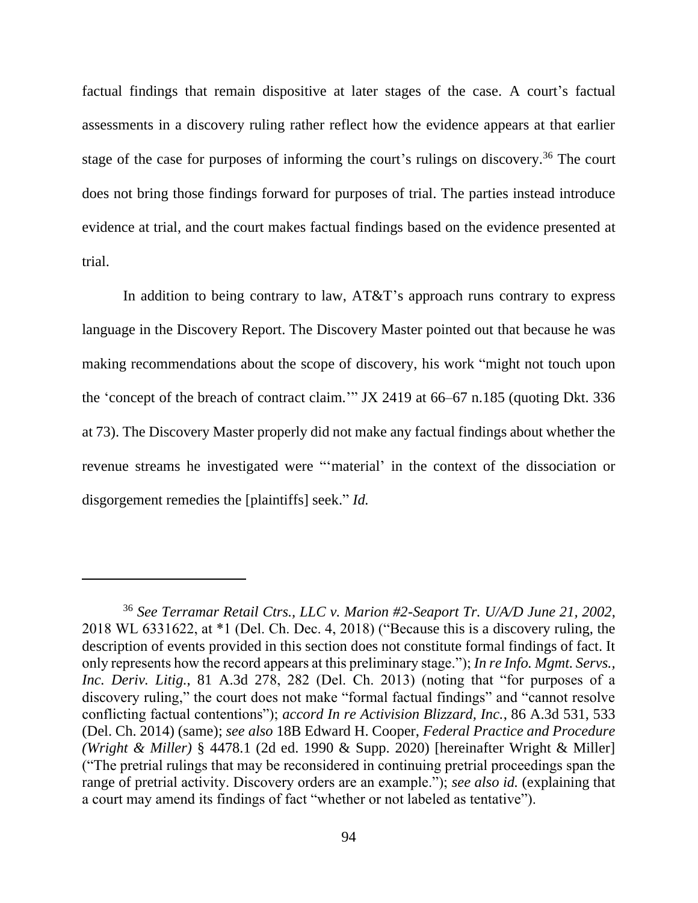factual findings that remain dispositive at later stages of the case. A court's factual assessments in a discovery ruling rather reflect how the evidence appears at that earlier stage of the case for purposes of informing the court's rulings on discovery.[36] The court does not bring those findings forward for purposes of trial. The parties instead introduce evidence at trial, and the court makes factual findings based on the evidence presented at trial.

In addition to being contrary to law, AT&T's approach runs contrary to express language in the Discovery Report. The Discovery Master pointed out that because he was making recommendations about the scope of discovery, his work "might not touch upon the 'concept of the breach of contract claim.'" JX 2419 at 66–67 n.185 (quoting Dkt. 336 at 73). The Discovery Master properly did not make any factual findings about whether the revenue streams he investigated were "'material' in the context of the dissociation or disgorgement remedies the [plaintiffs] seek." *Id.*

---

[36] *See Terramar Retail Ctrs., LLC v. Marion #2-Seaport Tr. U/A/D June 21, 2002*, 2018 WL 6331622, at *1 (Del. Ch. Dec. 4, 2018) ("Because this is a discovery ruling, the description of events provided in this section does not constitute formal findings of fact. It only represents how the record appears at this preliminary stage."); *In re Info. Mgmt. Servs., Inc. Deriv. Litig.*, 81 A.3d 278, 282 (Del. Ch. 2013) (noting that "for purposes of a discovery ruling," the court does not make "formal factual findings" and "cannot resolve conflicting factual contentions"); *accord In re Activision Blizzard, Inc.*, 86 A.3d 531, 533 (Del. Ch. 2014) (same); *see also* 18B Edward H. Cooper, *Federal Practice and Procedure (Wright & Miller)* § 4478.1 (2d ed. 1990 & Supp. 2020) [hereinafter Wright & Miller] ("The pretrial rulings that may be reconsidered in continuing pretrial proceedings span the range of pretrial activity. Discovery orders are an example."); *see also id.* (explaining that a court may amend its findings of fact "whether or not labeled as tentative").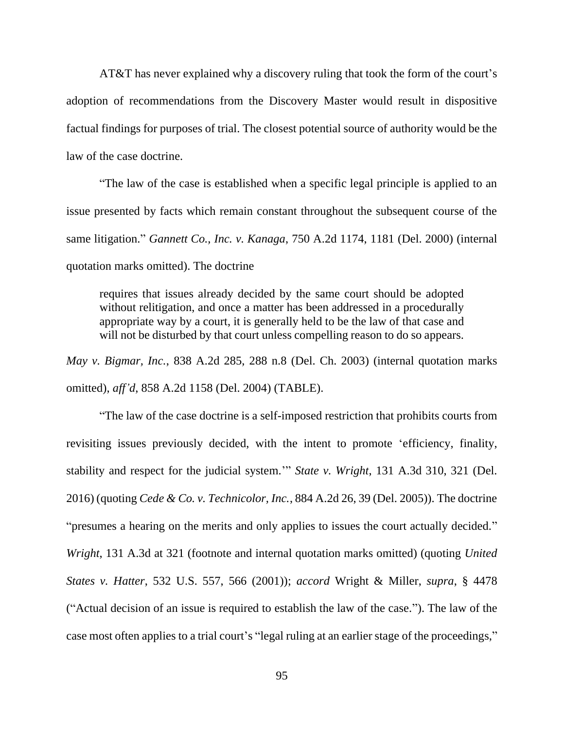AT&T has never explained why a discovery ruling that took the form of the court's adoption of recommendations from the Discovery Master would result in dispositive factual findings for purposes of trial. The closest potential source of authority would be the law of the case doctrine.

"The law of the case is established when a specific legal principle is applied to an issue presented by facts which remain constant throughout the subsequent course of the same litigation." *Gannett Co., Inc. v. Kanaga*, 750 A.2d 1174, 1181 (Del. 2000) (internal quotation marks omitted). The doctrine

> requires that issues already decided by the same court should be adopted without relitigation, and once a matter has been addressed in a procedurally appropriate way by a court, it is generally held to be the law of that case and will not be disturbed by that court unless compelling reason to do so appears.

*May v. Bigmar, Inc.*, 838 A.2d 285, 288 n.8 (Del. Ch. 2003) (internal quotation marks omitted), *aff'd*, 858 A.2d 1158 (Del. 2004) (TABLE).

"The law of the case doctrine is a self-imposed restriction that prohibits courts from revisiting issues previously decided, with the intent to promote 'efficiency, finality, stability and respect for the judicial system.'" *State v. Wright*, 131 A.3d 310, 321 (Del. 2016) (quoting *Cede & Co. v. Technicolor, Inc.*, 884 A.2d 26, 39 (Del. 2005)). The doctrine "presumes a hearing on the merits and only applies to issues the court actually decided." *Wright*, 131 A.3d at 321 (footnote and internal quotation marks omitted) (quoting *United States v. Hatter*, 532 U.S. 557, 566 (2001)); *accord* Wright & Miller, *supra*, § 4478 ("Actual decision of an issue is required to establish the law of the case."). The law of the case most often applies to a trial court's "legal ruling at an earlier stage of the proceedings,"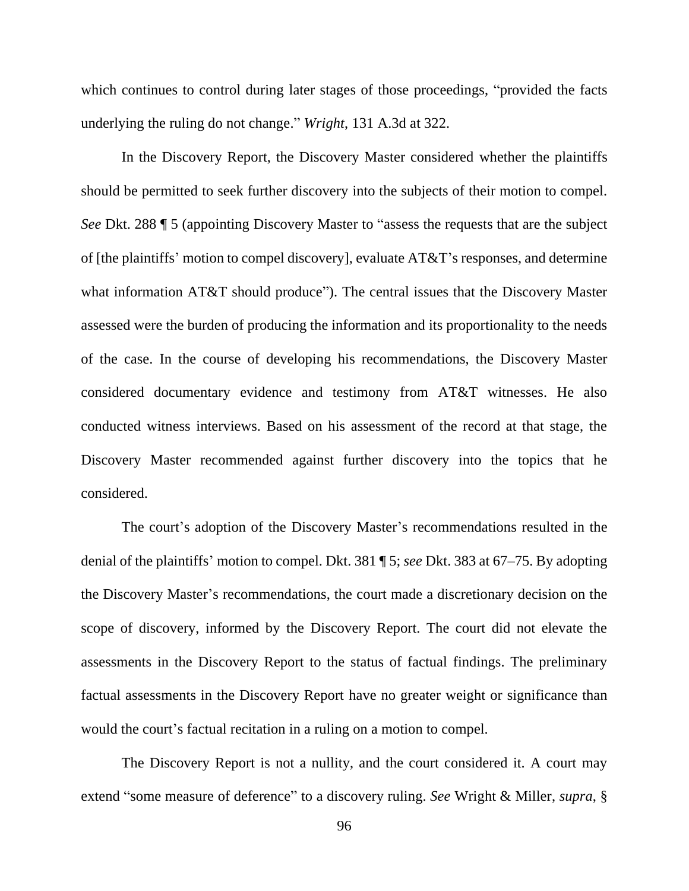which continues to control during later stages of those proceedings, "provided the facts underlying the ruling do not change." *Wright*, 131 A.3d at 322.

In the Discovery Report, the Discovery Master considered whether the plaintiffs should be permitted to seek further discovery into the subjects of their motion to compel. *See* Dkt. 288 ¶ 5 (appointing Discovery Master to "assess the requests that are the subject of [the plaintiffs' motion to compel discovery], evaluate AT&T's responses, and determine what information AT&T should produce"). The central issues that the Discovery Master assessed were the burden of producing the information and its proportionality to the needs of the case. In the course of developing his recommendations, the Discovery Master considered documentary evidence and testimony from AT&T witnesses. He also conducted witness interviews. Based on his assessment of the record at that stage, the Discovery Master recommended against further discovery into the topics that he considered.

The court's adoption of the Discovery Master's recommendations resulted in the denial of the plaintiffs' motion to compel. Dkt. 381 ¶ 5; *see* Dkt. 383 at 67–75. By adopting the Discovery Master's recommendations, the court made a discretionary decision on the scope of discovery, informed by the Discovery Report. The court did not elevate the assessments in the Discovery Report to the status of factual findings. The preliminary factual assessments in the Discovery Report have no greater weight or significance than would the court's factual recitation in a ruling on a motion to compel.

The Discovery Report is not a nullity, and the court considered it. A court may extend "some measure of deference" to a discovery ruling. *See* Wright & Miller, *supra*, §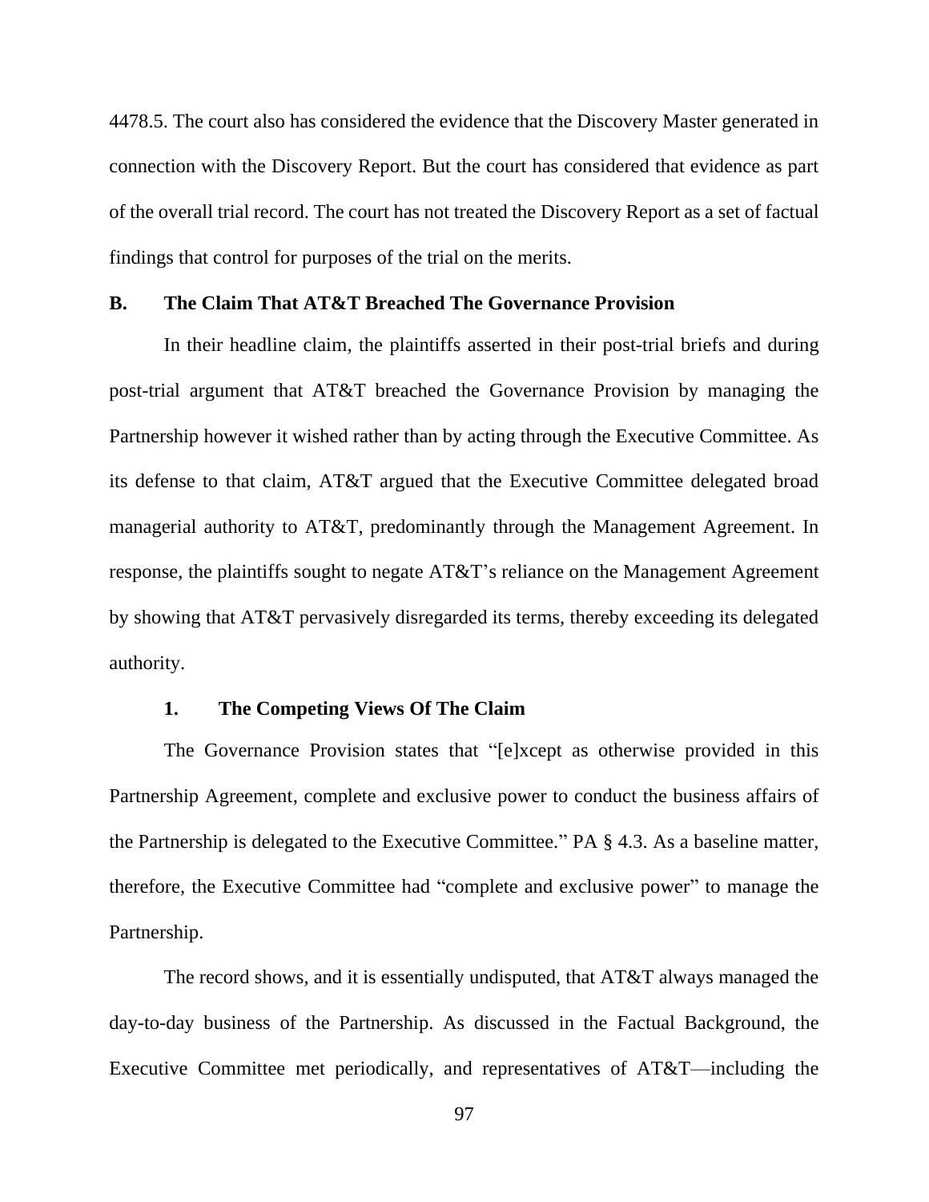4478.5. The court also has considered the evidence that the Discovery Master generated in connection with the Discovery Report. But the court has considered that evidence as part of the overall trial record. The court has not treated the Discovery Report as a set of factual findings that control for purposes of the trial on the merits.

## B. The Claim That AT&T Breached The Governance Provision

In their headline claim, the plaintiffs asserted in their post-trial briefs and during post-trial argument that AT&T breached the Governance Provision by managing the Partnership however it wished rather than by acting through the Executive Committee. As its defense to that claim, AT&T argued that the Executive Committee delegated broad managerial authority to AT&T, predominantly through the Management Agreement. In response, the plaintiffs sought to negate AT&T's reliance on the Management Agreement by showing that AT&T pervasively disregarded its terms, thereby exceeding its delegated authority.

### 1. The Competing Views Of The Claim

The Governance Provision states that "[e]xcept as otherwise provided in this Partnership Agreement, complete and exclusive power to conduct the business affairs of the Partnership is delegated to the Executive Committee." PA § 4.3. As a baseline matter, therefore, the Executive Committee had "complete and exclusive power" to manage the Partnership.

The record shows, and it is essentially undisputed, that AT&T always managed the day-to-day business of the Partnership. As discussed in the Factual Background, the Executive Committee met periodically, and representatives of AT&T—including the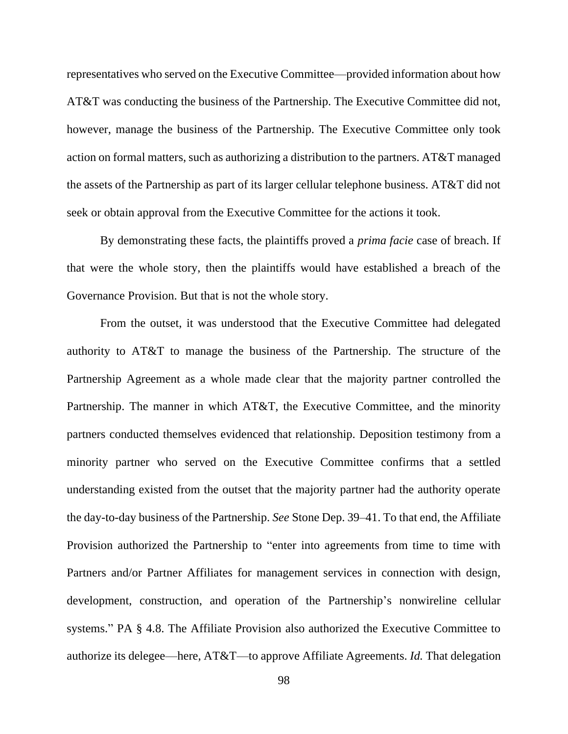representatives who served on the Executive Committee—provided information about how AT&T was conducting the business of the Partnership. The Executive Committee did not, however, manage the business of the Partnership. The Executive Committee only took action on formal matters, such as authorizing a distribution to the partners. AT&T managed the assets of the Partnership as part of its larger cellular telephone business. AT&T did not seek or obtain approval from the Executive Committee for the actions it took.

By demonstrating these facts, the plaintiffs proved a *prima facie* case of breach. If that were the whole story, then the plaintiffs would have established a breach of the Governance Provision. But that is not the whole story.

From the outset, it was understood that the Executive Committee had delegated authority to AT&T to manage the business of the Partnership. The structure of the Partnership Agreement as a whole made clear that the majority partner controlled the Partnership. The manner in which AT&T, the Executive Committee, and the minority partners conducted themselves evidenced that relationship. Deposition testimony from a minority partner who served on the Executive Committee confirms that a settled understanding existed from the outset that the majority partner had the authority operate the day-to-day business of the Partnership. *See* Stone Dep. 39–41. To that end, the Affiliate Provision authorized the Partnership to "enter into agreements from time to time with Partners and/or Partner Affiliates for management services in connection with design, development, construction, and operation of the Partnership's nonwireline cellular systems." PA § 4.8. The Affiliate Provision also authorized the Executive Committee to authorize its delegee—here, AT&T—to approve Affiliate Agreements. *Id.* That delegation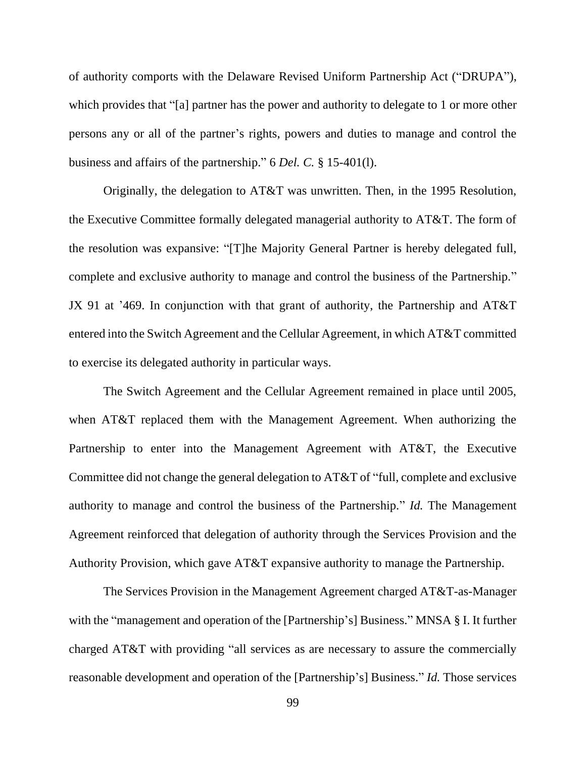of authority comports with the Delaware Revised Uniform Partnership Act ("DRUPA"), which provides that "[a] partner has the power and authority to delegate to 1 or more other persons any or all of the partner's rights, powers and duties to manage and control the business and affairs of the partnership." 6 *Del. C.* § 15-401(l).

Originally, the delegation to AT&T was unwritten. Then, in the 1995 Resolution, the Executive Committee formally delegated managerial authority to AT&T. The form of the resolution was expansive: "[T]he Majority General Partner is hereby delegated full, complete and exclusive authority to manage and control the business of the Partnership." JX 91 at '469. In conjunction with that grant of authority, the Partnership and AT&T entered into the Switch Agreement and the Cellular Agreement, in which AT&T committed to exercise its delegated authority in particular ways.

The Switch Agreement and the Cellular Agreement remained in place until 2005, when AT&T replaced them with the Management Agreement. When authorizing the Partnership to enter into the Management Agreement with AT&T, the Executive Committee did not change the general delegation to AT&T of "full, complete and exclusive authority to manage and control the business of the Partnership." *Id.* The Management Agreement reinforced that delegation of authority through the Services Provision and the Authority Provision, which gave AT&T expansive authority to manage the Partnership.

The Services Provision in the Management Agreement charged AT&T-as-Manager with the "management and operation of the [Partnership's] Business." MNSA § I. It further charged AT&T with providing "all services as are necessary to assure the commercially reasonable development and operation of the [Partnership's] Business." *Id.* Those services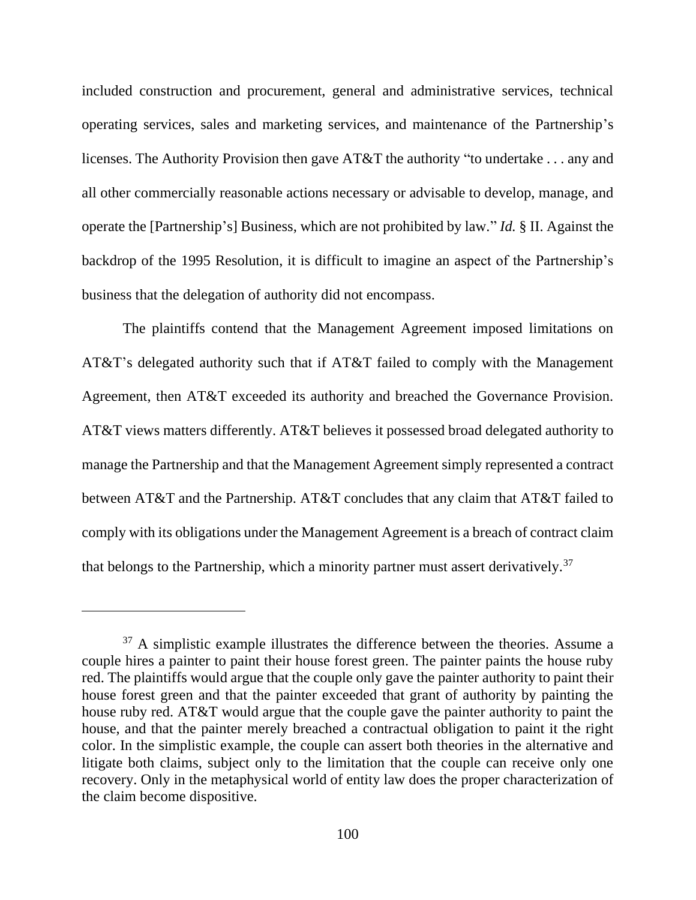included construction and procurement, general and administrative services, technical operating services, sales and marketing services, and maintenance of the Partnership's licenses. The Authority Provision then gave AT&T the authority "to undertake . . . any and all other commercially reasonable actions necessary or advisable to develop, manage, and operate the [Partnership's] Business, which are not prohibited by law." *Id.* § II. Against the backdrop of the 1995 Resolution, it is difficult to imagine an aspect of the Partnership's business that the delegation of authority did not encompass.

The plaintiffs contend that the Management Agreement imposed limitations on AT&T's delegated authority such that if AT&T failed to comply with the Management Agreement, then AT&T exceeded its authority and breached the Governance Provision. AT&T views matters differently. AT&T believes it possessed broad delegated authority to manage the Partnership and that the Management Agreement simply represented a contract between AT&T and the Partnership. AT&T concludes that any claim that AT&T failed to comply with its obligations under the Management Agreement is a breach of contract claim that belongs to the Partnership, which a minority partner must assert derivatively.[37]

---

[37] A simplistic example illustrates the difference between the theories. Assume a couple hires a painter to paint their house forest green. The painter paints the house ruby red. The plaintiffs would argue that the couple only gave the painter authority to paint their house forest green and that the painter exceeded that grant of authority by painting the house ruby red. AT&T would argue that the couple gave the painter authority to paint the house, and that the painter merely breached a contractual obligation to paint it the right color. In the simplistic example, the couple can assert both theories in the alternative and litigate both claims, subject only to the limitation that the couple can receive only one recovery. Only in the metaphysical world of entity law does the proper characterization of the claim become dispositive.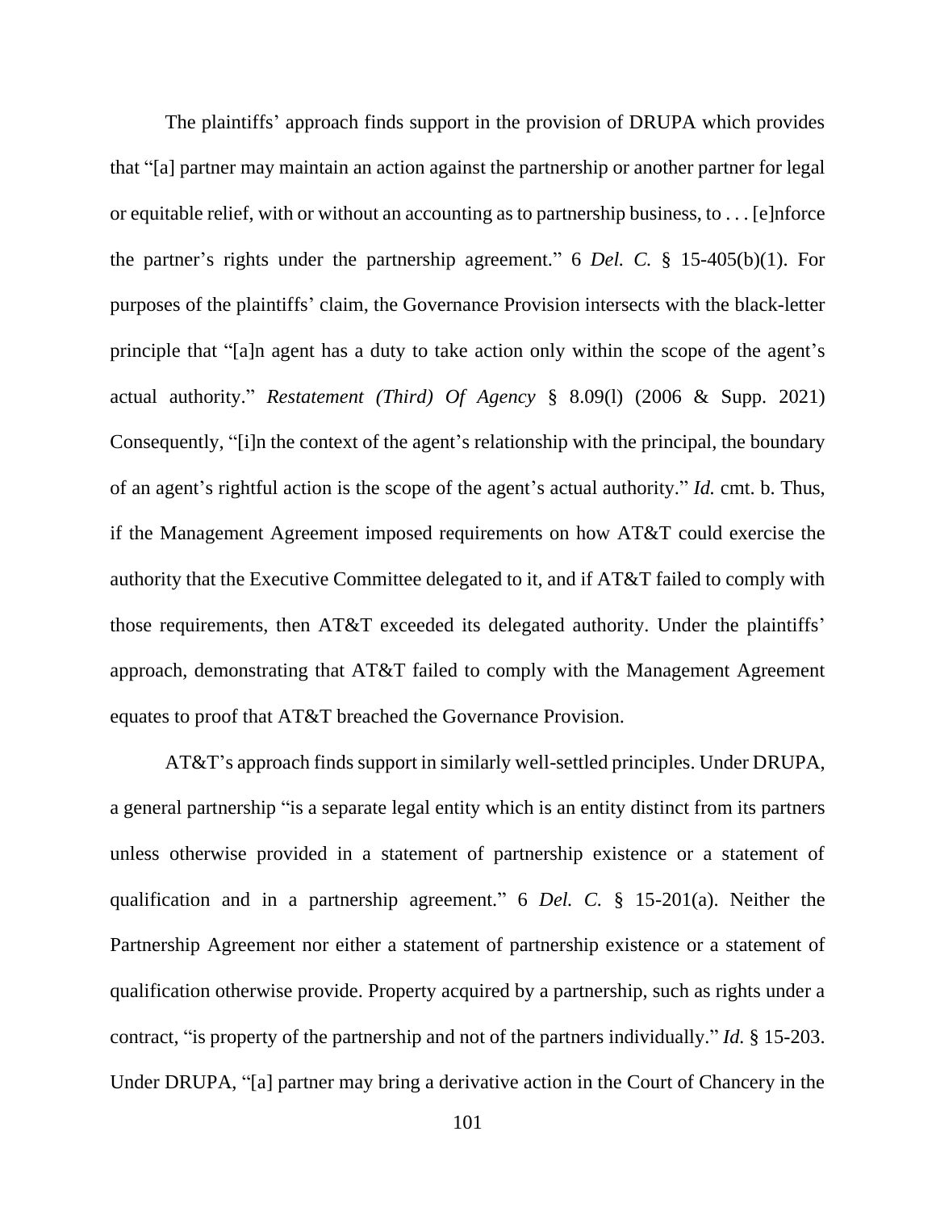The plaintiffs' approach finds support in the provision of DRUPA which provides that "[a] partner may maintain an action against the partnership or another partner for legal or equitable relief, with or without an accounting as to partnership business, to . . . [e]nforce the partner's rights under the partnership agreement." 6 *Del. C.* § 15-405(b)(1). For purposes of the plaintiffs' claim, the Governance Provision intersects with the black-letter principle that "[a]n agent has a duty to take action only within the scope of the agent's actual authority." *Restatement (Third) Of Agency* § 8.09(l) (2006 & Supp. 2021) Consequently, "[i]n the context of the agent's relationship with the principal, the boundary of an agent's rightful action is the scope of the agent's actual authority." *Id.* cmt. b. Thus, if the Management Agreement imposed requirements on how AT&T could exercise the authority that the Executive Committee delegated to it, and if AT&T failed to comply with those requirements, then AT&T exceeded its delegated authority. Under the plaintiffs' approach, demonstrating that AT&T failed to comply with the Management Agreement equates to proof that AT&T breached the Governance Provision.

AT&T's approach finds support in similarly well-settled principles. Under DRUPA, a general partnership "is a separate legal entity which is an entity distinct from its partners unless otherwise provided in a statement of partnership existence or a statement of qualification and in a partnership agreement." 6 *Del. C.* § 15-201(a). Neither the Partnership Agreement nor either a statement of partnership existence or a statement of qualification otherwise provide. Property acquired by a partnership, such as rights under a contract, "is property of the partnership and not of the partners individually." *Id.* § 15-203. Under DRUPA, "[a] partner may bring a derivative action in the Court of Chancery in the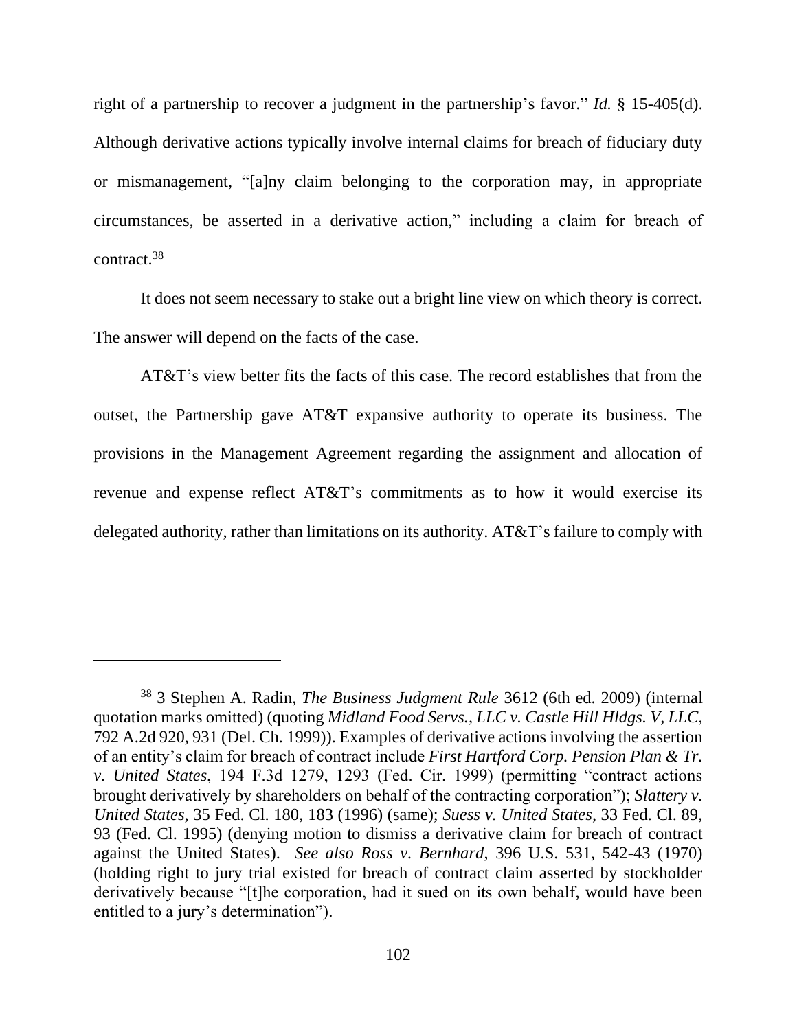right of a partnership to recover a judgment in the partnership's favor." *Id.* § 15-405(d). Although derivative actions typically involve internal claims for breach of fiduciary duty or mismanagement, "[a]ny claim belonging to the corporation may, in appropriate circumstances, be asserted in a derivative action," including a claim for breach of contract.[38]

It does not seem necessary to stake out a bright line view on which theory is correct. The answer will depend on the facts of the case.

AT&T's view better fits the facts of this case. The record establishes that from the outset, the Partnership gave AT&T expansive authority to operate its business. The provisions in the Management Agreement regarding the assignment and allocation of revenue and expense reflect AT&T's commitments as to how it would exercise its delegated authority, rather than limitations on its authority. AT&T's failure to comply with

---

[38] 3 Stephen A. Radin, *The Business Judgment Rule* 3612 (6th ed. 2009) (internal quotation marks omitted) (quoting *Midland Food Servs., LLC v. Castle Hill Hldgs. V, LLC*, 792 A.2d 920, 931 (Del. Ch. 1999)). Examples of derivative actions involving the assertion of an entity's claim for breach of contract include *First Hartford Corp. Pension Plan & Tr. v. United States*, 194 F.3d 1279, 1293 (Fed. Cir. 1999) (permitting "contract actions brought derivatively by shareholders on behalf of the contracting corporation"); *Slattery v. United States*, 35 Fed. Cl. 180, 183 (1996) (same); *Suess v. United States*, 33 Fed. Cl. 89, 93 (Fed. Cl. 1995) (denying motion to dismiss a derivative claim for breach of contract against the United States). *See also Ross v. Bernhard*, 396 U.S. 531, 542-43 (1970) (holding right to jury trial existed for breach of contract claim asserted by stockholder derivatively because "[t]he corporation, had it sued on its own behalf, would have been entitled to a jury's determination").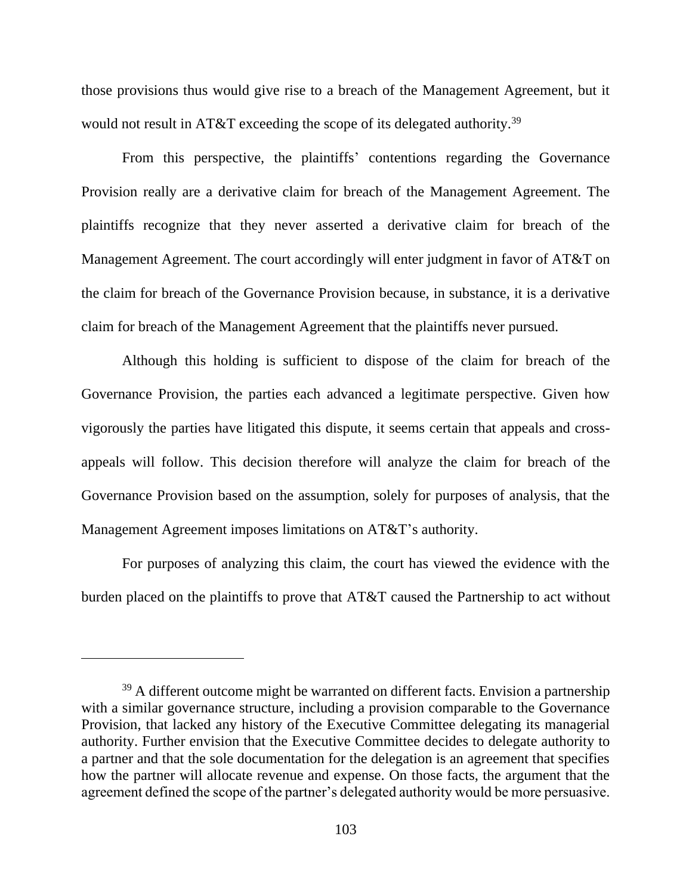those provisions thus would give rise to a breach of the Management Agreement, but it would not result in AT&T exceeding the scope of its delegated authority.[39]

From this perspective, the plaintiffs' contentions regarding the Governance Provision really are a derivative claim for breach of the Management Agreement. The plaintiffs recognize that they never asserted a derivative claim for breach of the Management Agreement. The court accordingly will enter judgment in favor of AT&T on the claim for breach of the Governance Provision because, in substance, it is a derivative claim for breach of the Management Agreement that the plaintiffs never pursued.

Although this holding is sufficient to dispose of the claim for breach of the Governance Provision, the parties each advanced a legitimate perspective. Given how vigorously the parties have litigated this dispute, it seems certain that appeals and cross-appeals will follow. This decision therefore will analyze the claim for breach of the Governance Provision based on the assumption, solely for purposes of analysis, that the Management Agreement imposes limitations on AT&T's authority.

For purposes of analyzing this claim, the court has viewed the evidence with the burden placed on the plaintiffs to prove that AT&T caused the Partnership to act without

---

[39] A different outcome might be warranted on different facts. Envision a partnership with a similar governance structure, including a provision comparable to the Governance Provision, that lacked any history of the Executive Committee delegating its managerial authority. Further envision that the Executive Committee decides to delegate authority to a partner and that the sole documentation for the delegation is an agreement that specifies how the partner will allocate revenue and expense. On those facts, the argument that the agreement defined the scope of the partner's delegated authority would be more persuasive.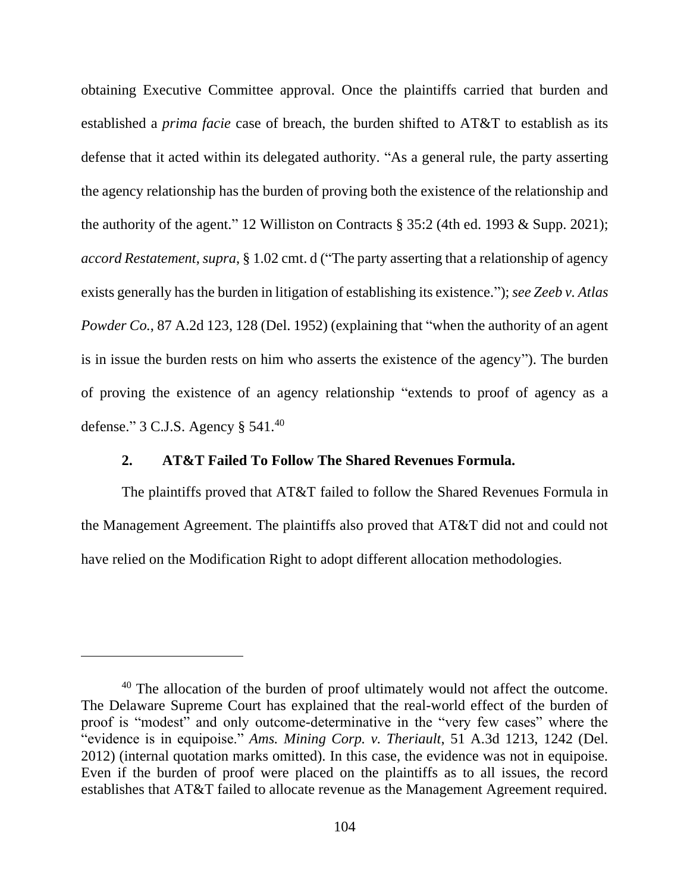obtaining Executive Committee approval. Once the plaintiffs carried that burden and established a *prima facie* case of breach, the burden shifted to AT&T to establish as its defense that it acted within its delegated authority. "As a general rule, the party asserting the agency relationship has the burden of proving both the existence of the relationship and the authority of the agent." 12 Williston on Contracts § 35:2 (4th ed. 1993 & Supp. 2021); *accord Restatement*, *supra*, § 1.02 cmt. d ("The party asserting that a relationship of agency exists generally has the burden in litigation of establishing its existence."); *see Zeeb v. Atlas Powder Co.*, 87 A.2d 123, 128 (Del. 1952) (explaining that "when the authority of an agent is in issue the burden rests on him who asserts the existence of the agency"). The burden of proving the existence of an agency relationship "extends to proof of agency as a defense." 3 C.J.S. Agency § 541.[40]

### 2. AT&T Failed To Follow The Shared Revenues Formula.

The plaintiffs proved that AT&T failed to follow the Shared Revenues Formula in the Management Agreement. The plaintiffs also proved that AT&T did not and could not have relied on the Modification Right to adopt different allocation methodologies.

---

[40] The allocation of the burden of proof ultimately would not affect the outcome. The Delaware Supreme Court has explained that the real-world effect of the burden of proof is "modest" and only outcome-determinative in the "very few cases" where the "evidence is in equipoise." *Ams. Mining Corp. v. Theriault*, 51 A.3d 1213, 1242 (Del. 2012) (internal quotation marks omitted). In this case, the evidence was not in equipoise. Even if the burden of proof were placed on the plaintiffs as to all issues, the record establishes that AT&T failed to allocate revenue as the Management Agreement required.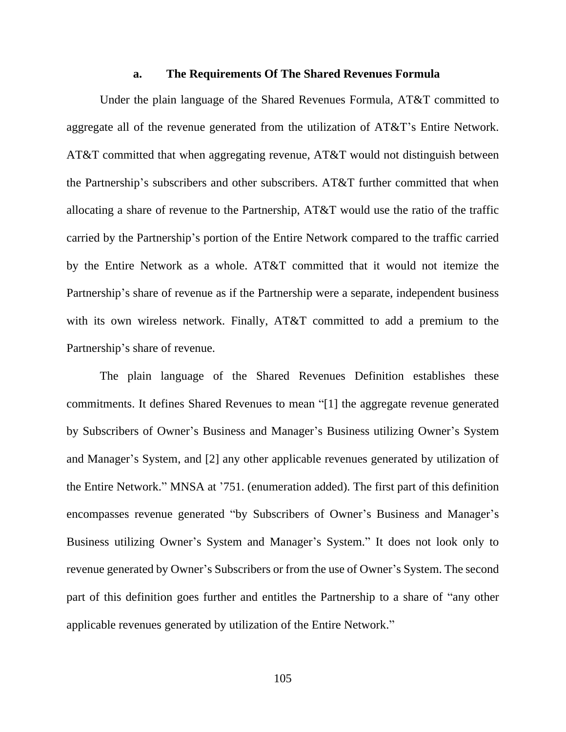### a. The Requirements Of The Shared Revenues Formula

Under the plain language of the Shared Revenues Formula, AT&T committed to aggregate all of the revenue generated from the utilization of AT&T's Entire Network. AT&T committed that when aggregating revenue, AT&T would not distinguish between the Partnership's subscribers and other subscribers. AT&T further committed that when allocating a share of revenue to the Partnership, AT&T would use the ratio of the traffic carried by the Partnership's portion of the Entire Network compared to the traffic carried by the Entire Network as a whole. AT&T committed that it would not itemize the Partnership's share of revenue as if the Partnership were a separate, independent business with its own wireless network. Finally, AT&T committed to add a premium to the Partnership's share of revenue.

The plain language of the Shared Revenues Definition establishes these commitments. It defines Shared Revenues to mean "[1] the aggregate revenue generated by Subscribers of Owner's Business and Manager's Business utilizing Owner's System and Manager's System, and [2] any other applicable revenues generated by utilization of the Entire Network." MNSA at '751. (enumeration added). The first part of this definition encompasses revenue generated "by Subscribers of Owner's Business and Manager's Business utilizing Owner's System and Manager's System." It does not look only to revenue generated by Owner's Subscribers or from the use of Owner's System. The second part of this definition goes further and entitles the Partnership to a share of "any other applicable revenues generated by utilization of the Entire Network."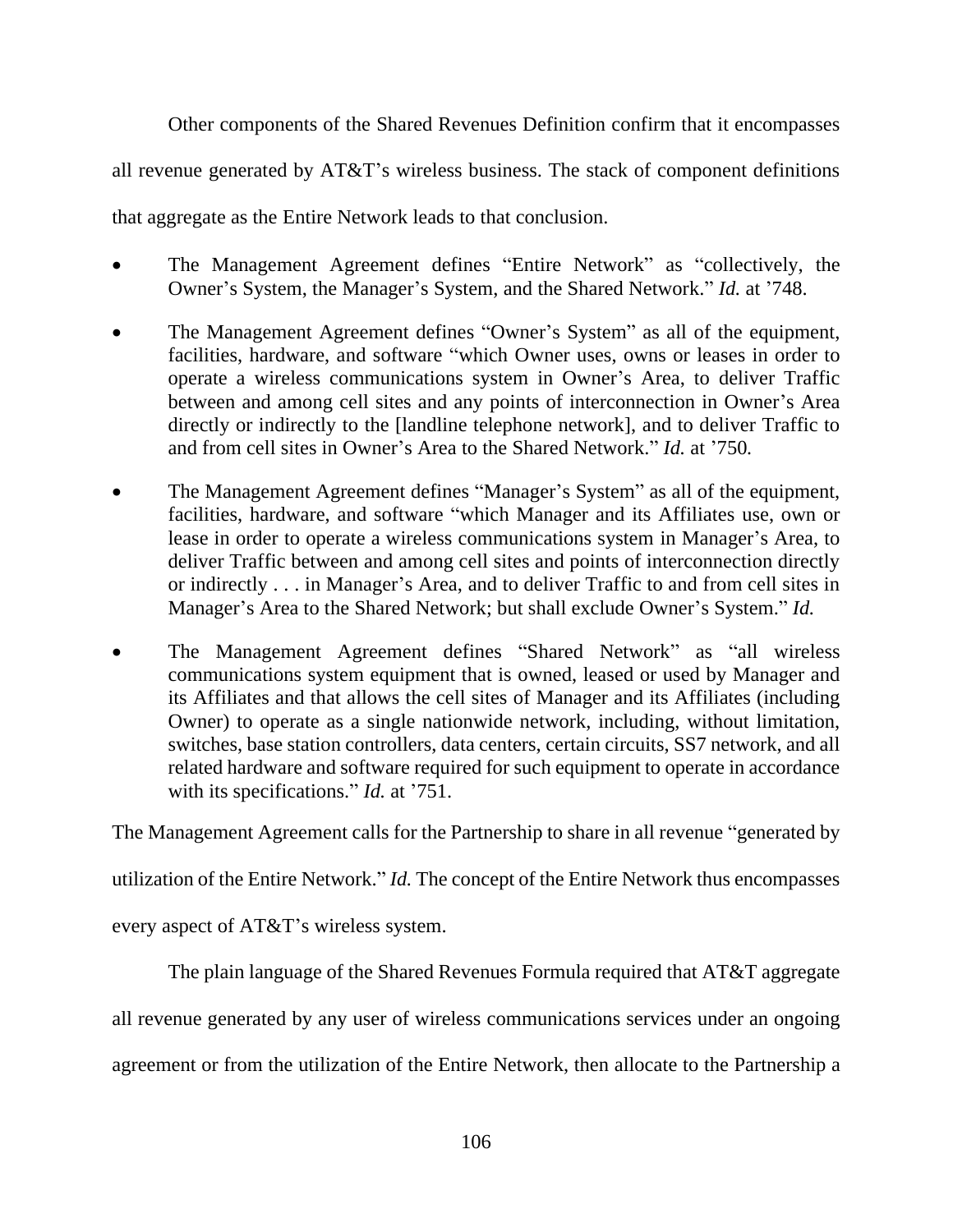Other components of the Shared Revenues Definition confirm that it encompasses all revenue generated by AT&T's wireless business. The stack of component definitions that aggregate as the Entire Network leads to that conclusion.

- The Management Agreement defines "Entire Network" as "collectively, the Owner's System, the Manager's System, and the Shared Network." *Id.* at '748.
- The Management Agreement defines "Owner's System" as all of the equipment, facilities, hardware, and software "which Owner uses, owns or leases in order to operate a wireless communications system in Owner's Area, to deliver Traffic between and among cell sites and any points of interconnection in Owner's Area directly or indirectly to the [landline telephone network], and to deliver Traffic to and from cell sites in Owner's Area to the Shared Network." *Id.* at '750.
- The Management Agreement defines "Manager's System" as all of the equipment, facilities, hardware, and software "which Manager and its Affiliates use, own or lease in order to operate a wireless communications system in Manager's Area, to deliver Traffic between and among cell sites and points of interconnection directly or indirectly . . . in Manager's Area, and to deliver Traffic to and from cell sites in Manager's Area to the Shared Network; but shall exclude Owner's System." *Id.*
- The Management Agreement defines "Shared Network" as "all wireless communications system equipment that is owned, leased or used by Manager and its Affiliates and that allows the cell sites of Manager and its Affiliates (including Owner) to operate as a single nationwide network, including, without limitation, switches, base station controllers, data centers, certain circuits, SS7 network, and all related hardware and software required for such equipment to operate in accordance with its specifications." *Id.* at '751.

The Management Agreement calls for the Partnership to share in all revenue "generated by utilization of the Entire Network." *Id.* The concept of the Entire Network thus encompasses every aspect of AT&T's wireless system.

The plain language of the Shared Revenues Formula required that AT&T aggregate all revenue generated by any user of wireless communications services under an ongoing agreement or from the utilization of the Entire Network, then allocate to the Partnership a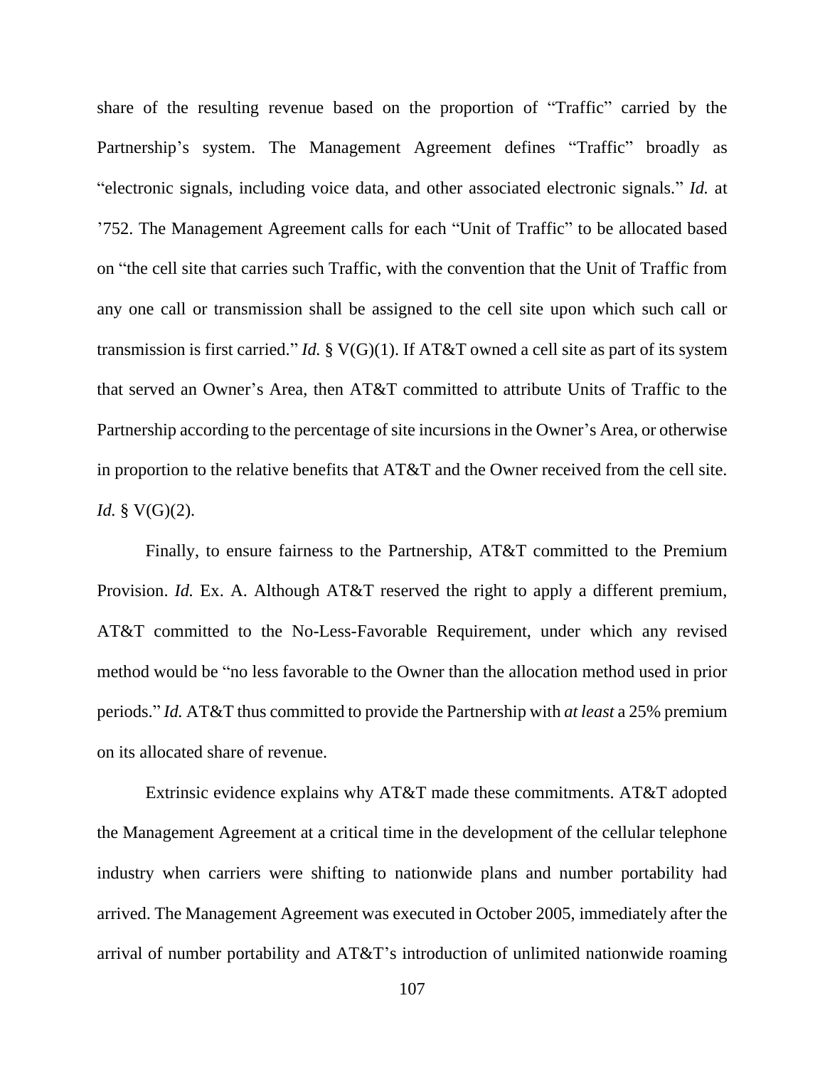share of the resulting revenue based on the proportion of "Traffic" carried by the Partnership's system. The Management Agreement defines "Traffic" broadly as "electronic signals, including voice data, and other associated electronic signals." *Id.* at '752. The Management Agreement calls for each "Unit of Traffic" to be allocated based on "the cell site that carries such Traffic, with the convention that the Unit of Traffic from any one call or transmission shall be assigned to the cell site upon which such call or transmission is first carried." *Id.* § V(G)(1). If AT&T owned a cell site as part of its system that served an Owner's Area, then AT&T committed to attribute Units of Traffic to the Partnership according to the percentage of site incursions in the Owner's Area, or otherwise in proportion to the relative benefits that AT&T and the Owner received from the cell site. *Id.* § V(G)(2).

Finally, to ensure fairness to the Partnership, AT&T committed to the Premium Provision. *Id.* Ex. A. Although AT&T reserved the right to apply a different premium, AT&T committed to the No-Less-Favorable Requirement, under which any revised method would be "no less favorable to the Owner than the allocation method used in prior periods." *Id.* AT&T thus committed to provide the Partnership with *at least* a 25% premium on its allocated share of revenue.

Extrinsic evidence explains why AT&T made these commitments. AT&T adopted the Management Agreement at a critical time in the development of the cellular telephone industry when carriers were shifting to nationwide plans and number portability had arrived. The Management Agreement was executed in October 2005, immediately after the arrival of number portability and AT&T's introduction of unlimited nationwide roaming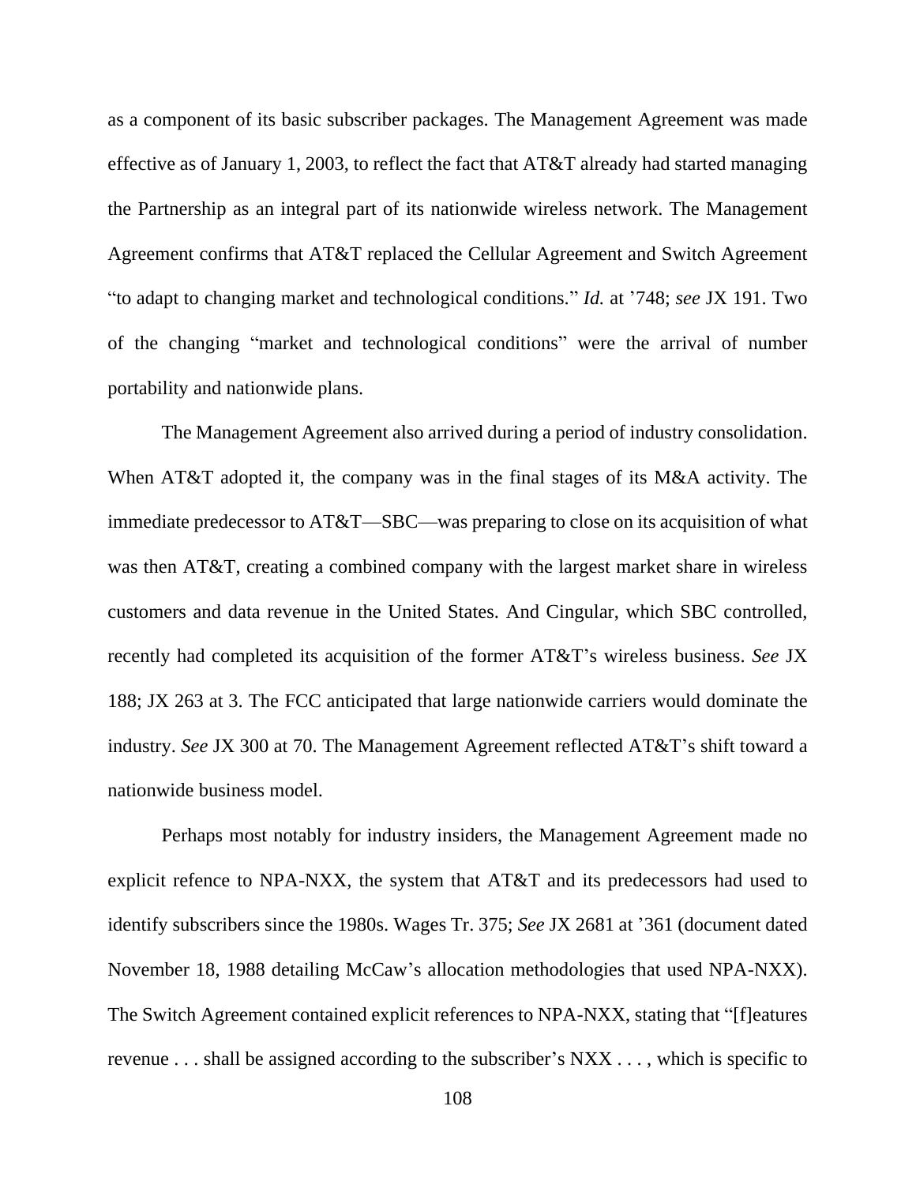as a component of its basic subscriber packages. The Management Agreement was made effective as of January 1, 2003, to reflect the fact that AT&T already had started managing the Partnership as an integral part of its nationwide wireless network. The Management Agreement confirms that AT&T replaced the Cellular Agreement and Switch Agreement "to adapt to changing market and technological conditions." *Id.* at '748; *see* JX 191. Two of the changing "market and technological conditions" were the arrival of number portability and nationwide plans.

The Management Agreement also arrived during a period of industry consolidation. When AT&T adopted it, the company was in the final stages of its M&A activity. The immediate predecessor to AT&T—SBC—was preparing to close on its acquisition of what was then AT&T, creating a combined company with the largest market share in wireless customers and data revenue in the United States. And Cingular, which SBC controlled, recently had completed its acquisition of the former AT&T's wireless business. *See* JX 188; JX 263 at 3. The FCC anticipated that large nationwide carriers would dominate the industry. *See* JX 300 at 70. The Management Agreement reflected AT&T's shift toward a nationwide business model.

Perhaps most notably for industry insiders, the Management Agreement made no explicit refence to NPA-NXX, the system that AT&T and its predecessors had used to identify subscribers since the 1980s. Wages Tr. 375; *See* JX 2681 at '361 (document dated November 18, 1988 detailing McCaw's allocation methodologies that used NPA-NXX). The Switch Agreement contained explicit references to NPA-NXX, stating that "[f]eatures revenue . . . shall be assigned according to the subscriber's NXX . . . , which is specific to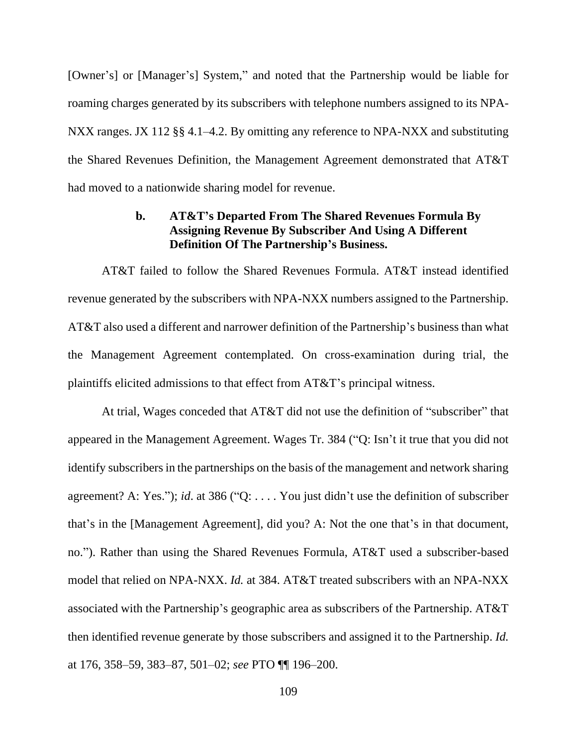[Owner's] or [Manager's] System," and noted that the Partnership would be liable for roaming charges generated by its subscribers with telephone numbers assigned to its NPA-NXX ranges. JX 112 §§ 4.1–4.2. By omitting any reference to NPA-NXX and substituting the Shared Revenues Definition, the Management Agreement demonstrated that AT&T had moved to a nationwide sharing model for revenue.

#### b. AT&T's Departed From The Shared Revenues Formula By Assigning Revenue By Subscriber And Using A Different Definition Of The Partnership's Business.

AT&T failed to follow the Shared Revenues Formula. AT&T instead identified revenue generated by the subscribers with NPA-NXX numbers assigned to the Partnership. AT&T also used a different and narrower definition of the Partnership's business than what the Management Agreement contemplated. On cross-examination during trial, the plaintiffs elicited admissions to that effect from AT&T's principal witness.

At trial, Wages conceded that AT&T did not use the definition of "subscriber" that appeared in the Management Agreement. Wages Tr. 384 ("Q: Isn't it true that you did not identify subscribers in the partnerships on the basis of the management and network sharing agreement? A: Yes."); *id*. at 386 ("Q: . . . . You just didn't use the definition of subscriber that's in the [Management Agreement], did you? A: Not the one that's in that document, no."). Rather than using the Shared Revenues Formula, AT&T used a subscriber-based model that relied on NPA-NXX. *Id.* at 384. AT&T treated subscribers with an NPA-NXX associated with the Partnership's geographic area as subscribers of the Partnership. AT&T then identified revenue generate by those subscribers and assigned it to the Partnership. *Id.* at 176, 358–59, 383–87, 501–02; *see* PTO ¶¶ 196–200.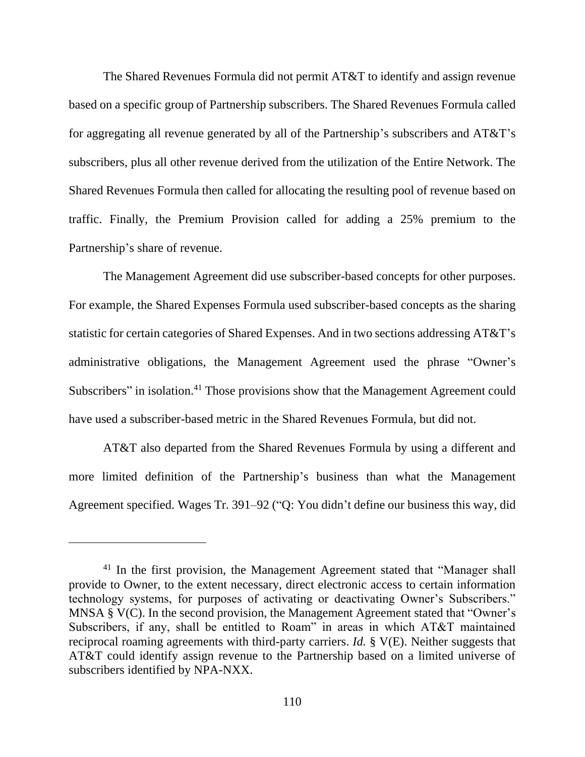The Shared Revenues Formula did not permit AT&T to identify and assign revenue based on a specific group of Partnership subscribers. The Shared Revenues Formula called for aggregating all revenue generated by all of the Partnership's subscribers and AT&T's subscribers, plus all other revenue derived from the utilization of the Entire Network. The Shared Revenues Formula then called for allocating the resulting pool of revenue based on traffic. Finally, the Premium Provision called for adding a 25% premium to the Partnership's share of revenue.

The Management Agreement did use subscriber-based concepts for other purposes. For example, the Shared Expenses Formula used subscriber-based concepts as the sharing statistic for certain categories of Shared Expenses. And in two sections addressing AT&T's administrative obligations, the Management Agreement used the phrase "Owner's Subscribers" in isolation.[41] Those provisions show that the Management Agreement could have used a subscriber-based metric in the Shared Revenues Formula, but did not.

AT&T also departed from the Shared Revenues Formula by using a different and more limited definition of the Partnership's business than what the Management Agreement specified. Wages Tr. 391–92 ("Q: You didn't define our business this way, did

---

[41] In the first provision, the Management Agreement stated that "Manager shall provide to Owner, to the extent necessary, direct electronic access to certain information technology systems, for purposes of activating or deactivating Owner's Subscribers." MNSA § V(C). In the second provision, the Management Agreement stated that "Owner's Subscribers, if any, shall be entitled to Roam" in areas in which AT&T maintained reciprocal roaming agreements with third-party carriers. *Id.* § V(E). Neither suggests that AT&T could identify assign revenue to the Partnership based on a limited universe of subscribers identified by NPA-NXX.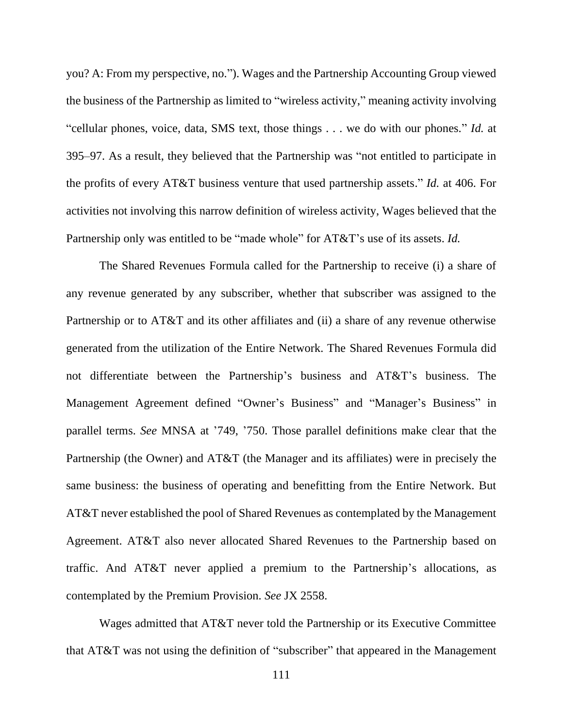you? A: From my perspective, no."). Wages and the Partnership Accounting Group viewed the business of the Partnership as limited to "wireless activity," meaning activity involving "cellular phones, voice, data, SMS text, those things . . . we do with our phones." *Id.* at 395–97. As a result, they believed that the Partnership was "not entitled to participate in the profits of every AT&T business venture that used partnership assets." *Id.* at 406. For activities not involving this narrow definition of wireless activity, Wages believed that the Partnership only was entitled to be "made whole" for AT&T's use of its assets. *Id.*

The Shared Revenues Formula called for the Partnership to receive (i) a share of any revenue generated by any subscriber, whether that subscriber was assigned to the Partnership or to AT&T and its other affiliates and (ii) a share of any revenue otherwise generated from the utilization of the Entire Network. The Shared Revenues Formula did not differentiate between the Partnership's business and AT&T's business. The Management Agreement defined "Owner's Business" and "Manager's Business" in parallel terms. *See* MNSA at '749, '750. Those parallel definitions make clear that the Partnership (the Owner) and AT&T (the Manager and its affiliates) were in precisely the same business: the business of operating and benefitting from the Entire Network. But AT&T never established the pool of Shared Revenues as contemplated by the Management Agreement. AT&T also never allocated Shared Revenues to the Partnership based on traffic. And AT&T never applied a premium to the Partnership's allocations, as contemplated by the Premium Provision. *See* JX 2558.

Wages admitted that AT&T never told the Partnership or its Executive Committee that AT&T was not using the definition of "subscriber" that appeared in the Management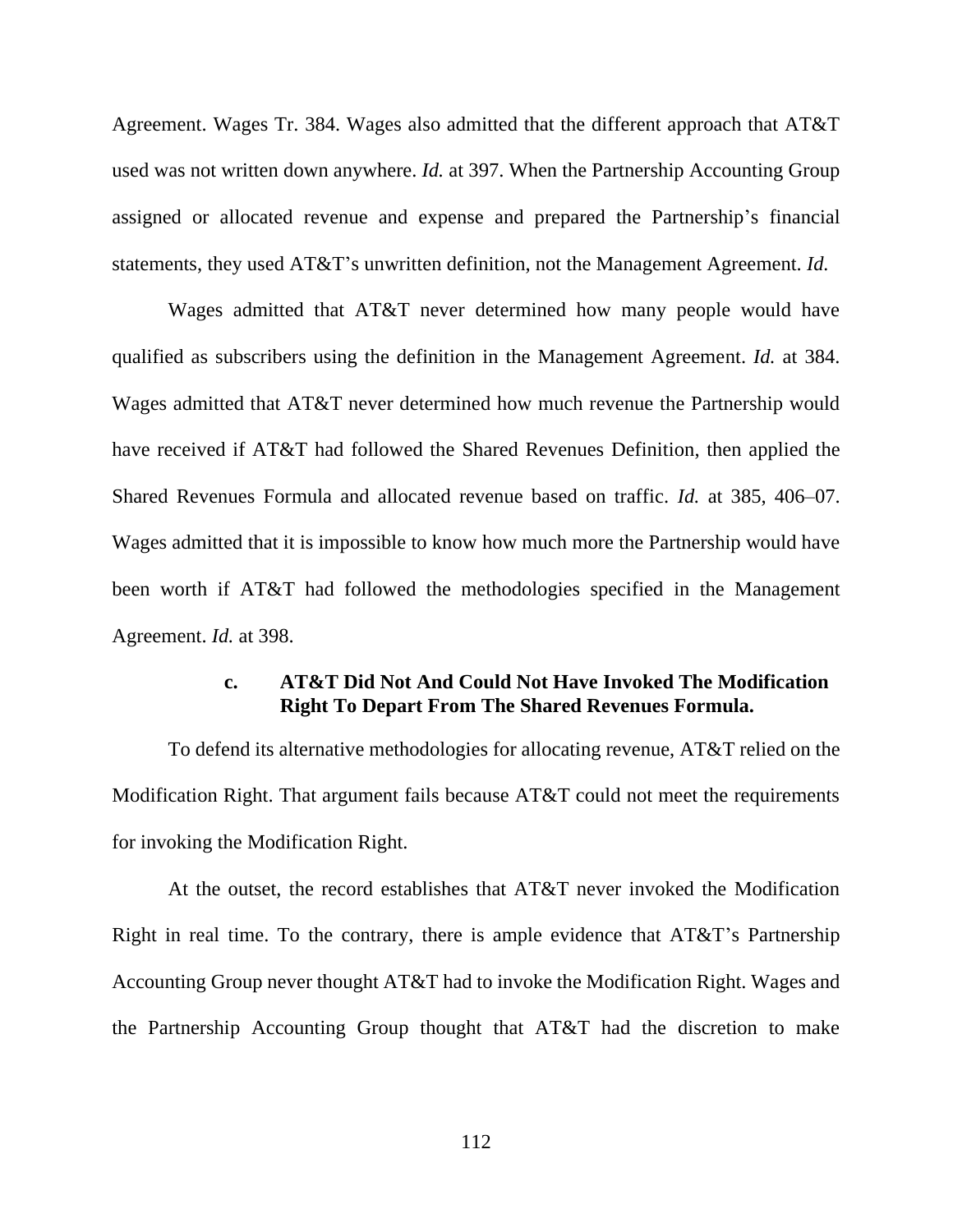Agreement. Wages Tr. 384. Wages also admitted that the different approach that AT&T used was not written down anywhere. *Id.* at 397. When the Partnership Accounting Group assigned or allocated revenue and expense and prepared the Partnership's financial statements, they used AT&T's unwritten definition, not the Management Agreement. *Id.*

Wages admitted that AT&T never determined how many people would have qualified as subscribers using the definition in the Management Agreement. *Id.* at 384. Wages admitted that AT&T never determined how much revenue the Partnership would have received if AT&T had followed the Shared Revenues Definition, then applied the Shared Revenues Formula and allocated revenue based on traffic. *Id.* at 385, 406–07. Wages admitted that it is impossible to know how much more the Partnership would have been worth if AT&T had followed the methodologies specified in the Management Agreement. *Id.* at 398.

#### c. AT&T Did Not And Could Not Have Invoked The Modification Right To Depart From The Shared Revenues Formula.

To defend its alternative methodologies for allocating revenue, AT&T relied on the Modification Right. That argument fails because AT&T could not meet the requirements for invoking the Modification Right.

At the outset, the record establishes that AT&T never invoked the Modification Right in real time. To the contrary, there is ample evidence that AT&T's Partnership Accounting Group never thought AT&T had to invoke the Modification Right. Wages and the Partnership Accounting Group thought that AT&T had the discretion to make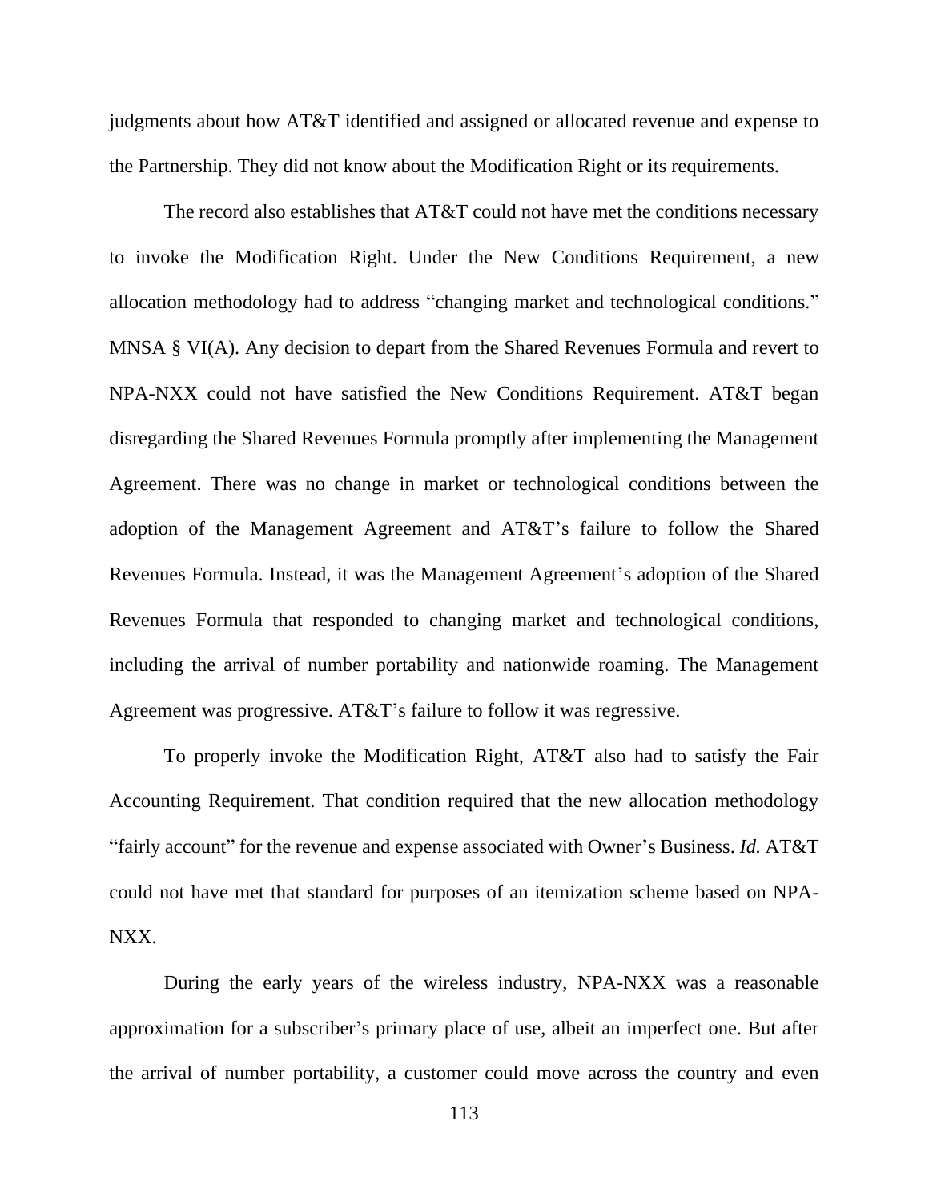judgments about how AT&T identified and assigned or allocated revenue and expense to the Partnership. They did not know about the Modification Right or its requirements.

The record also establishes that AT&T could not have met the conditions necessary to invoke the Modification Right. Under the New Conditions Requirement, a new allocation methodology had to address "changing market and technological conditions." MNSA § VI(A). Any decision to depart from the Shared Revenues Formula and revert to NPA-NXX could not have satisfied the New Conditions Requirement. AT&T began disregarding the Shared Revenues Formula promptly after implementing the Management Agreement. There was no change in market or technological conditions between the adoption of the Management Agreement and AT&T's failure to follow the Shared Revenues Formula. Instead, it was the Management Agreement's adoption of the Shared Revenues Formula that responded to changing market and technological conditions, including the arrival of number portability and nationwide roaming. The Management Agreement was progressive. AT&T's failure to follow it was regressive.

To properly invoke the Modification Right, AT&T also had to satisfy the Fair Accounting Requirement. That condition required that the new allocation methodology "fairly account" for the revenue and expense associated with Owner's Business. *Id.* AT&T could not have met that standard for purposes of an itemization scheme based on NPA-NXX.

During the early years of the wireless industry, NPA-NXX was a reasonable approximation for a subscriber's primary place of use, albeit an imperfect one. But after the arrival of number portability, a customer could move across the country and even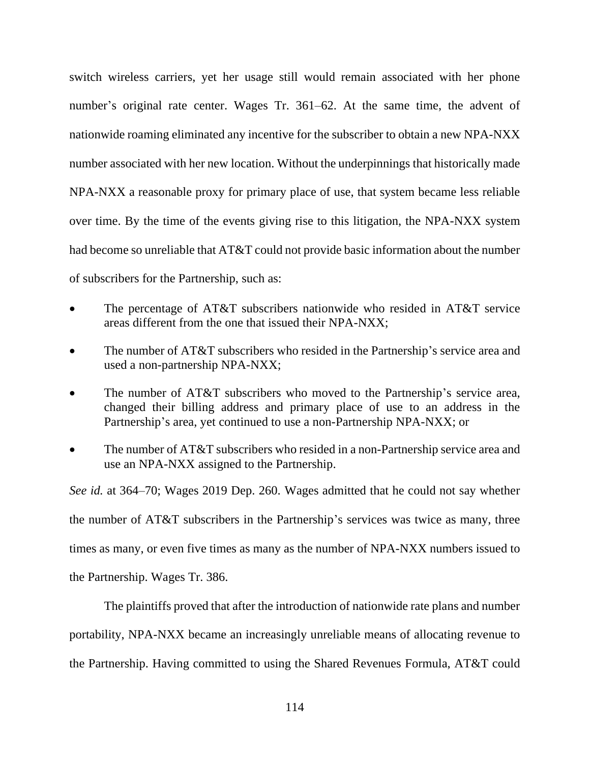switch wireless carriers, yet her usage still would remain associated with her phone number's original rate center. Wages Tr. 361–62. At the same time, the advent of nationwide roaming eliminated any incentive for the subscriber to obtain a new NPA-NXX number associated with her new location. Without the underpinnings that historically made NPA-NXX a reasonable proxy for primary place of use, that system became less reliable over time. By the time of the events giving rise to this litigation, the NPA-NXX system had become so unreliable that AT&T could not provide basic information about the number of subscribers for the Partnership, such as:

- The percentage of AT&T subscribers nationwide who resided in AT&T service areas different from the one that issued their NPA-NXX;
- The number of AT&T subscribers who resided in the Partnership's service area and used a non-partnership NPA-NXX;
- The number of AT&T subscribers who moved to the Partnership's service area, changed their billing address and primary place of use to an address in the Partnership's area, yet continued to use a non-Partnership NPA-NXX; or
- The number of AT&T subscribers who resided in a non-Partnership service area and use an NPA-NXX assigned to the Partnership.

*See id.* at 364–70; Wages 2019 Dep. 260. Wages admitted that he could not say whether the number of AT&T subscribers in the Partnership's services was twice as many, three times as many, or even five times as many as the number of NPA-NXX numbers issued to the Partnership. Wages Tr. 386.

The plaintiffs proved that after the introduction of nationwide rate plans and number portability, NPA-NXX became an increasingly unreliable means of allocating revenue to the Partnership. Having committed to using the Shared Revenues Formula, AT&T could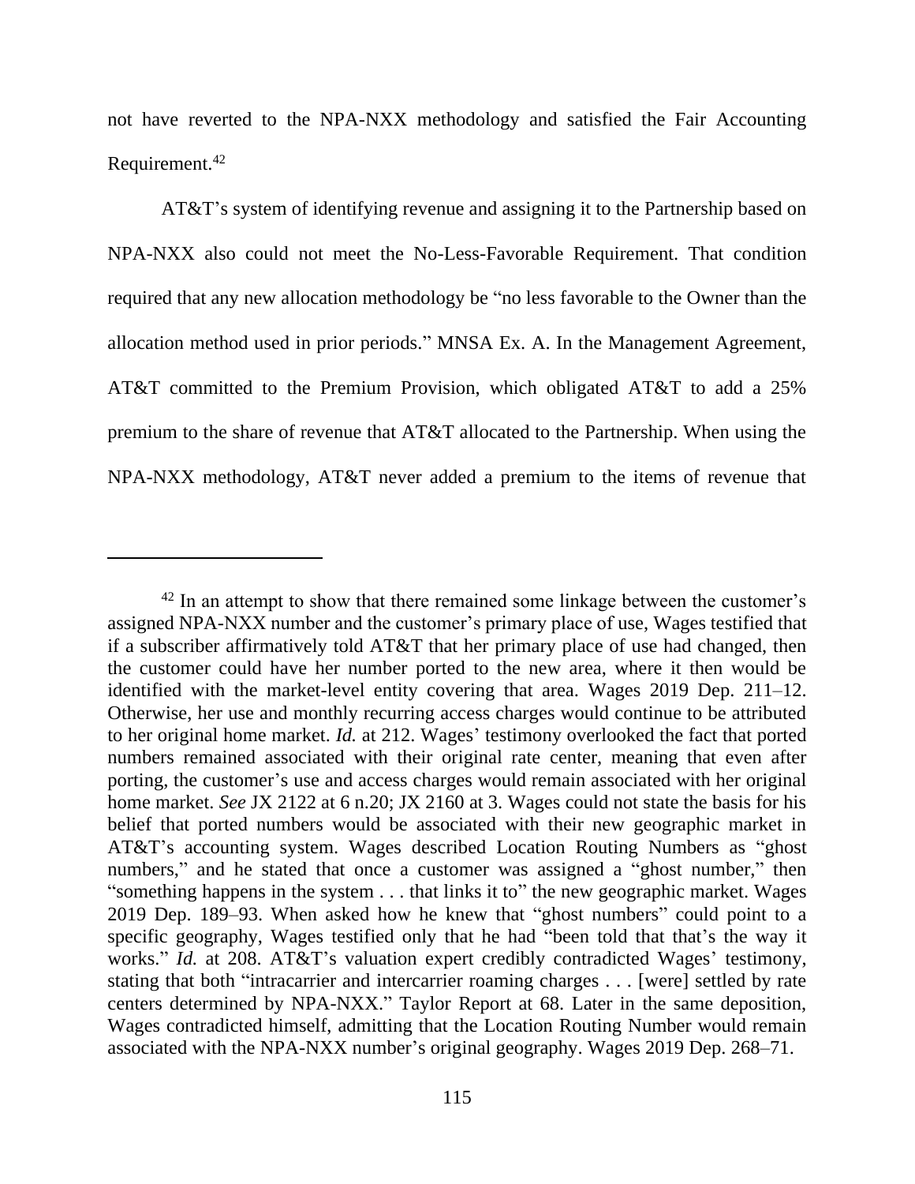not have reverted to the NPA-NXX methodology and satisfied the Fair Accounting Requirement.[42]

AT&T's system of identifying revenue and assigning it to the Partnership based on NPA-NXX also could not meet the No-Less-Favorable Requirement. That condition required that any new allocation methodology be "no less favorable to the Owner than the allocation method used in prior periods." MNSA Ex. A. In the Management Agreement, AT&T committed to the Premium Provision, which obligated AT&T to add a 25% premium to the share of revenue that AT&T allocated to the Partnership. When using the NPA-NXX methodology, AT&T never added a premium to the items of revenue that

---

[42] In an attempt to show that there remained some linkage between the customer's assigned NPA-NXX number and the customer's primary place of use, Wages testified that if a subscriber affirmatively told AT&T that her primary place of use had changed, then the customer could have her number ported to the new area, where it then would be identified with the market-level entity covering that area. Wages 2019 Dep. 211–12. Otherwise, her use and monthly recurring access charges would continue to be attributed to her original home market. *Id.* at 212. Wages' testimony overlooked the fact that ported numbers remained associated with their original rate center, meaning that even after porting, the customer's use and access charges would remain associated with her original home market. *See* JX 2122 at 6 n.20; JX 2160 at 3. Wages could not state the basis for his belief that ported numbers would be associated with their new geographic market in AT&T's accounting system. Wages described Location Routing Numbers as "ghost numbers," and he stated that once a customer was assigned a "ghost number," then "something happens in the system . . . that links it to" the new geographic market. Wages 2019 Dep. 189–93. When asked how he knew that "ghost numbers" could point to a specific geography, Wages testified only that he had "been told that that's the way it works." *Id.* at 208. AT&T's valuation expert credibly contradicted Wages' testimony, stating that both "intracarrier and intercarrier roaming charges . . . [were] settled by rate centers determined by NPA-NXX." Taylor Report at 68. Later in the same deposition, Wages contradicted himself, admitting that the Location Routing Number would remain associated with the NPA-NXX number's original geography. Wages 2019 Dep. 268–71.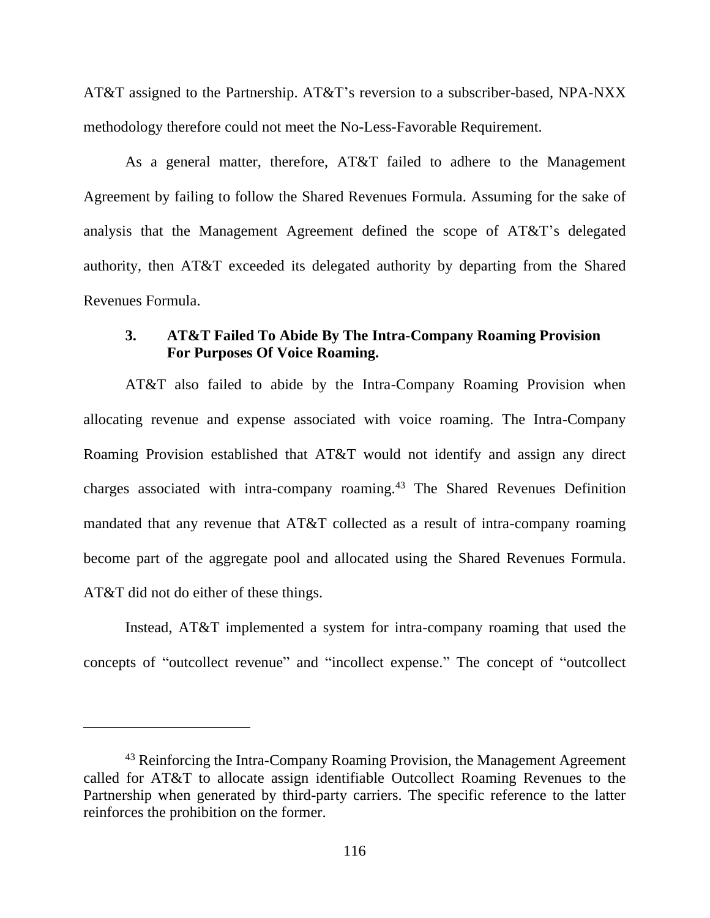AT&T assigned to the Partnership. AT&T's reversion to a subscriber-based, NPA-NXX methodology therefore could not meet the No-Less-Favorable Requirement.

As a general matter, therefore, AT&T failed to adhere to the Management Agreement by failing to follow the Shared Revenues Formula. Assuming for the sake of analysis that the Management Agreement defined the scope of AT&T's delegated authority, then AT&T exceeded its delegated authority by departing from the Shared Revenues Formula.

### 3. AT&T Failed To Abide By The Intra-Company Roaming Provision For Purposes Of Voice Roaming.

AT&T also failed to abide by the Intra-Company Roaming Provision when allocating revenue and expense associated with voice roaming. The Intra-Company Roaming Provision established that AT&T would not identify and assign any direct charges associated with intra-company roaming.[43] The Shared Revenues Definition mandated that any revenue that AT&T collected as a result of intra-company roaming become part of the aggregate pool and allocated using the Shared Revenues Formula. AT&T did not do either of these things.

Instead, AT&T implemented a system for intra-company roaming that used the concepts of "outcollect revenue" and "incollect expense." The concept of "outcollect

---

[43] Reinforcing the Intra-Company Roaming Provision, the Management Agreement called for AT&T to allocate assign identifiable Outcollect Roaming Revenues to the Partnership when generated by third-party carriers. The specific reference to the latter reinforces the prohibition on the former.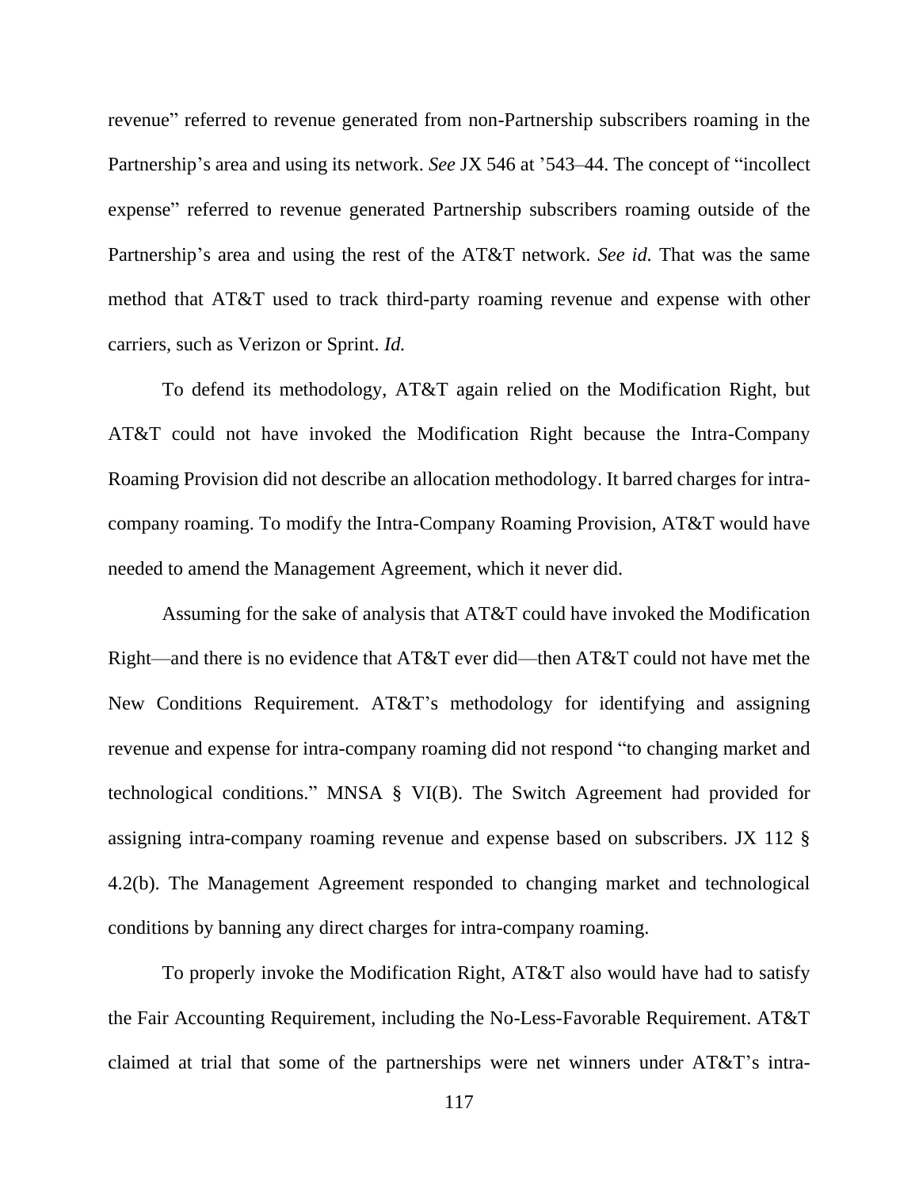revenue" referred to revenue generated from non-Partnership subscribers roaming in the Partnership's area and using its network. *See* JX 546 at '543–44. The concept of "incollect expense" referred to revenue generated Partnership subscribers roaming outside of the Partnership's area and using the rest of the AT&T network. *See id.* That was the same method that AT&T used to track third-party roaming revenue and expense with other carriers, such as Verizon or Sprint. *Id.*

To defend its methodology, AT&T again relied on the Modification Right, but AT&T could not have invoked the Modification Right because the Intra-Company Roaming Provision did not describe an allocation methodology. It barred charges for intra-company roaming. To modify the Intra-Company Roaming Provision, AT&T would have needed to amend the Management Agreement, which it never did.

Assuming for the sake of analysis that AT&T could have invoked the Modification Right—and there is no evidence that AT&T ever did—then AT&T could not have met the New Conditions Requirement. AT&T's methodology for identifying and assigning revenue and expense for intra-company roaming did not respond "to changing market and technological conditions." MNSA § VI(B). The Switch Agreement had provided for assigning intra-company roaming revenue and expense based on subscribers. JX 112 § 4.2(b). The Management Agreement responded to changing market and technological conditions by banning any direct charges for intra-company roaming.

To properly invoke the Modification Right, AT&T also would have had to satisfy the Fair Accounting Requirement, including the No-Less-Favorable Requirement. AT&T claimed at trial that some of the partnerships were net winners under AT&T's intra-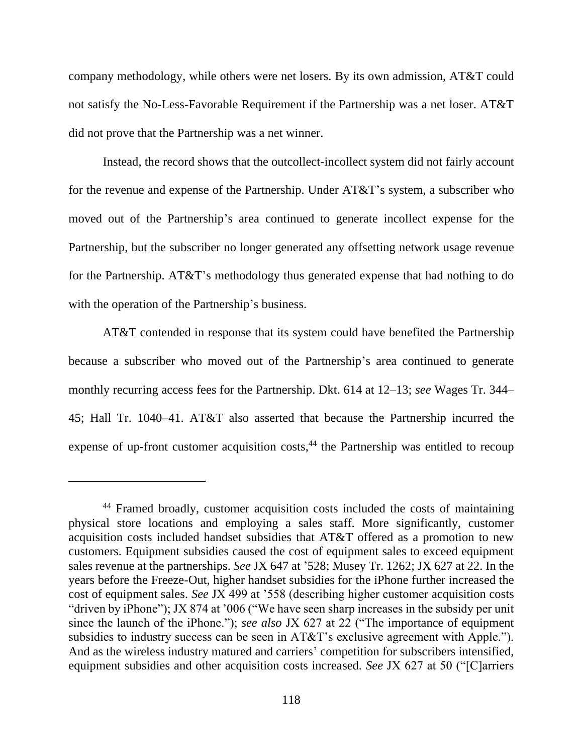company methodology, while others were net losers. By its own admission, AT&T could not satisfy the No-Less-Favorable Requirement if the Partnership was a net loser. AT&T did not prove that the Partnership was a net winner.

Instead, the record shows that the outcollect-incollect system did not fairly account for the revenue and expense of the Partnership. Under AT&T's system, a subscriber who moved out of the Partnership's area continued to generate incollect expense for the Partnership, but the subscriber no longer generated any offsetting network usage revenue for the Partnership. AT&T's methodology thus generated expense that had nothing to do with the operation of the Partnership's business.

AT&T contended in response that its system could have benefited the Partnership because a subscriber who moved out of the Partnership's area continued to generate monthly recurring access fees for the Partnership. Dkt. 614 at 12–13; *see* Wages Tr. 344–45; Hall Tr. 1040–41. AT&T also asserted that because the Partnership incurred the expense of up-front customer acquisition costs,[44] the Partnership was entitled to recoup

---

[44] Framed broadly, customer acquisition costs included the costs of maintaining physical store locations and employing a sales staff. More significantly, customer acquisition costs included handset subsidies that AT&T offered as a promotion to new customers. Equipment subsidies caused the cost of equipment sales to exceed equipment sales revenue at the partnerships. *See* JX 647 at '528; Musey Tr. 1262; JX 627 at 22. In the years before the Freeze-Out, higher handset subsidies for the iPhone further increased the cost of equipment sales. *See* JX 499 at '558 (describing higher customer acquisition costs "driven by iPhone"); JX 874 at '006 ("We have seen sharp increases in the subsidy per unit since the launch of the iPhone."); *see also* JX 627 at 22 ("The importance of equipment subsidies to industry success can be seen in AT&T's exclusive agreement with Apple."). And as the wireless industry matured and carriers' competition for subscribers intensified, equipment subsidies and other acquisition costs increased. *See* JX 627 at 50 ("[C]arriers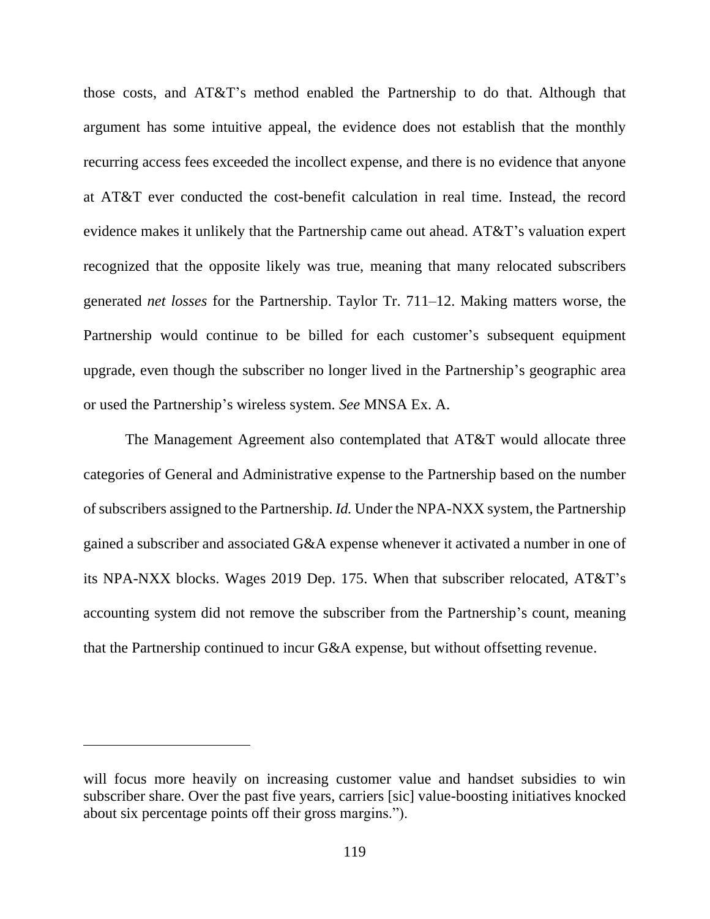those costs, and AT&T's method enabled the Partnership to do that. Although that argument has some intuitive appeal, the evidence does not establish that the monthly recurring access fees exceeded the incollect expense, and there is no evidence that anyone at AT&T ever conducted the cost-benefit calculation in real time. Instead, the record evidence makes it unlikely that the Partnership came out ahead. AT&T's valuation expert recognized that the opposite likely was true, meaning that many relocated subscribers generated *net losses* for the Partnership. Taylor Tr. 711–12. Making matters worse, the Partnership would continue to be billed for each customer's subsequent equipment upgrade, even though the subscriber no longer lived in the Partnership's geographic area or used the Partnership's wireless system. *See* MNSA Ex. A.

The Management Agreement also contemplated that AT&T would allocate three categories of General and Administrative expense to the Partnership based on the number of subscribers assigned to the Partnership. *Id.* Under the NPA-NXX system, the Partnership gained a subscriber and associated G&A expense whenever it activated a number in one of its NPA-NXX blocks. Wages 2019 Dep. 175. When that subscriber relocated, AT&T's accounting system did not remove the subscriber from the Partnership's count, meaning that the Partnership continued to incur G&A expense, but without offsetting revenue.

---

will focus more heavily on increasing customer value and handset subsidies to win subscriber share. Over the past five years, carriers [sic] value-boosting initiatives knocked about six percentage points off their gross margins.").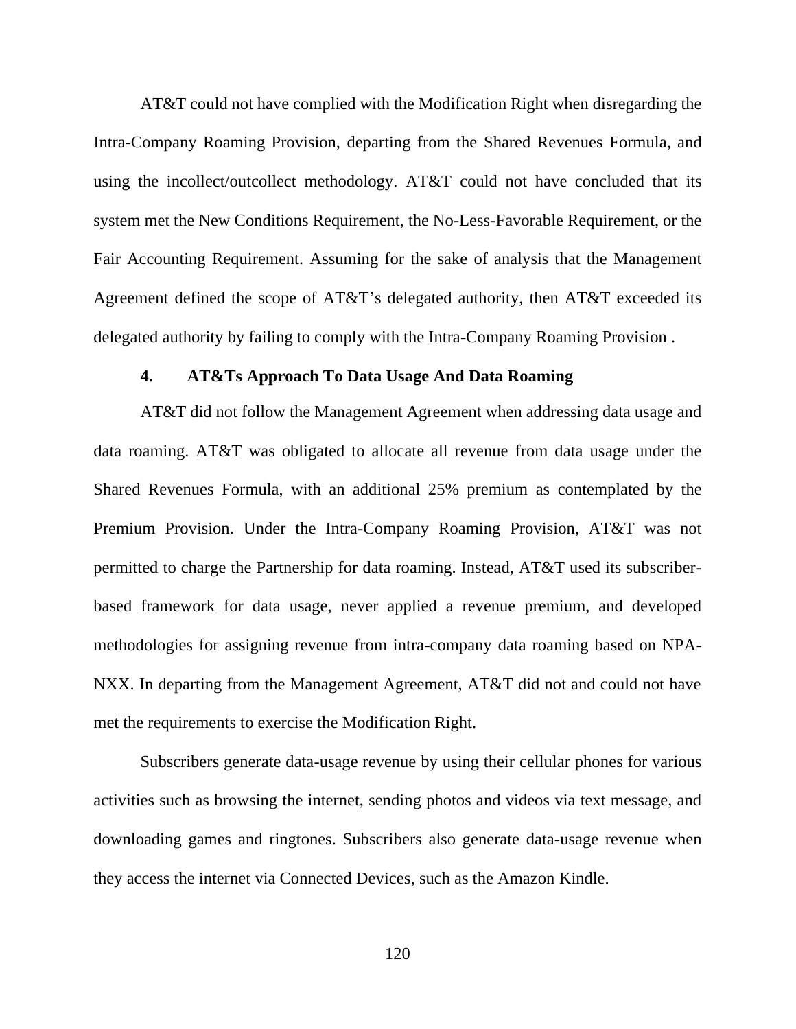AT&T could not have complied with the Modification Right when disregarding the Intra-Company Roaming Provision, departing from the Shared Revenues Formula, and using the incollect/outcollect methodology. AT&T could not have concluded that its system met the New Conditions Requirement, the No-Less-Favorable Requirement, or the Fair Accounting Requirement. Assuming for the sake of analysis that the Management Agreement defined the scope of AT&T's delegated authority, then AT&T exceeded its delegated authority by failing to comply with the Intra-Company Roaming Provision .

#### 4. AT&Ts Approach To Data Usage And Data Roaming

AT&T did not follow the Management Agreement when addressing data usage and data roaming. AT&T was obligated to allocate all revenue from data usage under the Shared Revenues Formula, with an additional 25% premium as contemplated by the Premium Provision. Under the Intra-Company Roaming Provision, AT&T was not permitted to charge the Partnership for data roaming. Instead, AT&T used its subscriber-based framework for data usage, never applied a revenue premium, and developed methodologies for assigning revenue from intra-company data roaming based on NPA-NXX. In departing from the Management Agreement, AT&T did not and could not have met the requirements to exercise the Modification Right.

Subscribers generate data-usage revenue by using their cellular phones for various activities such as browsing the internet, sending photos and videos via text message, and downloading games and ringtones. Subscribers also generate data-usage revenue when they access the internet via Connected Devices, such as the Amazon Kindle.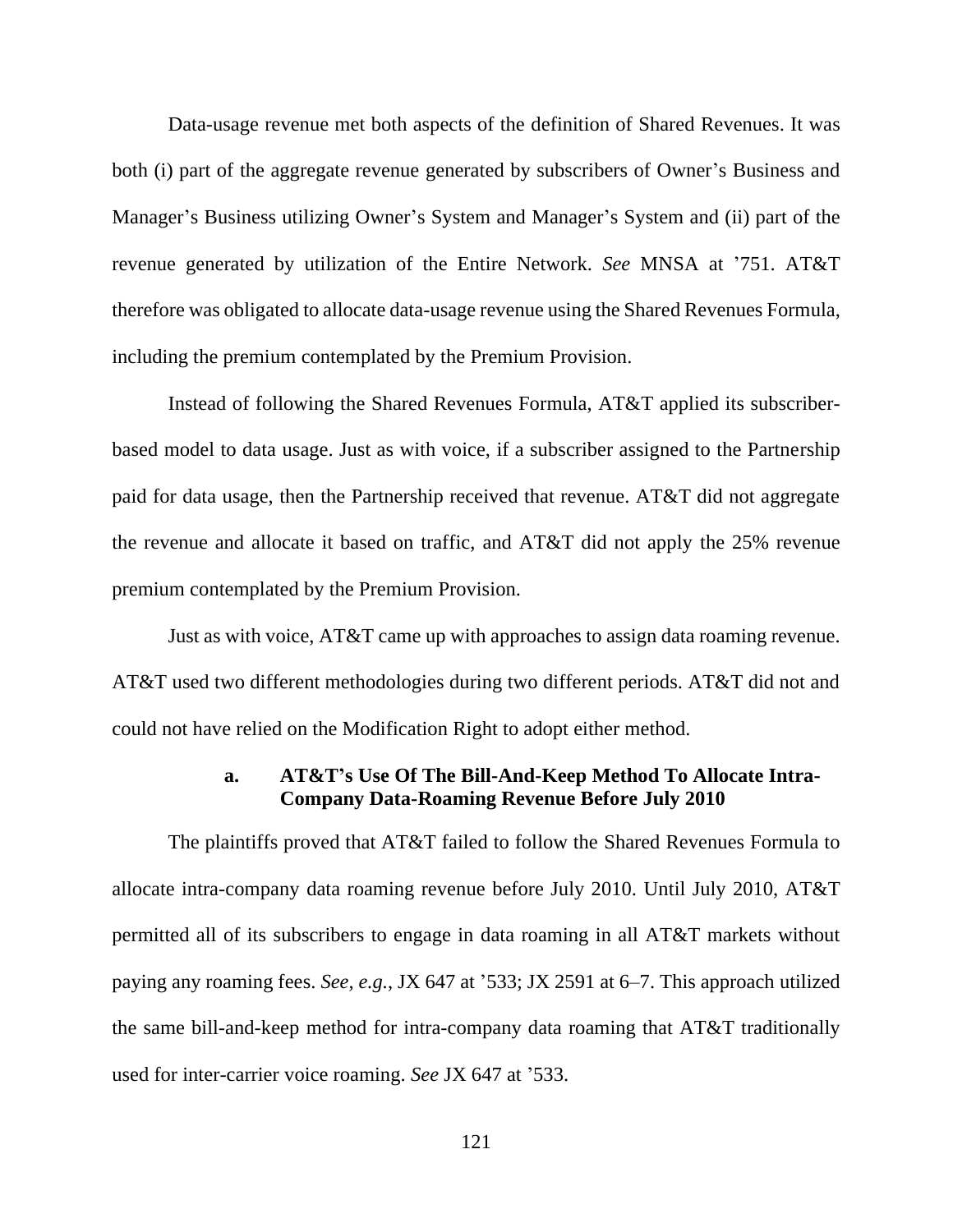Data-usage revenue met both aspects of the definition of Shared Revenues. It was both (i) part of the aggregate revenue generated by subscribers of Owner's Business and Manager's Business utilizing Owner's System and Manager's System and (ii) part of the revenue generated by utilization of the Entire Network. *See* MNSA at '751. AT&T therefore was obligated to allocate data-usage revenue using the Shared Revenues Formula, including the premium contemplated by the Premium Provision.

Instead of following the Shared Revenues Formula, AT&T applied its subscriber-based model to data usage. Just as with voice, if a subscriber assigned to the Partnership paid for data usage, then the Partnership received that revenue. AT&T did not aggregate the revenue and allocate it based on traffic, and AT&T did not apply the 25% revenue premium contemplated by the Premium Provision.

Just as with voice, AT&T came up with approaches to assign data roaming revenue. AT&T used two different methodologies during two different periods. AT&T did not and could not have relied on the Modification Right to adopt either method.

#### a. AT&T's Use Of The Bill-And-Keep Method To Allocate Intra-Company Data-Roaming Revenue Before July 2010

The plaintiffs proved that AT&T failed to follow the Shared Revenues Formula to allocate intra-company data roaming revenue before July 2010. Until July 2010, AT&T permitted all of its subscribers to engage in data roaming in all AT&T markets without paying any roaming fees. *See, e.g.*, JX 647 at '533; JX 2591 at 6–7. This approach utilized the same bill-and-keep method for intra-company data roaming that AT&T traditionally used for inter-carrier voice roaming. *See* JX 647 at '533.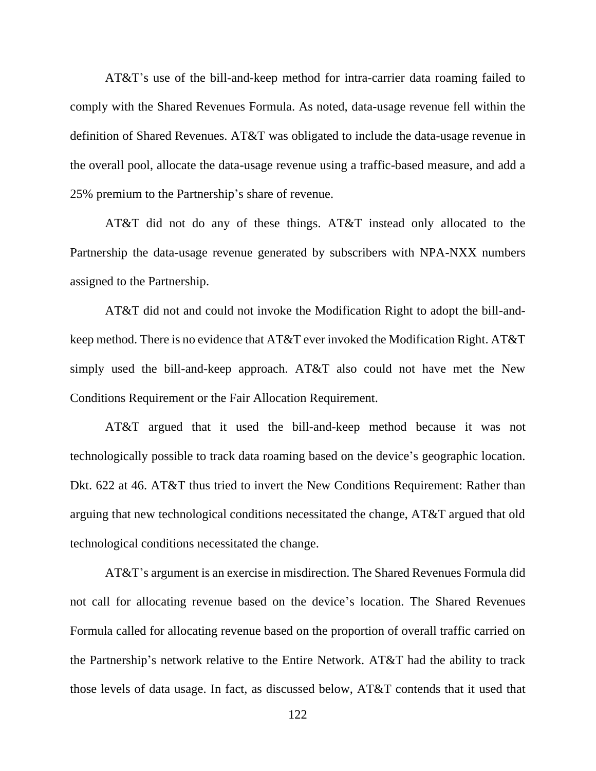AT&T's use of the bill-and-keep method for intra-carrier data roaming failed to comply with the Shared Revenues Formula. As noted, data-usage revenue fell within the definition of Shared Revenues. AT&T was obligated to include the data-usage revenue in the overall pool, allocate the data-usage revenue using a traffic-based measure, and add a 25% premium to the Partnership's share of revenue.

AT&T did not do any of these things. AT&T instead only allocated to the Partnership the data-usage revenue generated by subscribers with NPA-NXX numbers assigned to the Partnership.

AT&T did not and could not invoke the Modification Right to adopt the bill-and-keep method. There is no evidence that AT&T ever invoked the Modification Right. AT&T simply used the bill-and-keep approach. AT&T also could not have met the New Conditions Requirement or the Fair Allocation Requirement.

AT&T argued that it used the bill-and-keep method because it was not technologically possible to track data roaming based on the device's geographic location. Dkt. 622 at 46. AT&T thus tried to invert the New Conditions Requirement: Rather than arguing that new technological conditions necessitated the change, AT&T argued that old technological conditions necessitated the change.

AT&T's argument is an exercise in misdirection. The Shared Revenues Formula did not call for allocating revenue based on the device's location. The Shared Revenues Formula called for allocating revenue based on the proportion of overall traffic carried on the Partnership's network relative to the Entire Network. AT&T had the ability to track those levels of data usage. In fact, as discussed below, AT&T contends that it used that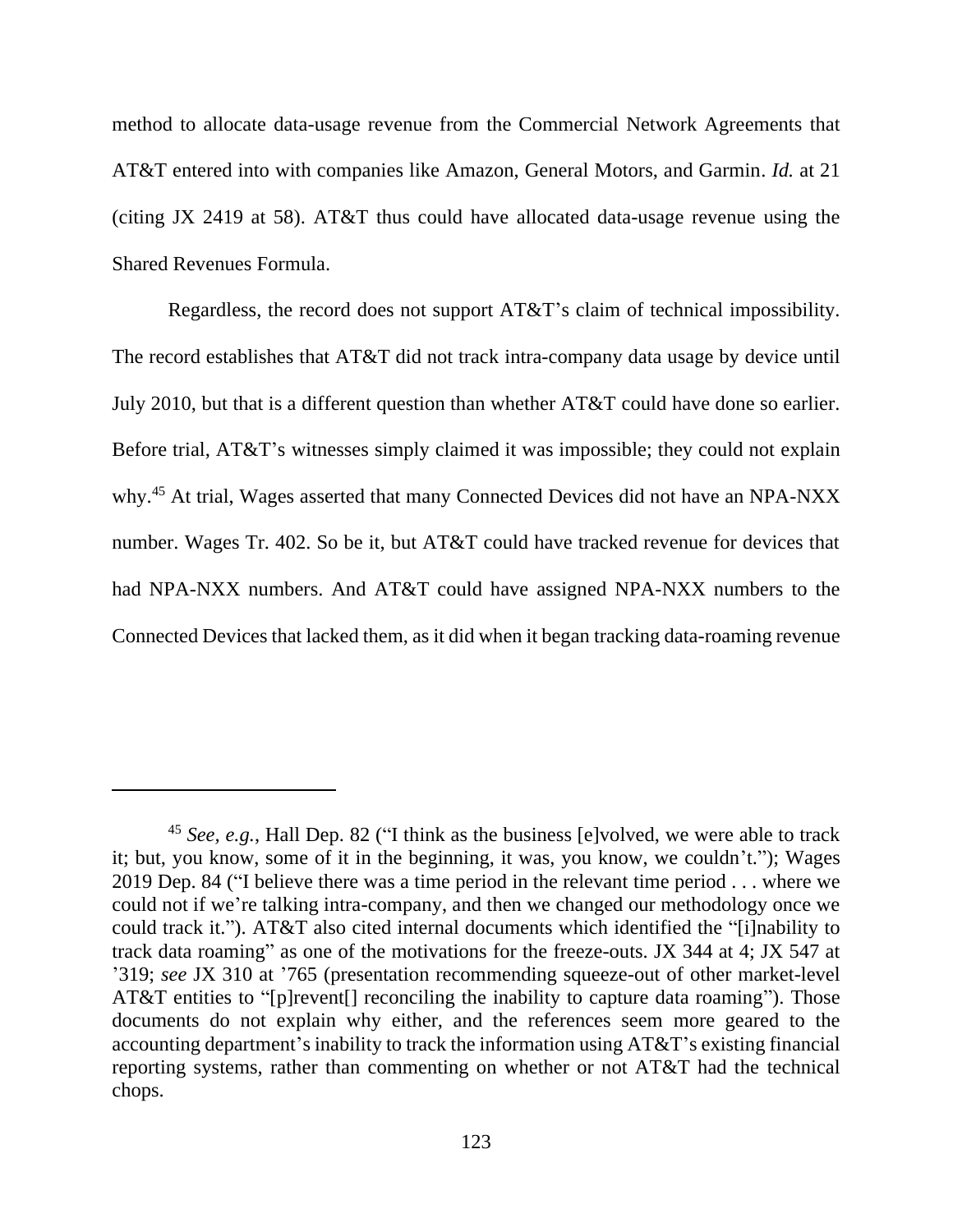method to allocate data-usage revenue from the Commercial Network Agreements that AT&T entered into with companies like Amazon, General Motors, and Garmin. *Id.* at 21 (citing JX 2419 at 58). AT&T thus could have allocated data-usage revenue using the Shared Revenues Formula.

Regardless, the record does not support AT&T's claim of technical impossibility. The record establishes that AT&T did not track intra-company data usage by device until July 2010, but that is a different question than whether AT&T could have done so earlier. Before trial, AT&T's witnesses simply claimed it was impossible; they could not explain why.[45] At trial, Wages asserted that many Connected Devices did not have an NPA-NXX number. Wages Tr. 402. So be it, but AT&T could have tracked revenue for devices that had NPA-NXX numbers. And AT&T could have assigned NPA-NXX numbers to the Connected Devices that lacked them, as it did when it began tracking data-roaming revenue

---

[45] *See, e.g.*, Hall Dep. 82 ("I think as the business [e]volved, we were able to track it; but, you know, some of it in the beginning, it was, you know, we couldn't."); Wages 2019 Dep. 84 ("I believe there was a time period in the relevant time period . . . where we could not if we're talking intra-company, and then we changed our methodology once we could track it."). AT&T also cited internal documents which identified the "[i]nability to track data roaming" as one of the motivations for the freeze-outs. JX 344 at 4; JX 547 at '319; *see* JX 310 at '765 (presentation recommending squeeze-out of other market-level AT&T entities to "[p]revent[] reconciling the inability to capture data roaming"). Those documents do not explain why either, and the references seem more geared to the accounting department's inability to track the information using AT&T's existing financial reporting systems, rather than commenting on whether or not AT&T had the technical chops.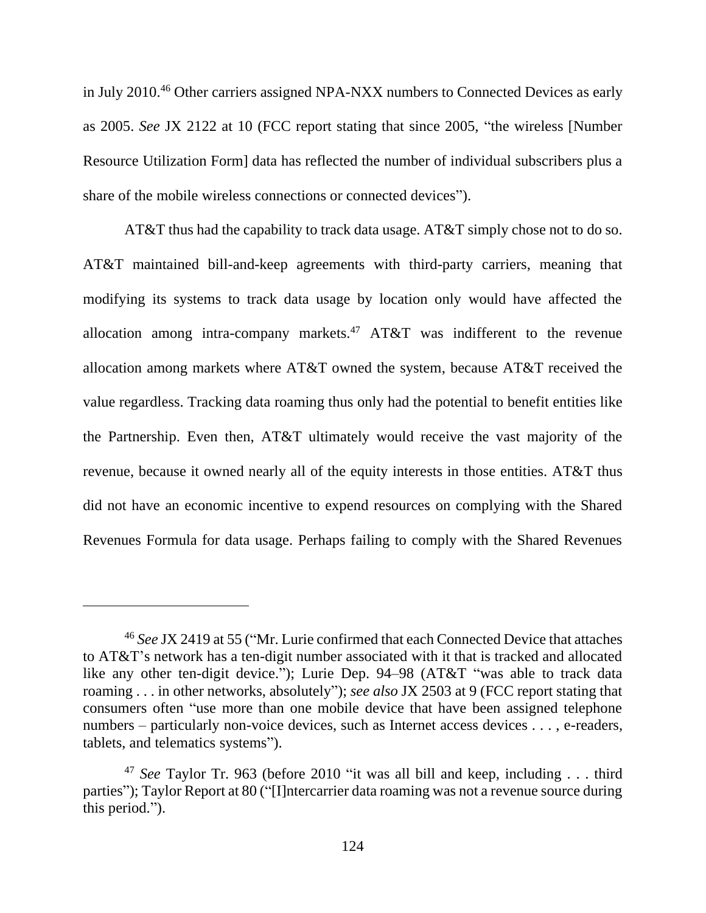in July 2010.[46] Other carriers assigned NPA-NXX numbers to Connected Devices as early as 2005. *See* JX 2122 at 10 (FCC report stating that since 2005, "the wireless [Number Resource Utilization Form] data has reflected the number of individual subscribers plus a share of the mobile wireless connections or connected devices").

AT&T thus had the capability to track data usage. AT&T simply chose not to do so. AT&T maintained bill-and-keep agreements with third-party carriers, meaning that modifying its systems to track data usage by location only would have affected the allocation among intra-company markets.[47] AT&T was indifferent to the revenue allocation among markets where AT&T owned the system, because AT&T received the value regardless. Tracking data roaming thus only had the potential to benefit entities like the Partnership. Even then, AT&T ultimately would receive the vast majority of the revenue, because it owned nearly all of the equity interests in those entities. AT&T thus did not have an economic incentive to expend resources on complying with the Shared Revenues Formula for data usage. Perhaps failing to comply with the Shared Revenues

---

[46] *See* JX 2419 at 55 ("Mr. Lurie confirmed that each Connected Device that attaches to AT&T's network has a ten-digit number associated with it that is tracked and allocated like any other ten-digit device."); Lurie Dep. 94–98 (AT&T "was able to track data roaming . . . in other networks, absolutely"); *see also* JX 2503 at 9 (FCC report stating that consumers often "use more than one mobile device that have been assigned telephone numbers – particularly non-voice devices, such as Internet access devices . . . , e-readers, tablets, and telematics systems").

[47] *See* Taylor Tr. 963 (before 2010 "it was all bill and keep, including . . . third parties"); Taylor Report at 80 ("[I]ntercarrier data roaming was not a revenue source during this period.").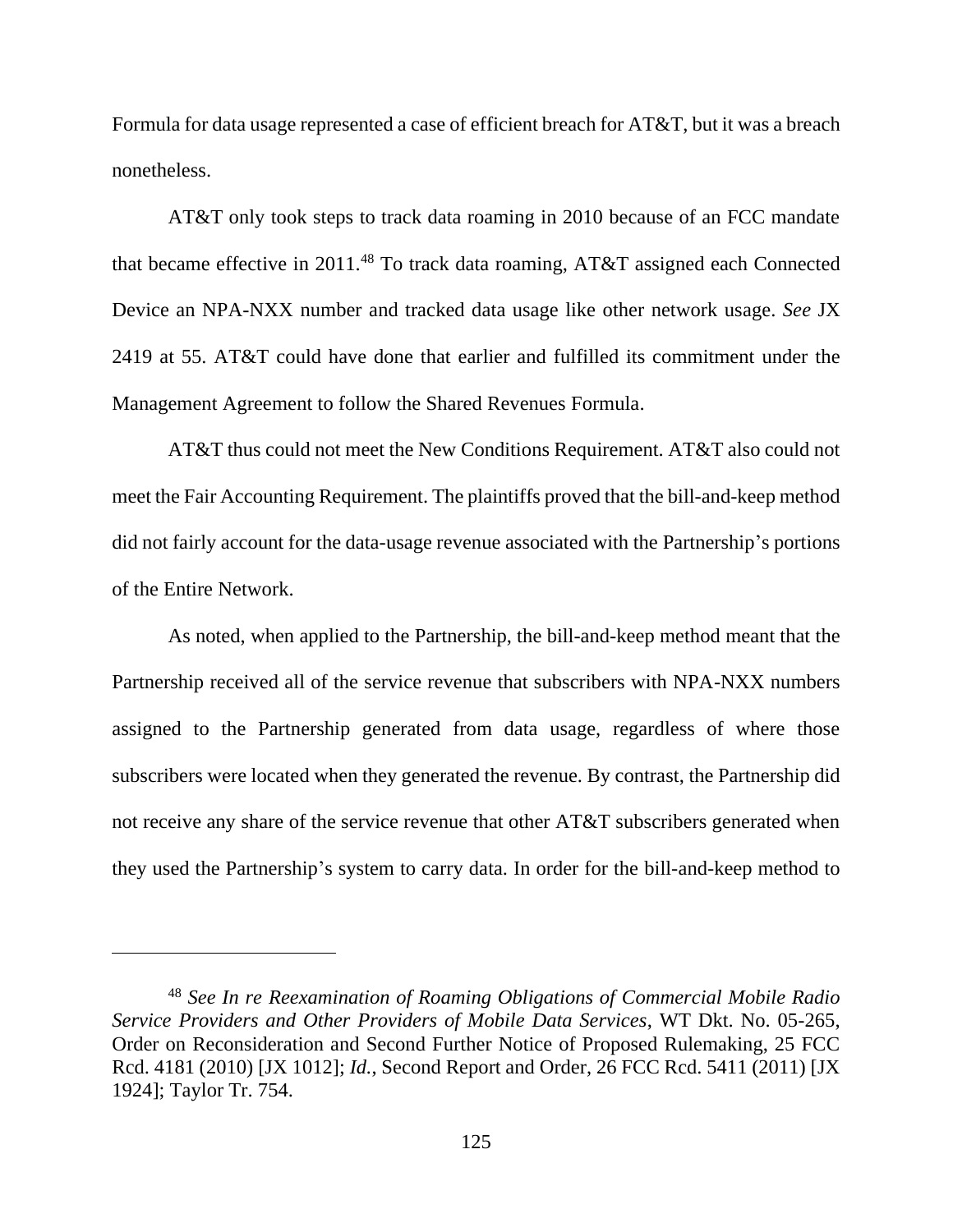Formula for data usage represented a case of efficient breach for AT&T, but it was a breach nonetheless.

AT&T only took steps to track data roaming in 2010 because of an FCC mandate that became effective in 2011.[48] To track data roaming, AT&T assigned each Connected Device an NPA-NXX number and tracked data usage like other network usage. *See* JX 2419 at 55. AT&T could have done that earlier and fulfilled its commitment under the Management Agreement to follow the Shared Revenues Formula.

AT&T thus could not meet the New Conditions Requirement. AT&T also could not meet the Fair Accounting Requirement. The plaintiffs proved that the bill-and-keep method did not fairly account for the data-usage revenue associated with the Partnership's portions of the Entire Network.

As noted, when applied to the Partnership, the bill-and-keep method meant that the Partnership received all of the service revenue that subscribers with NPA-NXX numbers assigned to the Partnership generated from data usage, regardless of where those subscribers were located when they generated the revenue. By contrast, the Partnership did not receive any share of the service revenue that other AT&T subscribers generated when they used the Partnership's system to carry data. In order for the bill-and-keep method to

---

[48] *See In re Reexamination of Roaming Obligations of Commercial Mobile Radio Service Providers and Other Providers of Mobile Data Services*, WT Dkt. No. 05-265, Order on Reconsideration and Second Further Notice of Proposed Rulemaking, 25 FCC Rcd. 4181 (2010) [JX 1012]; *Id.*, Second Report and Order, 26 FCC Rcd. 5411 (2011) [JX 1924]; Taylor Tr. 754.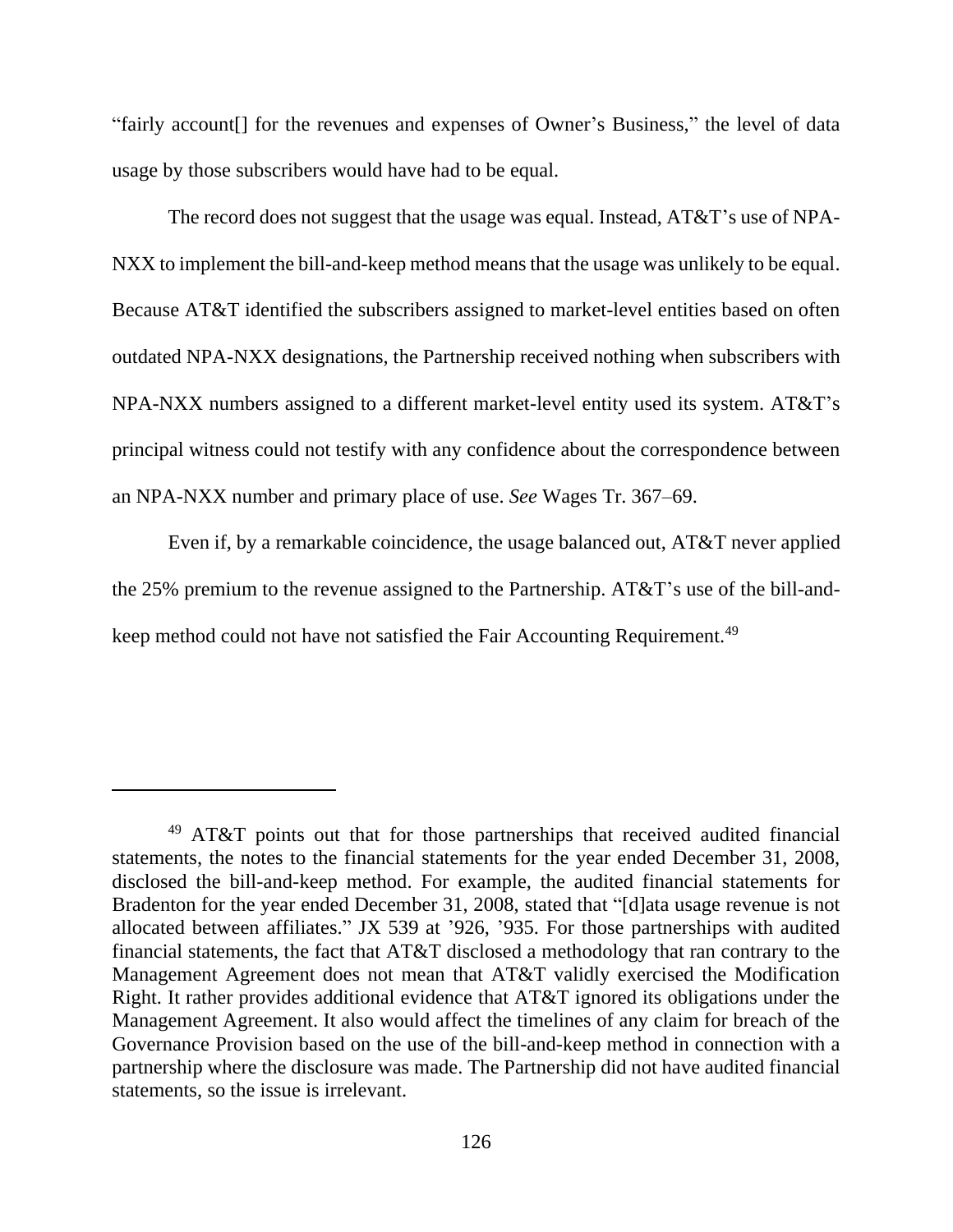"fairly account[] for the revenues and expenses of Owner's Business," the level of data usage by those subscribers would have had to be equal.

The record does not suggest that the usage was equal. Instead, AT&T's use of NPA-NXX to implement the bill-and-keep method means that the usage was unlikely to be equal. Because AT&T identified the subscribers assigned to market-level entities based on often outdated NPA-NXX designations, the Partnership received nothing when subscribers with NPA-NXX numbers assigned to a different market-level entity used its system. AT&T's principal witness could not testify with any confidence about the correspondence between an NPA-NXX number and primary place of use. *See* Wages Tr. 367–69.

Even if, by a remarkable coincidence, the usage balanced out, AT&T never applied the 25% premium to the revenue assigned to the Partnership. AT&T's use of the bill-and-keep method could not have not satisfied the Fair Accounting Requirement.[49]

---

[49] AT&T points out that for those partnerships that received audited financial statements, the notes to the financial statements for the year ended December 31, 2008, disclosed the bill-and-keep method. For example, the audited financial statements for Bradenton for the year ended December 31, 2008, stated that "[d]ata usage revenue is not allocated between affiliates." JX 539 at '926, '935. For those partnerships with audited financial statements, the fact that AT&T disclosed a methodology that ran contrary to the Management Agreement does not mean that AT&T validly exercised the Modification Right. It rather provides additional evidence that AT&T ignored its obligations under the Management Agreement. It also would affect the timelines of any claim for breach of the Governance Provision based on the use of the bill-and-keep method in connection with a partnership where the disclosure was made. The Partnership did not have audited financial statements, so the issue is irrelevant.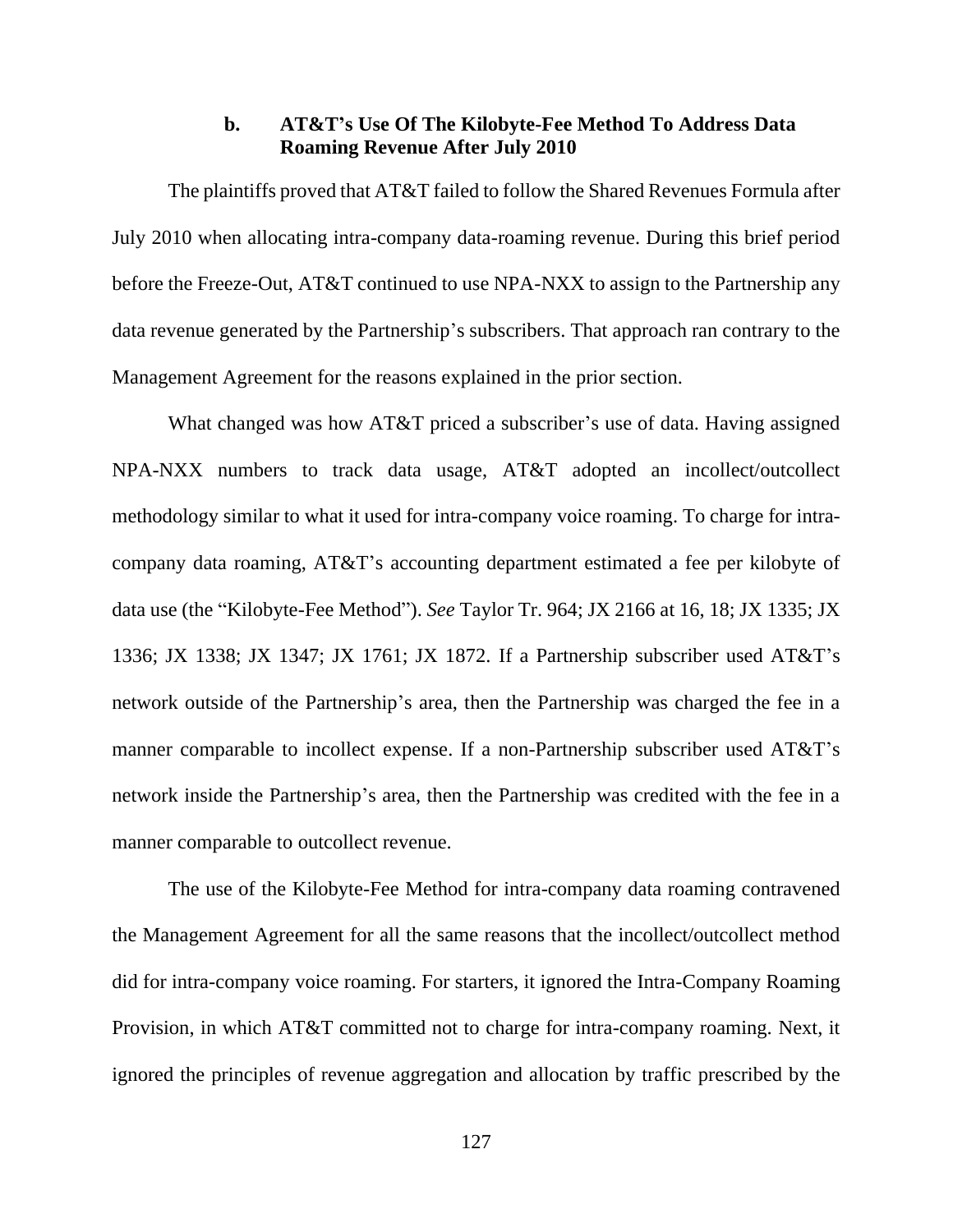#### b. AT&T's Use Of The Kilobyte-Fee Method To Address Data Roaming Revenue After July 2010

The plaintiffs proved that AT&T failed to follow the Shared Revenues Formula after July 2010 when allocating intra-company data-roaming revenue. During this brief period before the Freeze-Out, AT&T continued to use NPA-NXX to assign to the Partnership any data revenue generated by the Partnership's subscribers. That approach ran contrary to the Management Agreement for the reasons explained in the prior section.

What changed was how AT&T priced a subscriber's use of data. Having assigned NPA-NXX numbers to track data usage, AT&T adopted an incollect/outcollect methodology similar to what it used for intra-company voice roaming. To charge for intra-company data roaming, AT&T's accounting department estimated a fee per kilobyte of data use (the "Kilobyte-Fee Method"). *See* Taylor Tr. 964; JX 2166 at 16, 18; JX 1335; JX 1336; JX 1338; JX 1347; JX 1761; JX 1872. If a Partnership subscriber used AT&T's network outside of the Partnership's area, then the Partnership was charged the fee in a manner comparable to incollect expense. If a non-Partnership subscriber used AT&T's network inside the Partnership's area, then the Partnership was credited with the fee in a manner comparable to outcollect revenue.

The use of the Kilobyte-Fee Method for intra-company data roaming contravened the Management Agreement for all the same reasons that the incollect/outcollect method did for intra-company voice roaming. For starters, it ignored the Intra-Company Roaming Provision, in which AT&T committed not to charge for intra-company roaming. Next, it ignored the principles of revenue aggregation and allocation by traffic prescribed by the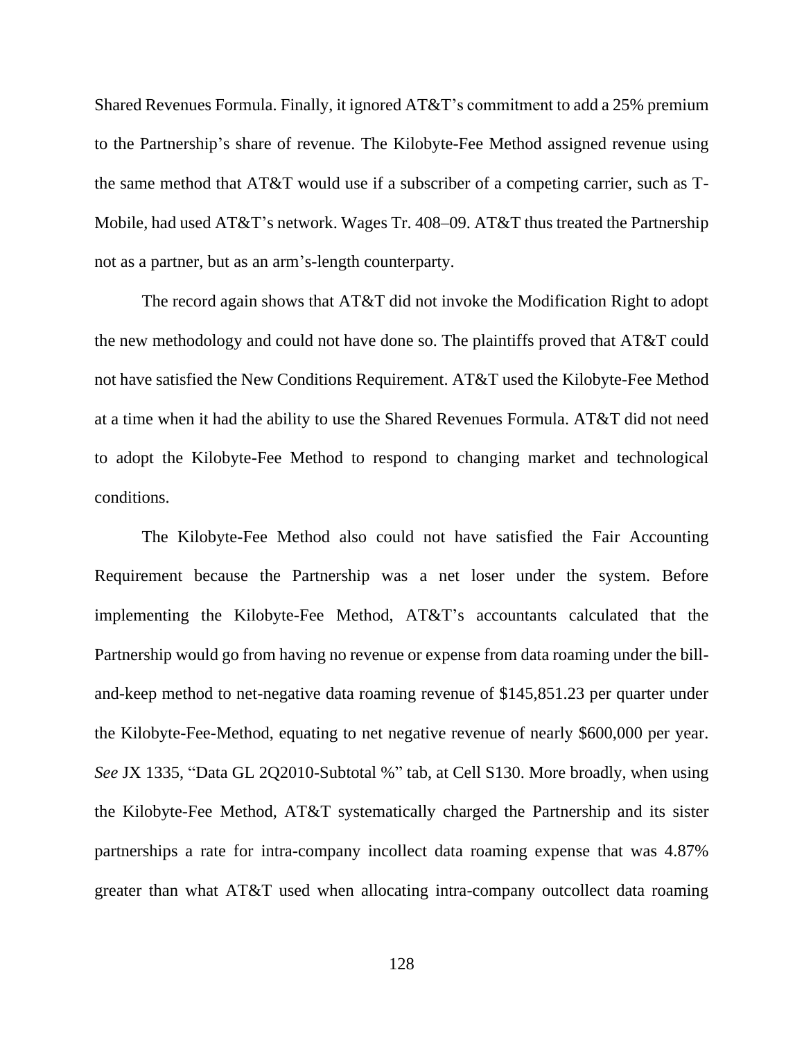Shared Revenues Formula. Finally, it ignored AT&T's commitment to add a 25% premium to the Partnership's share of revenue. The Kilobyte-Fee Method assigned revenue using the same method that AT&T would use if a subscriber of a competing carrier, such as T-Mobile, had used AT&T's network. Wages Tr. 408–09. AT&T thus treated the Partnership not as a partner, but as an arm's-length counterparty.

The record again shows that AT&T did not invoke the Modification Right to adopt the new methodology and could not have done so. The plaintiffs proved that AT&T could not have satisfied the New Conditions Requirement. AT&T used the Kilobyte-Fee Method at a time when it had the ability to use the Shared Revenues Formula. AT&T did not need to adopt the Kilobyte-Fee Method to respond to changing market and technological conditions.

The Kilobyte-Fee Method also could not have satisfied the Fair Accounting Requirement because the Partnership was a net loser under the system. Before implementing the Kilobyte-Fee Method, AT&T's accountants calculated that the Partnership would go from having no revenue or expense from data roaming under the bill-and-keep method to net-negative data roaming revenue of $145,851.23 per quarter under the Kilobyte-Fee-Method, equating to net negative revenue of nearly $600,000 per year. *See* JX 1335, "Data GL 2Q2010-Subtotal %" tab, at Cell S130. More broadly, when using the Kilobyte-Fee Method, AT&T systematically charged the Partnership and its sister partnerships a rate for intra-company incollect data roaming expense that was 4.87% greater than what AT&T used when allocating intra-company outcollect data roaming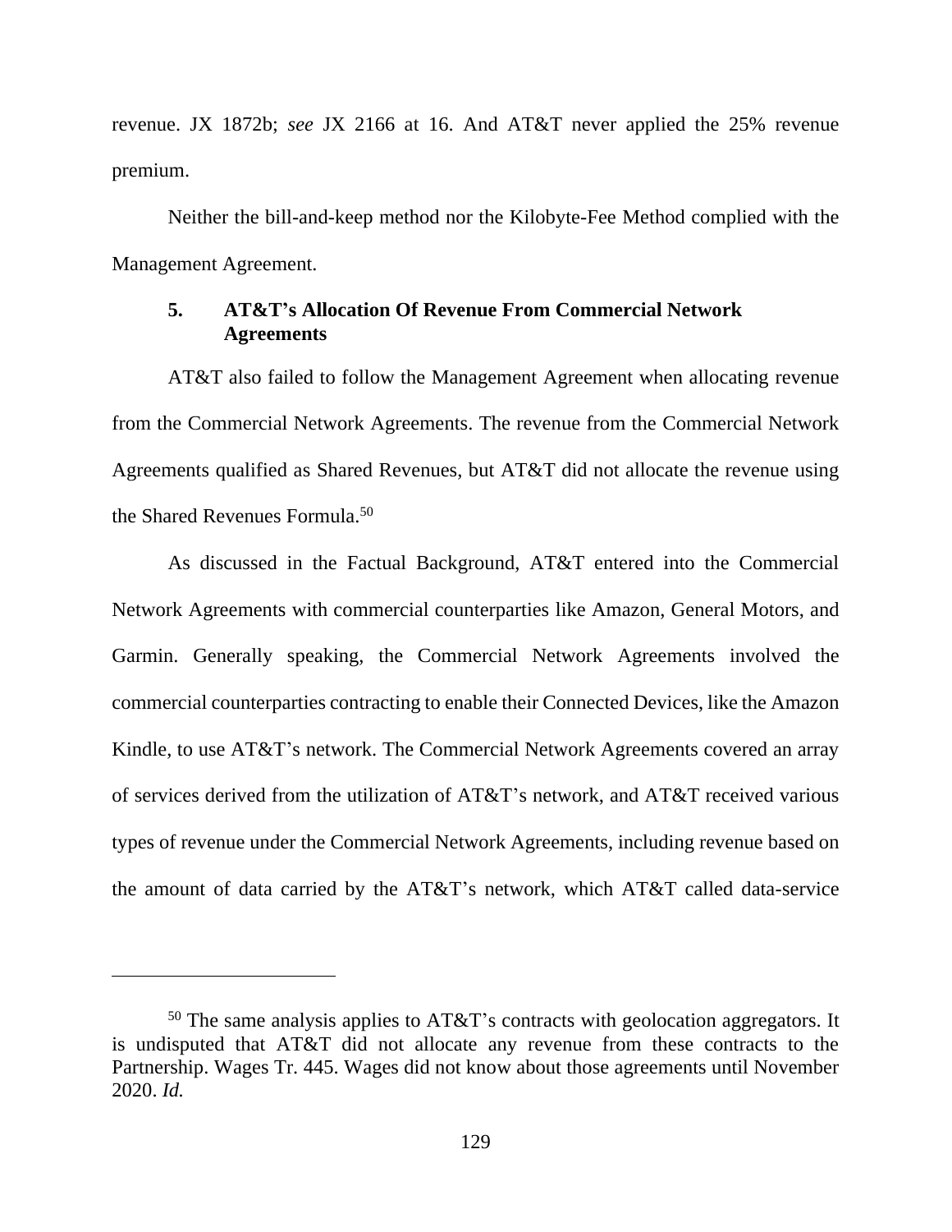revenue. JX 1872b; *see* JX 2166 at 16. And AT&T never applied the 25% revenue premium.

Neither the bill-and-keep method nor the Kilobyte-Fee Method complied with the Management Agreement.

### 5. AT&T's Allocation Of Revenue From Commercial Network Agreements

AT&T also failed to follow the Management Agreement when allocating revenue from the Commercial Network Agreements. The revenue from the Commercial Network Agreements qualified as Shared Revenues, but AT&T did not allocate the revenue using the Shared Revenues Formula.[50]

As discussed in the Factual Background, AT&T entered into the Commercial Network Agreements with commercial counterparties like Amazon, General Motors, and Garmin. Generally speaking, the Commercial Network Agreements involved the commercial counterparties contracting to enable their Connected Devices, like the Amazon Kindle, to use AT&T's network. The Commercial Network Agreements covered an array of services derived from the utilization of AT&T's network, and AT&T received various types of revenue under the Commercial Network Agreements, including revenue based on the amount of data carried by the AT&T's network, which AT&T called data-service

---

[50] The same analysis applies to AT&T's contracts with geolocation aggregators. It is undisputed that AT&T did not allocate any revenue from these contracts to the Partnership. Wages Tr. 445. Wages did not know about those agreements until November 2020. *Id.*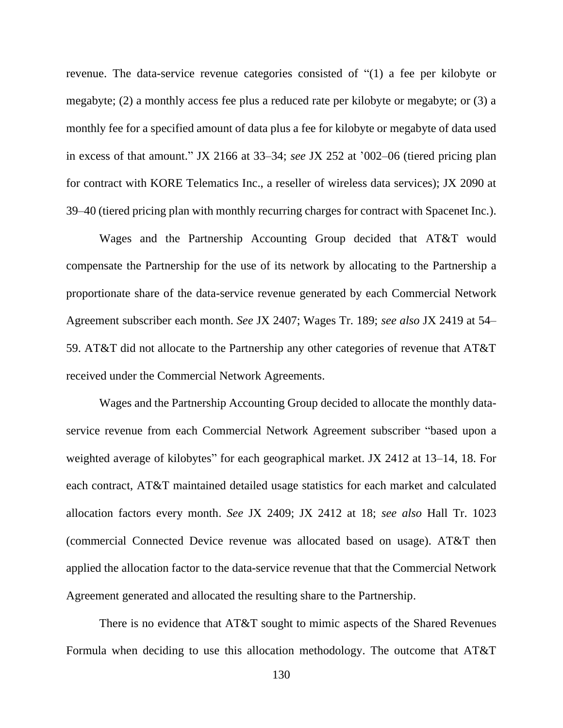revenue. The data-service revenue categories consisted of "(1) a fee per kilobyte or megabyte; (2) a monthly access fee plus a reduced rate per kilobyte or megabyte; or (3) a monthly fee for a specified amount of data plus a fee for kilobyte or megabyte of data used in excess of that amount." JX 2166 at 33–34; *see* JX 252 at '002–06 (tiered pricing plan for contract with KORE Telematics Inc., a reseller of wireless data services); JX 2090 at 39–40 (tiered pricing plan with monthly recurring charges for contract with Spacenet Inc.).

Wages and the Partnership Accounting Group decided that AT&T would compensate the Partnership for the use of its network by allocating to the Partnership a proportionate share of the data-service revenue generated by each Commercial Network Agreement subscriber each month. *See* JX 2407; Wages Tr. 189; *see also* JX 2419 at 54–59. AT&T did not allocate to the Partnership any other categories of revenue that AT&T received under the Commercial Network Agreements.

Wages and the Partnership Accounting Group decided to allocate the monthly data-service revenue from each Commercial Network Agreement subscriber "based upon a weighted average of kilobytes" for each geographical market. JX 2412 at 13–14, 18. For each contract, AT&T maintained detailed usage statistics for each market and calculated allocation factors every month. *See* JX 2409; JX 2412 at 18; *see also* Hall Tr. 1023 (commercial Connected Device revenue was allocated based on usage). AT&T then applied the allocation factor to the data-service revenue that that the Commercial Network Agreement generated and allocated the resulting share to the Partnership.

There is no evidence that AT&T sought to mimic aspects of the Shared Revenues Formula when deciding to use this allocation methodology. The outcome that AT&T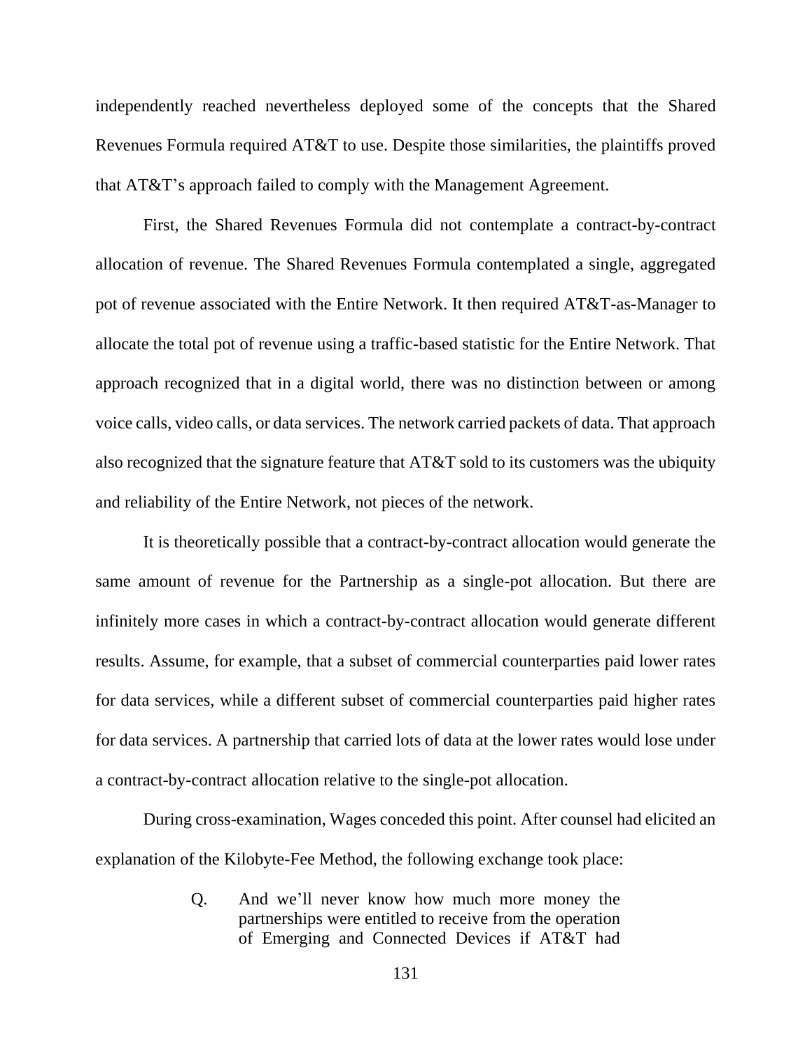independently reached nevertheless deployed some of the concepts that the Shared Revenues Formula required AT&T to use. Despite those similarities, the plaintiffs proved that AT&T's approach failed to comply with the Management Agreement.

First, the Shared Revenues Formula did not contemplate a contract-by-contract allocation of revenue. The Shared Revenues Formula contemplated a single, aggregated pot of revenue associated with the Entire Network. It then required AT&T-as-Manager to allocate the total pot of revenue using a traffic-based statistic for the Entire Network. That approach recognized that in a digital world, there was no distinction between or among voice calls, video calls, or data services. The network carried packets of data. That approach also recognized that the signature feature that AT&T sold to its customers was the ubiquity and reliability of the Entire Network, not pieces of the network.

It is theoretically possible that a contract-by-contract allocation would generate the same amount of revenue for the Partnership as a single-pot allocation. But there are infinitely more cases in which a contract-by-contract allocation would generate different results. Assume, for example, that a subset of commercial counterparties paid lower rates for data services, while a different subset of commercial counterparties paid higher rates for data services. A partnership that carried lots of data at the lower rates would lose under a contract-by-contract allocation relative to the single-pot allocation.

During cross-examination, Wages conceded this point. After counsel had elicited an explanation of the Kilobyte-Fee Method, the following exchange took place:

> Q. And we'll never know how much more money the partnerships were entitled to receive from the operation of Emerging and Connected Devices if AT&T had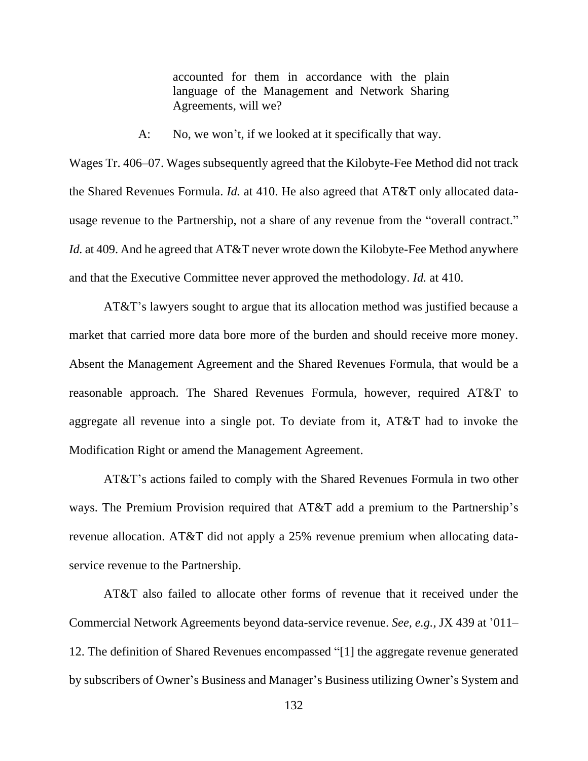> accounted for them in accordance with the plain language of the Management and Network Sharing Agreements, will we?
>
> A: No, we won't, if we looked at it specifically that way.

Wages Tr. 406–07. Wages subsequently agreed that the Kilobyte-Fee Method did not track the Shared Revenues Formula. *Id.* at 410. He also agreed that AT&T only allocated data-usage revenue to the Partnership, not a share of any revenue from the "overall contract." *Id.* at 409. And he agreed that AT&T never wrote down the Kilobyte-Fee Method anywhere and that the Executive Committee never approved the methodology. *Id.* at 410.

AT&T's lawyers sought to argue that its allocation method was justified because a market that carried more data bore more of the burden and should receive more money. Absent the Management Agreement and the Shared Revenues Formula, that would be a reasonable approach. The Shared Revenues Formula, however, required AT&T to aggregate all revenue into a single pot. To deviate from it, AT&T had to invoke the Modification Right or amend the Management Agreement.

AT&T's actions failed to comply with the Shared Revenues Formula in two other ways. The Premium Provision required that AT&T add a premium to the Partnership's revenue allocation. AT&T did not apply a 25% revenue premium when allocating data-service revenue to the Partnership.

AT&T also failed to allocate other forms of revenue that it received under the Commercial Network Agreements beyond data-service revenue. *See, e.g.*, JX 439 at '011–12. The definition of Shared Revenues encompassed "[1] the aggregate revenue generated by subscribers of Owner's Business and Manager's Business utilizing Owner's System and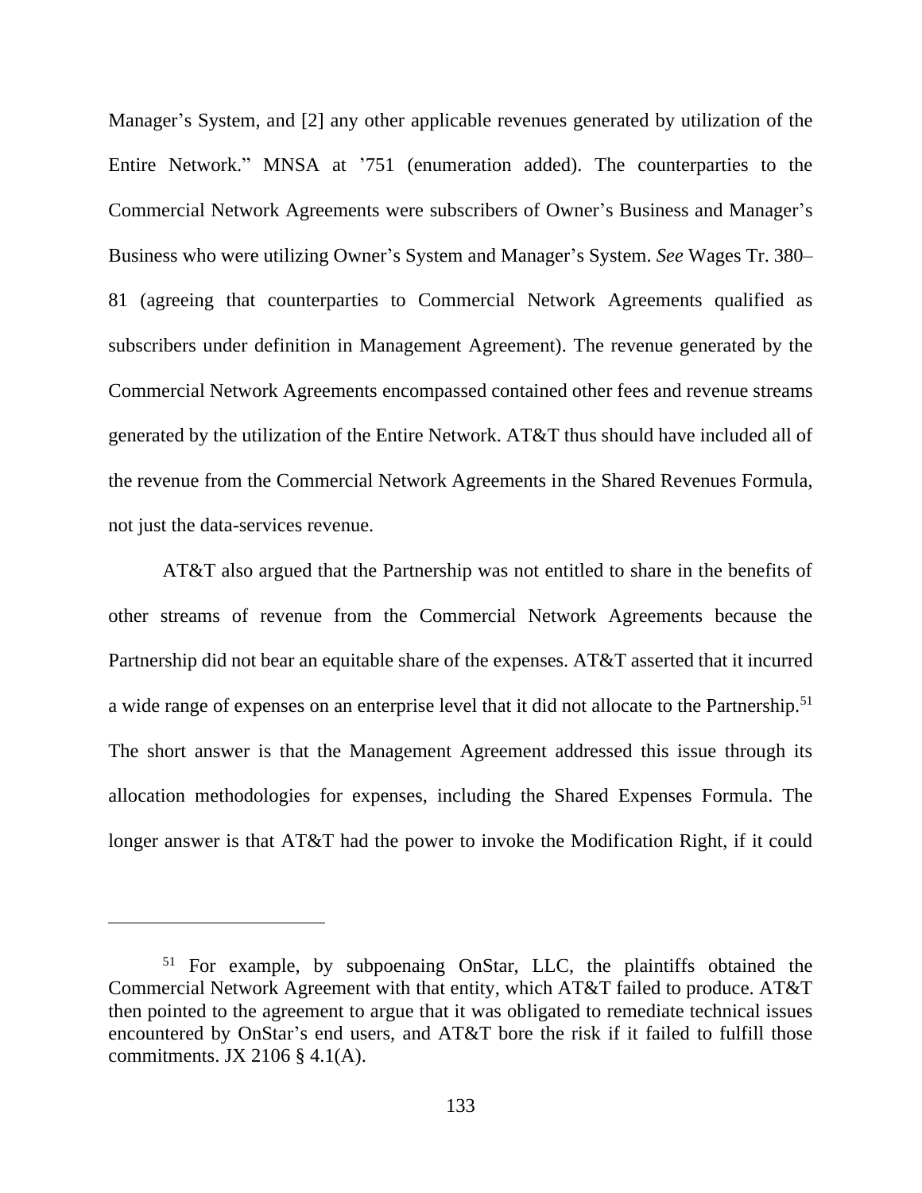Manager's System, and [2] any other applicable revenues generated by utilization of the Entire Network." MNSA at '751 (enumeration added). The counterparties to the Commercial Network Agreements were subscribers of Owner's Business and Manager's Business who were utilizing Owner's System and Manager's System. *See* Wages Tr. 380–81 (agreeing that counterparties to Commercial Network Agreements qualified as subscribers under definition in Management Agreement). The revenue generated by the Commercial Network Agreements encompassed contained other fees and revenue streams generated by the utilization of the Entire Network. AT&T thus should have included all of the revenue from the Commercial Network Agreements in the Shared Revenues Formula, not just the data-services revenue.

AT&T also argued that the Partnership was not entitled to share in the benefits of other streams of revenue from the Commercial Network Agreements because the Partnership did not bear an equitable share of the expenses. AT&T asserted that it incurred a wide range of expenses on an enterprise level that it did not allocate to the Partnership.[51] The short answer is that the Management Agreement addressed this issue through its allocation methodologies for expenses, including the Shared Expenses Formula. The longer answer is that AT&T had the power to invoke the Modification Right, if it could

---

[51] For example, by subpoenaing OnStar, LLC, the plaintiffs obtained the Commercial Network Agreement with that entity, which AT&T failed to produce. AT&T then pointed to the agreement to argue that it was obligated to remediate technical issues encountered by OnStar's end users, and AT&T bore the risk if it failed to fulfill those commitments. JX 2106 § 4.1(A).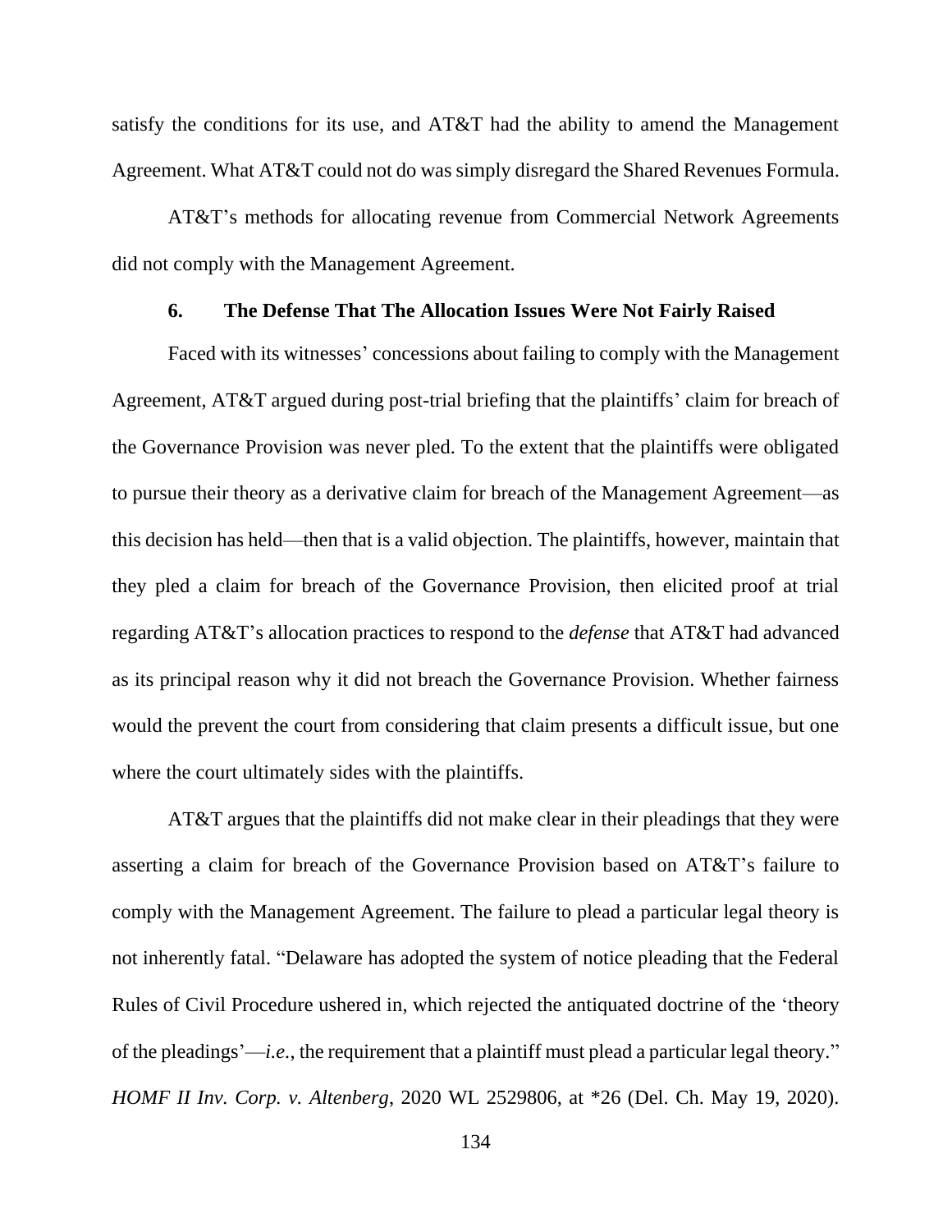satisfy the conditions for its use, and AT&T had the ability to amend the Management Agreement. What AT&T could not do was simply disregard the Shared Revenues Formula.

AT&T's methods for allocating revenue from Commercial Network Agreements did not comply with the Management Agreement.

#### 6. The Defense That The Allocation Issues Were Not Fairly Raised

Faced with its witnesses' concessions about failing to comply with the Management Agreement, AT&T argued during post-trial briefing that the plaintiffs' claim for breach of the Governance Provision was never pled. To the extent that the plaintiffs were obligated to pursue their theory as a derivative claim for breach of the Management Agreement—as this decision has held—then that is a valid objection. The plaintiffs, however, maintain that they pled a claim for breach of the Governance Provision, then elicited proof at trial regarding AT&T's allocation practices to respond to the *defense* that AT&T had advanced as its principal reason why it did not breach the Governance Provision. Whether fairness would the prevent the court from considering that claim presents a difficult issue, but one where the court ultimately sides with the plaintiffs.

AT&T argues that the plaintiffs did not make clear in their pleadings that they were asserting a claim for breach of the Governance Provision based on AT&T's failure to comply with the Management Agreement. The failure to plead a particular legal theory is not inherently fatal. "Delaware has adopted the system of notice pleading that the Federal Rules of Civil Procedure ushered in, which rejected the antiquated doctrine of the 'theory of the pleadings'—*i.e.*, the requirement that a plaintiff must plead a particular legal theory." *HOMF II Inv. Corp. v. Altenberg*, 2020 WL 2529806, at *26 (Del. Ch. May 19, 2020).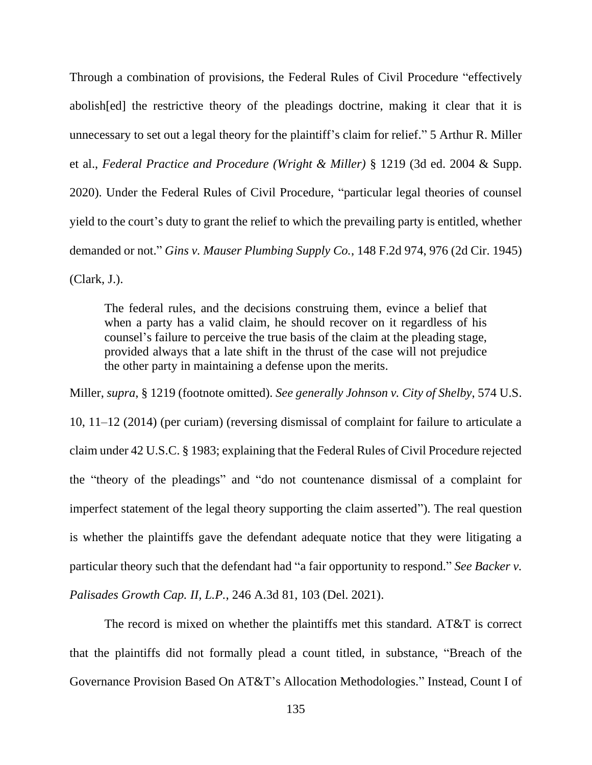Through a combination of provisions, the Federal Rules of Civil Procedure "effectively abolish[ed] the restrictive theory of the pleadings doctrine, making it clear that it is unnecessary to set out a legal theory for the plaintiff's claim for relief." 5 Arthur R. Miller et al., *Federal Practice and Procedure (Wright & Miller)* § 1219 (3d ed. 2004 & Supp. 2020). Under the Federal Rules of Civil Procedure, "particular legal theories of counsel yield to the court's duty to grant the relief to which the prevailing party is entitled, whether demanded or not." *Gins v. Mauser Plumbing Supply Co.*, 148 F.2d 974, 976 (2d Cir. 1945) (Clark, J.).

> The federal rules, and the decisions construing them, evince a belief that when a party has a valid claim, he should recover on it regardless of his counsel's failure to perceive the true basis of the claim at the pleading stage, provided always that a late shift in the thrust of the case will not prejudice the other party in maintaining a defense upon the merits.

Miller, *supra*, § 1219 (footnote omitted). *See generally Johnson v. City of Shelby*, 574 U.S. 10, 11–12 (2014) (per curiam) (reversing dismissal of complaint for failure to articulate a claim under 42 U.S.C. § 1983; explaining that the Federal Rules of Civil Procedure rejected the "theory of the pleadings" and "do not countenance dismissal of a complaint for imperfect statement of the legal theory supporting the claim asserted"). The real question is whether the plaintiffs gave the defendant adequate notice that they were litigating a particular theory such that the defendant had "a fair opportunity to respond." *See Backer v. Palisades Growth Cap. II, L.P.*, 246 A.3d 81, 103 (Del. 2021).

The record is mixed on whether the plaintiffs met this standard. AT&T is correct that the plaintiffs did not formally plead a count titled, in substance, "Breach of the Governance Provision Based On AT&T's Allocation Methodologies." Instead, Count I of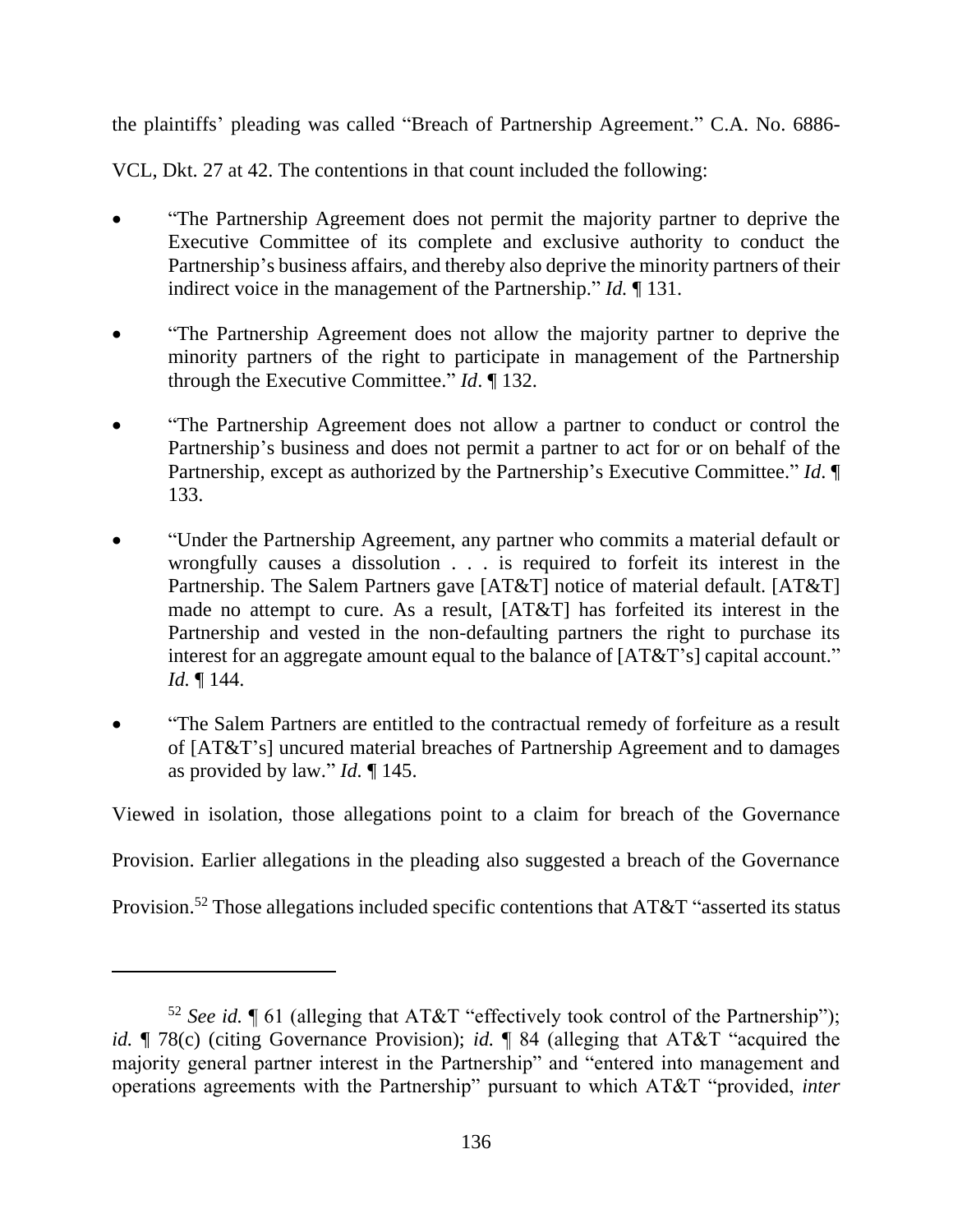the plaintiffs' pleading was called "Breach of Partnership Agreement." C.A. No. 6886-VCL, Dkt. 27 at 42. The contentions in that count included the following:

- "The Partnership Agreement does not permit the majority partner to deprive the Executive Committee of its complete and exclusive authority to conduct the Partnership's business affairs, and thereby also deprive the minority partners of their indirect voice in the management of the Partnership." *Id.* ¶ 131.
- "The Partnership Agreement does not allow the majority partner to deprive the minority partners of the right to participate in management of the Partnership through the Executive Committee." *Id*. ¶ 132.
- "The Partnership Agreement does not allow a partner to conduct or control the Partnership's business and does not permit a partner to act for or on behalf of the Partnership, except as authorized by the Partnership's Executive Committee." *Id*. ¶ 133.
- "Under the Partnership Agreement, any partner who commits a material default or wrongfully causes a dissolution . . . is required to forfeit its interest in the Partnership. The Salem Partners gave [AT&T] notice of material default. [AT&T] made no attempt to cure. As a result, [AT&T] has forfeited its interest in the Partnership and vested in the non-defaulting partners the right to purchase its interest for an aggregate amount equal to the balance of [AT&T's] capital account." *Id.* ¶ 144.
- "The Salem Partners are entitled to the contractual remedy of forfeiture as a result of [AT&T's] uncured material breaches of Partnership Agreement and to damages as provided by law." *Id.* ¶ 145.

Viewed in isolation, those allegations point to a claim for breach of the Governance Provision. Earlier allegations in the pleading also suggested a breach of the Governance Provision.[52] Those allegations included specific contentions that AT&T "asserted its status

---

[52] *See id.* ¶ 61 (alleging that AT&T "effectively took control of the Partnership"); *id.* ¶ 78(c) (citing Governance Provision); *id.* ¶ 84 (alleging that AT&T "acquired the majority general partner interest in the Partnership" and "entered into management and operations agreements with the Partnership" pursuant to which AT&T "provided, *inter*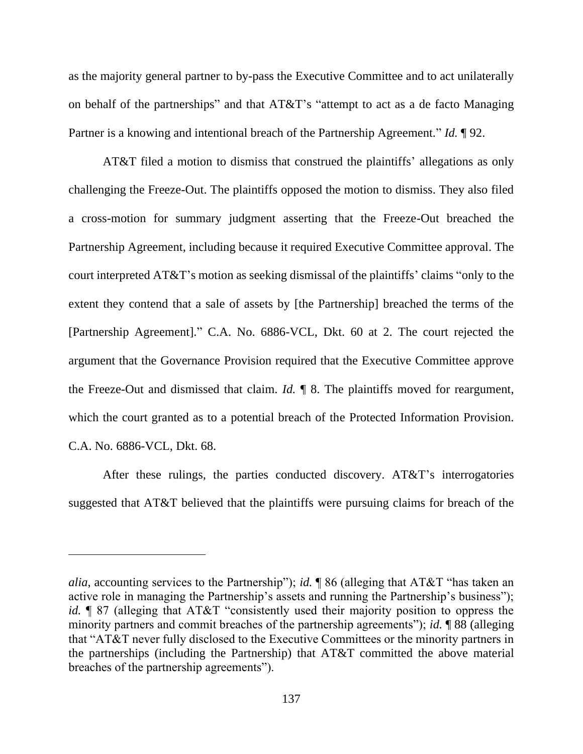as the majority general partner to by-pass the Executive Committee and to act unilaterally on behalf of the partnerships" and that AT&T's "attempt to act as a de facto Managing Partner is a knowing and intentional breach of the Partnership Agreement." *Id.* ¶ 92.

AT&T filed a motion to dismiss that construed the plaintiffs' allegations as only challenging the Freeze-Out. The plaintiffs opposed the motion to dismiss. They also filed a cross-motion for summary judgment asserting that the Freeze-Out breached the Partnership Agreement, including because it required Executive Committee approval. The court interpreted AT&T's motion as seeking dismissal of the plaintiffs' claims "only to the extent they contend that a sale of assets by [the Partnership] breached the terms of the [Partnership Agreement]." C.A. No. 6886-VCL, Dkt. 60 at 2. The court rejected the argument that the Governance Provision required that the Executive Committee approve the Freeze-Out and dismissed that claim. *Id.* ¶ 8. The plaintiffs moved for reargument, which the court granted as to a potential breach of the Protected Information Provision. C.A. No. 6886-VCL, Dkt. 68.

After these rulings, the parties conducted discovery. AT&T's interrogatories suggested that AT&T believed that the plaintiffs were pursuing claims for breach of the

---

*alia*, accounting services to the Partnership"); *id.* ¶ 86 (alleging that AT&T "has taken an active role in managing the Partnership's assets and running the Partnership's business"); *id.* ¶ 87 (alleging that AT&T "consistently used their majority position to oppress the minority partners and commit breaches of the partnership agreements"); *id.* ¶ 88 (alleging that "AT&T never fully disclosed to the Executive Committees or the minority partners in the partnerships (including the Partnership) that AT&T committed the above material breaches of the partnership agreements").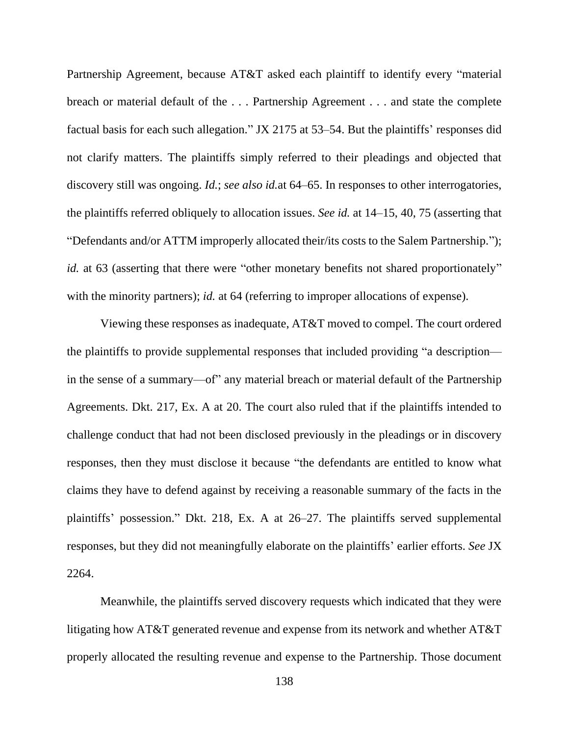Partnership Agreement, because AT&T asked each plaintiff to identify every "material breach or material default of the . . . Partnership Agreement . . . and state the complete factual basis for each such allegation." JX 2175 at 53–54. But the plaintiffs' responses did not clarify matters. The plaintiffs simply referred to their pleadings and objected that discovery still was ongoing. *Id.*; *see also id.*at 64–65. In responses to other interrogatories, the plaintiffs referred obliquely to allocation issues. *See id.* at 14–15, 40, 75 (asserting that "Defendants and/or ATTM improperly allocated their/its costs to the Salem Partnership."); *id.* at 63 (asserting that there were "other monetary benefits not shared proportionately" with the minority partners); *id.* at 64 (referring to improper allocations of expense).

Viewing these responses as inadequate, AT&T moved to compel. The court ordered the plaintiffs to provide supplemental responses that included providing "a description—in the sense of a summary—of" any material breach or material default of the Partnership Agreements. Dkt. 217, Ex. A at 20. The court also ruled that if the plaintiffs intended to challenge conduct that had not been disclosed previously in the pleadings or in discovery responses, then they must disclose it because "the defendants are entitled to know what claims they have to defend against by receiving a reasonable summary of the facts in the plaintiffs' possession." Dkt. 218, Ex. A at 26–27. The plaintiffs served supplemental responses, but they did not meaningfully elaborate on the plaintiffs' earlier efforts. *See* JX 2264.

Meanwhile, the plaintiffs served discovery requests which indicated that they were litigating how AT&T generated revenue and expense from its network and whether AT&T properly allocated the resulting revenue and expense to the Partnership. Those document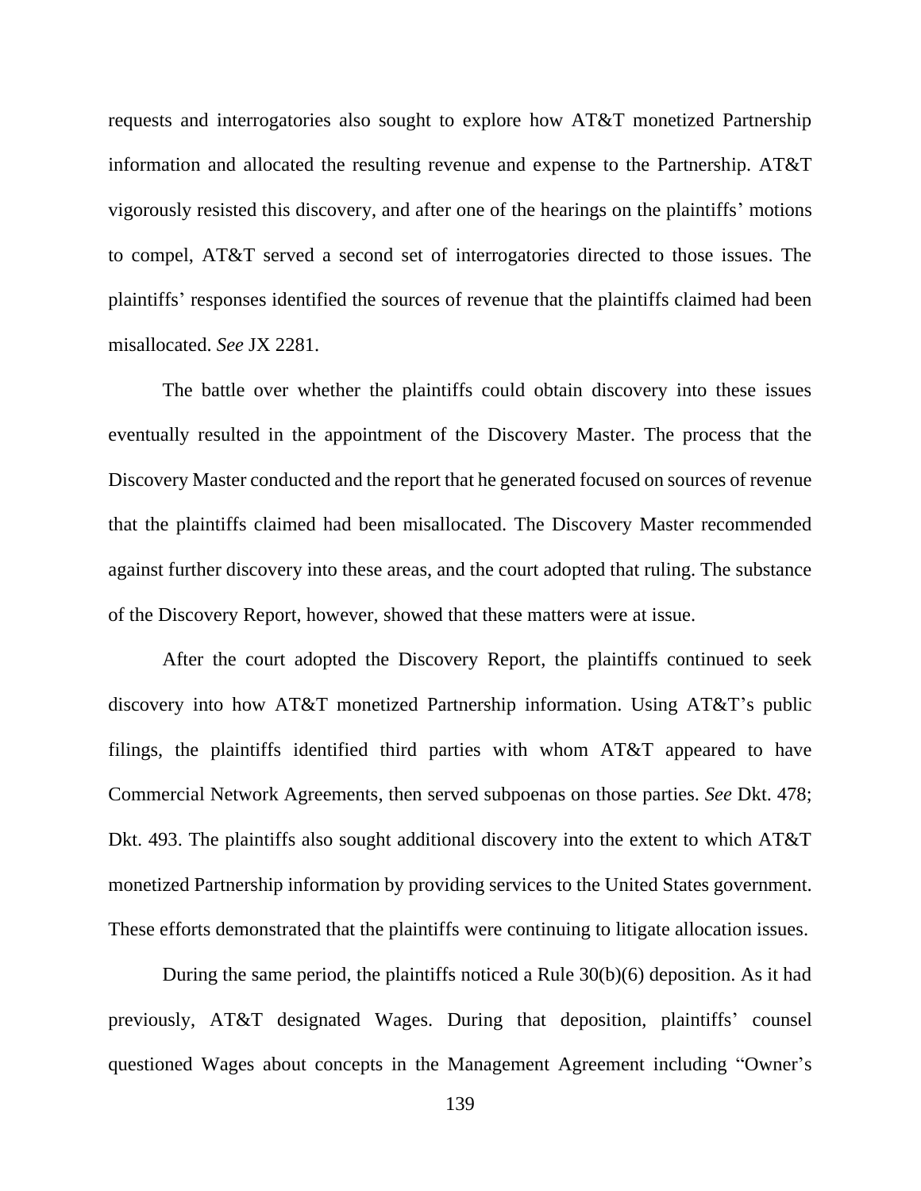requests and interrogatories also sought to explore how AT&T monetized Partnership information and allocated the resulting revenue and expense to the Partnership. AT&T vigorously resisted this discovery, and after one of the hearings on the plaintiffs' motions to compel, AT&T served a second set of interrogatories directed to those issues. The plaintiffs' responses identified the sources of revenue that the plaintiffs claimed had been misallocated. *See* JX 2281.

The battle over whether the plaintiffs could obtain discovery into these issues eventually resulted in the appointment of the Discovery Master. The process that the Discovery Master conducted and the report that he generated focused on sources of revenue that the plaintiffs claimed had been misallocated. The Discovery Master recommended against further discovery into these areas, and the court adopted that ruling. The substance of the Discovery Report, however, showed that these matters were at issue.

After the court adopted the Discovery Report, the plaintiffs continued to seek discovery into how AT&T monetized Partnership information. Using AT&T's public filings, the plaintiffs identified third parties with whom AT&T appeared to have Commercial Network Agreements, then served subpoenas on those parties. *See* Dkt. 478; Dkt. 493. The plaintiffs also sought additional discovery into the extent to which AT&T monetized Partnership information by providing services to the United States government. These efforts demonstrated that the plaintiffs were continuing to litigate allocation issues.

During the same period, the plaintiffs noticed a Rule 30(b)(6) deposition. As it had previously, AT&T designated Wages. During that deposition, plaintiffs' counsel questioned Wages about concepts in the Management Agreement including "Owner's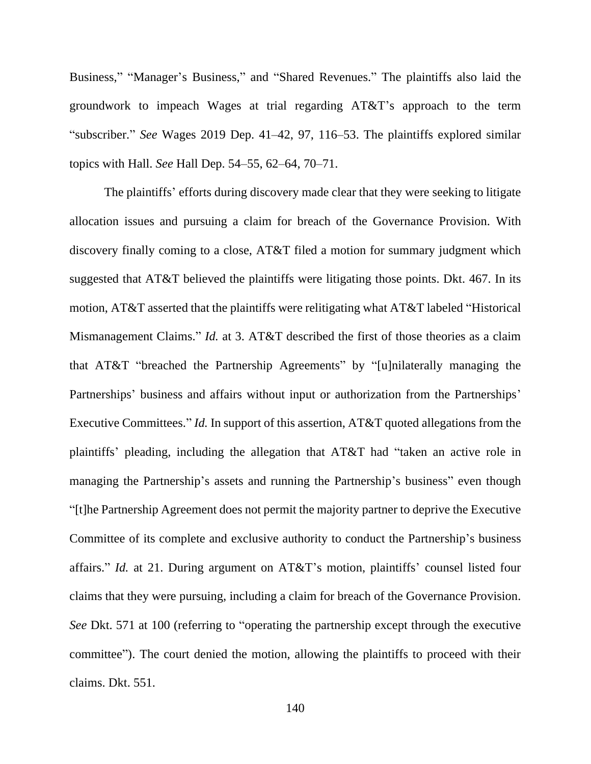Business," "Manager's Business," and "Shared Revenues." The plaintiffs also laid the groundwork to impeach Wages at trial regarding AT&T's approach to the term "subscriber." *See* Wages 2019 Dep. 41–42, 97, 116–53. The plaintiffs explored similar topics with Hall. *See* Hall Dep. 54–55, 62–64, 70–71.

The plaintiffs' efforts during discovery made clear that they were seeking to litigate allocation issues and pursuing a claim for breach of the Governance Provision. With discovery finally coming to a close, AT&T filed a motion for summary judgment which suggested that AT&T believed the plaintiffs were litigating those points. Dkt. 467. In its motion, AT&T asserted that the plaintiffs were relitigating what AT&T labeled "Historical Mismanagement Claims." *Id.* at 3. AT&T described the first of those theories as a claim that AT&T "breached the Partnership Agreements" by "[u]nilaterally managing the Partnerships' business and affairs without input or authorization from the Partnerships' Executive Committees." *Id.* In support of this assertion, AT&T quoted allegations from the plaintiffs' pleading, including the allegation that AT&T had "taken an active role in managing the Partnership's assets and running the Partnership's business" even though "[t]he Partnership Agreement does not permit the majority partner to deprive the Executive Committee of its complete and exclusive authority to conduct the Partnership's business affairs." *Id.* at 21. During argument on AT&T's motion, plaintiffs' counsel listed four claims that they were pursuing, including a claim for breach of the Governance Provision. *See* Dkt. 571 at 100 (referring to "operating the partnership except through the executive committee"). The court denied the motion, allowing the plaintiffs to proceed with their claims. Dkt. 551.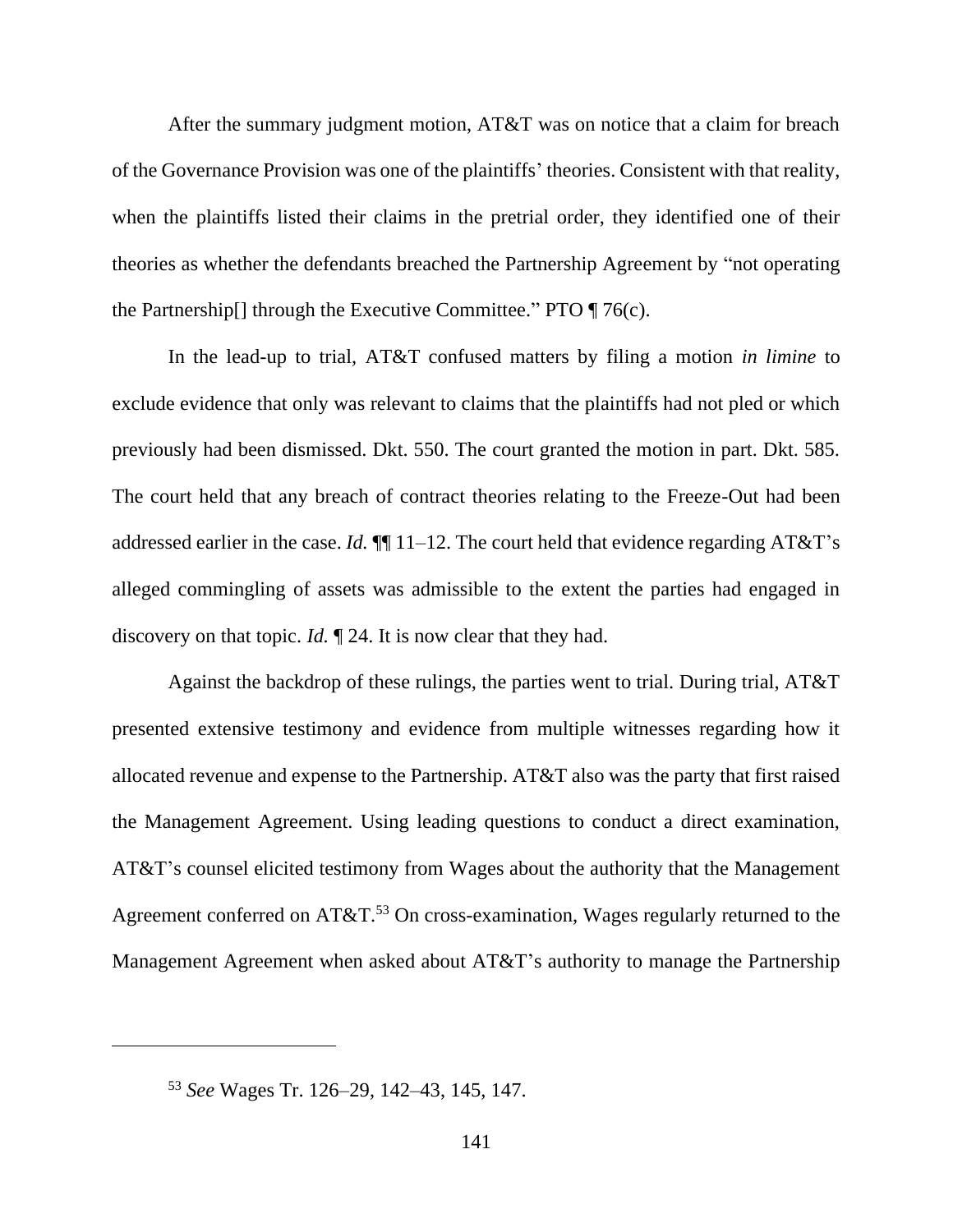After the summary judgment motion, AT&T was on notice that a claim for breach of the Governance Provision was one of the plaintiffs' theories. Consistent with that reality, when the plaintiffs listed their claims in the pretrial order, they identified one of their theories as whether the defendants breached the Partnership Agreement by "not operating the Partnership[] through the Executive Committee." PTO ¶ 76(c).

In the lead-up to trial, AT&T confused matters by filing a motion *in limine* to exclude evidence that only was relevant to claims that the plaintiffs had not pled or which previously had been dismissed. Dkt. 550. The court granted the motion in part. Dkt. 585. The court held that any breach of contract theories relating to the Freeze-Out had been addressed earlier in the case. *Id.* ¶¶ 11–12. The court held that evidence regarding AT&T's alleged commingling of assets was admissible to the extent the parties had engaged in discovery on that topic. *Id.* ¶ 24. It is now clear that they had.

Against the backdrop of these rulings, the parties went to trial. During trial, AT&T presented extensive testimony and evidence from multiple witnesses regarding how it allocated revenue and expense to the Partnership. AT&T also was the party that first raised the Management Agreement. Using leading questions to conduct a direct examination, AT&T's counsel elicited testimony from Wages about the authority that the Management Agreement conferred on AT&T.[53] On cross-examination, Wages regularly returned to the Management Agreement when asked about AT&T's authority to manage the Partnership

[53] *See* Wages Tr. 126–29, 142–43, 145, 147.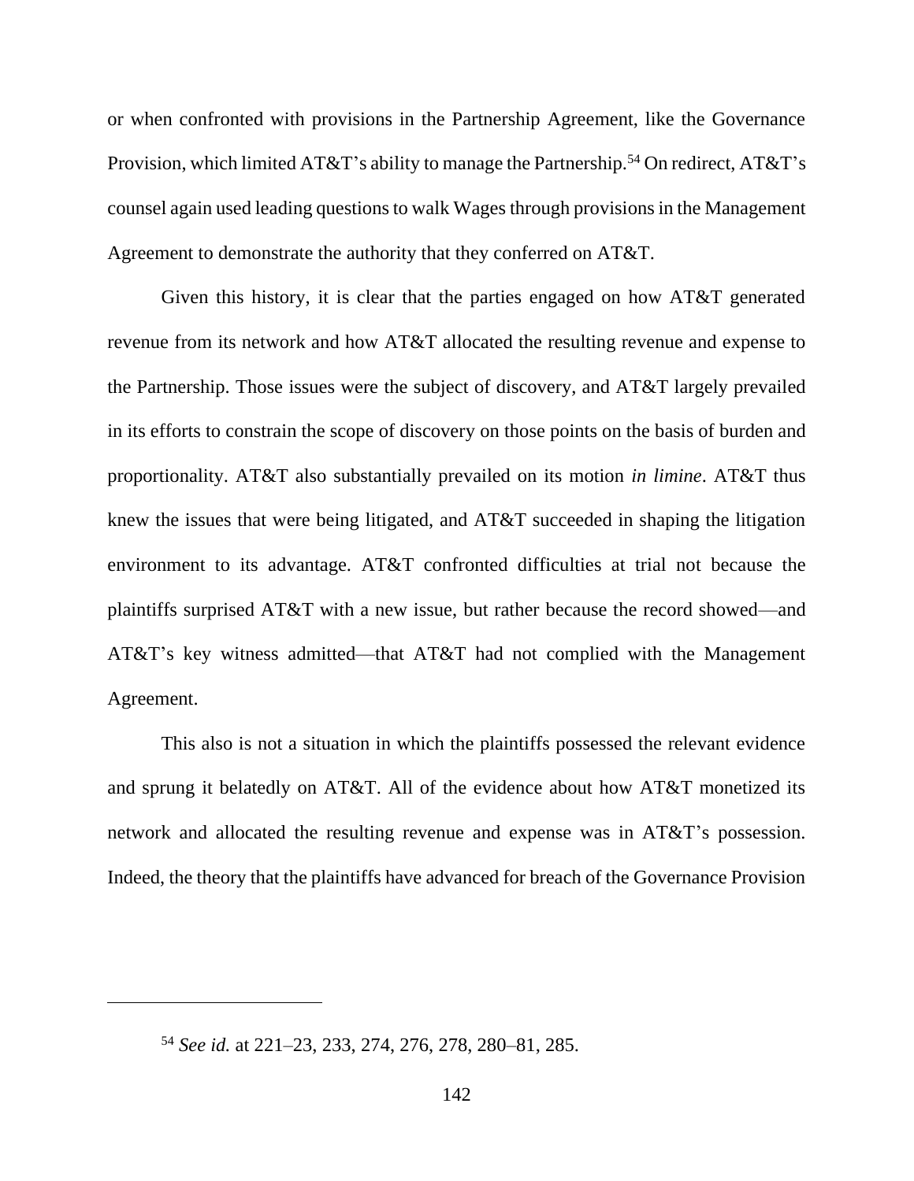or when confronted with provisions in the Partnership Agreement, like the Governance Provision, which limited AT&T's ability to manage the Partnership.[54] On redirect, AT&T's counsel again used leading questions to walk Wages through provisions in the Management Agreement to demonstrate the authority that they conferred on AT&T.

Given this history, it is clear that the parties engaged on how AT&T generated revenue from its network and how AT&T allocated the resulting revenue and expense to the Partnership. Those issues were the subject of discovery, and AT&T largely prevailed in its efforts to constrain the scope of discovery on those points on the basis of burden and proportionality. AT&T also substantially prevailed on its motion *in limine*. AT&T thus knew the issues that were being litigated, and AT&T succeeded in shaping the litigation environment to its advantage. AT&T confronted difficulties at trial not because the plaintiffs surprised AT&T with a new issue, but rather because the record showed—and AT&T's key witness admitted—that AT&T had not complied with the Management Agreement.

This also is not a situation in which the plaintiffs possessed the relevant evidence and sprung it belatedly on AT&T. All of the evidence about how AT&T monetized its network and allocated the resulting revenue and expense was in AT&T's possession. Indeed, the theory that the plaintiffs have advanced for breach of the Governance Provision

---

[54] *See id.* at 221–23, 233, 274, 276, 278, 280–81, 285.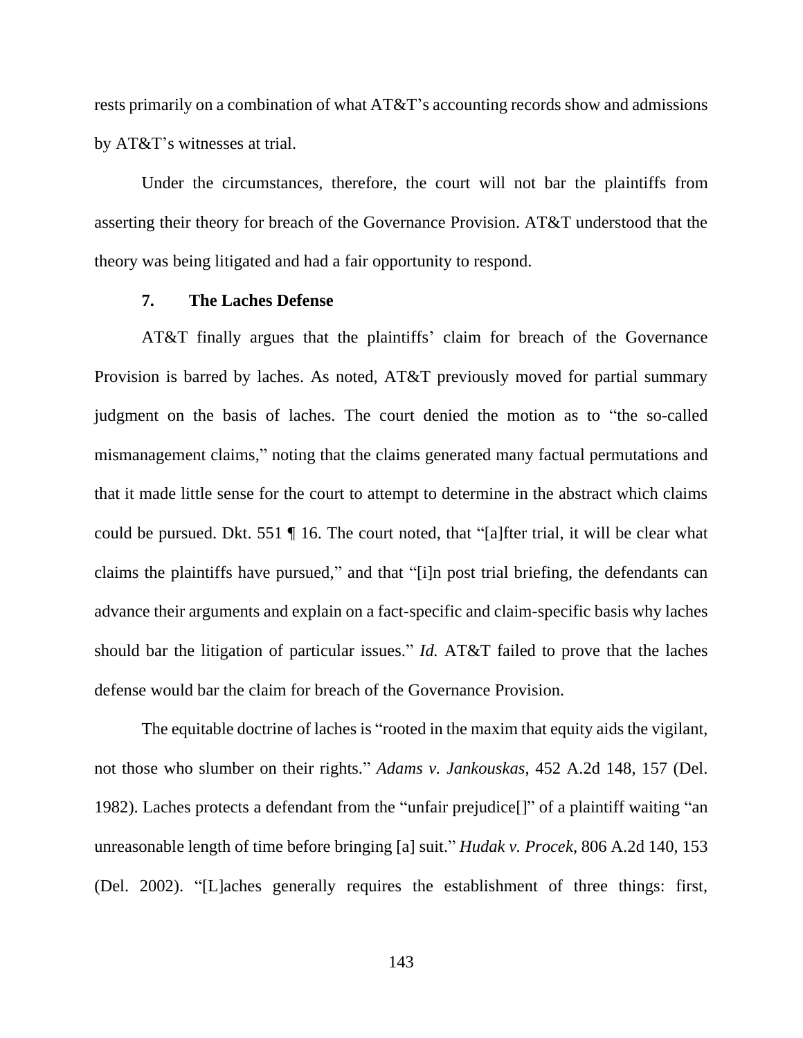rests primarily on a combination of what AT&T's accounting records show and admissions by AT&T's witnesses at trial.

Under the circumstances, therefore, the court will not bar the plaintiffs from asserting their theory for breach of the Governance Provision. AT&T understood that the theory was being litigated and had a fair opportunity to respond.

#### 7. The Laches Defense

AT&T finally argues that the plaintiffs' claim for breach of the Governance Provision is barred by laches. As noted, AT&T previously moved for partial summary judgment on the basis of laches. The court denied the motion as to "the so-called mismanagement claims," noting that the claims generated many factual permutations and that it made little sense for the court to attempt to determine in the abstract which claims could be pursued. Dkt. 551 ¶ 16. The court noted, that "[a]fter trial, it will be clear what claims the plaintiffs have pursued," and that "[i]n post trial briefing, the defendants can advance their arguments and explain on a fact-specific and claim-specific basis why laches should bar the litigation of particular issues." *Id.* AT&T failed to prove that the laches defense would bar the claim for breach of the Governance Provision.

The equitable doctrine of laches is "rooted in the maxim that equity aids the vigilant, not those who slumber on their rights." *Adams v. Jankouskas*, 452 A.2d 148, 157 (Del. 1982). Laches protects a defendant from the "unfair prejudice[]" of a plaintiff waiting "an unreasonable length of time before bringing [a] suit." *Hudak v. Procek*, 806 A.2d 140, 153 (Del. 2002). "[L]aches generally requires the establishment of three things: first,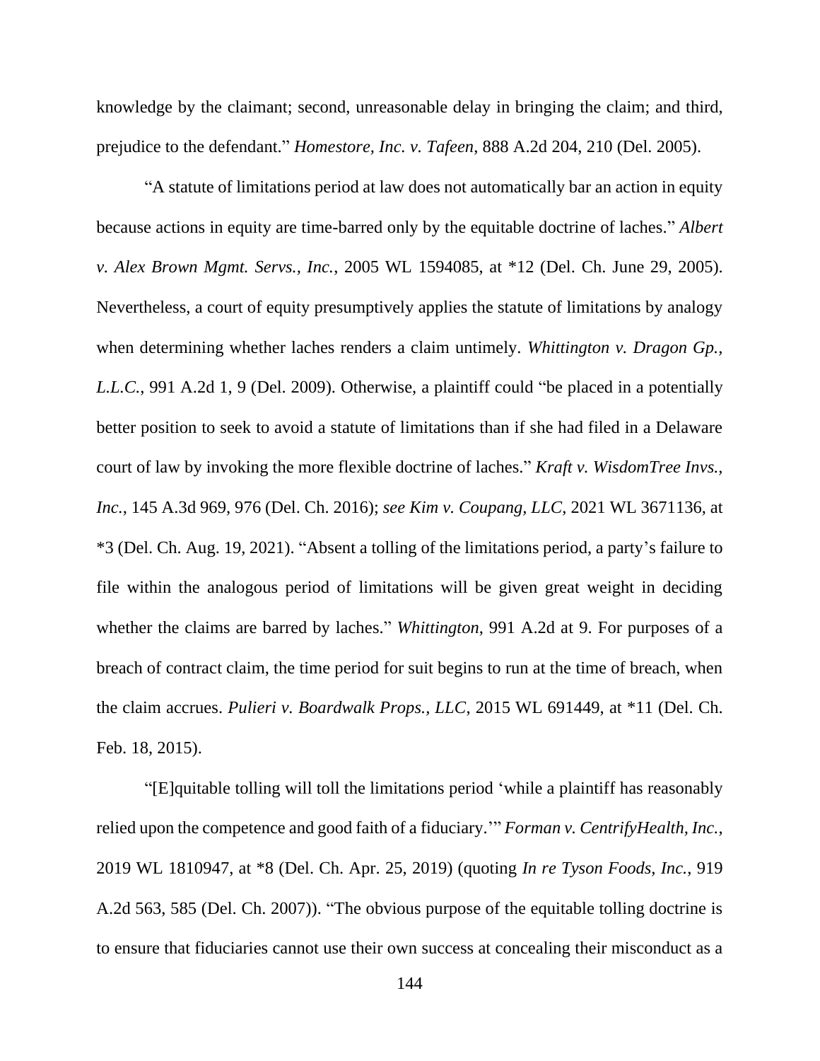knowledge by the claimant; second, unreasonable delay in bringing the claim; and third, prejudice to the defendant." *Homestore, Inc. v. Tafeen*, 888 A.2d 204, 210 (Del. 2005).

"A statute of limitations period at law does not automatically bar an action in equity because actions in equity are time-barred only by the equitable doctrine of laches." *Albert v. Alex Brown Mgmt. Servs., Inc.*, 2005 WL 1594085, at *12 (Del. Ch. June 29, 2005). Nevertheless, a court of equity presumptively applies the statute of limitations by analogy when determining whether laches renders a claim untimely. *Whittington v. Dragon Gp., L.L.C.*, 991 A.2d 1, 9 (Del. 2009). Otherwise, a plaintiff could "be placed in a potentially better position to seek to avoid a statute of limitations than if she had filed in a Delaware court of law by invoking the more flexible doctrine of laches." *Kraft v. WisdomTree Invs., Inc.*, 145 A.3d 969, 976 (Del. Ch. 2016); *see Kim v. Coupang, LLC*, 2021 WL 3671136, at *3 (Del. Ch. Aug. 19, 2021). "Absent a tolling of the limitations period, a party's failure to file within the analogous period of limitations will be given great weight in deciding whether the claims are barred by laches." *Whittington*, 991 A.2d at 9. For purposes of a breach of contract claim, the time period for suit begins to run at the time of breach, when the claim accrues. *Pulieri v. Boardwalk Props., LLC*, 2015 WL 691449, at *11 (Del. Ch. Feb. 18, 2015).

"[E]quitable tolling will toll the limitations period 'while a plaintiff has reasonably relied upon the competence and good faith of a fiduciary.'" *Forman v. CentrifyHealth, Inc.*, 2019 WL 1810947, at *8 (Del. Ch. Apr. 25, 2019) (quoting *In re Tyson Foods, Inc.*, 919 A.2d 563, 585 (Del. Ch. 2007)). "The obvious purpose of the equitable tolling doctrine is to ensure that fiduciaries cannot use their own success at concealing their misconduct as a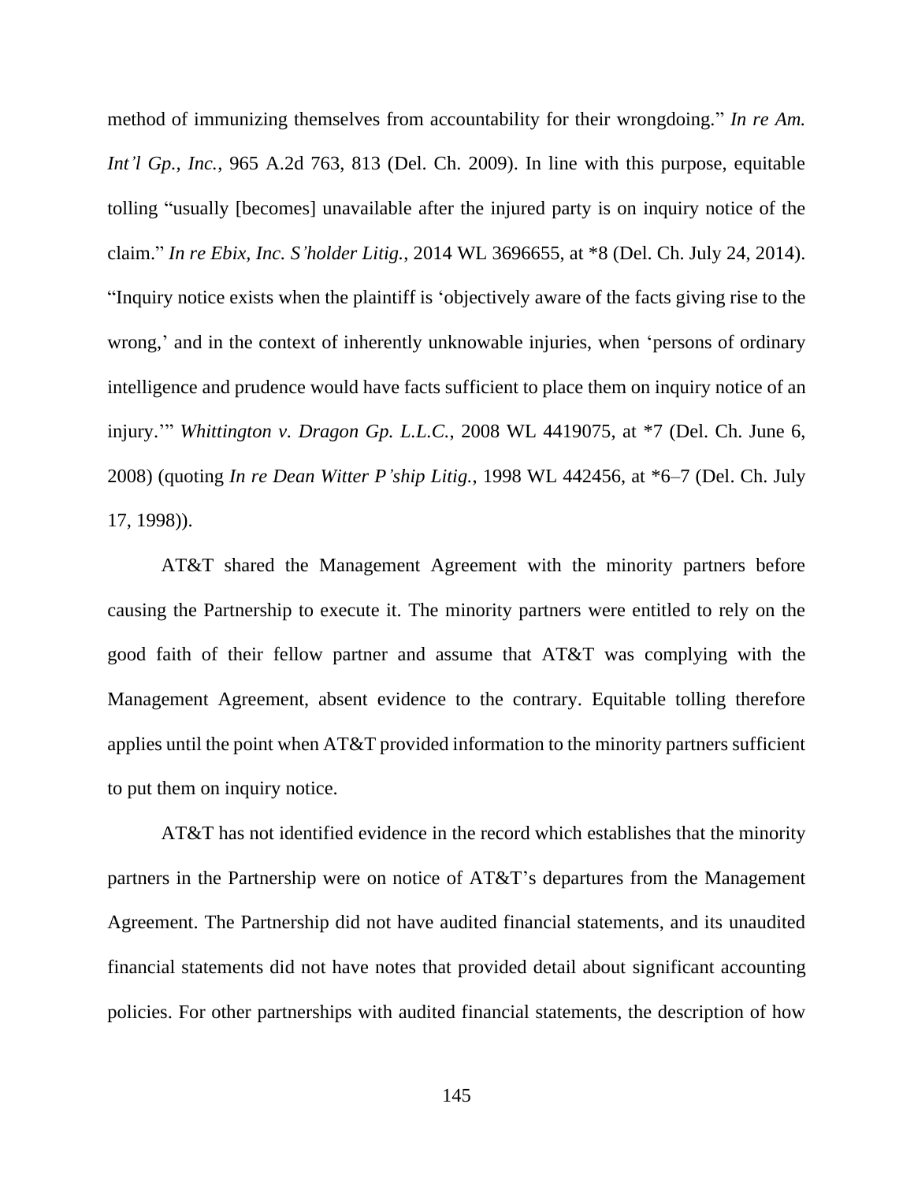method of immunizing themselves from accountability for their wrongdoing." *In re Am. Int'l Gp., Inc.*, 965 A.2d 763, 813 (Del. Ch. 2009). In line with this purpose, equitable tolling "usually [becomes] unavailable after the injured party is on inquiry notice of the claim." *In re Ebix, Inc. S'holder Litig.*, 2014 WL 3696655, at *8 (Del. Ch. July 24, 2014). "Inquiry notice exists when the plaintiff is 'objectively aware of the facts giving rise to the wrong,' and in the context of inherently unknowable injuries, when 'persons of ordinary intelligence and prudence would have facts sufficient to place them on inquiry notice of an injury.'" *Whittington v. Dragon Gp. L.L.C.*, 2008 WL 4419075, at *7 (Del. Ch. June 6, 2008) (quoting *In re Dean Witter P'ship Litig.*, 1998 WL 442456, at *6–7 (Del. Ch. July 17, 1998)).

AT&T shared the Management Agreement with the minority partners before causing the Partnership to execute it. The minority partners were entitled to rely on the good faith of their fellow partner and assume that AT&T was complying with the Management Agreement, absent evidence to the contrary. Equitable tolling therefore applies until the point when AT&T provided information to the minority partners sufficient to put them on inquiry notice.

AT&T has not identified evidence in the record which establishes that the minority partners in the Partnership were on notice of AT&T's departures from the Management Agreement. The Partnership did not have audited financial statements, and its unaudited financial statements did not have notes that provided detail about significant accounting policies. For other partnerships with audited financial statements, the description of how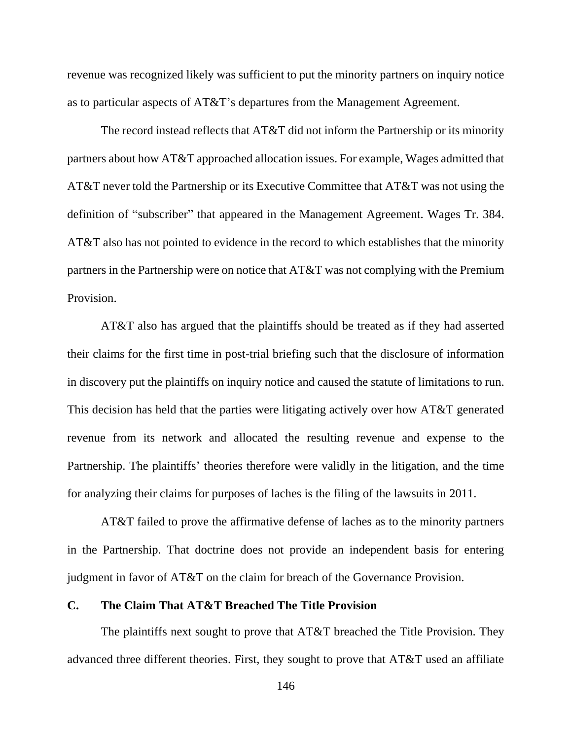revenue was recognized likely was sufficient to put the minority partners on inquiry notice as to particular aspects of AT&T's departures from the Management Agreement.

The record instead reflects that AT&T did not inform the Partnership or its minority partners about how AT&T approached allocation issues. For example, Wages admitted that AT&T never told the Partnership or its Executive Committee that AT&T was not using the definition of "subscriber" that appeared in the Management Agreement. Wages Tr. 384. AT&T also has not pointed to evidence in the record to which establishes that the minority partners in the Partnership were on notice that AT&T was not complying with the Premium Provision.

AT&T also has argued that the plaintiffs should be treated as if they had asserted their claims for the first time in post-trial briefing such that the disclosure of information in discovery put the plaintiffs on inquiry notice and caused the statute of limitations to run. This decision has held that the parties were litigating actively over how AT&T generated revenue from its network and allocated the resulting revenue and expense to the Partnership. The plaintiffs' theories therefore were validly in the litigation, and the time for analyzing their claims for purposes of laches is the filing of the lawsuits in 2011.

AT&T failed to prove the affirmative defense of laches as to the minority partners in the Partnership. That doctrine does not provide an independent basis for entering judgment in favor of AT&T on the claim for breach of the Governance Provision.

## C. The Claim That AT&T Breached The Title Provision

The plaintiffs next sought to prove that AT&T breached the Title Provision. They advanced three different theories. First, they sought to prove that AT&T used an affiliate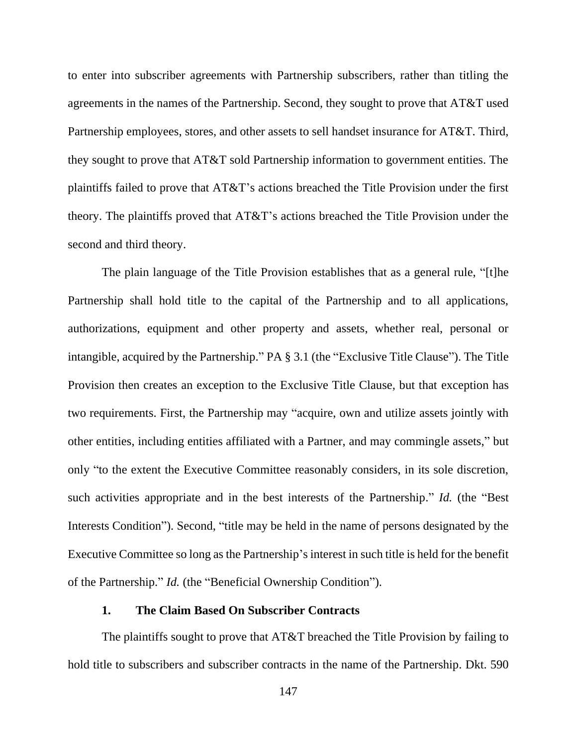to enter into subscriber agreements with Partnership subscribers, rather than titling the agreements in the names of the Partnership. Second, they sought to prove that AT&T used Partnership employees, stores, and other assets to sell handset insurance for AT&T. Third, they sought to prove that AT&T sold Partnership information to government entities. The plaintiffs failed to prove that AT&T's actions breached the Title Provision under the first theory. The plaintiffs proved that AT&T's actions breached the Title Provision under the second and third theory.

The plain language of the Title Provision establishes that as a general rule, "[t]he Partnership shall hold title to the capital of the Partnership and to all applications, authorizations, equipment and other property and assets, whether real, personal or intangible, acquired by the Partnership." PA § 3.1 (the "Exclusive Title Clause"). The Title Provision then creates an exception to the Exclusive Title Clause, but that exception has two requirements. First, the Partnership may "acquire, own and utilize assets jointly with other entities, including entities affiliated with a Partner, and may commingle assets," but only "to the extent the Executive Committee reasonably considers, in its sole discretion, such activities appropriate and in the best interests of the Partnership." *Id.* (the "Best Interests Condition"). Second, "title may be held in the name of persons designated by the Executive Committee so long as the Partnership's interest in such title is held for the benefit of the Partnership." *Id.* (the "Beneficial Ownership Condition").

### 1. The Claim Based On Subscriber Contracts

The plaintiffs sought to prove that AT&T breached the Title Provision by failing to hold title to subscribers and subscriber contracts in the name of the Partnership. Dkt. 590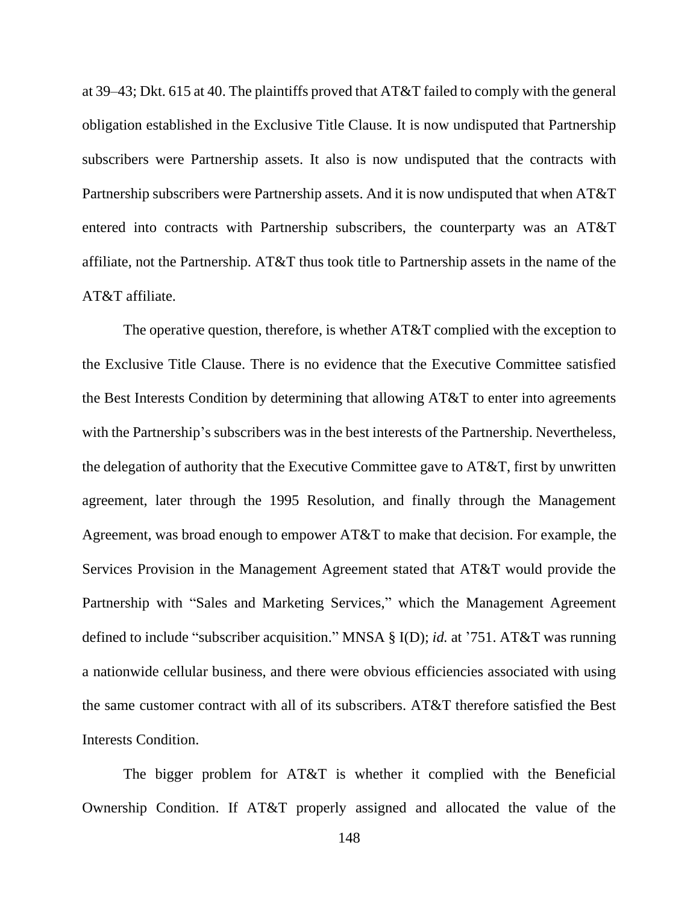at 39–43; Dkt. 615 at 40. The plaintiffs proved that AT&T failed to comply with the general obligation established in the Exclusive Title Clause. It is now undisputed that Partnership subscribers were Partnership assets. It also is now undisputed that the contracts with Partnership subscribers were Partnership assets. And it is now undisputed that when AT&T entered into contracts with Partnership subscribers, the counterparty was an AT&T affiliate, not the Partnership. AT&T thus took title to Partnership assets in the name of the AT&T affiliate.

The operative question, therefore, is whether AT&T complied with the exception to the Exclusive Title Clause. There is no evidence that the Executive Committee satisfied the Best Interests Condition by determining that allowing AT&T to enter into agreements with the Partnership's subscribers was in the best interests of the Partnership. Nevertheless, the delegation of authority that the Executive Committee gave to AT&T, first by unwritten agreement, later through the 1995 Resolution, and finally through the Management Agreement, was broad enough to empower AT&T to make that decision. For example, the Services Provision in the Management Agreement stated that AT&T would provide the Partnership with "Sales and Marketing Services," which the Management Agreement defined to include "subscriber acquisition." MNSA § I(D); *id.* at '751. AT&T was running a nationwide cellular business, and there were obvious efficiencies associated with using the same customer contract with all of its subscribers. AT&T therefore satisfied the Best Interests Condition.

The bigger problem for AT&T is whether it complied with the Beneficial Ownership Condition. If AT&T properly assigned and allocated the value of the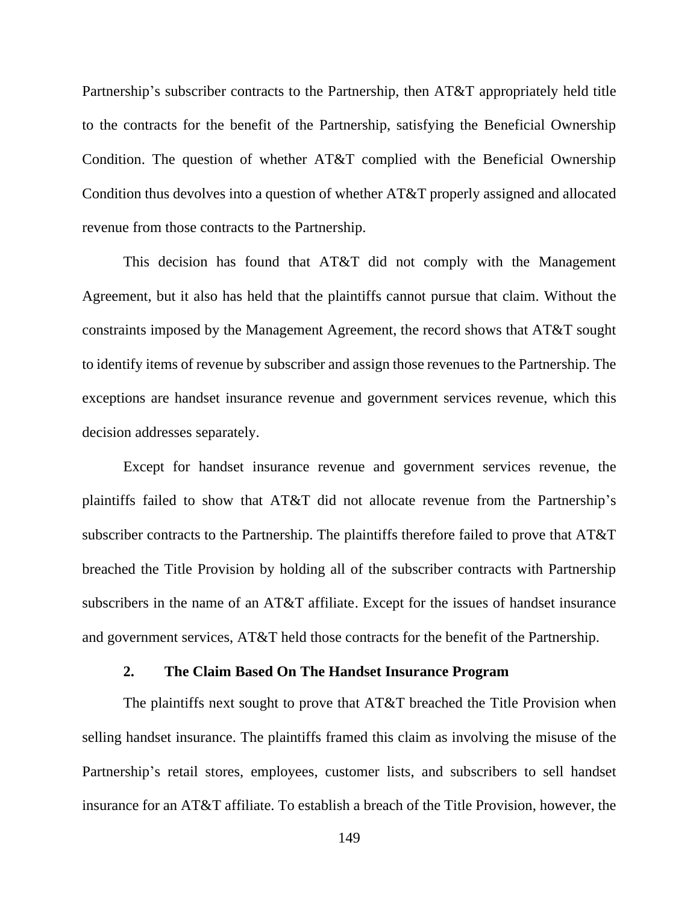Partnership's subscriber contracts to the Partnership, then AT&T appropriately held title to the contracts for the benefit of the Partnership, satisfying the Beneficial Ownership Condition. The question of whether AT&T complied with the Beneficial Ownership Condition thus devolves into a question of whether AT&T properly assigned and allocated revenue from those contracts to the Partnership.

This decision has found that AT&T did not comply with the Management Agreement, but it also has held that the plaintiffs cannot pursue that claim. Without the constraints imposed by the Management Agreement, the record shows that AT&T sought to identify items of revenue by subscriber and assign those revenues to the Partnership. The exceptions are handset insurance revenue and government services revenue, which this decision addresses separately.

Except for handset insurance revenue and government services revenue, the plaintiffs failed to show that AT&T did not allocate revenue from the Partnership's subscriber contracts to the Partnership. The plaintiffs therefore failed to prove that AT&T breached the Title Provision by holding all of the subscriber contracts with Partnership subscribers in the name of an AT&T affiliate. Except for the issues of handset insurance and government services, AT&T held those contracts for the benefit of the Partnership.

### 2. The Claim Based On The Handset Insurance Program

The plaintiffs next sought to prove that AT&T breached the Title Provision when selling handset insurance. The plaintiffs framed this claim as involving the misuse of the Partnership's retail stores, employees, customer lists, and subscribers to sell handset insurance for an AT&T affiliate. To establish a breach of the Title Provision, however, the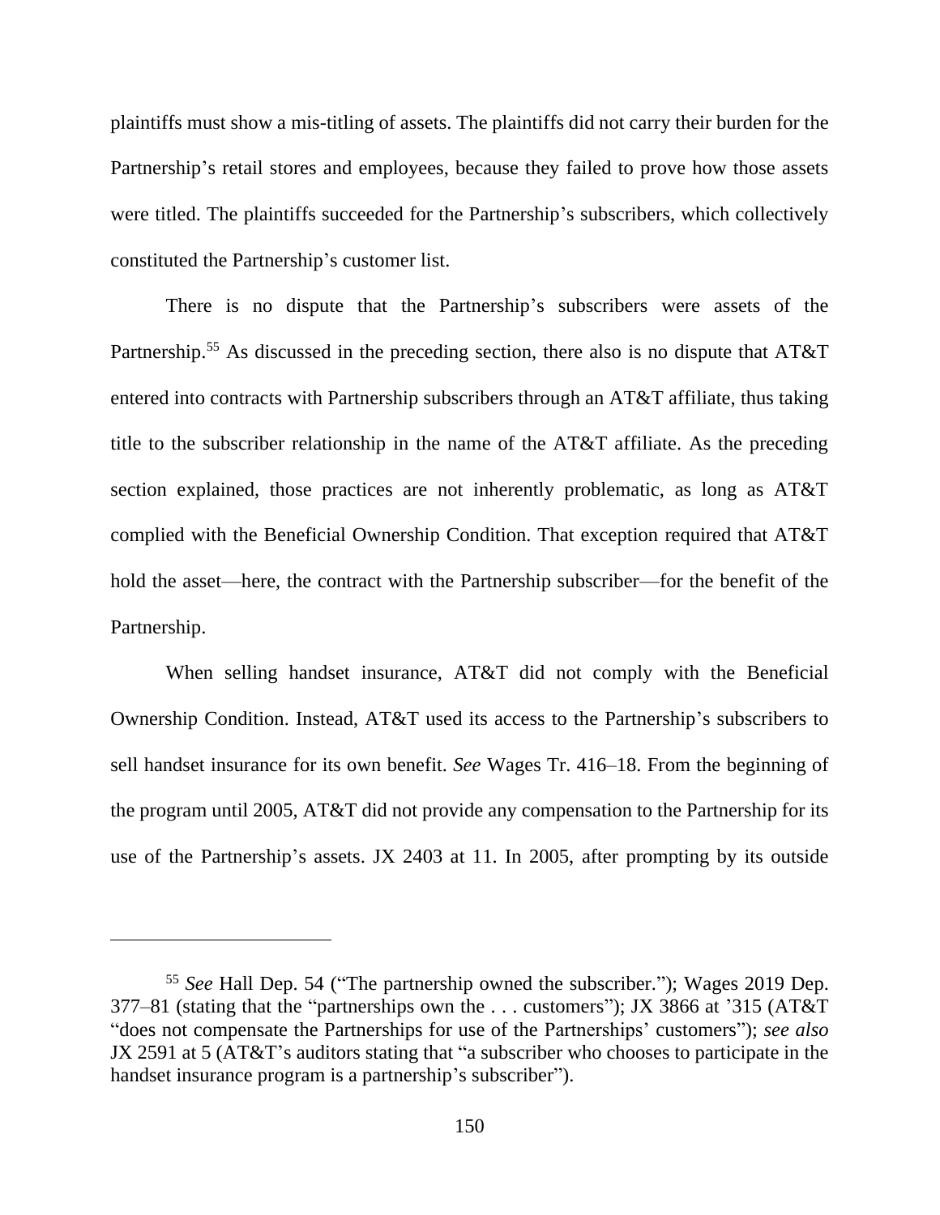plaintiffs must show a mis-titling of assets. The plaintiffs did not carry their burden for the Partnership's retail stores and employees, because they failed to prove how those assets were titled. The plaintiffs succeeded for the Partnership's subscribers, which collectively constituted the Partnership's customer list.

There is no dispute that the Partnership's subscribers were assets of the Partnership.[55] As discussed in the preceding section, there also is no dispute that AT&T entered into contracts with Partnership subscribers through an AT&T affiliate, thus taking title to the subscriber relationship in the name of the AT&T affiliate. As the preceding section explained, those practices are not inherently problematic, as long as AT&T complied with the Beneficial Ownership Condition. That exception required that AT&T hold the asset—here, the contract with the Partnership subscriber—for the benefit of the Partnership.

When selling handset insurance, AT&T did not comply with the Beneficial Ownership Condition. Instead, AT&T used its access to the Partnership's subscribers to sell handset insurance for its own benefit. *See* Wages Tr. 416–18. From the beginning of the program until 2005, AT&T did not provide any compensation to the Partnership for its use of the Partnership's assets. JX 2403 at 11. In 2005, after prompting by its outside

---

[55] *See* Hall Dep. 54 ("The partnership owned the subscriber."); Wages 2019 Dep. 377–81 (stating that the "partnerships own the . . . customers"); JX 3866 at '315 (AT&T "does not compensate the Partnerships for use of the Partnerships' customers"); *see also* JX 2591 at 5 (AT&T's auditors stating that "a subscriber who chooses to participate in the handset insurance program is a partnership's subscriber").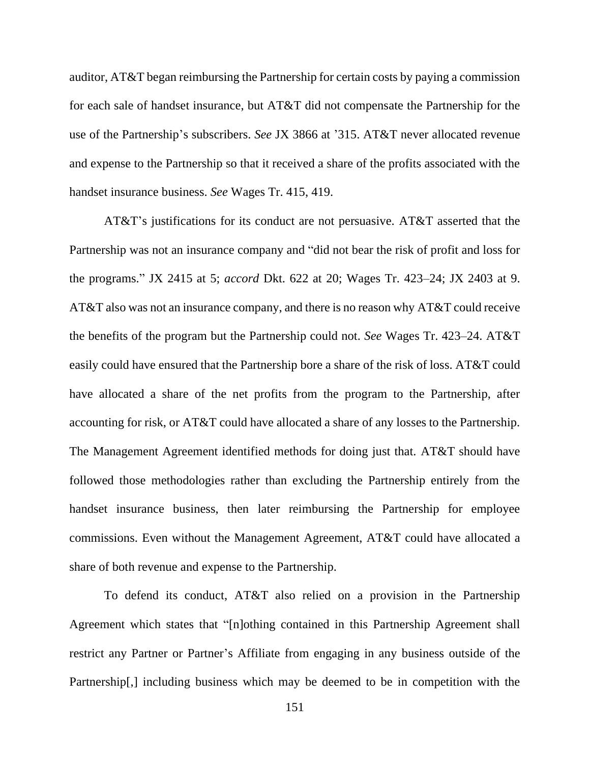auditor, AT&T began reimbursing the Partnership for certain costs by paying a commission for each sale of handset insurance, but AT&T did not compensate the Partnership for the use of the Partnership's subscribers. *See* JX 3866 at '315. AT&T never allocated revenue and expense to the Partnership so that it received a share of the profits associated with the handset insurance business. *See* Wages Tr. 415, 419.

AT&T's justifications for its conduct are not persuasive. AT&T asserted that the Partnership was not an insurance company and "did not bear the risk of profit and loss for the programs." JX 2415 at 5; *accord* Dkt. 622 at 20; Wages Tr. 423–24; JX 2403 at 9. AT&T also was not an insurance company, and there is no reason why AT&T could receive the benefits of the program but the Partnership could not. *See* Wages Tr. 423–24. AT&T easily could have ensured that the Partnership bore a share of the risk of loss. AT&T could have allocated a share of the net profits from the program to the Partnership, after accounting for risk, or AT&T could have allocated a share of any losses to the Partnership. The Management Agreement identified methods for doing just that. AT&T should have followed those methodologies rather than excluding the Partnership entirely from the handset insurance business, then later reimbursing the Partnership for employee commissions. Even without the Management Agreement, AT&T could have allocated a share of both revenue and expense to the Partnership.

To defend its conduct, AT&T also relied on a provision in the Partnership Agreement which states that "[n]othing contained in this Partnership Agreement shall restrict any Partner or Partner's Affiliate from engaging in any business outside of the Partnership[,] including business which may be deemed to be in competition with the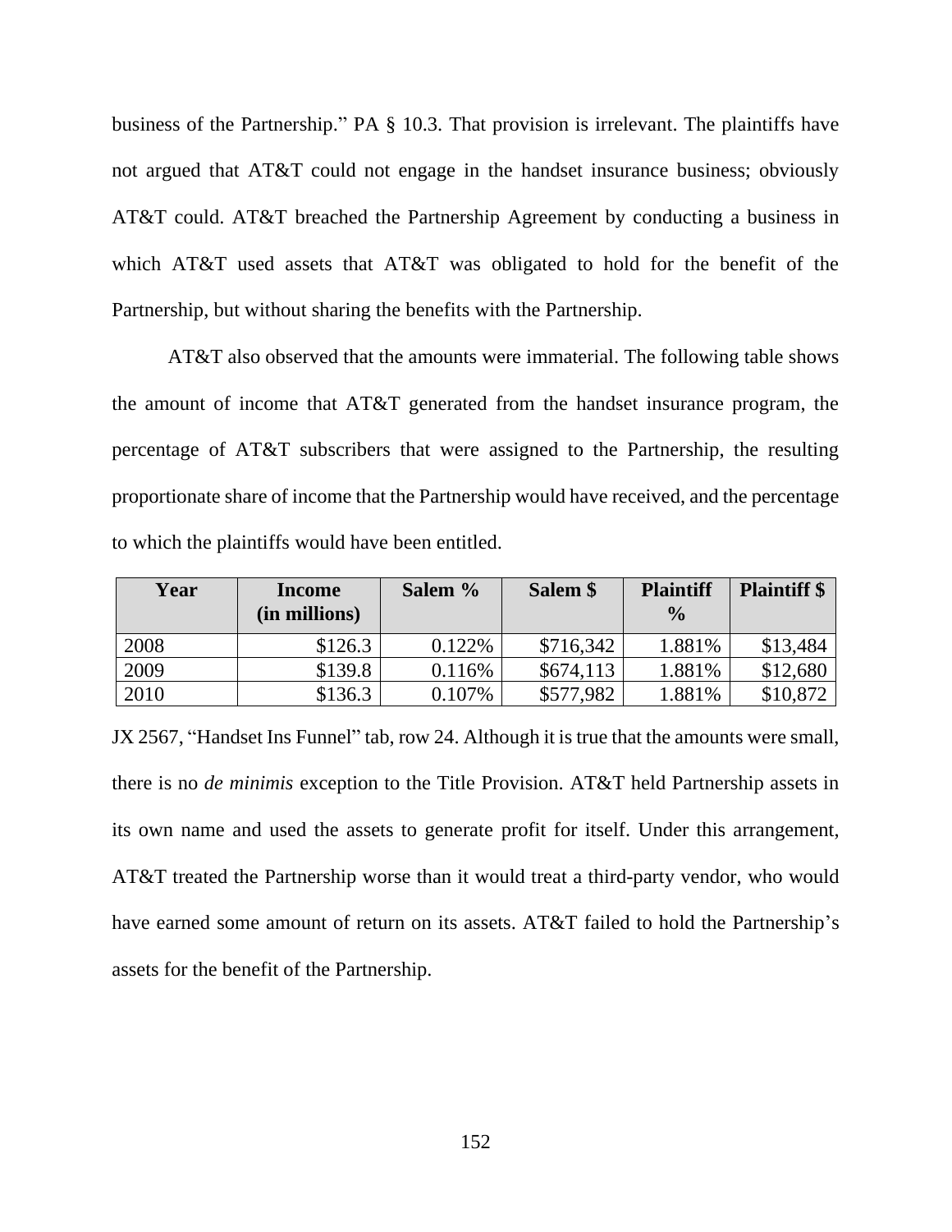business of the Partnership." PA § 10.3. That provision is irrelevant. The plaintiffs have not argued that AT&T could not engage in the handset insurance business; obviously AT&T could. AT&T breached the Partnership Agreement by conducting a business in which AT&T used assets that AT&T was obligated to hold for the benefit of the Partnership, but without sharing the benefits with the Partnership.

AT&T also observed that the amounts were immaterial. The following table shows the amount of income that AT&T generated from the handset insurance program, the percentage of AT&T subscribers that were assigned to the Partnership, the resulting proportionate share of income that the Partnership would have received, and the percentage to which the plaintiffs would have been entitled.

| Year | Income (in millions) | Salem % | Salem $ | Plaintiff % | Plaintiff $ |
|---|---|---|---|---|---|
| 2008 | $126.3 | 0.122% | $716,342 | 1.881% | $13,484 |
| 2009 | $139.8 | 0.116% | $674,113 | 1.881% | $12,680 |
| 2010 | $136.3 | 0.107% | $577,982 | 1.881% | $10,872 |

JX 2567, "Handset Ins Funnel" tab, row 24. Although it is true that the amounts were small, there is no *de minimis* exception to the Title Provision. AT&T held Partnership assets in its own name and used the assets to generate profit for itself. Under this arrangement, AT&T treated the Partnership worse than it would treat a third-party vendor, who would have earned some amount of return on its assets. AT&T failed to hold the Partnership's assets for the benefit of the Partnership.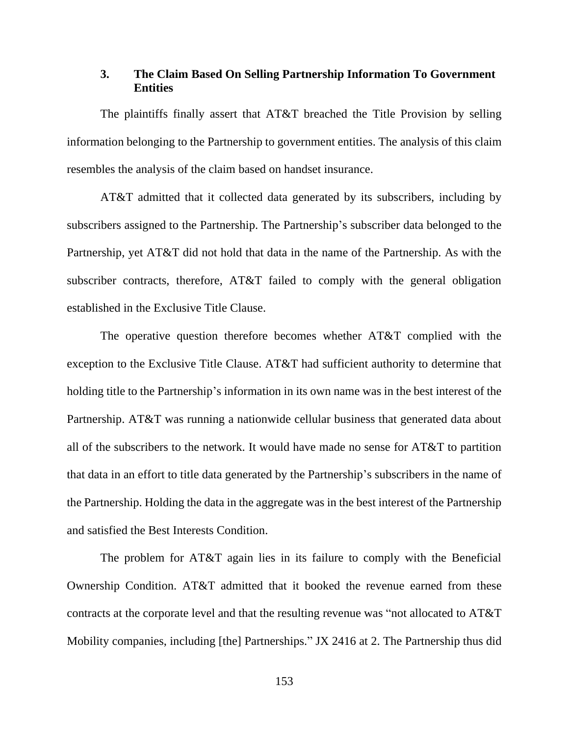### 3. The Claim Based On Selling Partnership Information To Government Entities

The plaintiffs finally assert that AT&T breached the Title Provision by selling information belonging to the Partnership to government entities. The analysis of this claim resembles the analysis of the claim based on handset insurance.

AT&T admitted that it collected data generated by its subscribers, including by subscribers assigned to the Partnership. The Partnership's subscriber data belonged to the Partnership, yet AT&T did not hold that data in the name of the Partnership. As with the subscriber contracts, therefore, AT&T failed to comply with the general obligation established in the Exclusive Title Clause.

The operative question therefore becomes whether AT&T complied with the exception to the Exclusive Title Clause. AT&T had sufficient authority to determine that holding title to the Partnership's information in its own name was in the best interest of the Partnership. AT&T was running a nationwide cellular business that generated data about all of the subscribers to the network. It would have made no sense for AT&T to partition that data in an effort to title data generated by the Partnership's subscribers in the name of the Partnership. Holding the data in the aggregate was in the best interest of the Partnership and satisfied the Best Interests Condition.

The problem for AT&T again lies in its failure to comply with the Beneficial Ownership Condition. AT&T admitted that it booked the revenue earned from these contracts at the corporate level and that the resulting revenue was "not allocated to AT&T Mobility companies, including [the] Partnerships." JX 2416 at 2. The Partnership thus did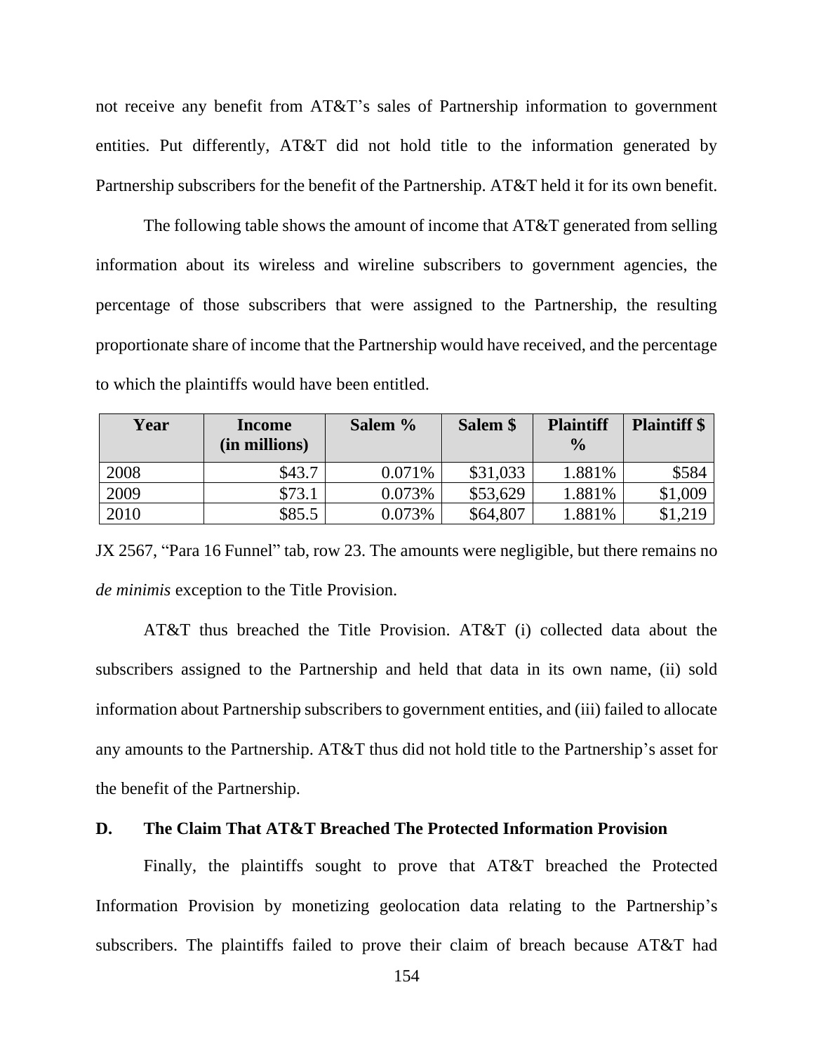not receive any benefit from AT&T's sales of Partnership information to government entities. Put differently, AT&T did not hold title to the information generated by Partnership subscribers for the benefit of the Partnership. AT&T held it for its own benefit.

The following table shows the amount of income that AT&T generated from selling information about its wireless and wireline subscribers to government agencies, the percentage of those subscribers that were assigned to the Partnership, the resulting proportionate share of income that the Partnership would have received, and the percentage to which the plaintiffs would have been entitled.

| Year | Income (in millions) | Salem % | Salem $ | Plaintiff % | Plaintiff $ |
|---|---|---|---|---|---|
| 2008 | $43.7 | 0.071% | $31,033 | 1.881% | $584 |
| 2009 | $73.1 | 0.073% | $53,629 | 1.881% | $1,009 |
| 2010 | $85.5 | 0.073% | $64,807 | 1.881% | $1,219 |

JX 2567, "Para 16 Funnel" tab, row 23. The amounts were negligible, but there remains no *de minimis* exception to the Title Provision.

AT&T thus breached the Title Provision. AT&T (i) collected data about the subscribers assigned to the Partnership and held that data in its own name, (ii) sold information about Partnership subscribers to government entities, and (iii) failed to allocate any amounts to the Partnership. AT&T thus did not hold title to the Partnership's asset for the benefit of the Partnership.

### D. The Claim That AT&T Breached The Protected Information Provision

Finally, the plaintiffs sought to prove that AT&T breached the Protected Information Provision by monetizing geolocation data relating to the Partnership's subscribers. The plaintiffs failed to prove their claim of breach because AT&T had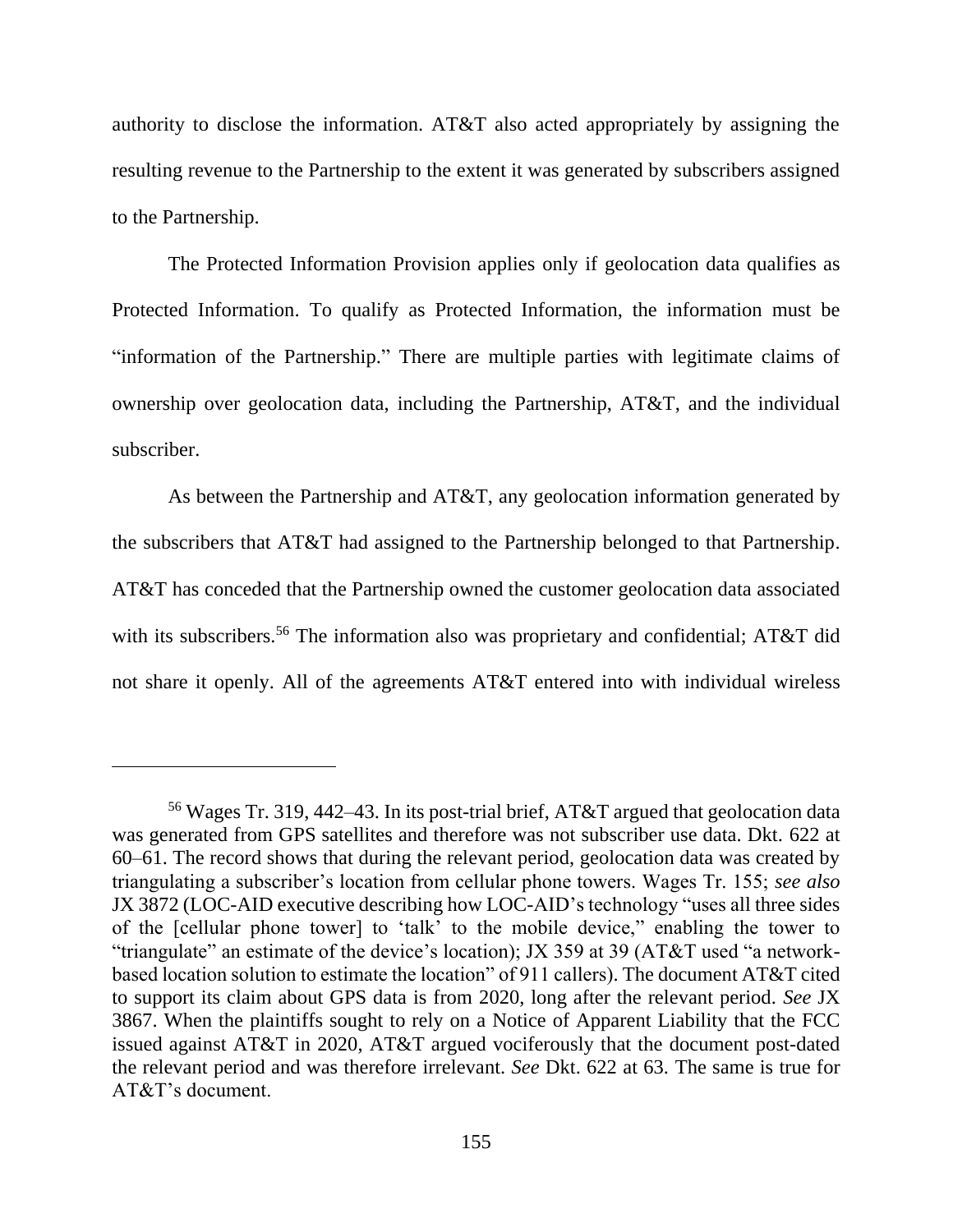authority to disclose the information. AT&T also acted appropriately by assigning the resulting revenue to the Partnership to the extent it was generated by subscribers assigned to the Partnership.

The Protected Information Provision applies only if geolocation data qualifies as Protected Information. To qualify as Protected Information, the information must be "information of the Partnership." There are multiple parties with legitimate claims of ownership over geolocation data, including the Partnership, AT&T, and the individual subscriber.

As between the Partnership and AT&T, any geolocation information generated by the subscribers that AT&T had assigned to the Partnership belonged to that Partnership. AT&T has conceded that the Partnership owned the customer geolocation data associated with its subscribers.[56] The information also was proprietary and confidential; AT&T did not share it openly. All of the agreements AT&T entered into with individual wireless

---

[56] Wages Tr. 319, 442–43. In its post-trial brief, AT&T argued that geolocation data was generated from GPS satellites and therefore was not subscriber use data. Dkt. 622 at 60–61. The record shows that during the relevant period, geolocation data was created by triangulating a subscriber's location from cellular phone towers. Wages Tr. 155; *see also* JX 3872 (LOC-AID executive describing how LOC-AID's technology "uses all three sides of the [cellular phone tower] to 'talk' to the mobile device," enabling the tower to "triangulate" an estimate of the device's location); JX 359 at 39 (AT&T used "a network-based location solution to estimate the location" of 911 callers). The document AT&T cited to support its claim about GPS data is from 2020, long after the relevant period. *See* JX 3867. When the plaintiffs sought to rely on a Notice of Apparent Liability that the FCC issued against AT&T in 2020, AT&T argued vociferously that the document post-dated the relevant period and was therefore irrelevant. *See* Dkt. 622 at 63. The same is true for AT&T's document.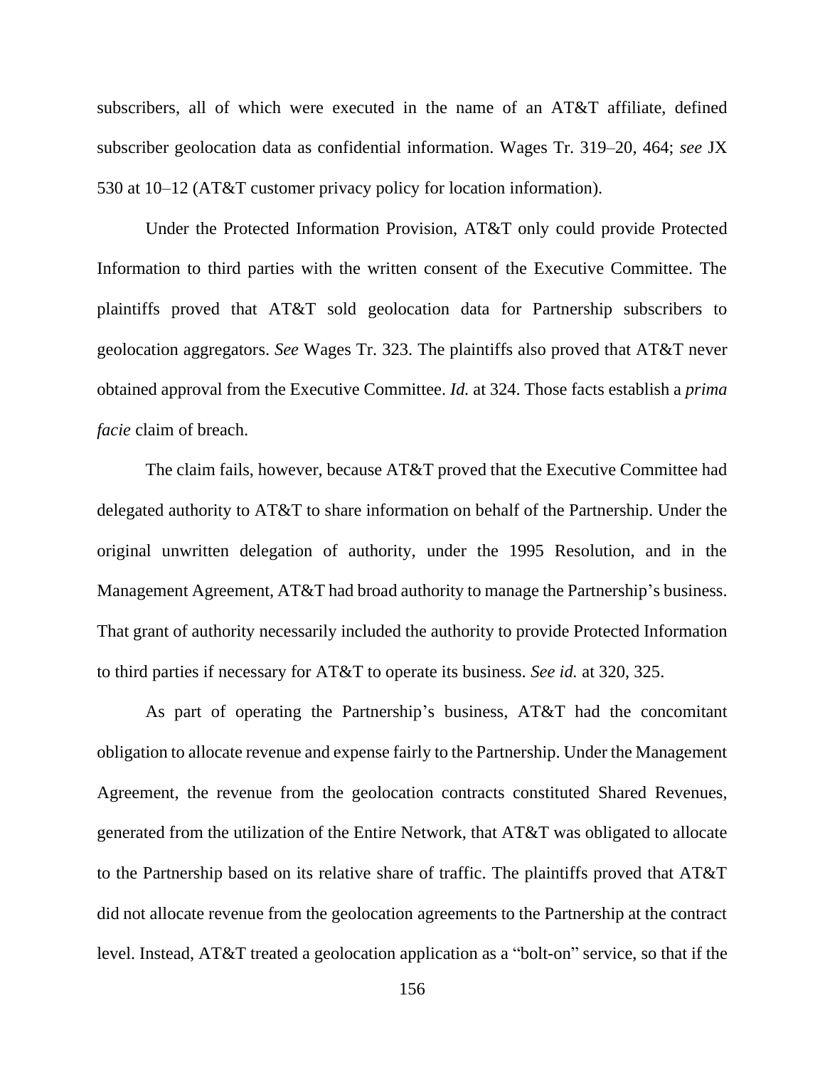subscribers, all of which were executed in the name of an AT&T affiliate, defined subscriber geolocation data as confidential information. Wages Tr. 319–20, 464; *see* JX 530 at 10–12 (AT&T customer privacy policy for location information).

Under the Protected Information Provision, AT&T only could provide Protected Information to third parties with the written consent of the Executive Committee. The plaintiffs proved that AT&T sold geolocation data for Partnership subscribers to geolocation aggregators. *See* Wages Tr. 323. The plaintiffs also proved that AT&T never obtained approval from the Executive Committee. *Id.* at 324. Those facts establish a *prima facie* claim of breach.

The claim fails, however, because AT&T proved that the Executive Committee had delegated authority to AT&T to share information on behalf of the Partnership. Under the original unwritten delegation of authority, under the 1995 Resolution, and in the Management Agreement, AT&T had broad authority to manage the Partnership's business. That grant of authority necessarily included the authority to provide Protected Information to third parties if necessary for AT&T to operate its business. *See id.* at 320, 325.

As part of operating the Partnership's business, AT&T had the concomitant obligation to allocate revenue and expense fairly to the Partnership. Under the Management Agreement, the revenue from the geolocation contracts constituted Shared Revenues, generated from the utilization of the Entire Network, that AT&T was obligated to allocate to the Partnership based on its relative share of traffic. The plaintiffs proved that AT&T did not allocate revenue from the geolocation agreements to the Partnership at the contract level. Instead, AT&T treated a geolocation application as a "bolt-on" service, so that if the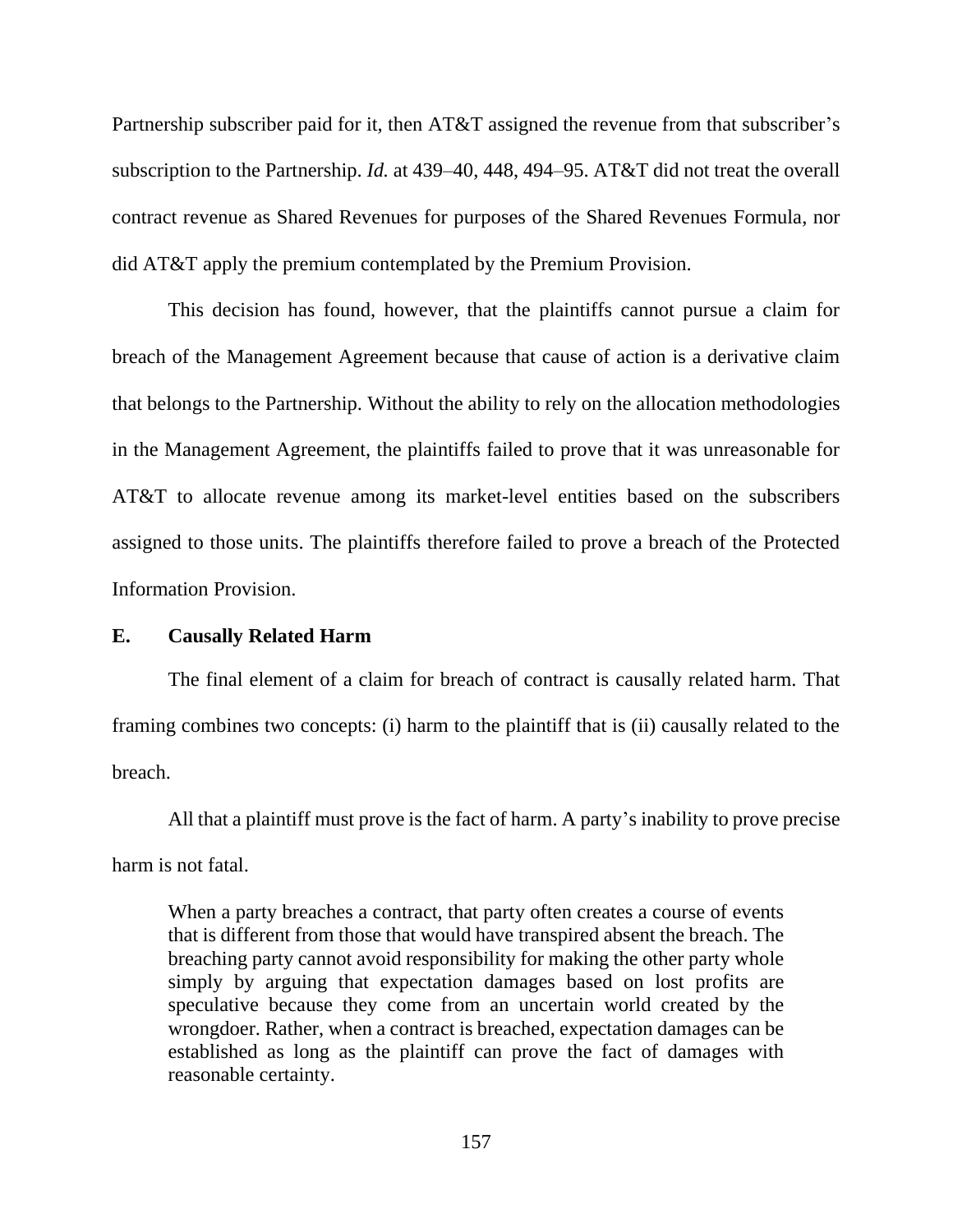Partnership subscriber paid for it, then AT&T assigned the revenue from that subscriber's subscription to the Partnership. *Id.* at 439–40, 448, 494–95. AT&T did not treat the overall contract revenue as Shared Revenues for purposes of the Shared Revenues Formula, nor did AT&T apply the premium contemplated by the Premium Provision.

This decision has found, however, that the plaintiffs cannot pursue a claim for breach of the Management Agreement because that cause of action is a derivative claim that belongs to the Partnership. Without the ability to rely on the allocation methodologies in the Management Agreement, the plaintiffs failed to prove that it was unreasonable for AT&T to allocate revenue among its market-level entities based on the subscribers assigned to those units. The plaintiffs therefore failed to prove a breach of the Protected Information Provision.

### E. Causally Related Harm

The final element of a claim for breach of contract is causally related harm. That framing combines two concepts: (i) harm to the plaintiff that is (ii) causally related to the breach.

All that a plaintiff must prove is the fact of harm. A party's inability to prove precise harm is not fatal.

> When a party breaches a contract, that party often creates a course of events that is different from those that would have transpired absent the breach. The breaching party cannot avoid responsibility for making the other party whole simply by arguing that expectation damages based on lost profits are speculative because they come from an uncertain world created by the wrongdoer. Rather, when a contract is breached, expectation damages can be established as long as the plaintiff can prove the fact of damages with reasonable certainty.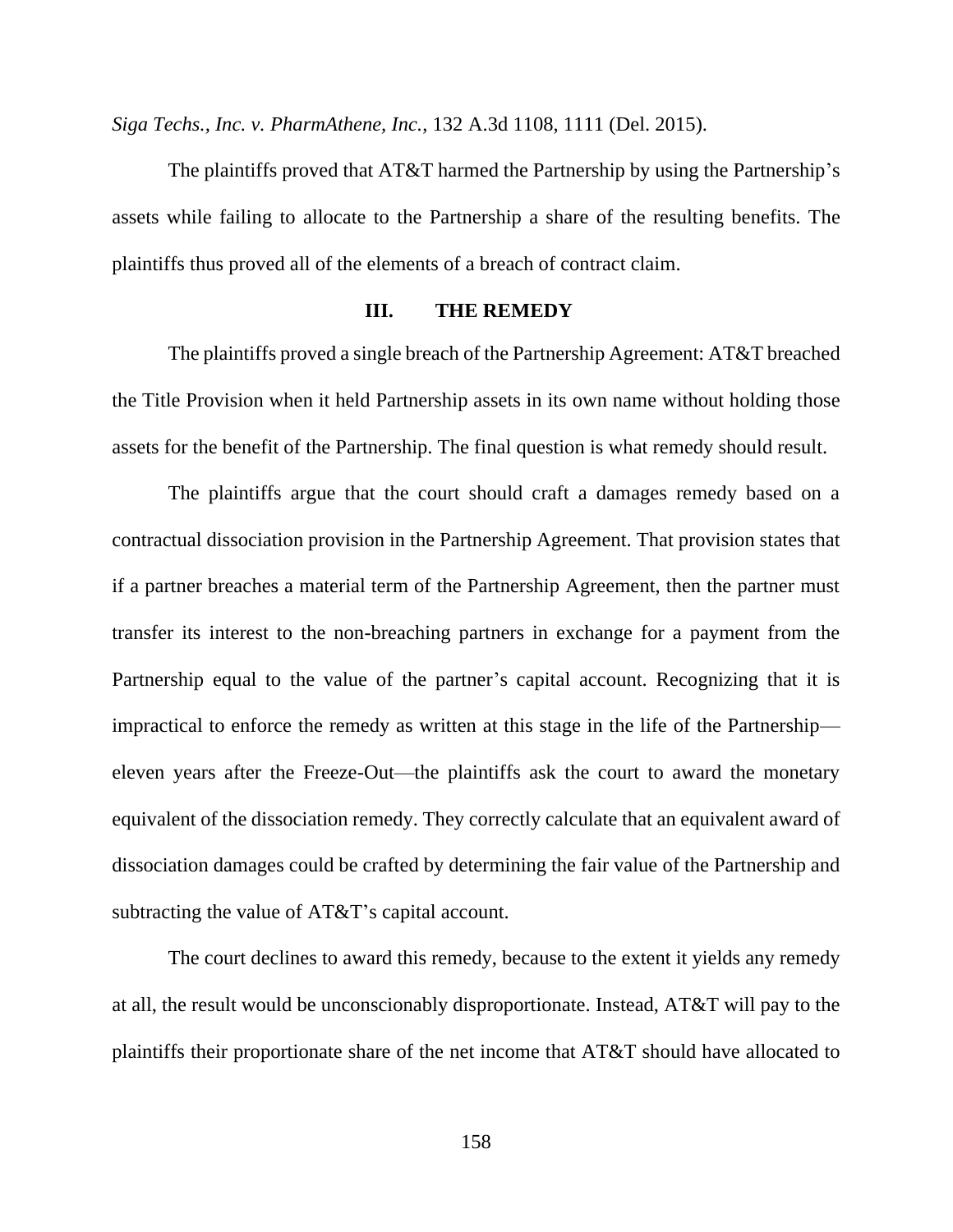*Siga Techs., Inc. v. PharmAthene, Inc.*, 132 A.3d 1108, 1111 (Del. 2015).

The plaintiffs proved that AT&T harmed the Partnership by using the Partnership's assets while failing to allocate to the Partnership a share of the resulting benefits. The plaintiffs thus proved all of the elements of a breach of contract claim.

## III. THE REMEDY

The plaintiffs proved a single breach of the Partnership Agreement: AT&T breached the Title Provision when it held Partnership assets in its own name without holding those assets for the benefit of the Partnership. The final question is what remedy should result.

The plaintiffs argue that the court should craft a damages remedy based on a contractual dissociation provision in the Partnership Agreement. That provision states that if a partner breaches a material term of the Partnership Agreement, then the partner must transfer its interest to the non-breaching partners in exchange for a payment from the Partnership equal to the value of the partner's capital account. Recognizing that it is impractical to enforce the remedy as written at this stage in the life of the Partnership—eleven years after the Freeze-Out—the plaintiffs ask the court to award the monetary equivalent of the dissociation remedy. They correctly calculate that an equivalent award of dissociation damages could be crafted by determining the fair value of the Partnership and subtracting the value of AT&T's capital account.

The court declines to award this remedy, because to the extent it yields any remedy at all, the result would be unconscionably disproportionate. Instead, AT&T will pay to the plaintiffs their proportionate share of the net income that AT&T should have allocated to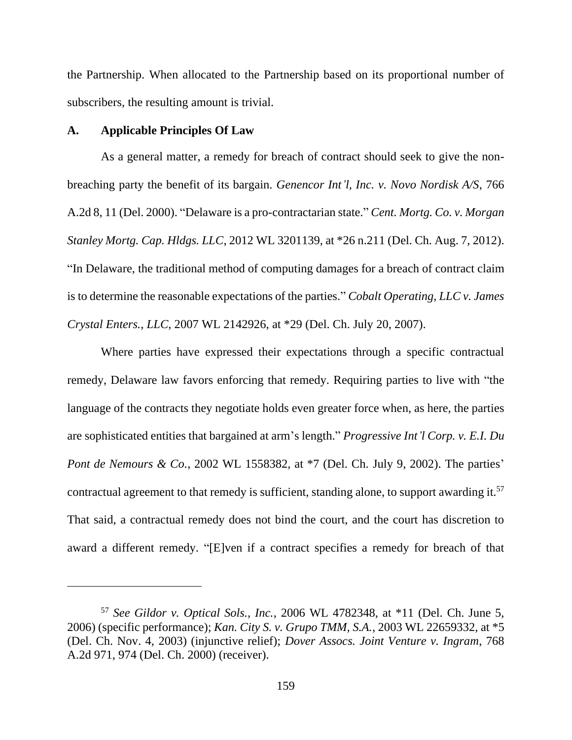the Partnership. When allocated to the Partnership based on its proportional number of subscribers, the resulting amount is trivial.

### A. Applicable Principles Of Law

As a general matter, a remedy for breach of contract should seek to give the non-breaching party the benefit of its bargain. *Genencor Int'l, Inc. v. Novo Nordisk A/S*, 766 A.2d 8, 11 (Del. 2000). "Delaware is a pro-contractarian state." *Cent. Mortg. Co. v. Morgan Stanley Mortg. Cap. Hldgs. LLC*, 2012 WL 3201139, at *26 n.211 (Del. Ch. Aug. 7, 2012). "In Delaware, the traditional method of computing damages for a breach of contract claim is to determine the reasonable expectations of the parties." *Cobalt Operating, LLC v. James Crystal Enters., LLC*, 2007 WL 2142926, at *29 (Del. Ch. July 20, 2007).

Where parties have expressed their expectations through a specific contractual remedy, Delaware law favors enforcing that remedy. Requiring parties to live with "the language of the contracts they negotiate holds even greater force when, as here, the parties are sophisticated entities that bargained at arm's length." *Progressive Int'l Corp. v. E.I. Du Pont de Nemours & Co.*, 2002 WL 1558382, at *7 (Del. Ch. July 9, 2002). The parties' contractual agreement to that remedy is sufficient, standing alone, to support awarding it.[57] That said, a contractual remedy does not bind the court, and the court has discretion to award a different remedy. "[E]ven if a contract specifies a remedy for breach of that

---

[57] *See Gildor v. Optical Sols., Inc.*, 2006 WL 4782348, at *11 (Del. Ch. June 5, 2006) (specific performance); *Kan. City S. v. Grupo TMM, S.A.*, 2003 WL 22659332, at *5 (Del. Ch. Nov. 4, 2003) (injunctive relief); *Dover Assocs. Joint Venture v. Ingram*, 768 A.2d 971, 974 (Del. Ch. 2000) (receiver).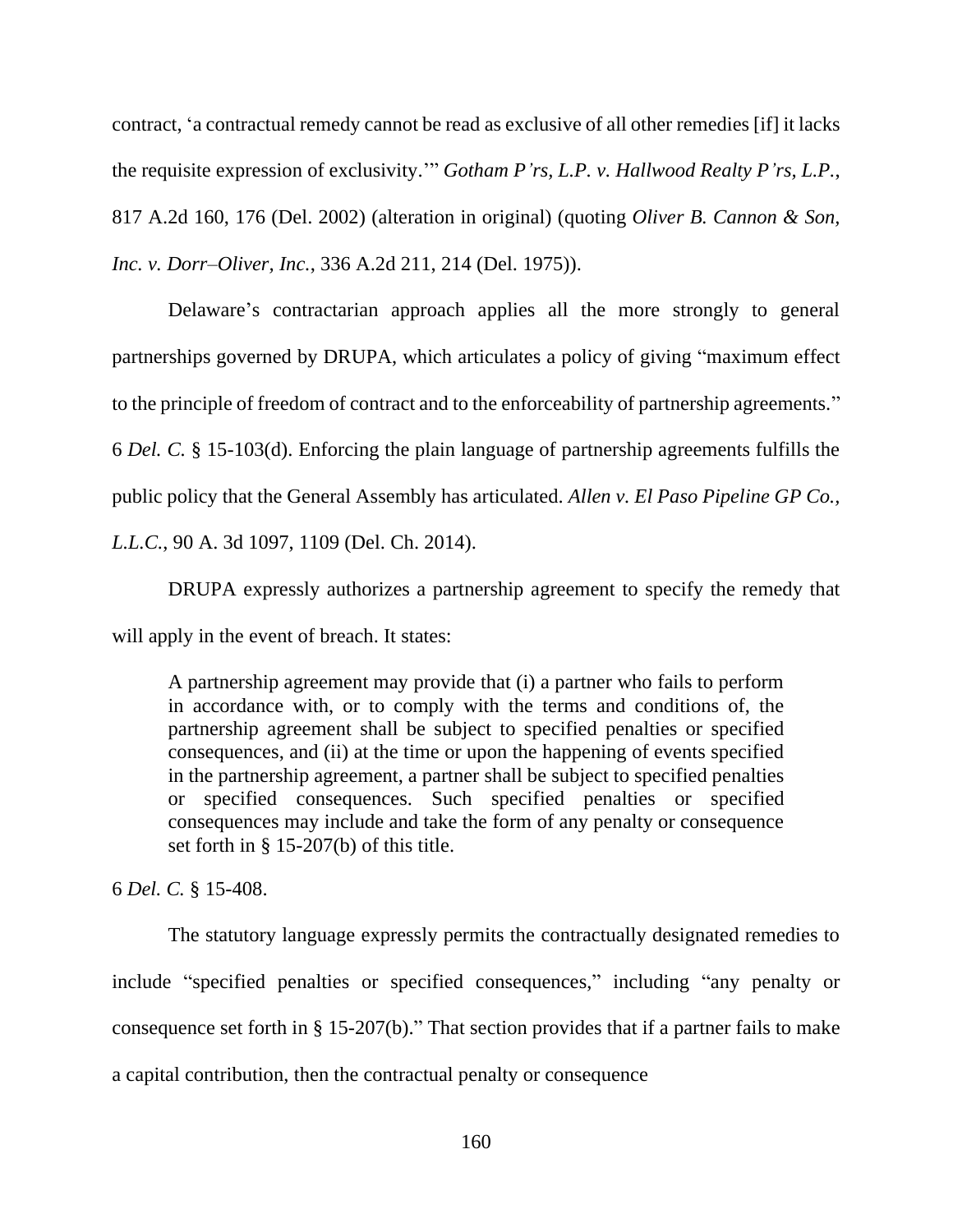contract, 'a contractual remedy cannot be read as exclusive of all other remedies [if] it lacks the requisite expression of exclusivity.'" *Gotham P'rs, L.P. v. Hallwood Realty P'rs, L.P.*, 817 A.2d 160, 176 (Del. 2002) (alteration in original) (quoting *Oliver B. Cannon & Son, Inc. v. Dorr–Oliver, Inc.*, 336 A.2d 211, 214 (Del. 1975)).

Delaware's contractarian approach applies all the more strongly to general partnerships governed by DRUPA, which articulates a policy of giving "maximum effect to the principle of freedom of contract and to the enforceability of partnership agreements." 6 *Del. C.* § 15-103(d). Enforcing the plain language of partnership agreements fulfills the public policy that the General Assembly has articulated. *Allen v. El Paso Pipeline GP Co., L.L.C.*, 90 A. 3d 1097, 1109 (Del. Ch. 2014).

DRUPA expressly authorizes a partnership agreement to specify the remedy that will apply in the event of breach. It states:

> A partnership agreement may provide that (i) a partner who fails to perform in accordance with, or to comply with the terms and conditions of, the partnership agreement shall be subject to specified penalties or specified consequences, and (ii) at the time or upon the happening of events specified in the partnership agreement, a partner shall be subject to specified penalties or specified consequences. Such specified penalties or specified consequences may include and take the form of any penalty or consequence set forth in § 15-207(b) of this title.

6 *Del. C.* § 15-408.

The statutory language expressly permits the contractually designated remedies to include "specified penalties or specified consequences," including "any penalty or consequence set forth in § 15-207(b)." That section provides that if a partner fails to make a capital contribution, then the contractual penalty or consequence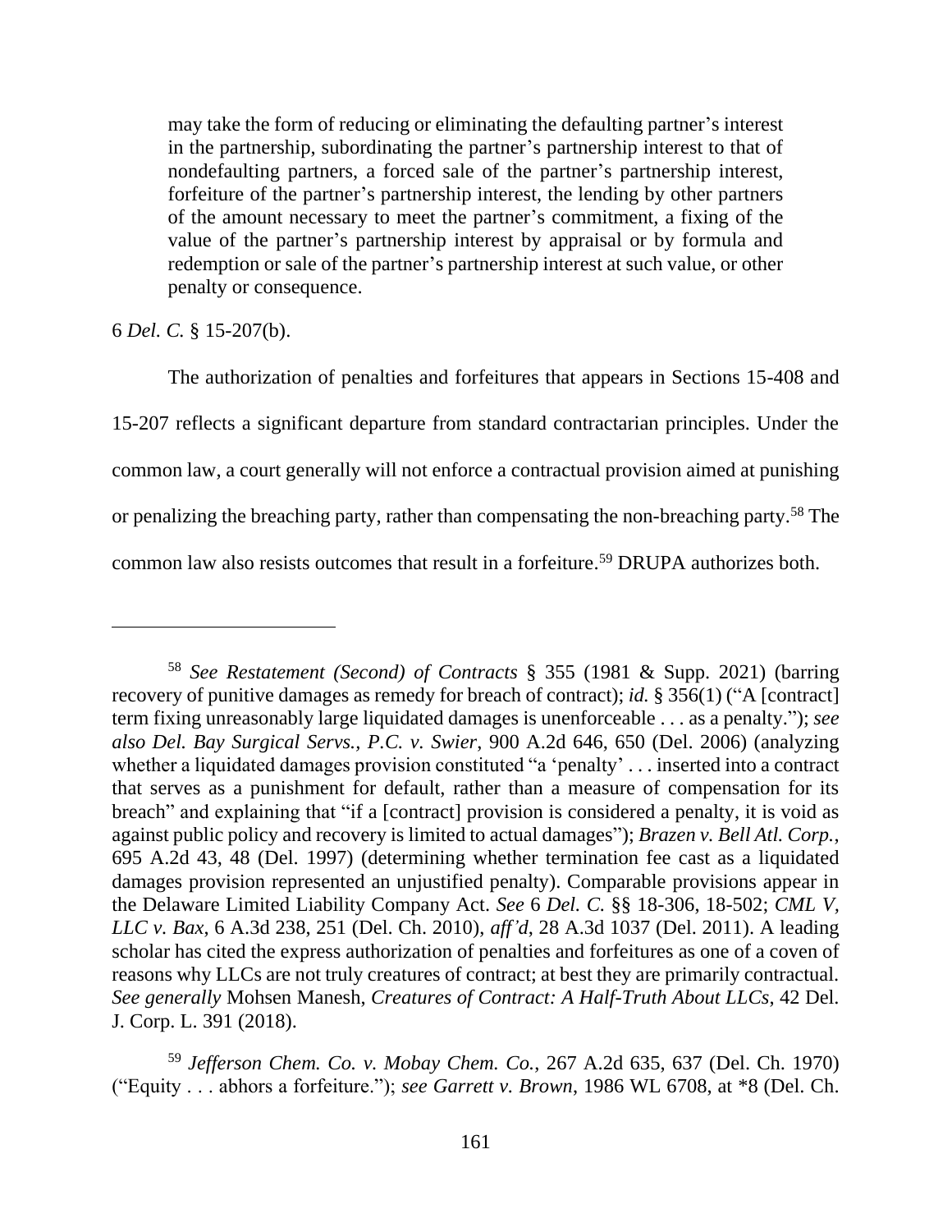> may take the form of reducing or eliminating the defaulting partner's interest in the partnership, subordinating the partner's partnership interest to that of nondefaulting partners, a forced sale of the partner's partnership interest, forfeiture of the partner's partnership interest, the lending by other partners of the amount necessary to meet the partner's commitment, a fixing of the value of the partner's partnership interest by appraisal or by formula and redemption or sale of the partner's partnership interest at such value, or other penalty or consequence.

6 *Del. C.* § 15-207(b).

The authorization of penalties and forfeitures that appears in Sections 15-408 and 15-207 reflects a significant departure from standard contractarian principles. Under the common law, a court generally will not enforce a contractual provision aimed at punishing or penalizing the breaching party, rather than compensating the non-breaching party.[58] The common law also resists outcomes that result in a forfeiture.[59] DRUPA authorizes both.

---

[58] *See Restatement (Second) of Contracts* § 355 (1981 & Supp. 2021) (barring recovery of punitive damages as remedy for breach of contract); *id.* § 356(1) ("A [contract] term fixing unreasonably large liquidated damages is unenforceable . . . as a penalty."); *see also Del. Bay Surgical Servs., P.C. v. Swier*, 900 A.2d 646, 650 (Del. 2006) (analyzing whether a liquidated damages provision constituted "a 'penalty' . . . inserted into a contract that serves as a punishment for default, rather than a measure of compensation for its breach" and explaining that "if a [contract] provision is considered a penalty, it is void as against public policy and recovery is limited to actual damages"); *Brazen v. Bell Atl. Corp.*, 695 A.2d 43, 48 (Del. 1997) (determining whether termination fee cast as a liquidated damages provision represented an unjustified penalty). Comparable provisions appear in the Delaware Limited Liability Company Act. *See* 6 *Del. C.* §§ 18-306, 18-502; *CML V, LLC v. Bax*, 6 A.3d 238, 251 (Del. Ch. 2010), *aff'd*, 28 A.3d 1037 (Del. 2011). A leading scholar has cited the express authorization of penalties and forfeitures as one of a coven of reasons why LLCs are not truly creatures of contract; at best they are primarily contractual. *See generally* Mohsen Manesh, *Creatures of Contract: A Half-Truth About LLCs*, 42 Del. J. Corp. L. 391 (2018).

[59] *Jefferson Chem. Co. v. Mobay Chem. Co.*, 267 A.2d 635, 637 (Del. Ch. 1970) ("Equity . . . abhors a forfeiture."); *see Garrett v. Brown*, 1986 WL 6708, at *8 (Del. Ch.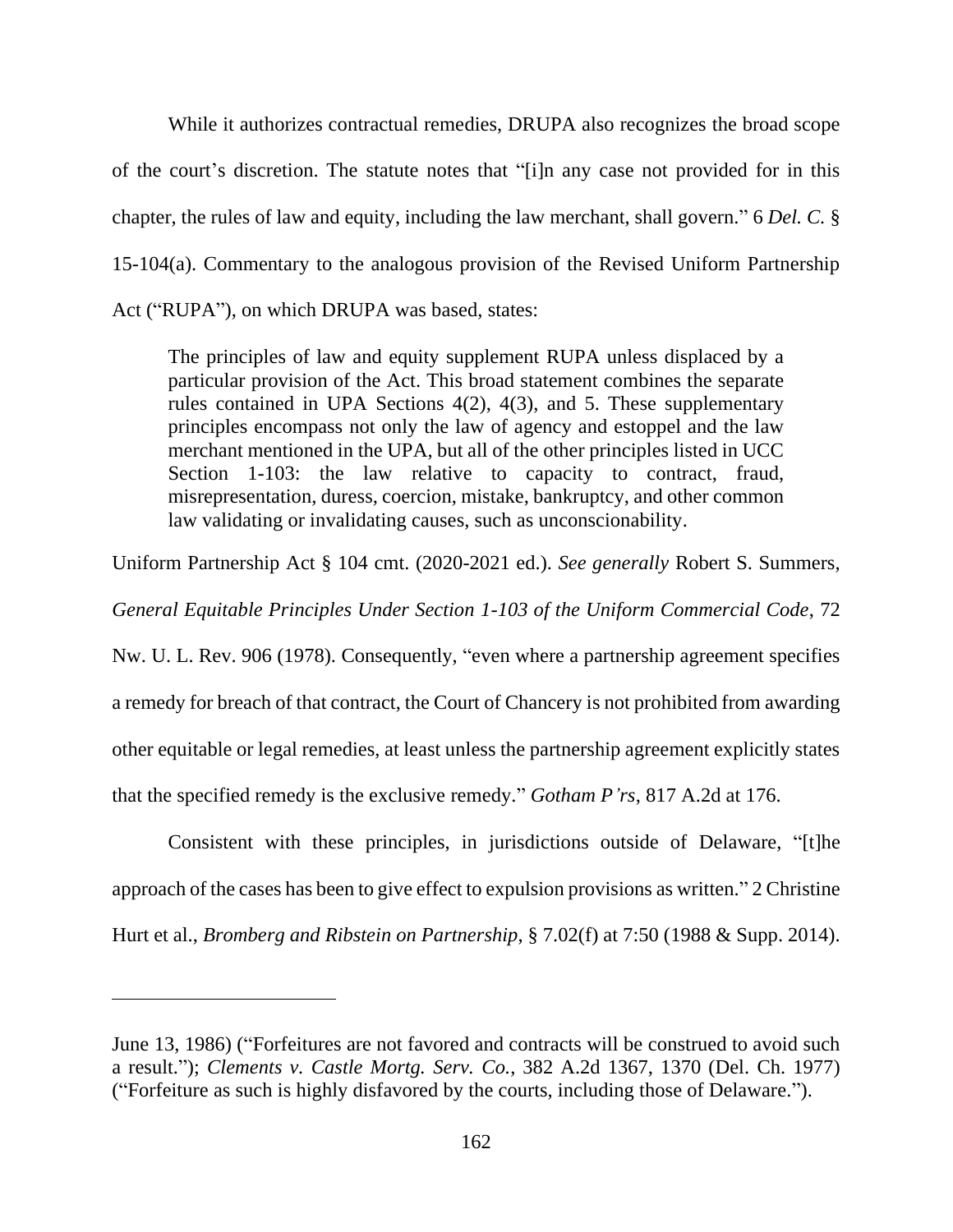While it authorizes contractual remedies, DRUPA also recognizes the broad scope of the court's discretion. The statute notes that "[i]n any case not provided for in this chapter, the rules of law and equity, including the law merchant, shall govern." 6 *Del. C.* § 15-104(a). Commentary to the analogous provision of the Revised Uniform Partnership Act ("RUPA"), on which DRUPA was based, states:

> The principles of law and equity supplement RUPA unless displaced by a particular provision of the Act. This broad statement combines the separate rules contained in UPA Sections 4(2), 4(3), and 5. These supplementary principles encompass not only the law of agency and estoppel and the law merchant mentioned in the UPA, but all of the other principles listed in UCC Section 1-103: the law relative to capacity to contract, fraud, misrepresentation, duress, coercion, mistake, bankruptcy, and other common law validating or invalidating causes, such as unconscionability.

Uniform Partnership Act § 104 cmt. (2020-2021 ed.). *See generally* Robert S. Summers, *General Equitable Principles Under Section 1-103 of the Uniform Commercial Code*, 72 Nw. U. L. Rev. 906 (1978). Consequently, "even where a partnership agreement specifies a remedy for breach of that contract, the Court of Chancery is not prohibited from awarding other equitable or legal remedies, at least unless the partnership agreement explicitly states that the specified remedy is the exclusive remedy." *Gotham P'rs*, 817 A.2d at 176.

Consistent with these principles, in jurisdictions outside of Delaware, "[t]he approach of the cases has been to give effect to expulsion provisions as written." 2 Christine Hurt et al., *Bromberg and Ribstein on Partnership*, § 7.02(f) at 7:50 (1988 & Supp. 2014).

---

June 13, 1986) ("Forfeitures are not favored and contracts will be construed to avoid such a result."); *Clements v. Castle Mortg. Serv. Co.*, 382 A.2d 1367, 1370 (Del. Ch. 1977) ("Forfeiture as such is highly disfavored by the courts, including those of Delaware.").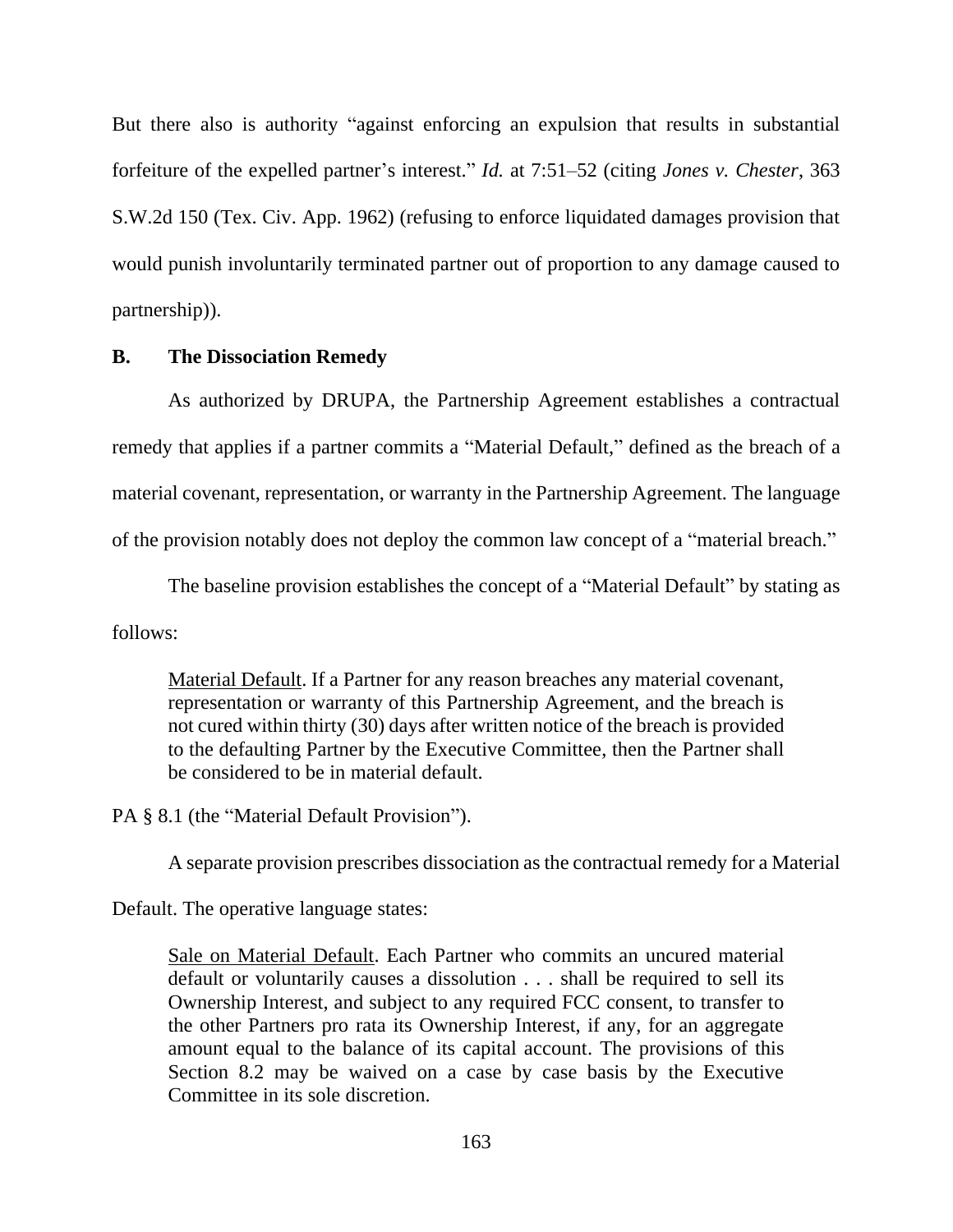But there also is authority "against enforcing an expulsion that results in substantial forfeiture of the expelled partner's interest." *Id.* at 7:51–52 (citing *Jones v. Chester*, 363 S.W.2d 150 (Tex. Civ. App. 1962) (refusing to enforce liquidated damages provision that would punish involuntarily terminated partner out of proportion to any damage caused to partnership)).

**B. The Dissociation Remedy**

As authorized by DRUPA, the Partnership Agreement establishes a contractual remedy that applies if a partner commits a "Material Default," defined as the breach of a material covenant, representation, or warranty in the Partnership Agreement. The language of the provision notably does not deploy the common law concept of a "material breach."

The baseline provision establishes the concept of a "Material Default" by stating as follows:

> Material Default. If a Partner for any reason breaches any material covenant, representation or warranty of this Partnership Agreement, and the breach is not cured within thirty (30) days after written notice of the breach is provided to the defaulting Partner by the Executive Committee, then the Partner shall be considered to be in material default.

PA § 8.1 (the "Material Default Provision").

A separate provision prescribes dissociation as the contractual remedy for a Material Default. The operative language states:

> Sale on Material Default. Each Partner who commits an uncured material default or voluntarily causes a dissolution . . . shall be required to sell its Ownership Interest, and subject to any required FCC consent, to transfer to the other Partners pro rata its Ownership Interest, if any, for an aggregate amount equal to the balance of its capital account. The provisions of this Section 8.2 may be waived on a case by case basis by the Executive Committee in its sole discretion.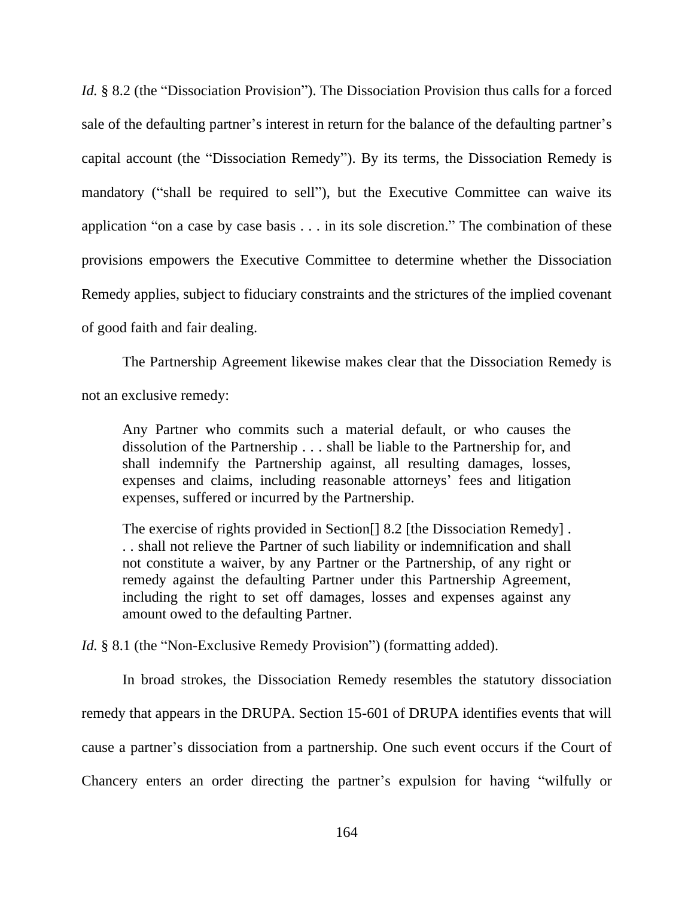*Id.* § 8.2 (the "Dissociation Provision"). The Dissociation Provision thus calls for a forced sale of the defaulting partner's interest in return for the balance of the defaulting partner's capital account (the "Dissociation Remedy"). By its terms, the Dissociation Remedy is mandatory ("shall be required to sell"), but the Executive Committee can waive its application "on a case by case basis . . . in its sole discretion." The combination of these provisions empowers the Executive Committee to determine whether the Dissociation Remedy applies, subject to fiduciary constraints and the strictures of the implied covenant of good faith and fair dealing.

The Partnership Agreement likewise makes clear that the Dissociation Remedy is not an exclusive remedy:

> Any Partner who commits such a material default, or who causes the dissolution of the Partnership . . . shall be liable to the Partnership for, and shall indemnify the Partnership against, all resulting damages, losses, expenses and claims, including reasonable attorneys' fees and litigation expenses, suffered or incurred by the Partnership.
>
> The exercise of rights provided in Section[] 8.2 [the Dissociation Remedy] . . . shall not relieve the Partner of such liability or indemnification and shall not constitute a waiver, by any Partner or the Partnership, of any right or remedy against the defaulting Partner under this Partnership Agreement, including the right to set off damages, losses and expenses against any amount owed to the defaulting Partner.

*Id.* § 8.1 (the "Non-Exclusive Remedy Provision") (formatting added).

In broad strokes, the Dissociation Remedy resembles the statutory dissociation remedy that appears in the DRUPA. Section 15-601 of DRUPA identifies events that will cause a partner's dissociation from a partnership. One such event occurs if the Court of Chancery enters an order directing the partner's expulsion for having "wilfully or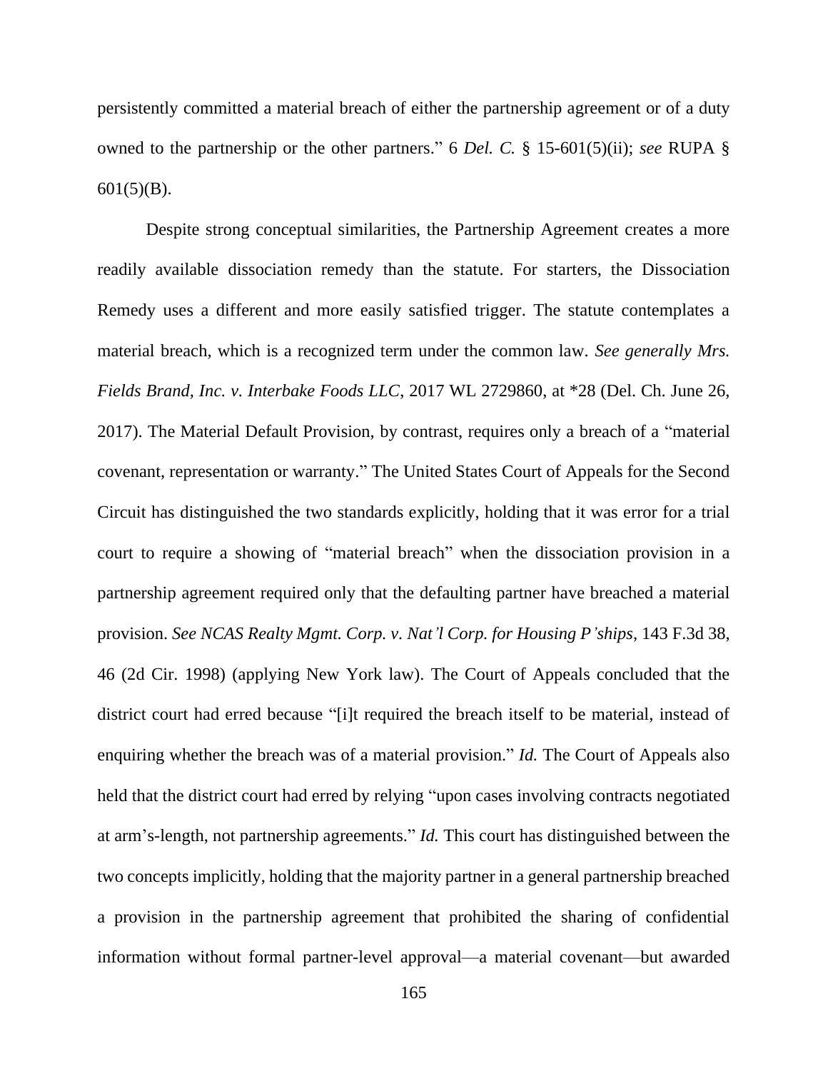persistently committed a material breach of either the partnership agreement or of a duty owned to the partnership or the other partners." 6 *Del. C.* § 15-601(5)(ii); *see* RUPA § 601(5)(B).

Despite strong conceptual similarities, the Partnership Agreement creates a more readily available dissociation remedy than the statute. For starters, the Dissociation Remedy uses a different and more easily satisfied trigger. The statute contemplates a material breach, which is a recognized term under the common law. *See generally Mrs. Fields Brand, Inc. v. Interbake Foods LLC*, 2017 WL 2729860, at *28 (Del. Ch. June 26, 2017). The Material Default Provision, by contrast, requires only a breach of a "material covenant, representation or warranty." The United States Court of Appeals for the Second Circuit has distinguished the two standards explicitly, holding that it was error for a trial court to require a showing of "material breach" when the dissociation provision in a partnership agreement required only that the defaulting partner have breached a material provision. *See NCAS Realty Mgmt. Corp. v. Nat'l Corp. for Housing P'ships*, 143 F.3d 38, 46 (2d Cir. 1998) (applying New York law). The Court of Appeals concluded that the district court had erred because "[i]t required the breach itself to be material, instead of enquiring whether the breach was of a material provision." *Id.* The Court of Appeals also held that the district court had erred by relying "upon cases involving contracts negotiated at arm's-length, not partnership agreements." *Id.* This court has distinguished between the two concepts implicitly, holding that the majority partner in a general partnership breached a provision in the partnership agreement that prohibited the sharing of confidential information without formal partner-level approval—a material covenant—but awarded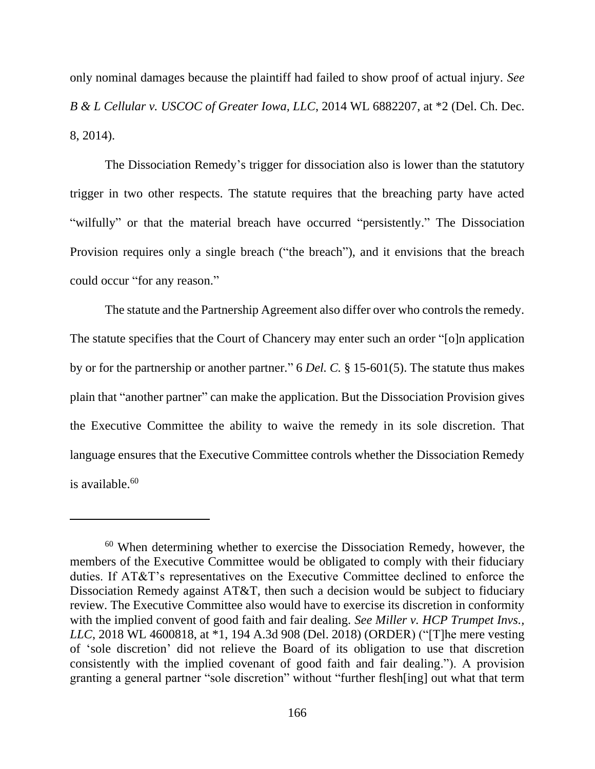only nominal damages because the plaintiff had failed to show proof of actual injury. *See B & L Cellular v. USCOC of Greater Iowa, LLC*, 2014 WL 6882207, at *2 (Del. Ch. Dec. 8, 2014).

The Dissociation Remedy's trigger for dissociation also is lower than the statutory trigger in two other respects. The statute requires that the breaching party have acted "wilfully" or that the material breach have occurred "persistently." The Dissociation Provision requires only a single breach ("the breach"), and it envisions that the breach could occur "for any reason."

The statute and the Partnership Agreement also differ over who controls the remedy. The statute specifies that the Court of Chancery may enter such an order "[o]n application by or for the partnership or another partner." 6 *Del. C.* § 15-601(5). The statute thus makes plain that "another partner" can make the application. But the Dissociation Provision gives the Executive Committee the ability to waive the remedy in its sole discretion. That language ensures that the Executive Committee controls whether the Dissociation Remedy is available.[60]

---

[60] When determining whether to exercise the Dissociation Remedy, however, the members of the Executive Committee would be obligated to comply with their fiduciary duties. If AT&T's representatives on the Executive Committee declined to enforce the Dissociation Remedy against AT&T, then such a decision would be subject to fiduciary review. The Executive Committee also would have to exercise its discretion in conformity with the implied convent of good faith and fair dealing. *See Miller v. HCP Trumpet Invs., LLC*, 2018 WL 4600818, at *1, 194 A.3d 908 (Del. 2018) (ORDER) ("[T]he mere vesting of 'sole discretion' did not relieve the Board of its obligation to use that discretion consistently with the implied covenant of good faith and fair dealing."). A provision granting a general partner "sole discretion" without "further flesh[ing] out what that term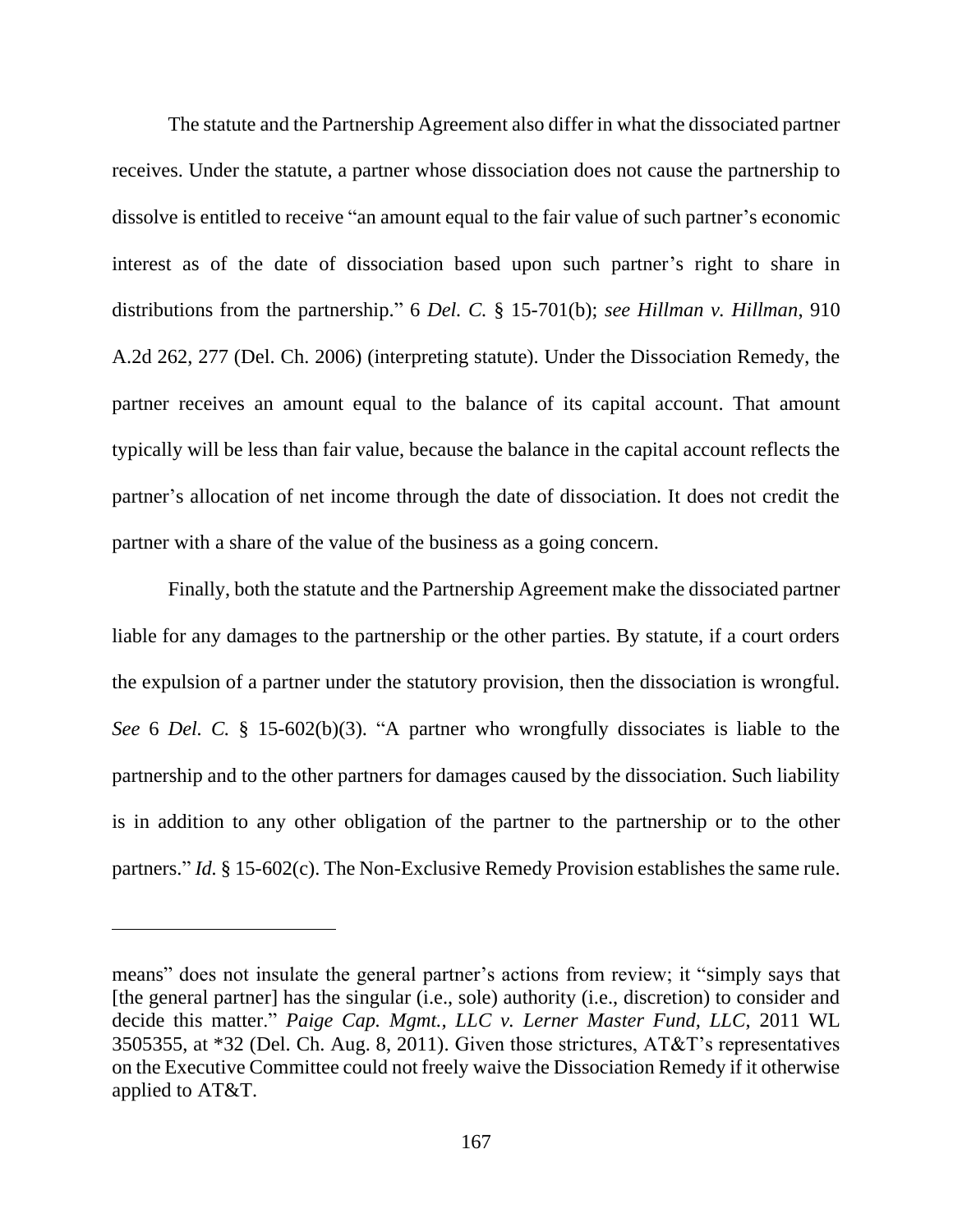The statute and the Partnership Agreement also differ in what the dissociated partner receives. Under the statute, a partner whose dissociation does not cause the partnership to dissolve is entitled to receive "an amount equal to the fair value of such partner's economic interest as of the date of dissociation based upon such partner's right to share in distributions from the partnership." 6 *Del. C.* § 15-701(b); *see Hillman v. Hillman*, 910 A.2d 262, 277 (Del. Ch. 2006) (interpreting statute). Under the Dissociation Remedy, the partner receives an amount equal to the balance of its capital account. That amount typically will be less than fair value, because the balance in the capital account reflects the partner's allocation of net income through the date of dissociation. It does not credit the partner with a share of the value of the business as a going concern.

Finally, both the statute and the Partnership Agreement make the dissociated partner liable for any damages to the partnership or the other parties. By statute, if a court orders the expulsion of a partner under the statutory provision, then the dissociation is wrongful. *See* 6 *Del. C.* § 15-602(b)(3). "A partner who wrongfully dissociates is liable to the partnership and to the other partners for damages caused by the dissociation. Such liability is in addition to any other obligation of the partner to the partnership or to the other partners." *Id.* § 15-602(c). The Non-Exclusive Remedy Provision establishes the same rule.

---

means" does not insulate the general partner's actions from review; it "simply says that [the general partner] has the singular (i.e., sole) authority (i.e., discretion) to consider and decide this matter." *Paige Cap. Mgmt., LLC v. Lerner Master Fund, LLC*, 2011 WL 3505355, at *32 (Del. Ch. Aug. 8, 2011). Given those strictures, AT&T's representatives on the Executive Committee could not freely waive the Dissociation Remedy if it otherwise applied to AT&T.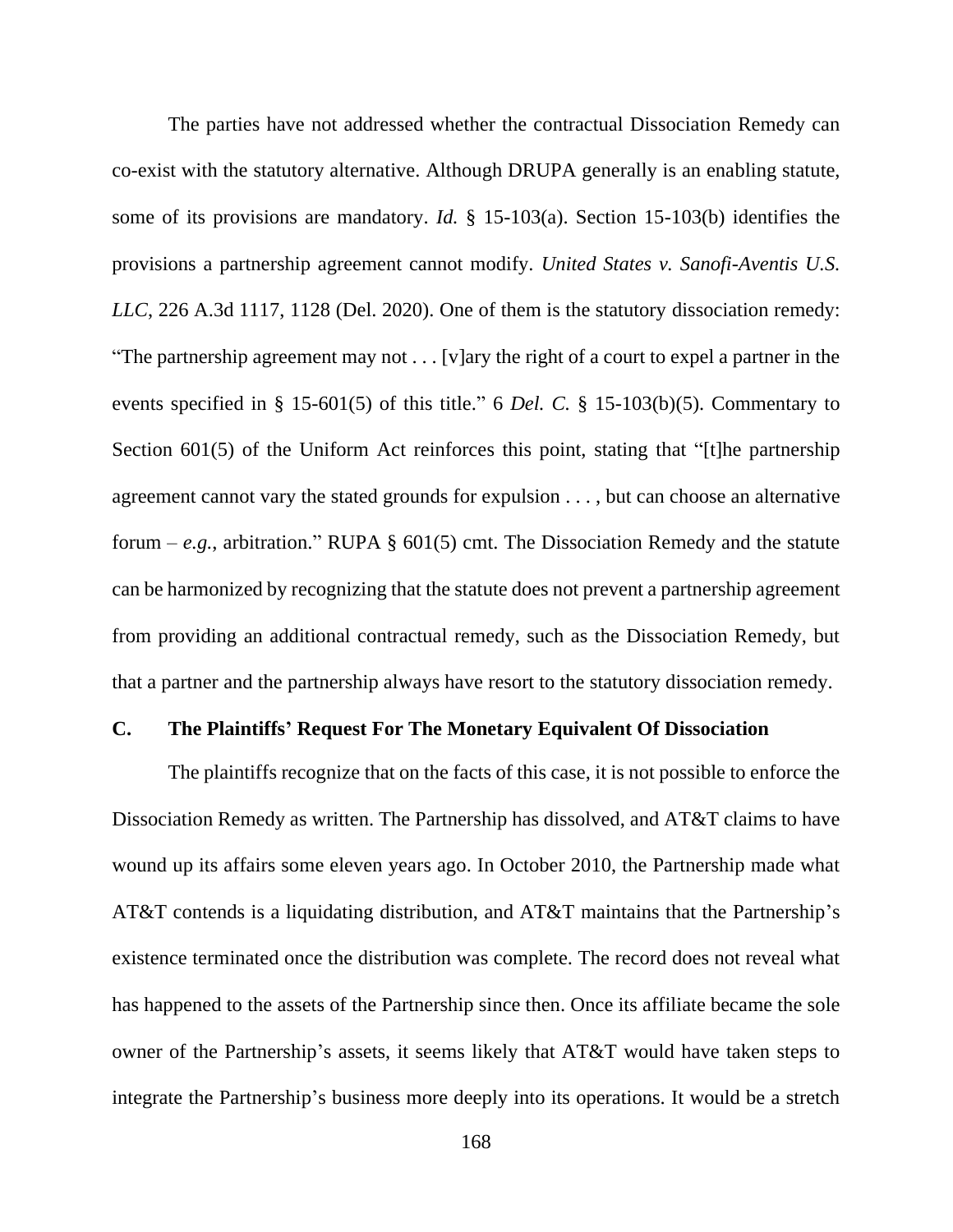The parties have not addressed whether the contractual Dissociation Remedy can co-exist with the statutory alternative. Although DRUPA generally is an enabling statute, some of its provisions are mandatory. *Id.* § 15-103(a). Section 15-103(b) identifies the provisions a partnership agreement cannot modify. *United States v. Sanofi-Aventis U.S. LLC*, 226 A.3d 1117, 1128 (Del. 2020). One of them is the statutory dissociation remedy: "The partnership agreement may not . . . [v]ary the right of a court to expel a partner in the events specified in § 15-601(5) of this title." 6 *Del. C.* § 15-103(b)(5). Commentary to Section 601(5) of the Uniform Act reinforces this point, stating that "[t]he partnership agreement cannot vary the stated grounds for expulsion . . . , but can choose an alternative forum – *e.g.*, arbitration." RUPA § 601(5) cmt. The Dissociation Remedy and the statute can be harmonized by recognizing that the statute does not prevent a partnership agreement from providing an additional contractual remedy, such as the Dissociation Remedy, but that a partner and the partnership always have resort to the statutory dissociation remedy.

### C. The Plaintiffs' Request For The Monetary Equivalent Of Dissociation

The plaintiffs recognize that on the facts of this case, it is not possible to enforce the Dissociation Remedy as written. The Partnership has dissolved, and AT&T claims to have wound up its affairs some eleven years ago. In October 2010, the Partnership made what AT&T contends is a liquidating distribution, and AT&T maintains that the Partnership's existence terminated once the distribution was complete. The record does not reveal what has happened to the assets of the Partnership since then. Once its affiliate became the sole owner of the Partnership's assets, it seems likely that AT&T would have taken steps to integrate the Partnership's business more deeply into its operations. It would be a stretch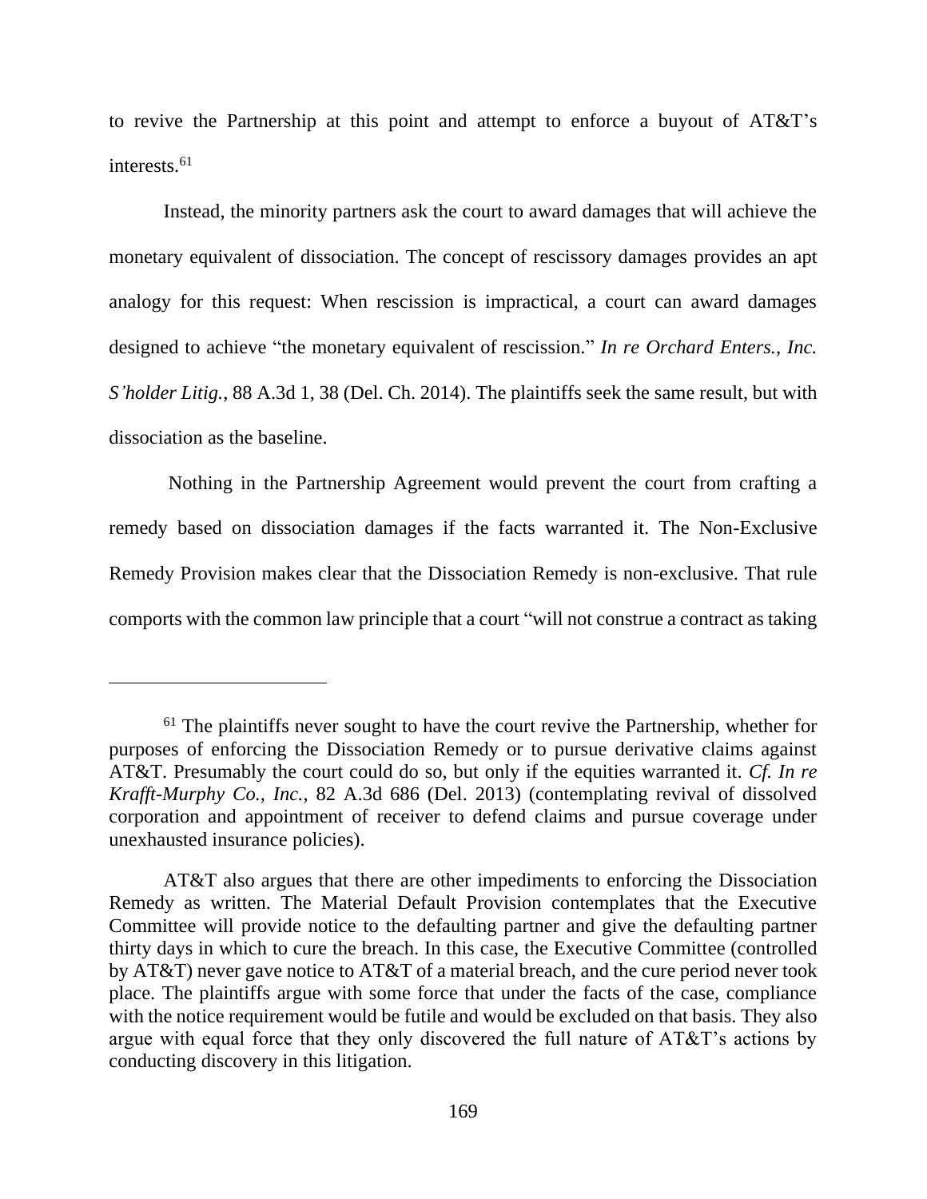to revive the Partnership at this point and attempt to enforce a buyout of AT&T's interests.[61]

Instead, the minority partners ask the court to award damages that will achieve the monetary equivalent of dissociation. The concept of rescissory damages provides an apt analogy for this request: When rescission is impractical, a court can award damages designed to achieve "the monetary equivalent of rescission." *In re Orchard Enters., Inc. S'holder Litig.*, 88 A.3d 1, 38 (Del. Ch. 2014). The plaintiffs seek the same result, but with dissociation as the baseline.

Nothing in the Partnership Agreement would prevent the court from crafting a remedy based on dissociation damages if the facts warranted it. The Non-Exclusive Remedy Provision makes clear that the Dissociation Remedy is non-exclusive. That rule comports with the common law principle that a court "will not construe a contract as taking

---

[61] The plaintiffs never sought to have the court revive the Partnership, whether for purposes of enforcing the Dissociation Remedy or to pursue derivative claims against AT&T. Presumably the court could do so, but only if the equities warranted it. *Cf. In re Krafft-Murphy Co., Inc.*, 82 A.3d 686 (Del. 2013) (contemplating revival of dissolved corporation and appointment of receiver to defend claims and pursue coverage under unexhausted insurance policies).

AT&T also argues that there are other impediments to enforcing the Dissociation Remedy as written. The Material Default Provision contemplates that the Executive Committee will provide notice to the defaulting partner and give the defaulting partner thirty days in which to cure the breach. In this case, the Executive Committee (controlled by AT&T) never gave notice to AT&T of a material breach, and the cure period never took place. The plaintiffs argue with some force that under the facts of the case, compliance with the notice requirement would be futile and would be excluded on that basis. They also argue with equal force that they only discovered the full nature of AT&T's actions by conducting discovery in this litigation.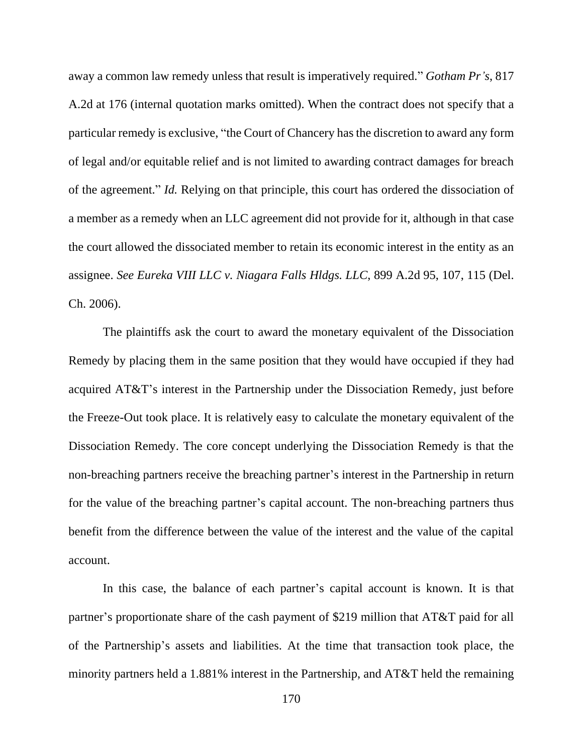away a common law remedy unless that result is imperatively required." *Gotham Pr's*, 817 A.2d at 176 (internal quotation marks omitted). When the contract does not specify that a particular remedy is exclusive, "the Court of Chancery has the discretion to award any form of legal and/or equitable relief and is not limited to awarding contract damages for breach of the agreement." *Id.* Relying on that principle, this court has ordered the dissociation of a member as a remedy when an LLC agreement did not provide for it, although in that case the court allowed the dissociated member to retain its economic interest in the entity as an assignee. *See Eureka VIII LLC v. Niagara Falls Hldgs. LLC*, 899 A.2d 95, 107, 115 (Del. Ch. 2006).

The plaintiffs ask the court to award the monetary equivalent of the Dissociation Remedy by placing them in the same position that they would have occupied if they had acquired AT&T's interest in the Partnership under the Dissociation Remedy, just before the Freeze-Out took place. It is relatively easy to calculate the monetary equivalent of the Dissociation Remedy. The core concept underlying the Dissociation Remedy is that the non-breaching partners receive the breaching partner's interest in the Partnership in return for the value of the breaching partner's capital account. The non-breaching partners thus benefit from the difference between the value of the interest and the value of the capital account.

In this case, the balance of each partner's capital account is known. It is that partner's proportionate share of the cash payment of $219 million that AT&T paid for all of the Partnership's assets and liabilities. At the time that transaction took place, the minority partners held a 1.881% interest in the Partnership, and AT&T held the remaining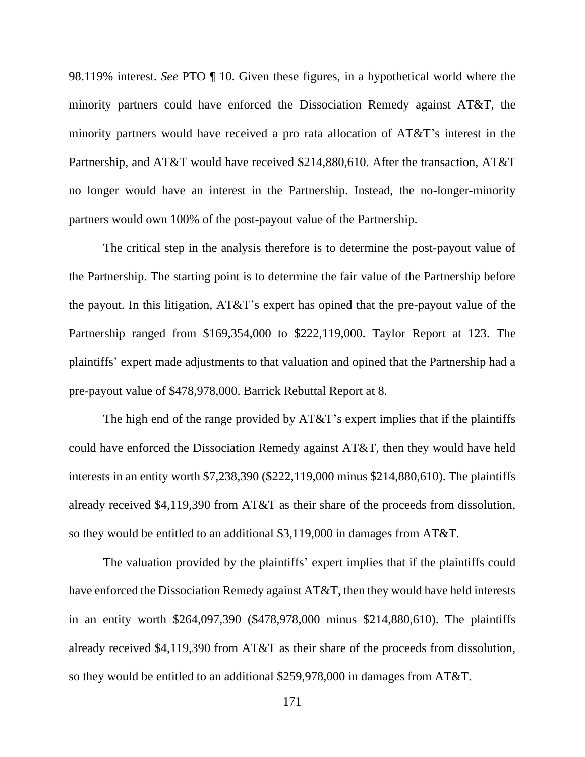98.119% interest. *See* PTO ¶ 10. Given these figures, in a hypothetical world where the minority partners could have enforced the Dissociation Remedy against AT&T, the minority partners would have received a pro rata allocation of AT&T's interest in the Partnership, and AT&T would have received $214,880,610. After the transaction, AT&T no longer would have an interest in the Partnership. Instead, the no-longer-minority partners would own 100% of the post-payout value of the Partnership.

The critical step in the analysis therefore is to determine the post-payout value of the Partnership. The starting point is to determine the fair value of the Partnership before the payout. In this litigation, AT&T's expert has opined that the pre-payout value of the Partnership ranged from $169,354,000 to $222,119,000. Taylor Report at 123. The plaintiffs' expert made adjustments to that valuation and opined that the Partnership had a pre-payout value of $478,978,000. Barrick Rebuttal Report at 8.

The high end of the range provided by AT&T's expert implies that if the plaintiffs could have enforced the Dissociation Remedy against AT&T, then they would have held interests in an entity worth $7,238,390 ($222,119,000 minus $214,880,610). The plaintiffs already received $4,119,390 from AT&T as their share of the proceeds from dissolution, so they would be entitled to an additional $3,119,000 in damages from AT&T.

The valuation provided by the plaintiffs' expert implies that if the plaintiffs could have enforced the Dissociation Remedy against AT&T, then they would have held interests in an entity worth $264,097,390 ($478,978,000 minus $214,880,610). The plaintiffs already received $4,119,390 from AT&T as their share of the proceeds from dissolution, so they would be entitled to an additional $259,978,000 in damages from AT&T.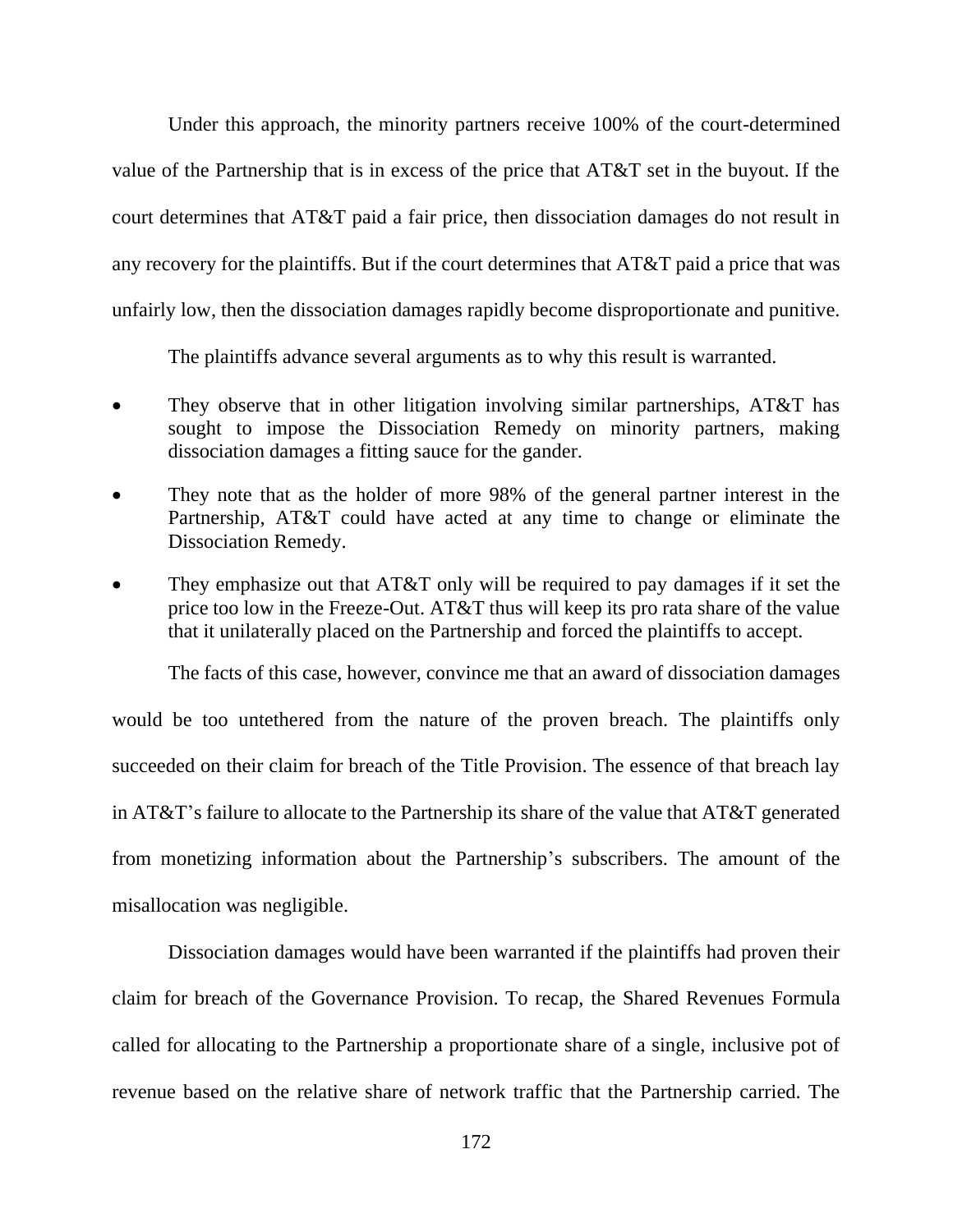Under this approach, the minority partners receive 100% of the court-determined value of the Partnership that is in excess of the price that AT&T set in the buyout. If the court determines that AT&T paid a fair price, then dissociation damages do not result in any recovery for the plaintiffs. But if the court determines that AT&T paid a price that was unfairly low, then the dissociation damages rapidly become disproportionate and punitive.

The plaintiffs advance several arguments as to why this result is warranted.

- They observe that in other litigation involving similar partnerships, AT&T has sought to impose the Dissociation Remedy on minority partners, making dissociation damages a fitting sauce for the gander.
- They note that as the holder of more 98% of the general partner interest in the Partnership, AT&T could have acted at any time to change or eliminate the Dissociation Remedy.
- They emphasize out that AT&T only will be required to pay damages if it set the price too low in the Freeze-Out. AT&T thus will keep its pro rata share of the value that it unilaterally placed on the Partnership and forced the plaintiffs to accept.

The facts of this case, however, convince me that an award of dissociation damages would be too untethered from the nature of the proven breach. The plaintiffs only succeeded on their claim for breach of the Title Provision. The essence of that breach lay in AT&T's failure to allocate to the Partnership its share of the value that AT&T generated from monetizing information about the Partnership's subscribers. The amount of the misallocation was negligible.

Dissociation damages would have been warranted if the plaintiffs had proven their claim for breach of the Governance Provision. To recap, the Shared Revenues Formula called for allocating to the Partnership a proportionate share of a single, inclusive pot of revenue based on the relative share of network traffic that the Partnership carried. The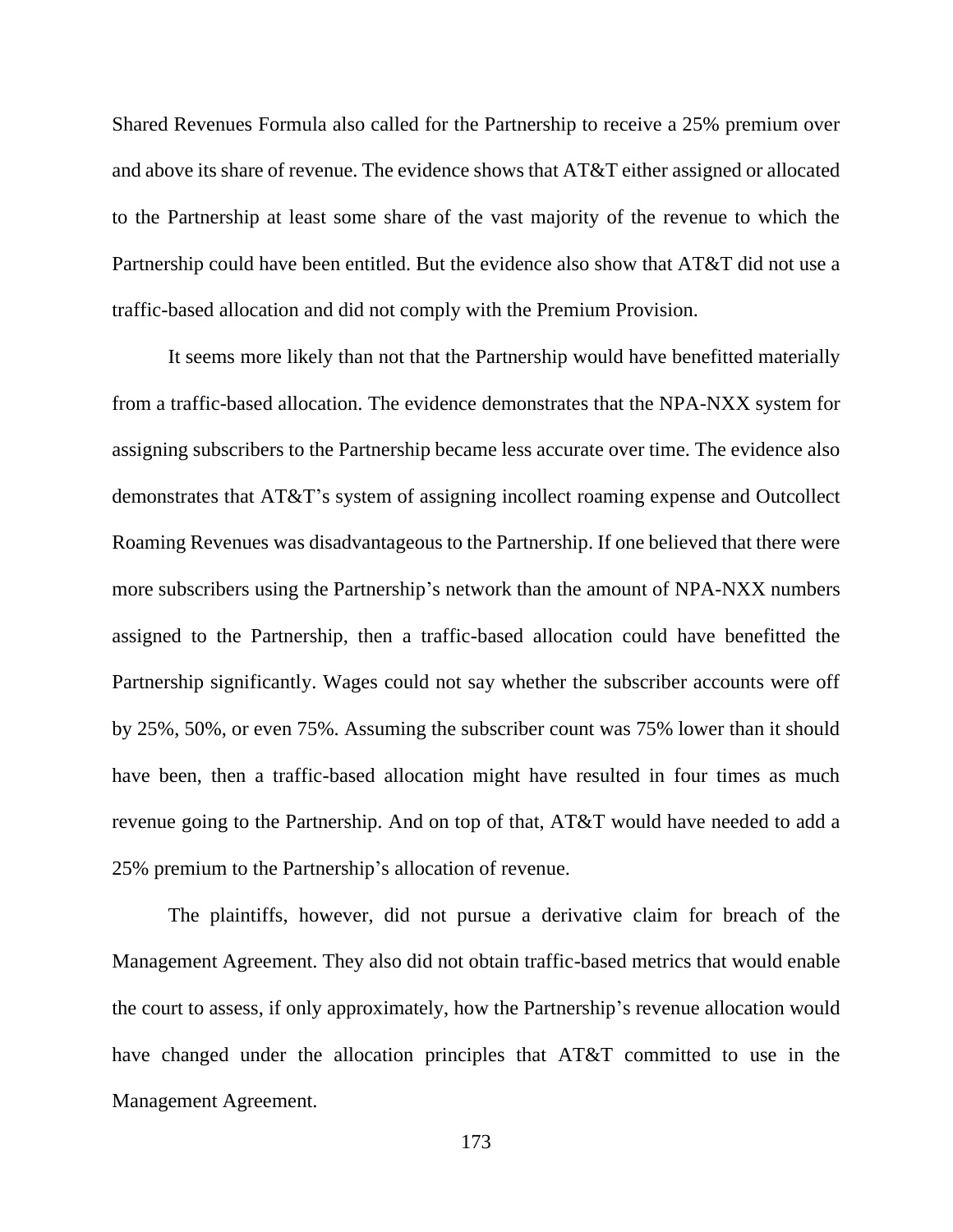Shared Revenues Formula also called for the Partnership to receive a 25% premium over and above its share of revenue. The evidence shows that AT&T either assigned or allocated to the Partnership at least some share of the vast majority of the revenue to which the Partnership could have been entitled. But the evidence also show that AT&T did not use a traffic-based allocation and did not comply with the Premium Provision.

It seems more likely than not that the Partnership would have benefitted materially from a traffic-based allocation. The evidence demonstrates that the NPA-NXX system for assigning subscribers to the Partnership became less accurate over time. The evidence also demonstrates that AT&T's system of assigning incollect roaming expense and Outcollect Roaming Revenues was disadvantageous to the Partnership. If one believed that there were more subscribers using the Partnership's network than the amount of NPA-NXX numbers assigned to the Partnership, then a traffic-based allocation could have benefitted the Partnership significantly. Wages could not say whether the subscriber accounts were off by 25%, 50%, or even 75%. Assuming the subscriber count was 75% lower than it should have been, then a traffic-based allocation might have resulted in four times as much revenue going to the Partnership. And on top of that, AT&T would have needed to add a 25% premium to the Partnership's allocation of revenue.

The plaintiffs, however, did not pursue a derivative claim for breach of the Management Agreement. They also did not obtain traffic-based metrics that would enable the court to assess, if only approximately, how the Partnership's revenue allocation would have changed under the allocation principles that AT&T committed to use in the Management Agreement.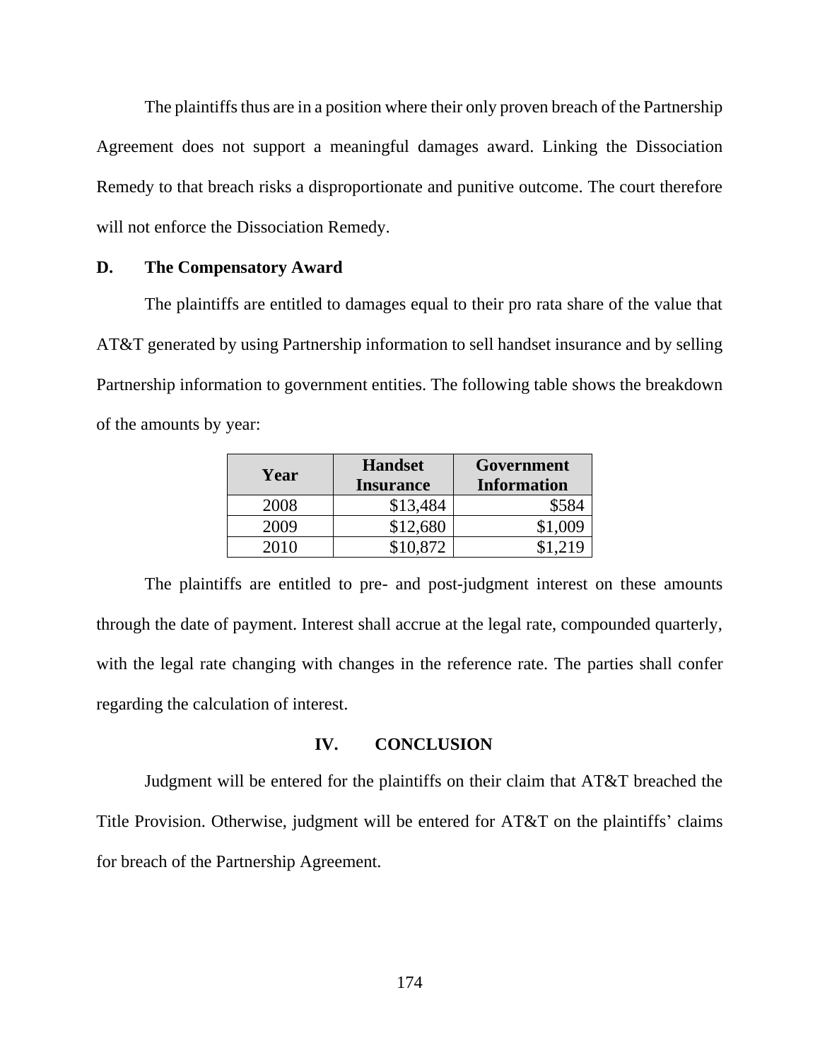The plaintiffs thus are in a position where their only proven breach of the Partnership Agreement does not support a meaningful damages award. Linking the Dissociation Remedy to that breach risks a disproportionate and punitive outcome. The court therefore will not enforce the Dissociation Remedy.

### D. The Compensatory Award

The plaintiffs are entitled to damages equal to their pro rata share of the value that AT&T generated by using Partnership information to sell handset insurance and by selling Partnership information to government entities. The following table shows the breakdown of the amounts by year:

| Year | Handset Insurance | Government Information |
|---|---|---|
| 2008 | $13,484 | $584 |
| 2009 | $12,680 | $1,009 |
| 2010 | $10,872 | $1,219 |

The plaintiffs are entitled to pre- and post-judgment interest on these amounts through the date of payment. Interest shall accrue at the legal rate, compounded quarterly, with the legal rate changing with changes in the reference rate. The parties shall confer regarding the calculation of interest.

## IV. CONCLUSION

Judgment will be entered for the plaintiffs on their claim that AT&T breached the Title Provision. Otherwise, judgment will be entered for AT&T on the plaintiffs' claims for breach of the Partnership Agreement.